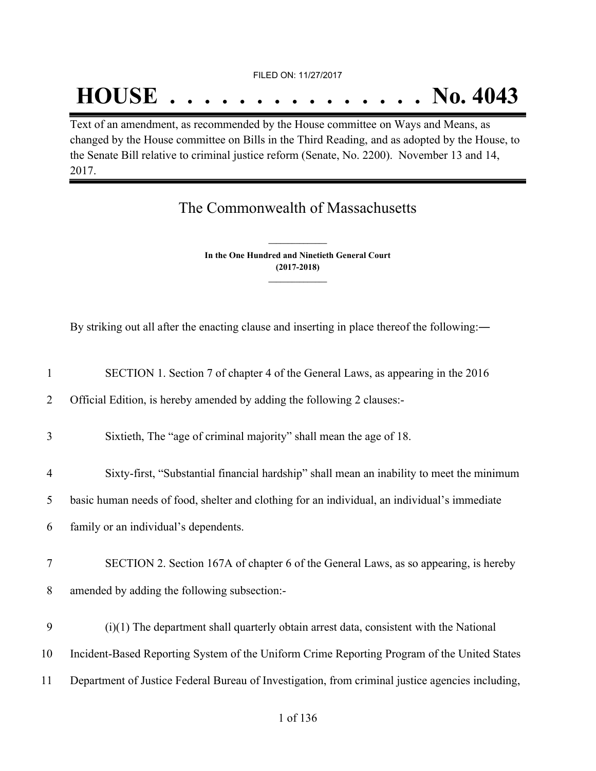FILED ON: 11/27/2017

# HOUSE . . . . . . . . . . . . . . . No. 4043

Text of an amendment, as recommended by the House committee on Ways and Means, as changed by the House committee on Bills in the Third Reading, and as adopted by the House, to the Senate Bill relative to criminal justice reform (Senate, No. 2200). November 13 and 14, 2017.

## The Commonwealth of Massachusetts

**In the One Hundred and Ninetieth General Court**
**(2017-2018)**

By striking out all after the enacting clause and inserting in place thereof the following:—

1 SECTION 1. Section 7 of chapter 4 of the General Laws, as appearing in the 2016
2 Official Edition, is hereby amended by adding the following 2 clauses:-

3 Sixtieth, The "age of criminal majority" shall mean the age of 18.

4 Sixty-first, "Substantial financial hardship" shall mean an inability to meet the minimum
5 basic human needs of food, shelter and clothing for an individual, an individual's immediate
6 family or an individual's dependents.

7 SECTION 2. Section 167A of chapter 6 of the General Laws, as so appearing, is hereby
8 amended by adding the following subsection:-

9 (i)(1) The department shall quarterly obtain arrest data, consistent with the National
10 Incident-Based Reporting System of the Uniform Crime Reporting Program of the United States
11 Department of Justice Federal Bureau of Investigation, from criminal justice agencies including,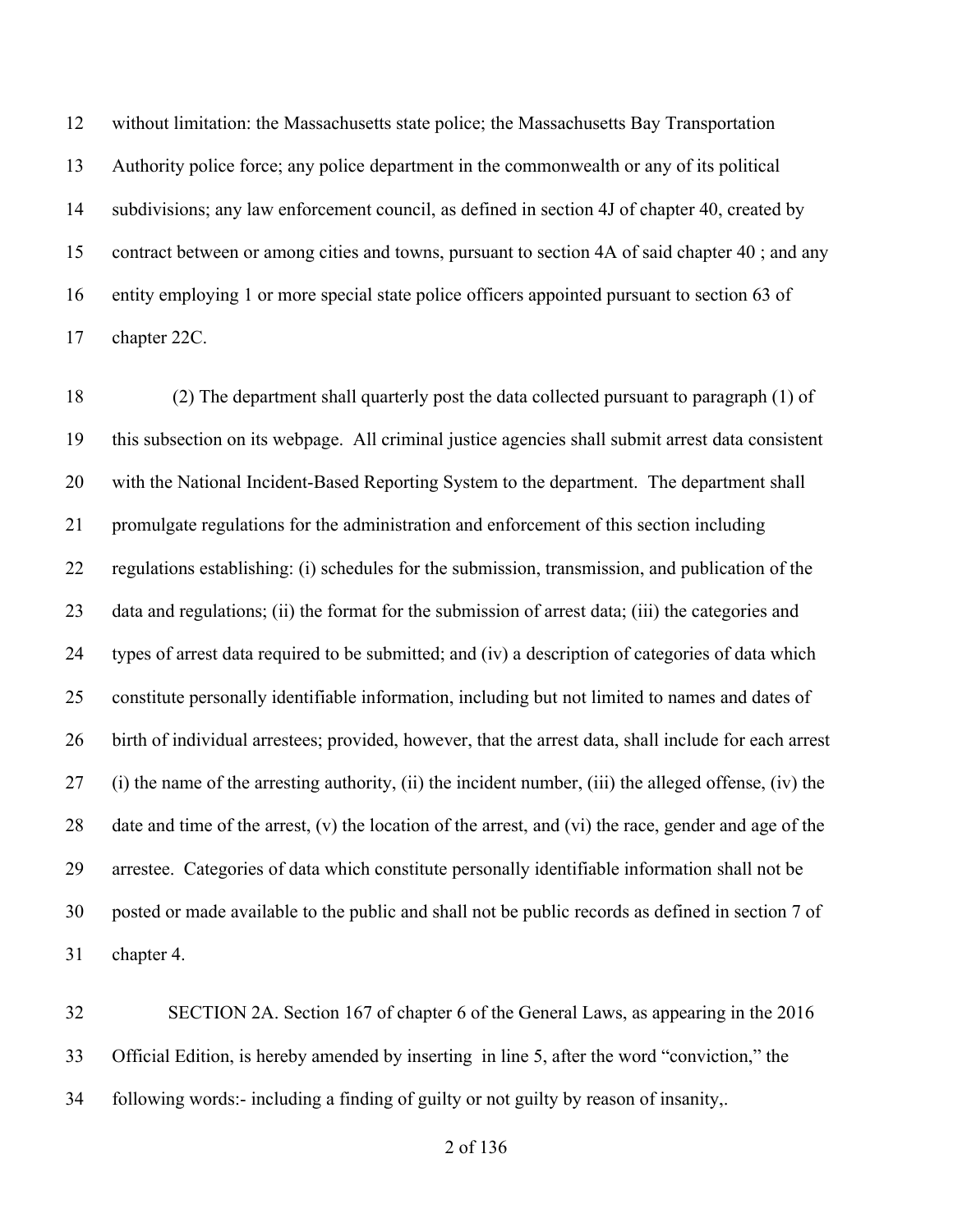without limitation: the Massachusetts state police; the Massachusetts Bay Transportation Authority police force; any police department in the commonwealth or any of its political subdivisions; any law enforcement council, as defined in section 4J of chapter 40, created by contract between or among cities and towns, pursuant to section 4A of said chapter 40 ; and any entity employing 1 or more special state police officers appointed pursuant to section 63 of chapter 22C.

(2) The department shall quarterly post the data collected pursuant to paragraph (1) of this subsection on its webpage. All criminal justice agencies shall submit arrest data consistent with the National Incident-Based Reporting System to the department. The department shall promulgate regulations for the administration and enforcement of this section including regulations establishing: (i) schedules for the submission, transmission, and publication of the data and regulations; (ii) the format for the submission of arrest data; (iii) the categories and types of arrest data required to be submitted; and (iv) a description of categories of data which constitute personally identifiable information, including but not limited to names and dates of birth of individual arrestees; provided, however, that the arrest data, shall include for each arrest (i) the name of the arresting authority, (ii) the incident number, (iii) the alleged offense, (iv) the date and time of the arrest, (v) the location of the arrest, and (vi) the race, gender and age of the arrestee. Categories of data which constitute personally identifiable information shall not be posted or made available to the public and shall not be public records as defined in section 7 of chapter 4.

SECTION 2A. Section 167 of chapter 6 of the General Laws, as appearing in the 2016 Official Edition, is hereby amended by inserting in line 5, after the word "conviction," the following words:- including a finding of guilty or not guilty by reason of insanity,.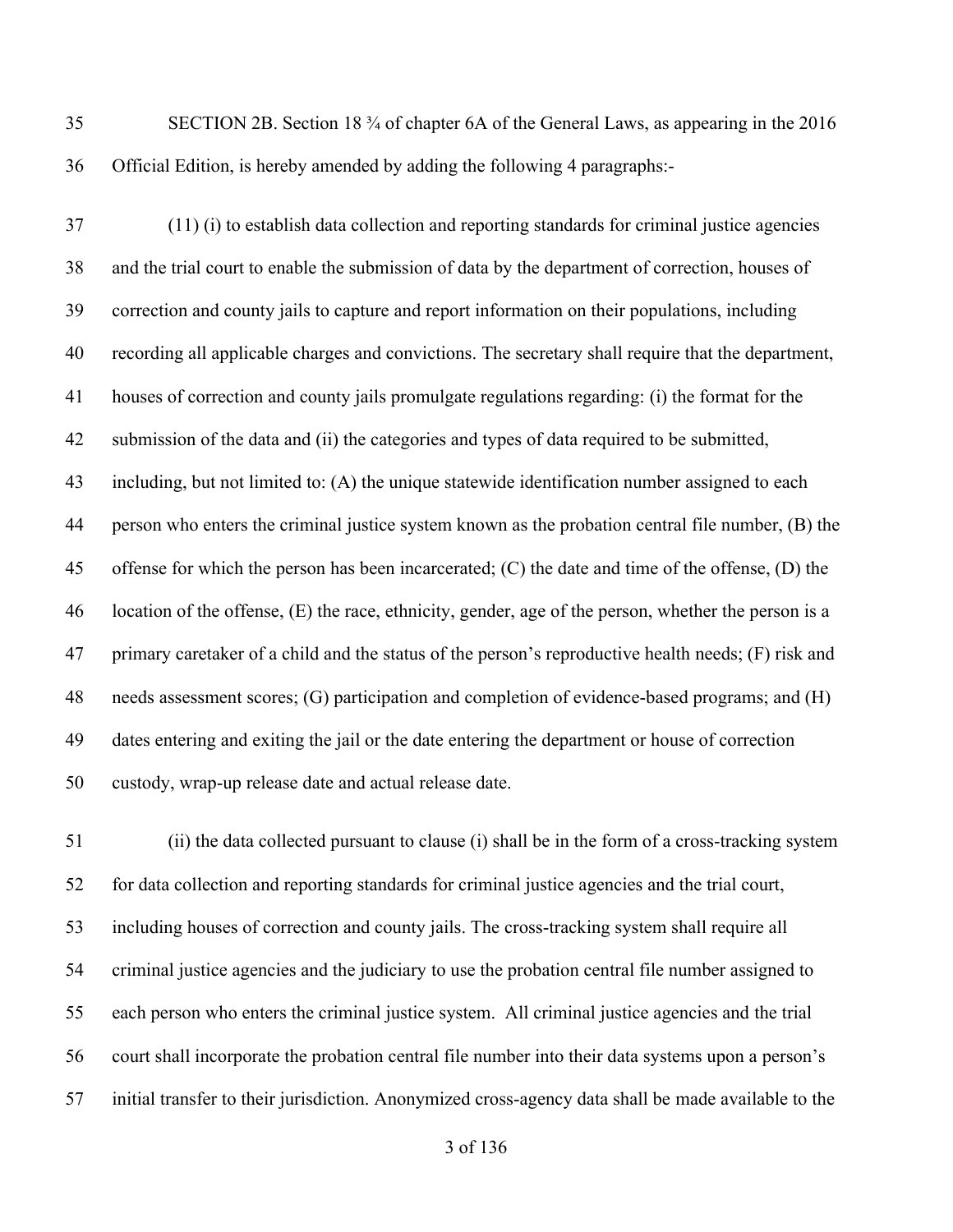SECTION 2B. Section 18 ¾ of chapter 6A of the General Laws, as appearing in the 2016 Official Edition, is hereby amended by adding the following 4 paragraphs:-

(11) (i) to establish data collection and reporting standards for criminal justice agencies and the trial court to enable the submission of data by the department of correction, houses of correction and county jails to capture and report information on their populations, including recording all applicable charges and convictions. The secretary shall require that the department, houses of correction and county jails promulgate regulations regarding: (i) the format for the submission of the data and (ii) the categories and types of data required to be submitted, including, but not limited to: (A) the unique statewide identification number assigned to each person who enters the criminal justice system known as the probation central file number, (B) the offense for which the person has been incarcerated; (C) the date and time of the offense, (D) the location of the offense, (E) the race, ethnicity, gender, age of the person, whether the person is a primary caretaker of a child and the status of the person's reproductive health needs; (F) risk and needs assessment scores; (G) participation and completion of evidence-based programs; and (H) dates entering and exiting the jail or the date entering the department or house of correction custody, wrap-up release date and actual release date.

(ii) the data collected pursuant to clause (i) shall be in the form of a cross-tracking system for data collection and reporting standards for criminal justice agencies and the trial court, including houses of correction and county jails. The cross-tracking system shall require all criminal justice agencies and the judiciary to use the probation central file number assigned to each person who enters the criminal justice system. All criminal justice agencies and the trial court shall incorporate the probation central file number into their data systems upon a person's initial transfer to their jurisdiction. Anonymized cross-agency data shall be made available to the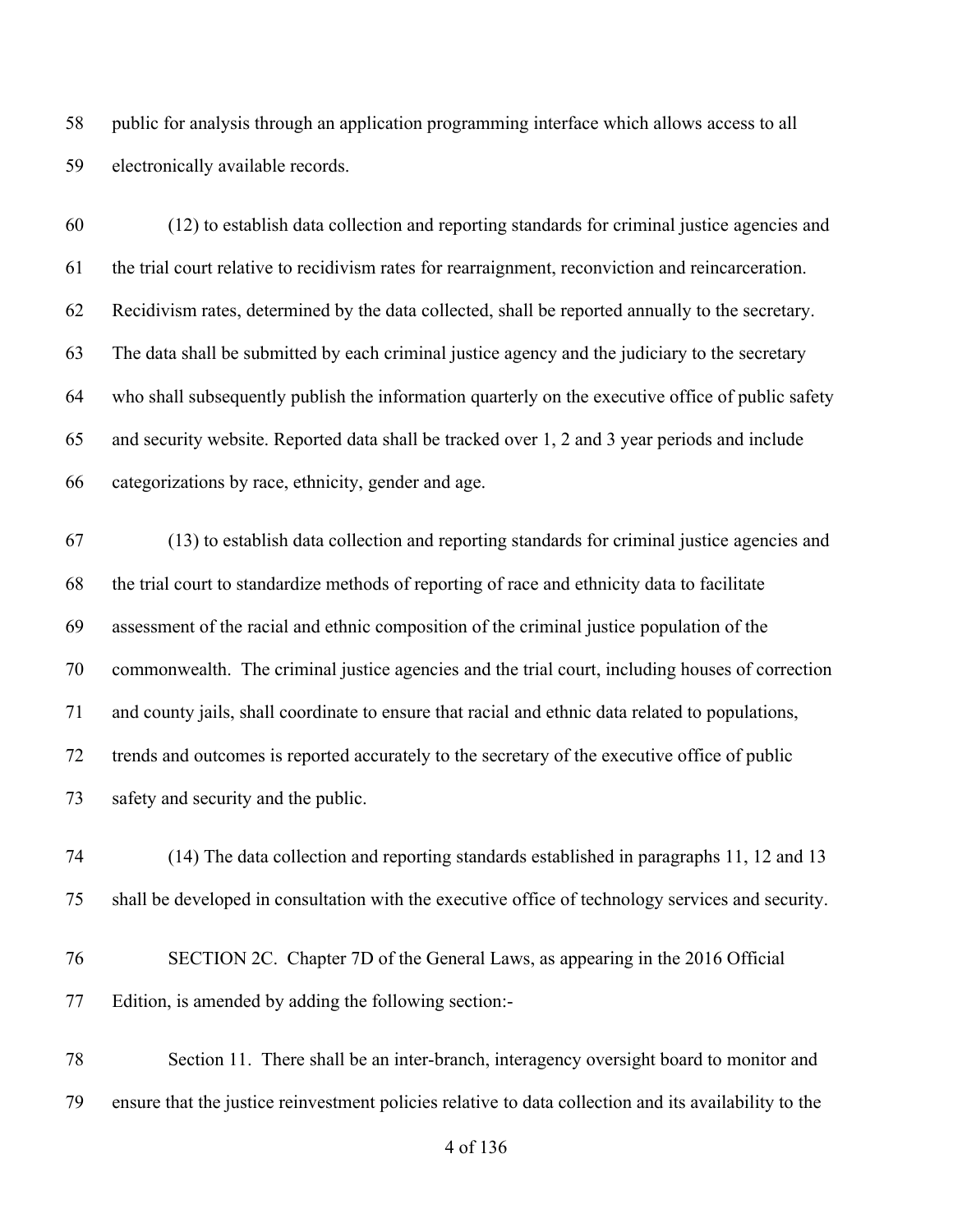public for analysis through an application programming interface which allows access to all electronically available records.

(12) to establish data collection and reporting standards for criminal justice agencies and the trial court relative to recidivism rates for rearraignment, reconviction and reincarceration. Recidivism rates, determined by the data collected, shall be reported annually to the secretary. The data shall be submitted by each criminal justice agency and the judiciary to the secretary who shall subsequently publish the information quarterly on the executive office of public safety and security website. Reported data shall be tracked over 1, 2 and 3 year periods and include categorizations by race, ethnicity, gender and age.

(13) to establish data collection and reporting standards for criminal justice agencies and the trial court to standardize methods of reporting of race and ethnicity data to facilitate assessment of the racial and ethnic composition of the criminal justice population of the commonwealth. The criminal justice agencies and the trial court, including houses of correction and county jails, shall coordinate to ensure that racial and ethnic data related to populations, trends and outcomes is reported accurately to the secretary of the executive office of public safety and security and the public.

(14) The data collection and reporting standards established in paragraphs 11, 12 and 13 shall be developed in consultation with the executive office of technology services and security.

SECTION 2C. Chapter 7D of the General Laws, as appearing in the 2016 Official Edition, is amended by adding the following section:-

Section 11. There shall be an inter-branch, interagency oversight board to monitor and ensure that the justice reinvestment policies relative to data collection and its availability to the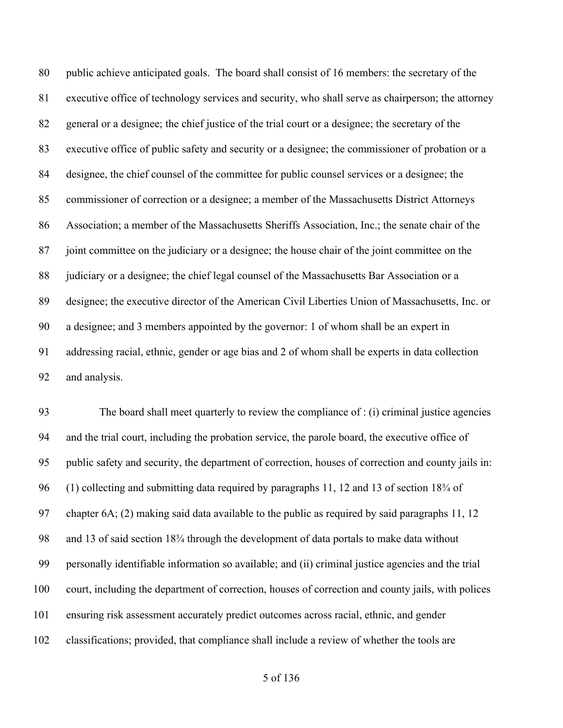public achieve anticipated goals. The board shall consist of 16 members: the secretary of the executive office of technology services and security, who shall serve as chairperson; the attorney general or a designee; the chief justice of the trial court or a designee; the secretary of the executive office of public safety and security or a designee; the commissioner of probation or a designee, the chief counsel of the committee for public counsel services or a designee; the commissioner of correction or a designee; a member of the Massachusetts District Attorneys Association; a member of the Massachusetts Sheriffs Association, Inc.; the senate chair of the joint committee on the judiciary or a designee; the house chair of the joint committee on the judiciary or a designee; the chief legal counsel of the Massachusetts Bar Association or a designee; the executive director of the American Civil Liberties Union of Massachusetts, Inc. or a designee; and 3 members appointed by the governor: 1 of whom shall be an expert in addressing racial, ethnic, gender or age bias and 2 of whom shall be experts in data collection and analysis.

The board shall meet quarterly to review the compliance of : (i) criminal justice agencies and the trial court, including the probation service, the parole board, the executive office of public safety and security, the department of correction, houses of correction and county jails in: (1) collecting and submitting data required by paragraphs 11, 12 and 13 of section 18¾ of chapter 6A; (2) making said data available to the public as required by said paragraphs 11, 12 and 13 of said section 18¾ through the development of data portals to make data without personally identifiable information so available; and (ii) criminal justice agencies and the trial court, including the department of correction, houses of correction and county jails, with polices ensuring risk assessment accurately predict outcomes across racial, ethnic, and gender classifications; provided, that compliance shall include a review of whether the tools are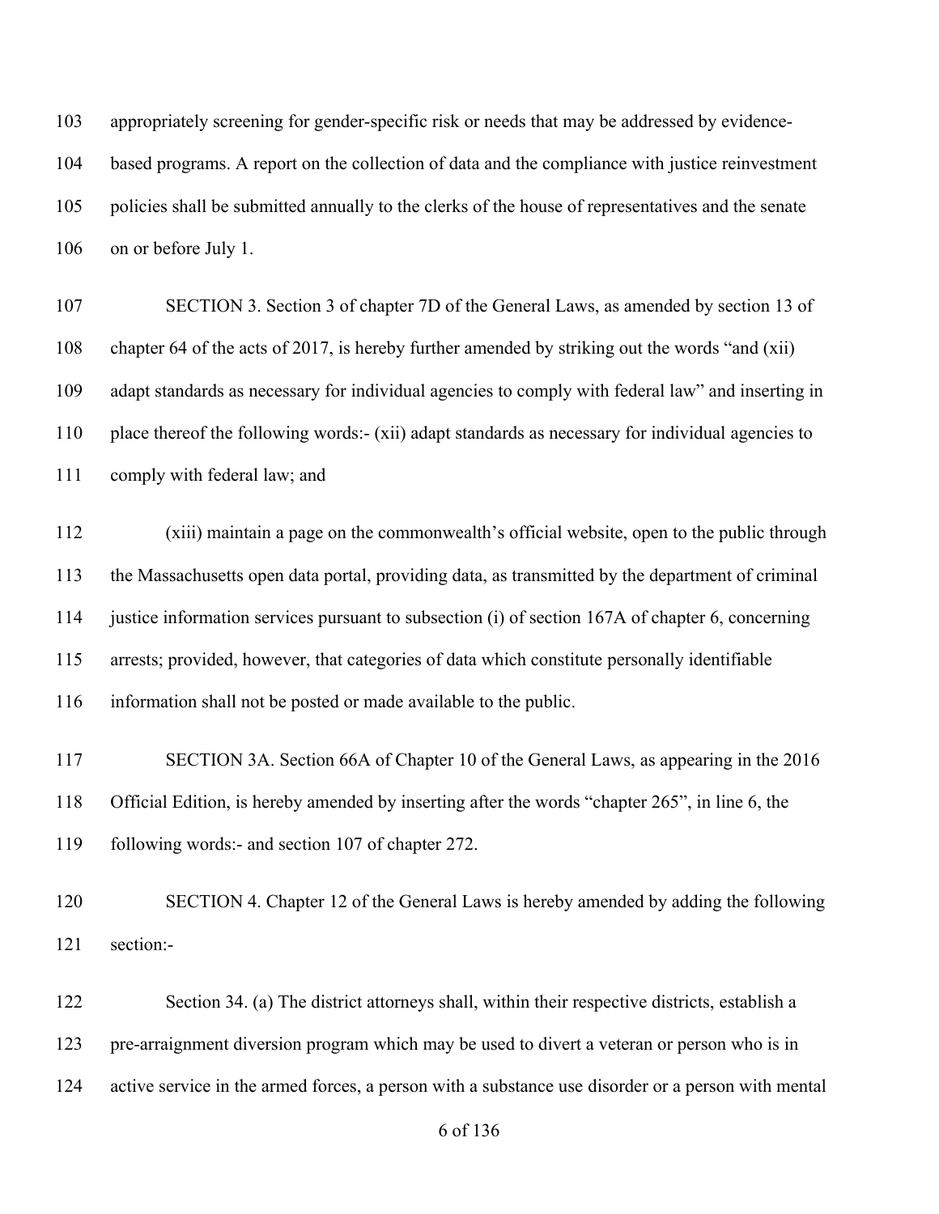appropriately screening for gender-specific risk or needs that may be addressed by evidence-based programs. A report on the collection of data and the compliance with justice reinvestment policies shall be submitted annually to the clerks of the house of representatives and the senate on or before July 1.

SECTION 3. Section 3 of chapter 7D of the General Laws, as amended by section 13 of chapter 64 of the acts of 2017, is hereby further amended by striking out the words "and (xii) adapt standards as necessary for individual agencies to comply with federal law" and inserting in place thereof the following words:- (xii) adapt standards as necessary for individual agencies to comply with federal law; and

(xiii) maintain a page on the commonwealth's official website, open to the public through the Massachusetts open data portal, providing data, as transmitted by the department of criminal justice information services pursuant to subsection (i) of section 167A of chapter 6, concerning arrests; provided, however, that categories of data which constitute personally identifiable information shall not be posted or made available to the public.

SECTION 3A. Section 66A of Chapter 10 of the General Laws, as appearing in the 2016 Official Edition, is hereby amended by inserting after the words "chapter 265", in line 6, the following words:- and section 107 of chapter 272.

SECTION 4. Chapter 12 of the General Laws is hereby amended by adding the following section:-

Section 34. (a) The district attorneys shall, within their respective districts, establish a pre-arraignment diversion program which may be used to divert a veteran or person who is in active service in the armed forces, a person with a substance use disorder or a person with mental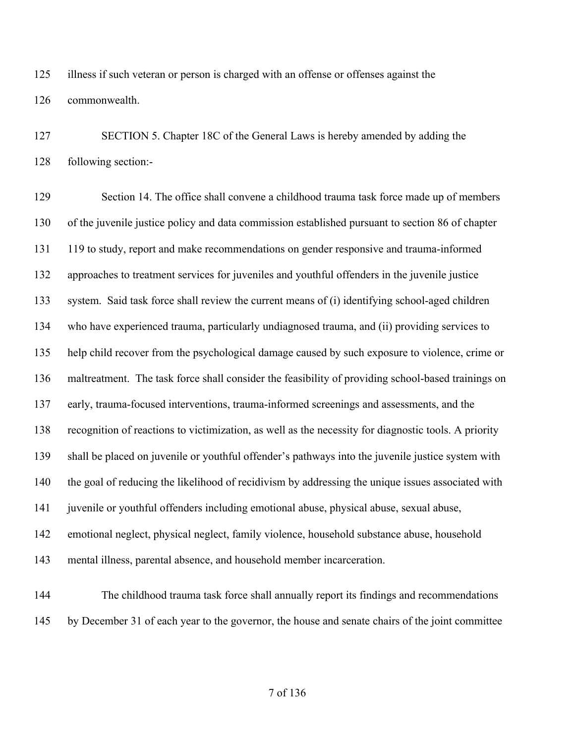illness if such veteran or person is charged with an offense or offenses against the commonwealth.

SECTION 5. Chapter 18C of the General Laws is hereby amended by adding the following section:-

Section 14. The office shall convene a childhood trauma task force made up of members of the juvenile justice policy and data commission established pursuant to section 86 of chapter 119 to study, report and make recommendations on gender responsive and trauma-informed approaches to treatment services for juveniles and youthful offenders in the juvenile justice system. Said task force shall review the current means of (i) identifying school-aged children who have experienced trauma, particularly undiagnosed trauma, and (ii) providing services to help child recover from the psychological damage caused by such exposure to violence, crime or maltreatment. The task force shall consider the feasibility of providing school-based trainings on early, trauma-focused interventions, trauma-informed screenings and assessments, and the recognition of reactions to victimization, as well as the necessity for diagnostic tools. A priority shall be placed on juvenile or youthful offender's pathways into the juvenile justice system with the goal of reducing the likelihood of recidivism by addressing the unique issues associated with juvenile or youthful offenders including emotional abuse, physical abuse, sexual abuse, emotional neglect, physical neglect, family violence, household substance abuse, household mental illness, parental absence, and household member incarceration.

The childhood trauma task force shall annually report its findings and recommendations by December 31 of each year to the governor, the house and senate chairs of the joint committee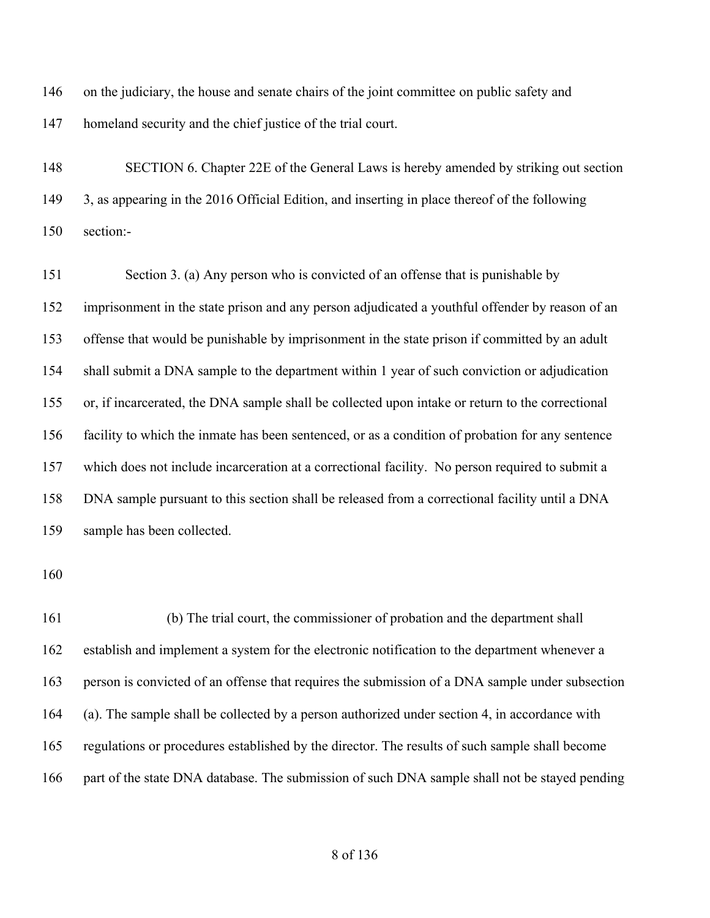on the judiciary, the house and senate chairs of the joint committee on public safety and homeland security and the chief justice of the trial court.

SECTION 6. Chapter 22E of the General Laws is hereby amended by striking out section 3, as appearing in the 2016 Official Edition, and inserting in place thereof of the following section:-

Section 3. (a) Any person who is convicted of an offense that is punishable by imprisonment in the state prison and any person adjudicated a youthful offender by reason of an offense that would be punishable by imprisonment in the state prison if committed by an adult shall submit a DNA sample to the department within 1 year of such conviction or adjudication or, if incarcerated, the DNA sample shall be collected upon intake or return to the correctional facility to which the inmate has been sentenced, or as a condition of probation for any sentence which does not include incarceration at a correctional facility. No person required to submit a DNA sample pursuant to this section shall be released from a correctional facility until a DNA sample has been collected.

(b) The trial court, the commissioner of probation and the department shall establish and implement a system for the electronic notification to the department whenever a person is convicted of an offense that requires the submission of a DNA sample under subsection (a). The sample shall be collected by a person authorized under section 4, in accordance with regulations or procedures established by the director. The results of such sample shall become part of the state DNA database. The submission of such DNA sample shall not be stayed pending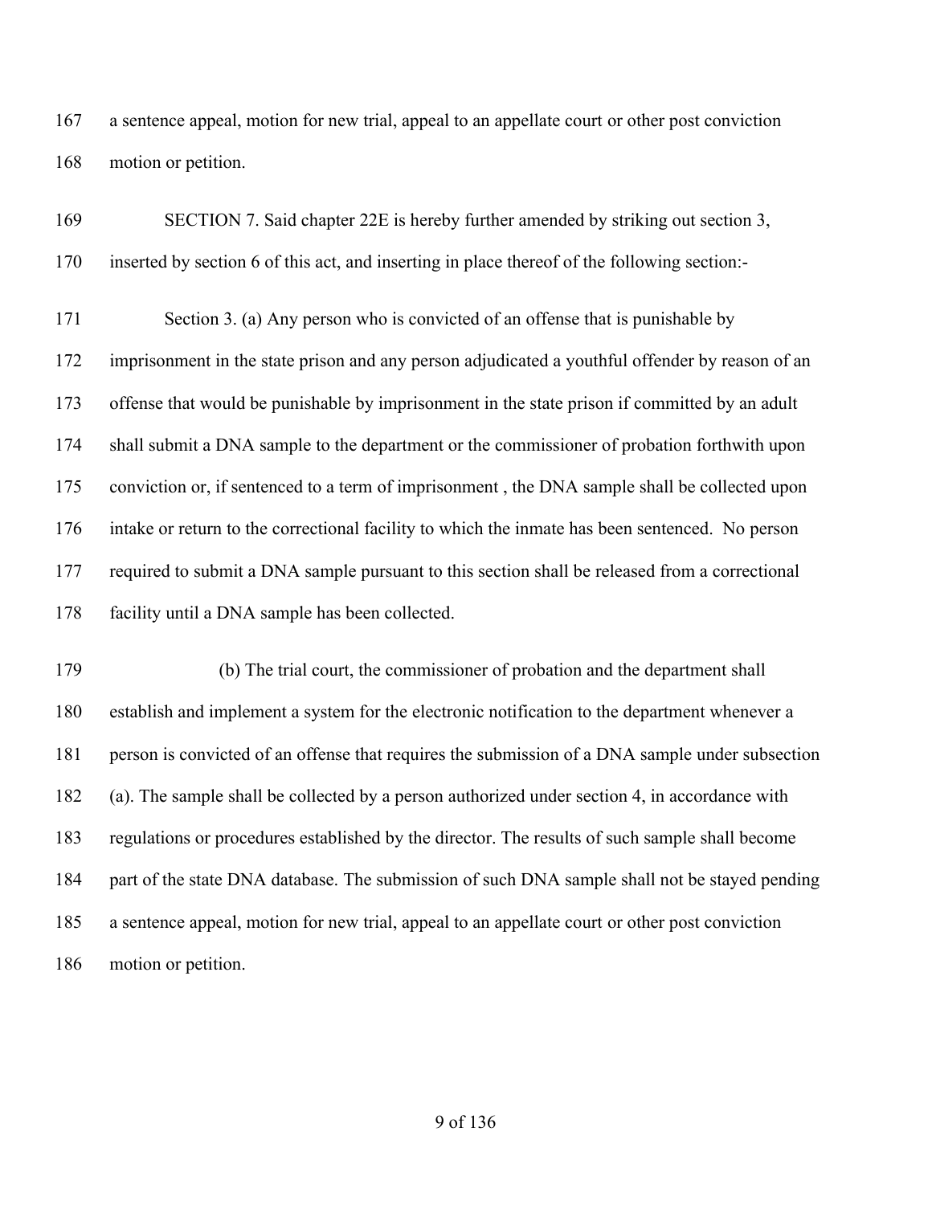a sentence appeal, motion for new trial, appeal to an appellate court or other post conviction motion or petition.

SECTION 7. Said chapter 22E is hereby further amended by striking out section 3, inserted by section 6 of this act, and inserting in place thereof of the following section:-

Section 3. (a) Any person who is convicted of an offense that is punishable by imprisonment in the state prison and any person adjudicated a youthful offender by reason of an offense that would be punishable by imprisonment in the state prison if committed by an adult shall submit a DNA sample to the department or the commissioner of probation forthwith upon conviction or, if sentenced to a term of imprisonment , the DNA sample shall be collected upon intake or return to the correctional facility to which the inmate has been sentenced. No person required to submit a DNA sample pursuant to this section shall be released from a correctional facility until a DNA sample has been collected.

(b) The trial court, the commissioner of probation and the department shall establish and implement a system for the electronic notification to the department whenever a person is convicted of an offense that requires the submission of a DNA sample under subsection (a). The sample shall be collected by a person authorized under section 4, in accordance with regulations or procedures established by the director. The results of such sample shall become part of the state DNA database. The submission of such DNA sample shall not be stayed pending a sentence appeal, motion for new trial, appeal to an appellate court or other post conviction motion or petition.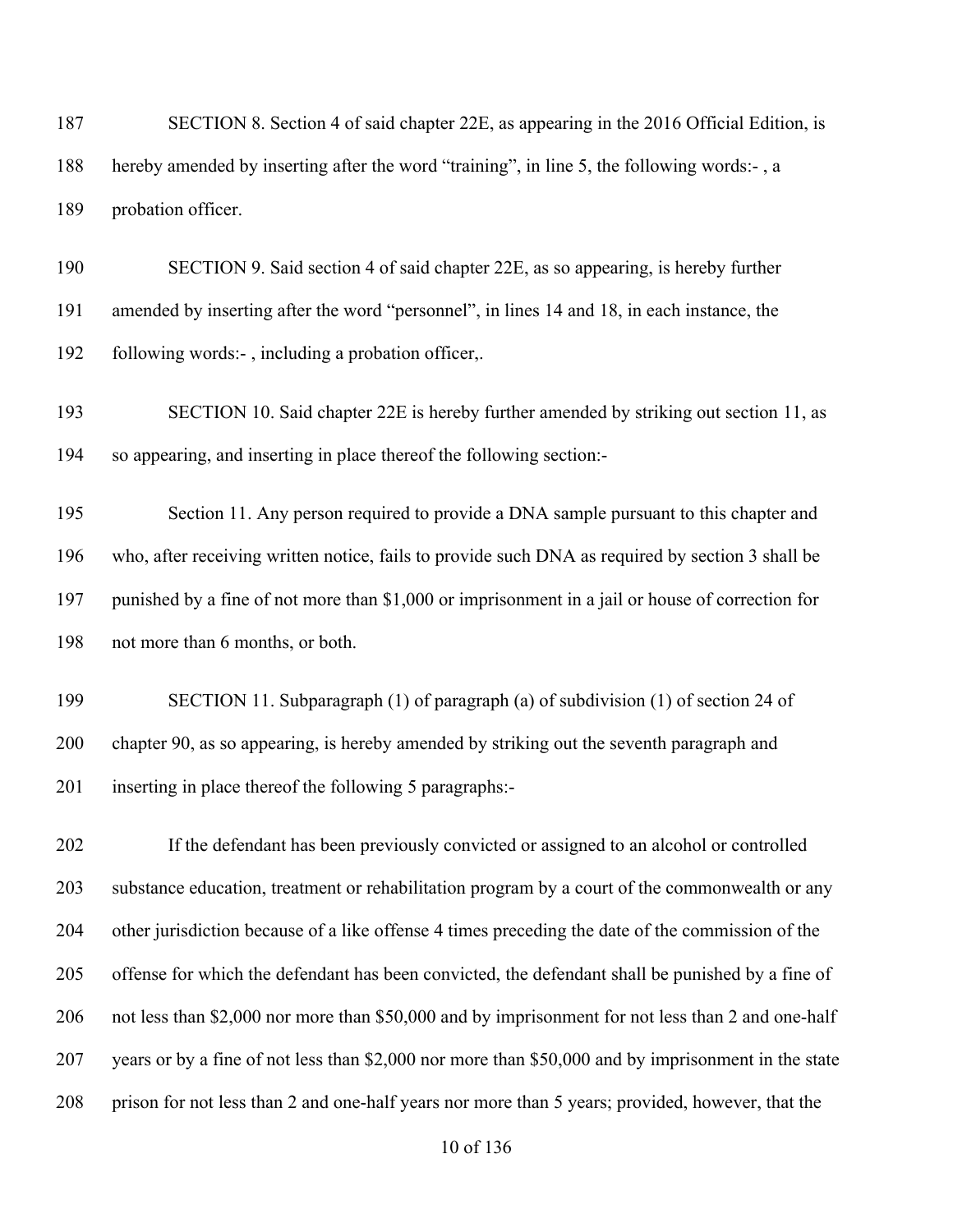187 SECTION 8. Section 4 of said chapter 22E, as appearing in the 2016 Official Edition, is
188 hereby amended by inserting after the word "training", in line 5, the following words:- , a
189 probation officer.

190 SECTION 9. Said section 4 of said chapter 22E, as so appearing, is hereby further
191 amended by inserting after the word "personnel", in lines 14 and 18, in each instance, the
192 following words:- , including a probation officer,.

193 SECTION 10. Said chapter 22E is hereby further amended by striking out section 11, as
194 so appearing, and inserting in place thereof the following section:-

195 Section 11. Any person required to provide a DNA sample pursuant to this chapter and
196 who, after receiving written notice, fails to provide such DNA as required by section 3 shall be
197 punished by a fine of not more than $1,000 or imprisonment in a jail or house of correction for
198 not more than 6 months, or both.

199 SECTION 11. Subparagraph (1) of paragraph (a) of subdivision (1) of section 24 of
200 chapter 90, as so appearing, is hereby amended by striking out the seventh paragraph and
201 inserting in place thereof the following 5 paragraphs:-

202 If the defendant has been previously convicted or assigned to an alcohol or controlled
203 substance education, treatment or rehabilitation program by a court of the commonwealth or any
204 other jurisdiction because of a like offense 4 times preceding the date of the commission of the
205 offense for which the defendant has been convicted, the defendant shall be punished by a fine of
206 not less than $2,000 nor more than $50,000 and by imprisonment for not less than 2 and one-half
207 years or by a fine of not less than $2,000 nor more than $50,000 and by imprisonment in the state
208 prison for not less than 2 and one-half years nor more than 5 years; provided, however, that the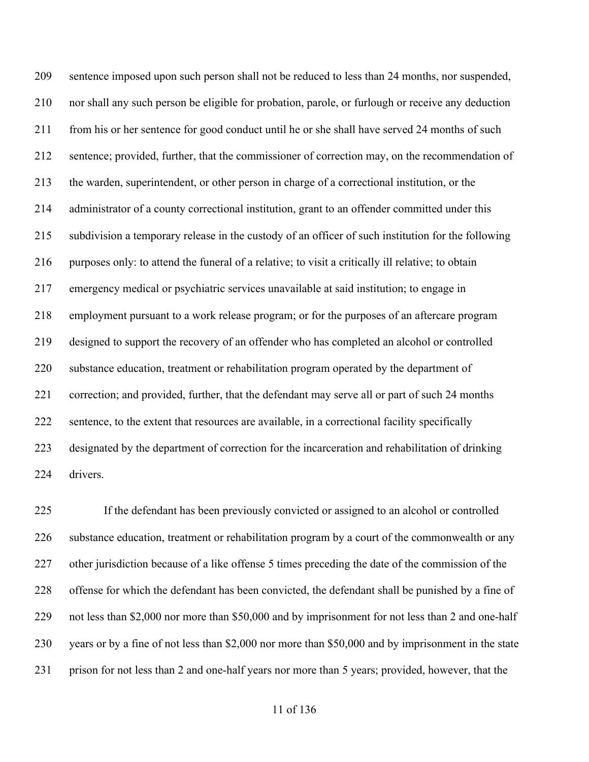sentence imposed upon such person shall not be reduced to less than 24 months, nor suspended, nor shall any such person be eligible for probation, parole, or furlough or receive any deduction from his or her sentence for good conduct until he or she shall have served 24 months of such sentence; provided, further, that the commissioner of correction may, on the recommendation of the warden, superintendent, or other person in charge of a correctional institution, or the administrator of a county correctional institution, grant to an offender committed under this subdivision a temporary release in the custody of an officer of such institution for the following purposes only: to attend the funeral of a relative; to visit a critically ill relative; to obtain emergency medical or psychiatric services unavailable at said institution; to engage in employment pursuant to a work release program; or for the purposes of an aftercare program designed to support the recovery of an offender who has completed an alcohol or controlled substance education, treatment or rehabilitation program operated by the department of correction; and provided, further, that the defendant may serve all or part of such 24 months sentence, to the extent that resources are available, in a correctional facility specifically designated by the department of correction for the incarceration and rehabilitation of drinking drivers.

If the defendant has been previously convicted or assigned to an alcohol or controlled substance education, treatment or rehabilitation program by a court of the commonwealth or any other jurisdiction because of a like offense 5 times preceding the date of the commission of the offense for which the defendant has been convicted, the defendant shall be punished by a fine of not less than $2,000 nor more than $50,000 and by imprisonment for not less than 2 and one-half years or by a fine of not less than $2,000 nor more than $50,000 and by imprisonment in the state prison for not less than 2 and one-half years nor more than 5 years; provided, however, that the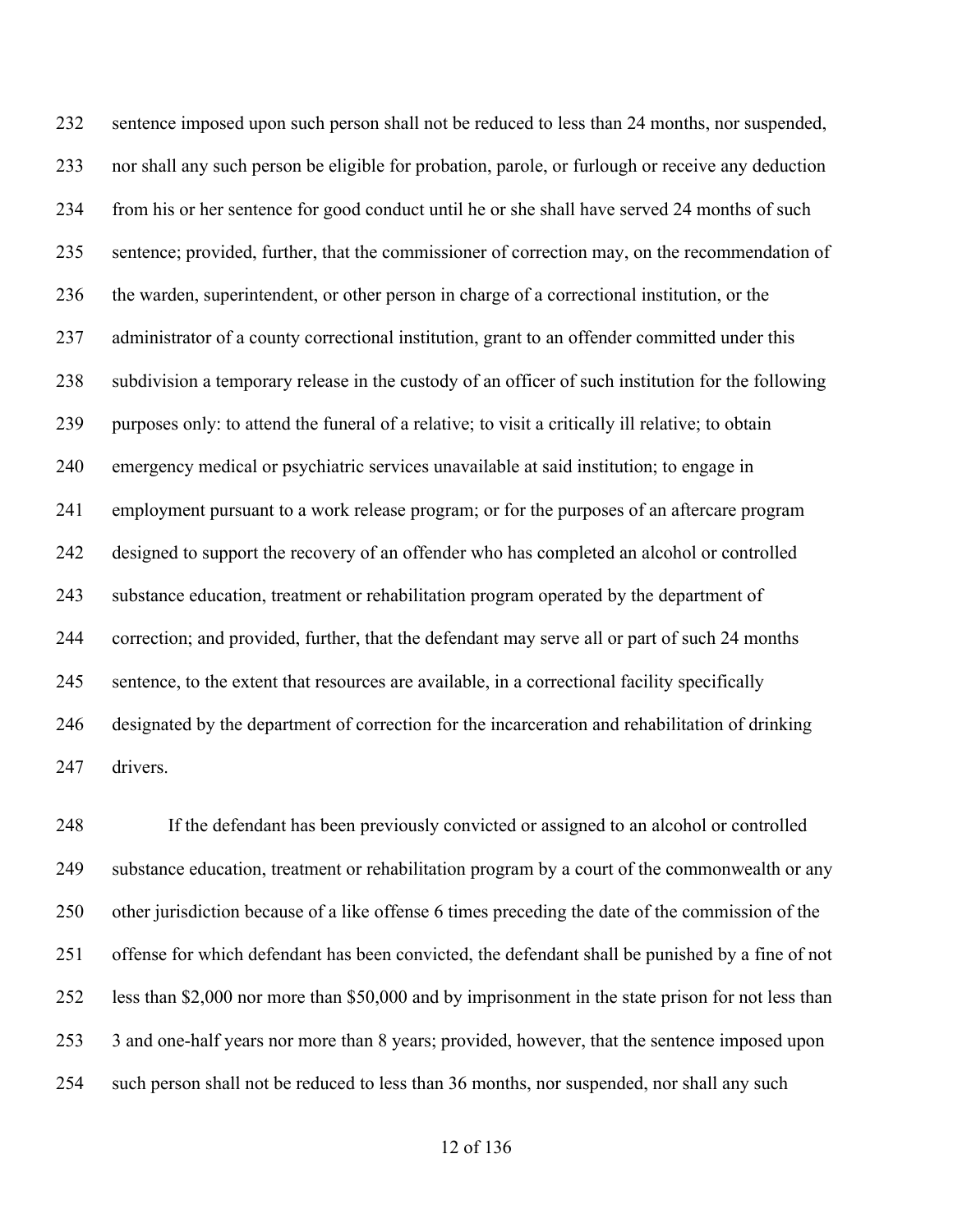sentence imposed upon such person shall not be reduced to less than 24 months, nor suspended, nor shall any such person be eligible for probation, parole, or furlough or receive any deduction from his or her sentence for good conduct until he or she shall have served 24 months of such sentence; provided, further, that the commissioner of correction may, on the recommendation of the warden, superintendent, or other person in charge of a correctional institution, or the administrator of a county correctional institution, grant to an offender committed under this subdivision a temporary release in the custody of an officer of such institution for the following purposes only: to attend the funeral of a relative; to visit a critically ill relative; to obtain emergency medical or psychiatric services unavailable at said institution; to engage in employment pursuant to a work release program; or for the purposes of an aftercare program designed to support the recovery of an offender who has completed an alcohol or controlled substance education, treatment or rehabilitation program operated by the department of correction; and provided, further, that the defendant may serve all or part of such 24 months sentence, to the extent that resources are available, in a correctional facility specifically designated by the department of correction for the incarceration and rehabilitation of drinking drivers.

If the defendant has been previously convicted or assigned to an alcohol or controlled substance education, treatment or rehabilitation program by a court of the commonwealth or any other jurisdiction because of a like offense 6 times preceding the date of the commission of the offense for which defendant has been convicted, the defendant shall be punished by a fine of not less than $2,000 nor more than $50,000 and by imprisonment in the state prison for not less than 3 and one-half years nor more than 8 years; provided, however, that the sentence imposed upon such person shall not be reduced to less than 36 months, nor suspended, nor shall any such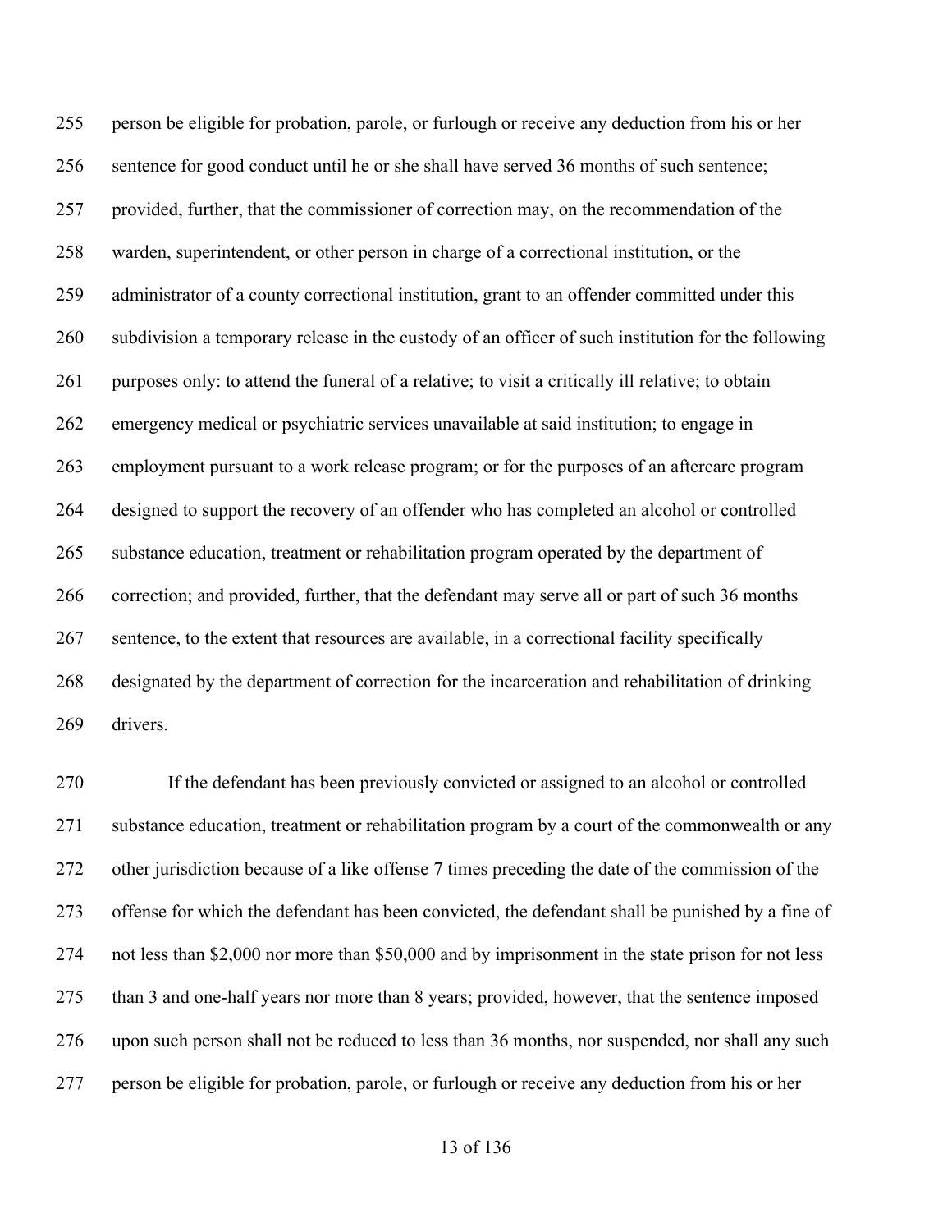person be eligible for probation, parole, or furlough or receive any deduction from his or her sentence for good conduct until he or she shall have served 36 months of such sentence; provided, further, that the commissioner of correction may, on the recommendation of the warden, superintendent, or other person in charge of a correctional institution, or the administrator of a county correctional institution, grant to an offender committed under this subdivision a temporary release in the custody of an officer of such institution for the following purposes only: to attend the funeral of a relative; to visit a critically ill relative; to obtain emergency medical or psychiatric services unavailable at said institution; to engage in employment pursuant to a work release program; or for the purposes of an aftercare program designed to support the recovery of an offender who has completed an alcohol or controlled substance education, treatment or rehabilitation program operated by the department of correction; and provided, further, that the defendant may serve all or part of such 36 months sentence, to the extent that resources are available, in a correctional facility specifically designated by the department of correction for the incarceration and rehabilitation of drinking drivers.

If the defendant has been previously convicted or assigned to an alcohol or controlled substance education, treatment or rehabilitation program by a court of the commonwealth or any other jurisdiction because of a like offense 7 times preceding the date of the commission of the offense for which the defendant has been convicted, the defendant shall be punished by a fine of not less than $2,000 nor more than $50,000 and by imprisonment in the state prison for not less than 3 and one-half years nor more than 8 years; provided, however, that the sentence imposed upon such person shall not be reduced to less than 36 months, nor suspended, nor shall any such person be eligible for probation, parole, or furlough or receive any deduction from his or her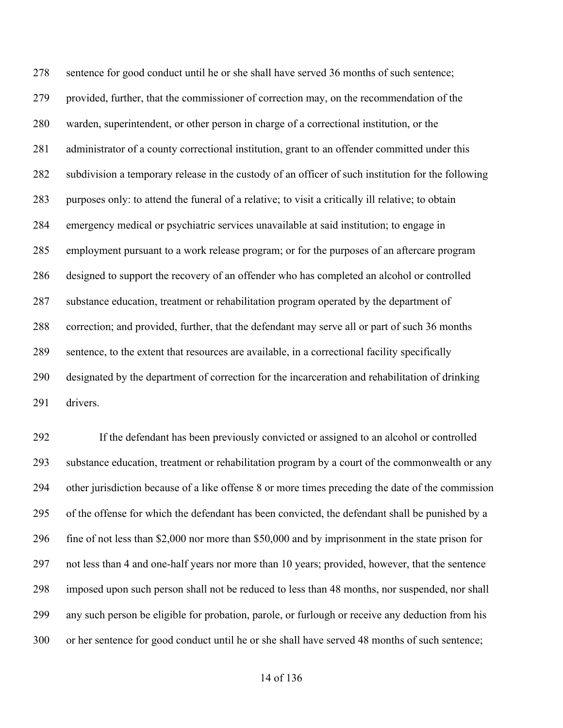sentence for good conduct until he or she shall have served 36 months of such sentence; provided, further, that the commissioner of correction may, on the recommendation of the warden, superintendent, or other person in charge of a correctional institution, or the administrator of a county correctional institution, grant to an offender committed under this subdivision a temporary release in the custody of an officer of such institution for the following purposes only: to attend the funeral of a relative; to visit a critically ill relative; to obtain emergency medical or psychiatric services unavailable at said institution; to engage in employment pursuant to a work release program; or for the purposes of an aftercare program designed to support the recovery of an offender who has completed an alcohol or controlled substance education, treatment or rehabilitation program operated by the department of correction; and provided, further, that the defendant may serve all or part of such 36 months sentence, to the extent that resources are available, in a correctional facility specifically designated by the department of correction for the incarceration and rehabilitation of drinking drivers.

If the defendant has been previously convicted or assigned to an alcohol or controlled substance education, treatment or rehabilitation program by a court of the commonwealth or any other jurisdiction because of a like offense 8 or more times preceding the date of the commission of the offense for which the defendant has been convicted, the defendant shall be punished by a fine of not less than $2,000 nor more than $50,000 and by imprisonment in the state prison for not less than 4 and one-half years nor more than 10 years; provided, however, that the sentence imposed upon such person shall not be reduced to less than 48 months, nor suspended, nor shall any such person be eligible for probation, parole, or furlough or receive any deduction from his or her sentence for good conduct until he or she shall have served 48 months of such sentence;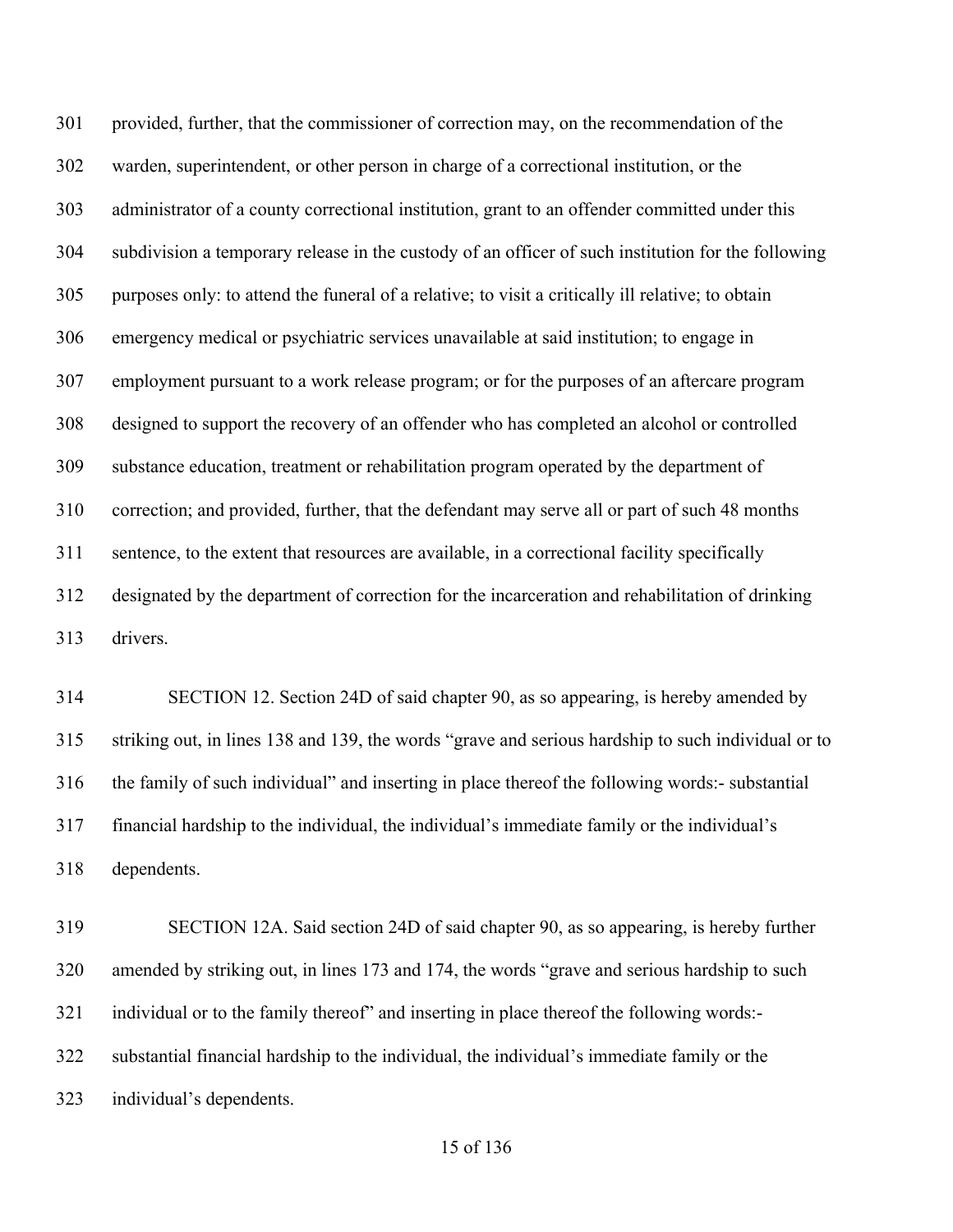provided, further, that the commissioner of correction may, on the recommendation of the warden, superintendent, or other person in charge of a correctional institution, or the administrator of a county correctional institution, grant to an offender committed under this subdivision a temporary release in the custody of an officer of such institution for the following purposes only: to attend the funeral of a relative; to visit a critically ill relative; to obtain emergency medical or psychiatric services unavailable at said institution; to engage in employment pursuant to a work release program; or for the purposes of an aftercare program designed to support the recovery of an offender who has completed an alcohol or controlled substance education, treatment or rehabilitation program operated by the department of correction; and provided, further, that the defendant may serve all or part of such 48 months sentence, to the extent that resources are available, in a correctional facility specifically designated by the department of correction for the incarceration and rehabilitation of drinking drivers.

SECTION 12. Section 24D of said chapter 90, as so appearing, is hereby amended by striking out, in lines 138 and 139, the words "grave and serious hardship to such individual or to the family of such individual" and inserting in place thereof the following words:- substantial financial hardship to the individual, the individual's immediate family or the individual's dependents.

SECTION 12A. Said section 24D of said chapter 90, as so appearing, is hereby further amended by striking out, in lines 173 and 174, the words "grave and serious hardship to such individual or to the family thereof" and inserting in place thereof the following words:- substantial financial hardship to the individual, the individual's immediate family or the individual's dependents.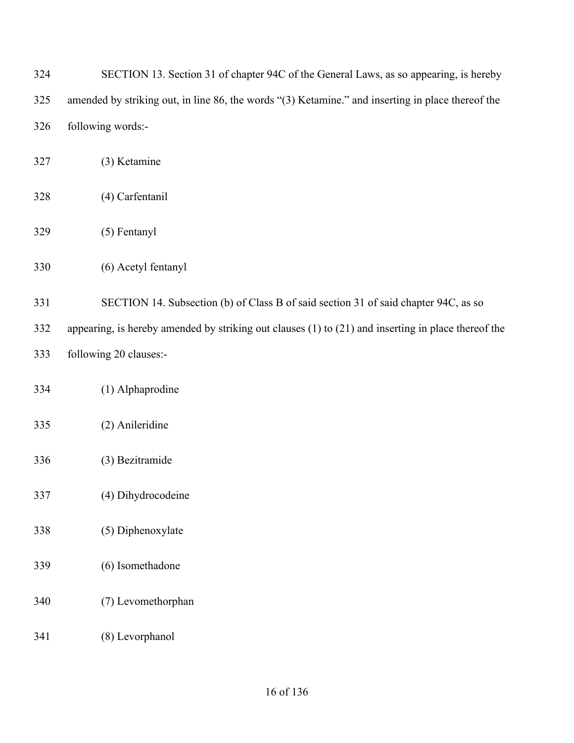SECTION 13. Section 31 of chapter 94C of the General Laws, as so appearing, is hereby amended by striking out, in line 86, the words "(3) Ketamine." and inserting in place thereof the following words:-

(3) Ketamine

(4) Carfentanil

(5) Fentanyl

(6) Acetyl fentanyl

SECTION 14. Subsection (b) of Class B of said section 31 of said chapter 94C, as so appearing, is hereby amended by striking out clauses (1) to (21) and inserting in place thereof the following 20 clauses:-

(1) Alphaprodine

(2) Anileridine

(3) Bezitramide

(4) Dihydrocodeine

(5) Diphenoxylate

(6) Isomethadone

(7) Levomethorphan

(8) Levorphanol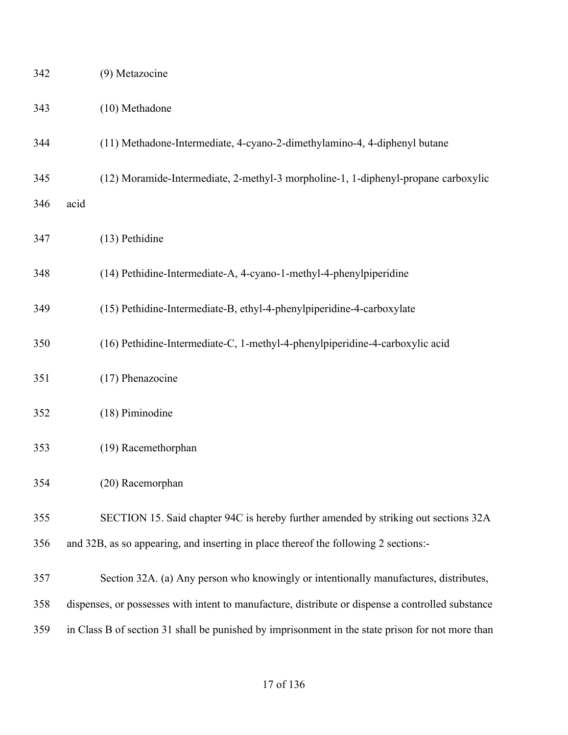(9) Metazocine

(10) Methadone

(11) Methadone-Intermediate, 4-cyano-2-dimethylamino-4, 4-diphenyl butane

(12) Moramide-Intermediate, 2-methyl-3 morpholine-1, 1-diphenyl-propane carboxylic acid

(13) Pethidine

(14) Pethidine-Intermediate-A, 4-cyano-1-methyl-4-phenylpiperidine

(15) Pethidine-Intermediate-B, ethyl-4-phenylpiperidine-4-carboxylate

(16) Pethidine-Intermediate-C, 1-methyl-4-phenylpiperidine-4-carboxylic acid

(17) Phenazocine

(18) Piminodine

(19) Racemethorphan

(20) Racemorphan

SECTION 15. Said chapter 94C is hereby further amended by striking out sections 32A and 32B, as so appearing, and inserting in place thereof the following 2 sections:-

Section 32A. (a) Any person who knowingly or intentionally manufactures, distributes, dispenses, or possesses with intent to manufacture, distribute or dispense a controlled substance in Class B of section 31 shall be punished by imprisonment in the state prison for not more than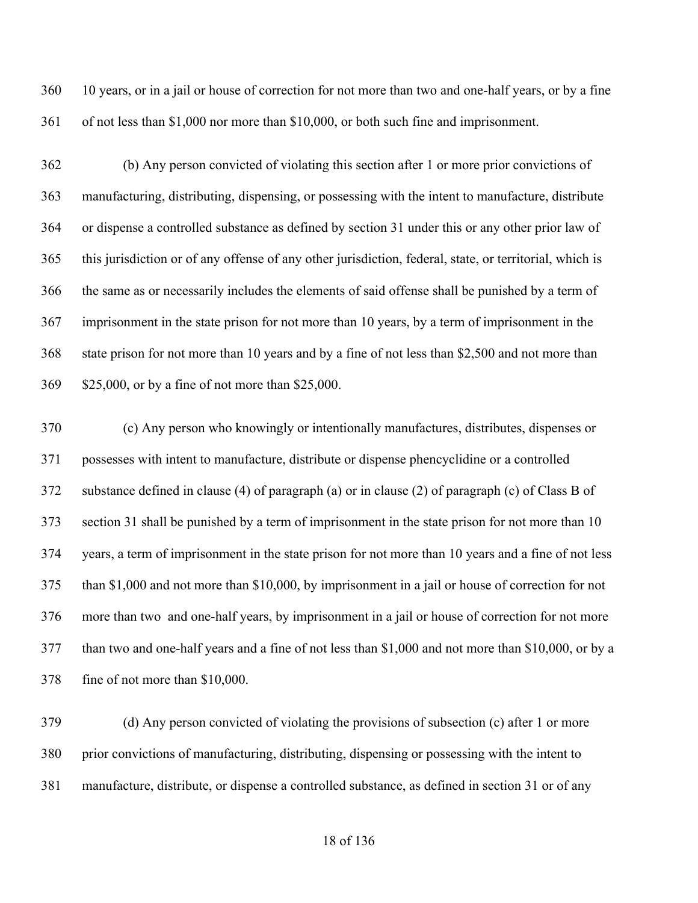10 years, or in a jail or house of correction for not more than two and one-half years, or by a fine of not less than $1,000 nor more than $10,000, or both such fine and imprisonment.

(b) Any person convicted of violating this section after 1 or more prior convictions of manufacturing, distributing, dispensing, or possessing with the intent to manufacture, distribute or dispense a controlled substance as defined by section 31 under this or any other prior law of this jurisdiction or of any offense of any other jurisdiction, federal, state, or territorial, which is the same as or necessarily includes the elements of said offense shall be punished by a term of imprisonment in the state prison for not more than 10 years, by a term of imprisonment in the state prison for not more than 10 years and by a fine of not less than $2,500 and not more than $25,000, or by a fine of not more than $25,000.

(c) Any person who knowingly or intentionally manufactures, distributes, dispenses or possesses with intent to manufacture, distribute or dispense phencyclidine or a controlled substance defined in clause (4) of paragraph (a) or in clause (2) of paragraph (c) of Class B of section 31 shall be punished by a term of imprisonment in the state prison for not more than 10 years, a term of imprisonment in the state prison for not more than 10 years and a fine of not less than $1,000 and not more than $10,000, by imprisonment in a jail or house of correction for not more than two and one-half years, by imprisonment in a jail or house of correction for not more than two and one-half years and a fine of not less than $1,000 and not more than $10,000, or by a fine of not more than $10,000.

(d) Any person convicted of violating the provisions of subsection (c) after 1 or more prior convictions of manufacturing, distributing, dispensing or possessing with the intent to manufacture, distribute, or dispense a controlled substance, as defined in section 31 or of any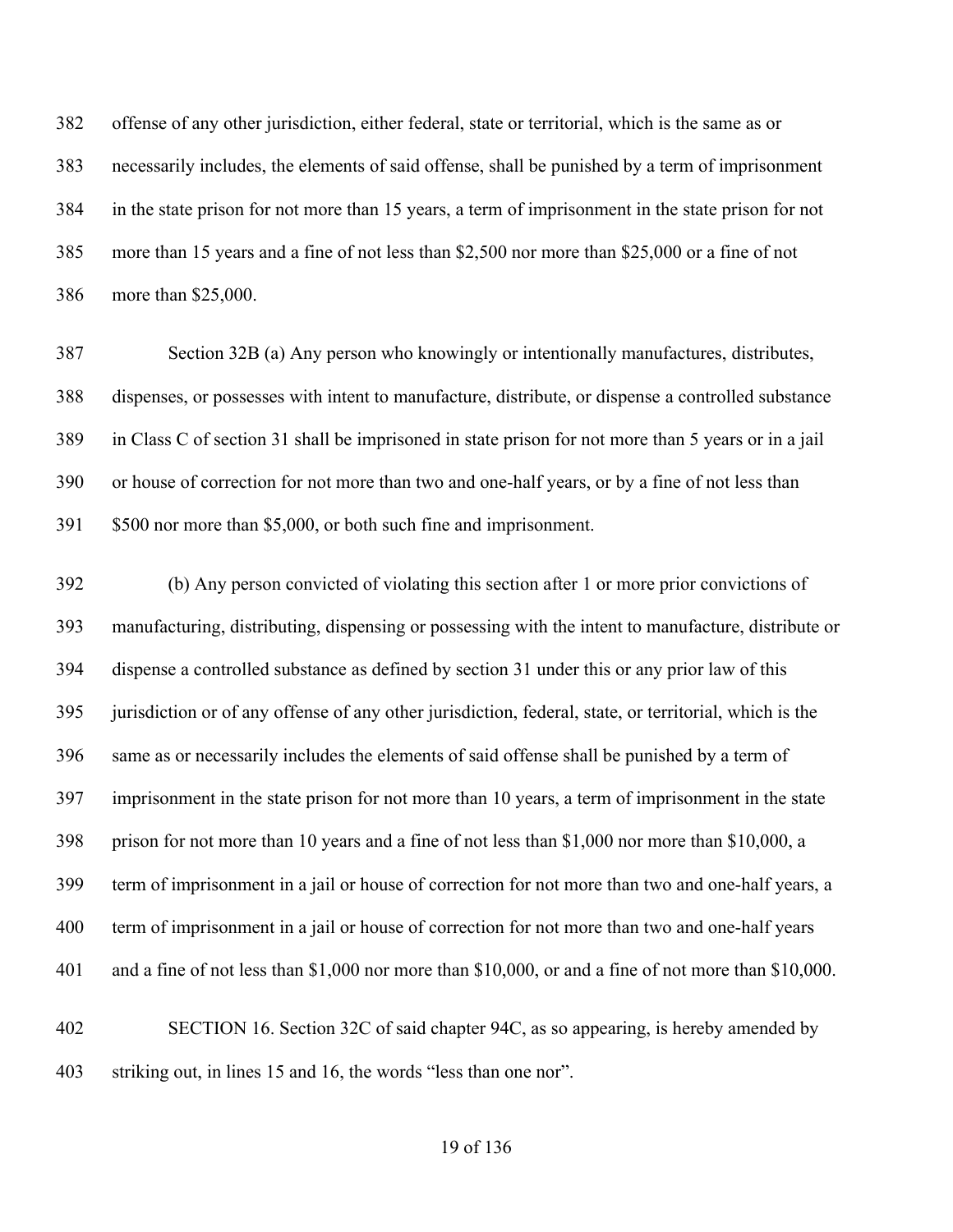offense of any other jurisdiction, either federal, state or territorial, which is the same as or necessarily includes, the elements of said offense, shall be punished by a term of imprisonment in the state prison for not more than 15 years, a term of imprisonment in the state prison for not more than 15 years and a fine of not less than $2,500 nor more than $25,000 or a fine of not more than $25,000.

Section 32B (a) Any person who knowingly or intentionally manufactures, distributes, dispenses, or possesses with intent to manufacture, distribute, or dispense a controlled substance in Class C of section 31 shall be imprisoned in state prison for not more than 5 years or in a jail or house of correction for not more than two and one-half years, or by a fine of not less than $500 nor more than $5,000, or both such fine and imprisonment.

(b) Any person convicted of violating this section after 1 or more prior convictions of manufacturing, distributing, dispensing or possessing with the intent to manufacture, distribute or dispense a controlled substance as defined by section 31 under this or any prior law of this jurisdiction or of any offense of any other jurisdiction, federal, state, or territorial, which is the same as or necessarily includes the elements of said offense shall be punished by a term of imprisonment in the state prison for not more than 10 years, a term of imprisonment in the state prison for not more than 10 years and a fine of not less than $1,000 nor more than $10,000, a term of imprisonment in a jail or house of correction for not more than two and one-half years, a term of imprisonment in a jail or house of correction for not more than two and one-half years and a fine of not less than $1,000 nor more than $10,000, or and a fine of not more than $10,000.

SECTION 16. Section 32C of said chapter 94C, as so appearing, is hereby amended by striking out, in lines 15 and 16, the words "less than one nor".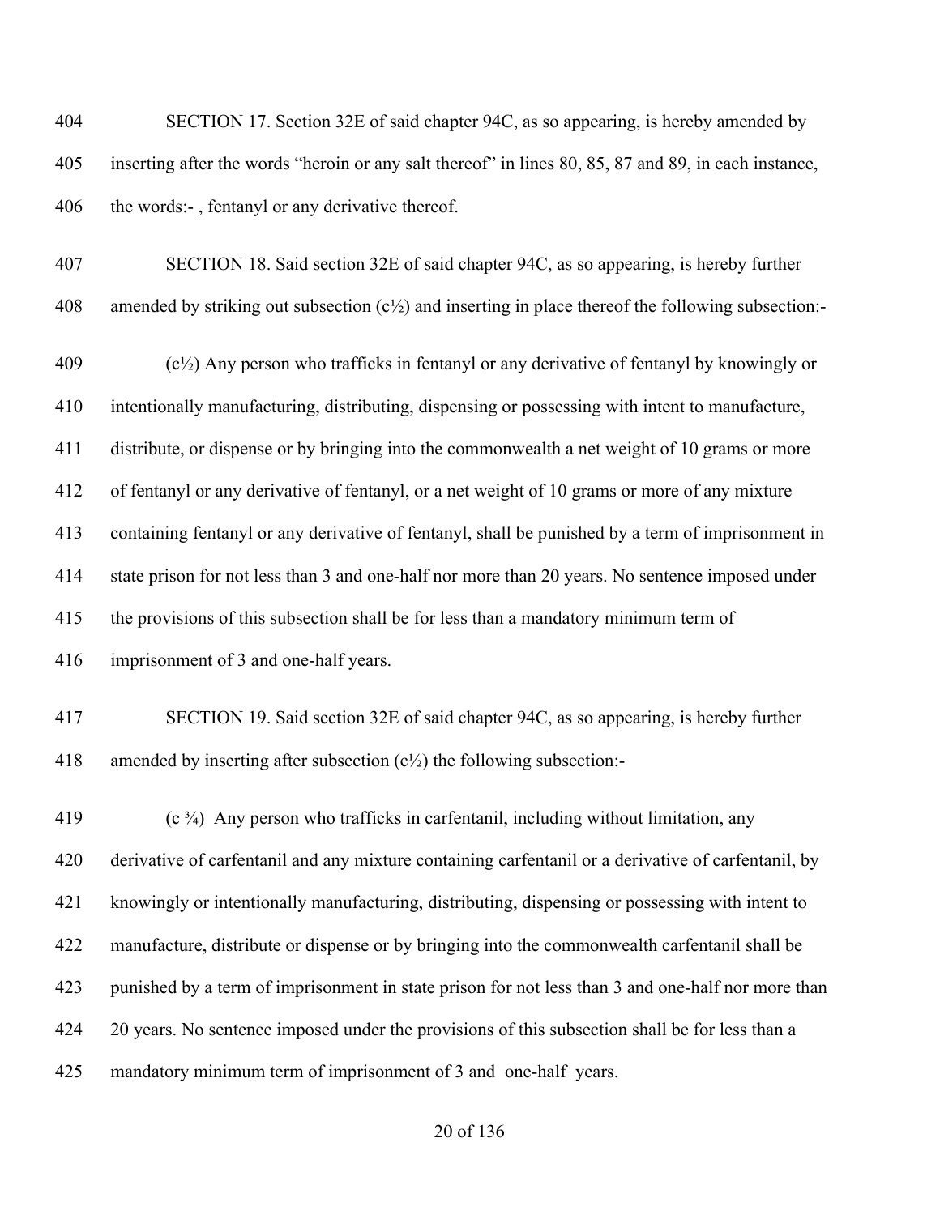SECTION 17. Section 32E of said chapter 94C, as so appearing, is hereby amended by inserting after the words "heroin or any salt thereof" in lines 80, 85, 87 and 89, in each instance, the words:- , fentanyl or any derivative thereof.

SECTION 18. Said section 32E of said chapter 94C, as so appearing, is hereby further amended by striking out subsection (c½) and inserting in place thereof the following subsection:-

(c½) Any person who trafficks in fentanyl or any derivative of fentanyl by knowingly or intentionally manufacturing, distributing, dispensing or possessing with intent to manufacture, distribute, or dispense or by bringing into the commonwealth a net weight of 10 grams or more of fentanyl or any derivative of fentanyl, or a net weight of 10 grams or more of any mixture containing fentanyl or any derivative of fentanyl, shall be punished by a term of imprisonment in state prison for not less than 3 and one-half nor more than 20 years. No sentence imposed under the provisions of this subsection shall be for less than a mandatory minimum term of imprisonment of 3 and one-half years.

SECTION 19. Said section 32E of said chapter 94C, as so appearing, is hereby further amended by inserting after subsection (c½) the following subsection:-

(c ¾) Any person who trafficks in carfentanil, including without limitation, any derivative of carfentanil and any mixture containing carfentanil or a derivative of carfentanil, by knowingly or intentionally manufacturing, distributing, dispensing or possessing with intent to manufacture, distribute or dispense or by bringing into the commonwealth carfentanil shall be punished by a term of imprisonment in state prison for not less than 3 and one-half nor more than 20 years. No sentence imposed under the provisions of this subsection shall be for less than a mandatory minimum term of imprisonment of 3 and one-half years.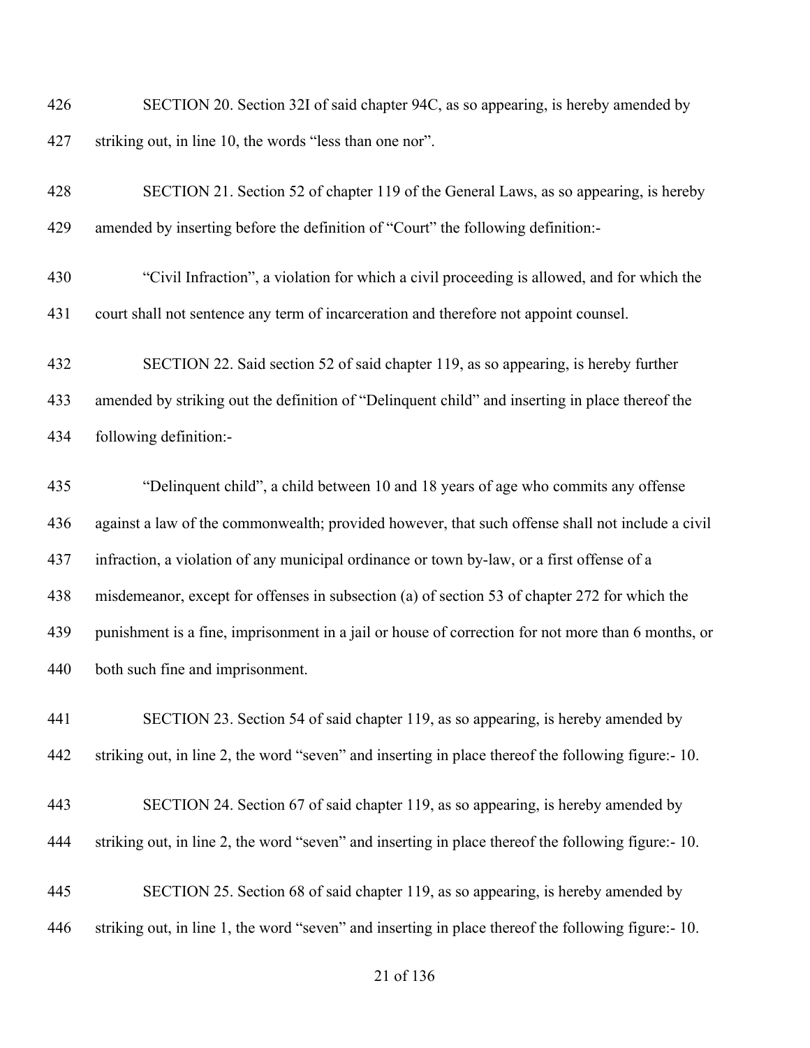426 SECTION 20. Section 32I of said chapter 94C, as so appearing, is hereby amended by
427 striking out, in line 10, the words “less than one nor”.

428 SECTION 21. Section 52 of chapter 119 of the General Laws, as so appearing, is hereby
429 amended by inserting before the definition of “Court” the following definition:-

430 “Civil Infraction”, a violation for which a civil proceeding is allowed, and for which the
431 court shall not sentence any term of incarceration and therefore not appoint counsel.

432 SECTION 22. Said section 52 of said chapter 119, as so appearing, is hereby further
433 amended by striking out the definition of “Delinquent child” and inserting in place thereof the
434 following definition:-

435 “Delinquent child”, a child between 10 and 18 years of age who commits any offense
436 against a law of the commonwealth; provided however, that such offense shall not include a civil
437 infraction, a violation of any municipal ordinance or town by-law, or a first offense of a
438 misdemeanor, except for offenses in subsection (a) of section 53 of chapter 272 for which the
439 punishment is a fine, imprisonment in a jail or house of correction for not more than 6 months, or
440 both such fine and imprisonment.

441 SECTION 23. Section 54 of said chapter 119, as so appearing, is hereby amended by
442 striking out, in line 2, the word “seven” and inserting in place thereof the following figure:- 10.

443 SECTION 24. Section 67 of said chapter 119, as so appearing, is hereby amended by
444 striking out, in line 2, the word “seven” and inserting in place thereof the following figure:- 10.

445 SECTION 25. Section 68 of said chapter 119, as so appearing, is hereby amended by
446 striking out, in line 1, the word “seven” and inserting in place thereof the following figure:- 10.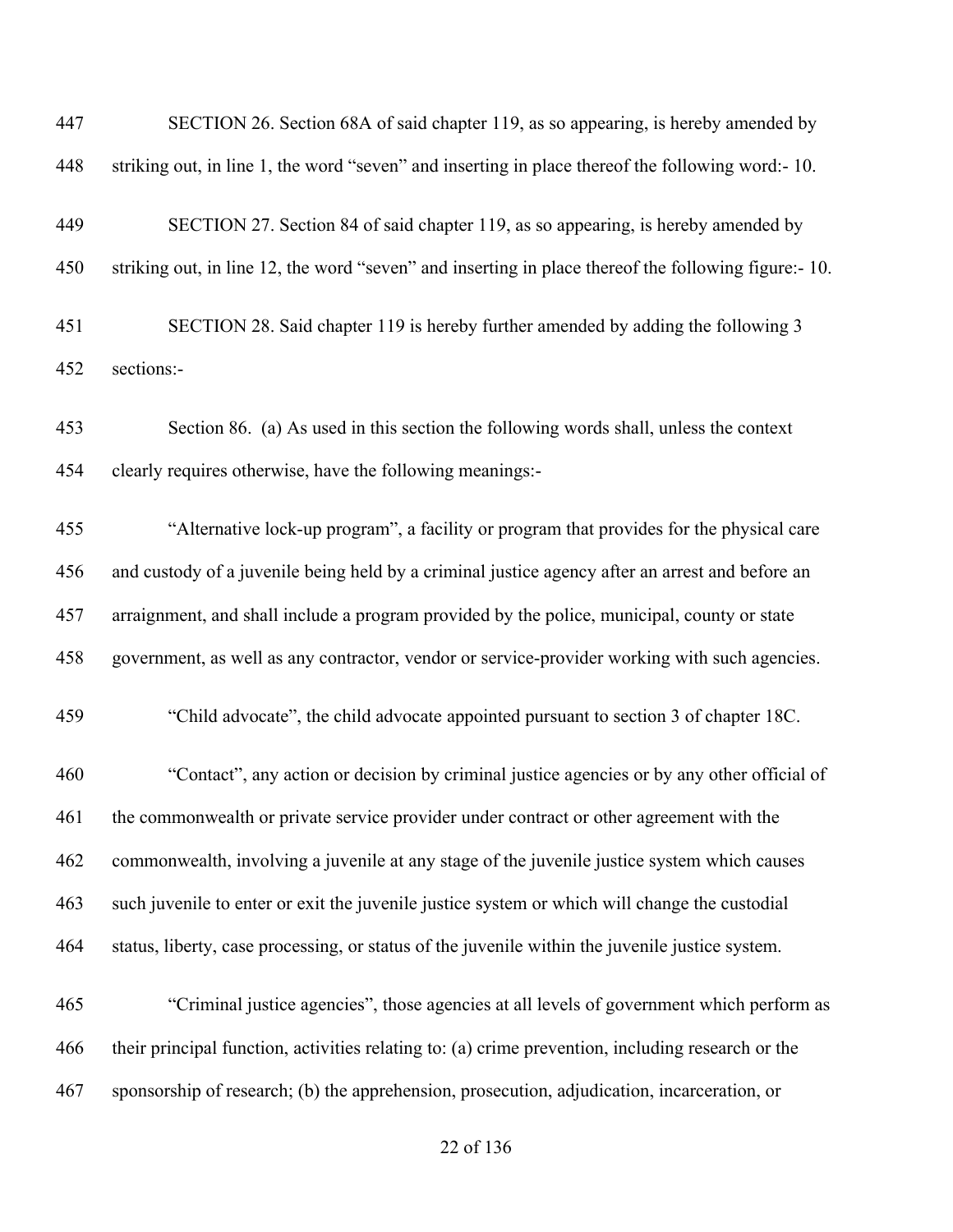SECTION 26. Section 68A of said chapter 119, as so appearing, is hereby amended by striking out, in line 1, the word "seven" and inserting in place thereof the following word:- 10.

SECTION 27. Section 84 of said chapter 119, as so appearing, is hereby amended by striking out, in line 12, the word "seven" and inserting in place thereof the following figure:- 10.

SECTION 28. Said chapter 119 is hereby further amended by adding the following 3 sections:-

Section 86. (a) As used in this section the following words shall, unless the context clearly requires otherwise, have the following meanings:-

"Alternative lock-up program", a facility or program that provides for the physical care and custody of a juvenile being held by a criminal justice agency after an arrest and before an arraignment, and shall include a program provided by the police, municipal, county or state government, as well as any contractor, vendor or service-provider working with such agencies.

"Child advocate", the child advocate appointed pursuant to section 3 of chapter 18C.

"Contact", any action or decision by criminal justice agencies or by any other official of the commonwealth or private service provider under contract or other agreement with the commonwealth, involving a juvenile at any stage of the juvenile justice system which causes such juvenile to enter or exit the juvenile justice system or which will change the custodial status, liberty, case processing, or status of the juvenile within the juvenile justice system.

"Criminal justice agencies", those agencies at all levels of government which perform as their principal function, activities relating to: (a) crime prevention, including research or the sponsorship of research; (b) the apprehension, prosecution, adjudication, incarceration, or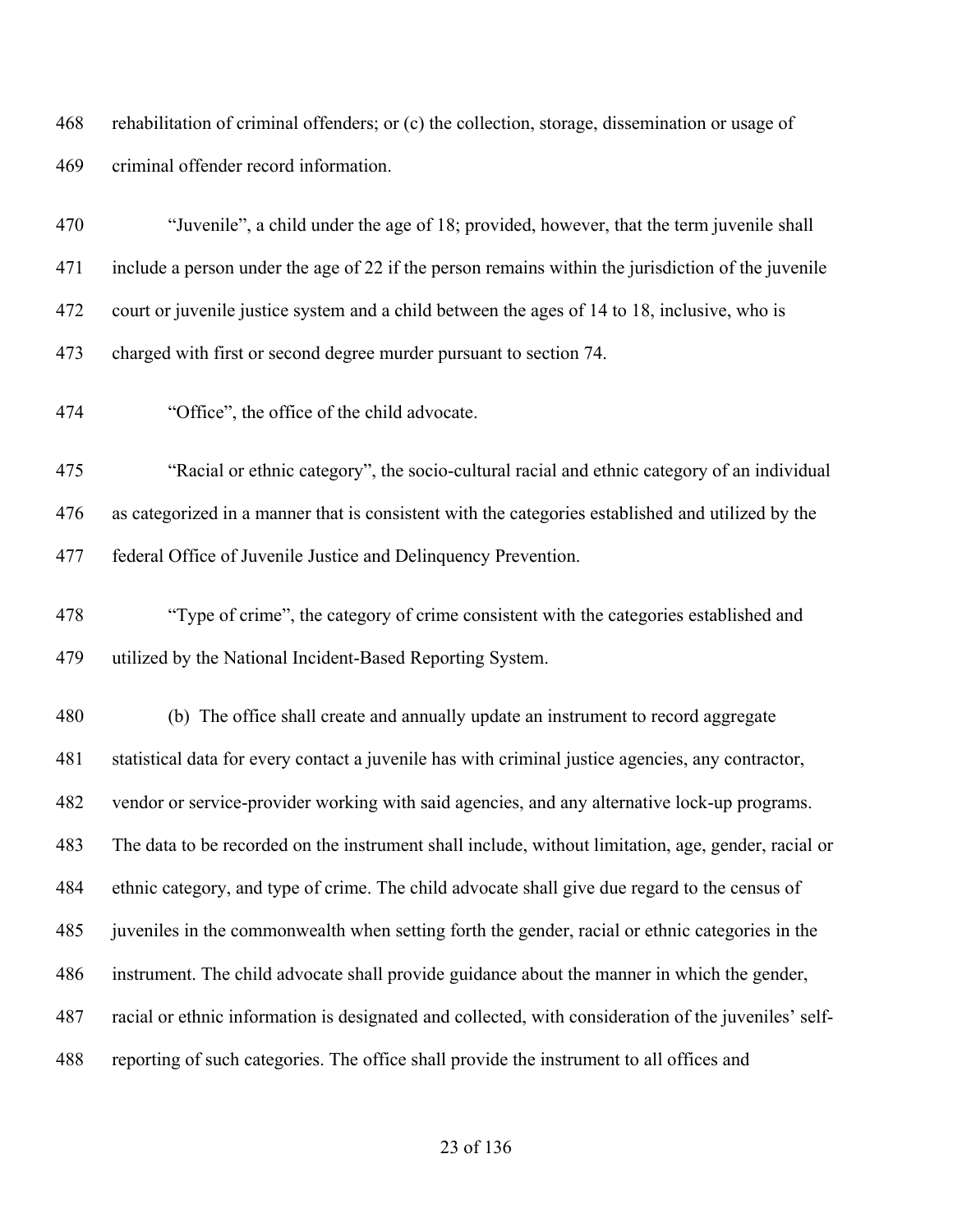rehabilitation of criminal offenders; or (c) the collection, storage, dissemination or usage of criminal offender record information.

"Juvenile", a child under the age of 18; provided, however, that the term juvenile shall include a person under the age of 22 if the person remains within the jurisdiction of the juvenile court or juvenile justice system and a child between the ages of 14 to 18, inclusive, who is charged with first or second degree murder pursuant to section 74.

"Office", the office of the child advocate.

"Racial or ethnic category", the socio-cultural racial and ethnic category of an individual as categorized in a manner that is consistent with the categories established and utilized by the federal Office of Juvenile Justice and Delinquency Prevention.

"Type of crime", the category of crime consistent with the categories established and utilized by the National Incident-Based Reporting System.

(b) The office shall create and annually update an instrument to record aggregate statistical data for every contact a juvenile has with criminal justice agencies, any contractor, vendor or service-provider working with said agencies, and any alternative lock-up programs. The data to be recorded on the instrument shall include, without limitation, age, gender, racial or ethnic category, and type of crime. The child advocate shall give due regard to the census of juveniles in the commonwealth when setting forth the gender, racial or ethnic categories in the instrument. The child advocate shall provide guidance about the manner in which the gender, racial or ethnic information is designated and collected, with consideration of the juveniles' self-reporting of such categories. The office shall provide the instrument to all offices and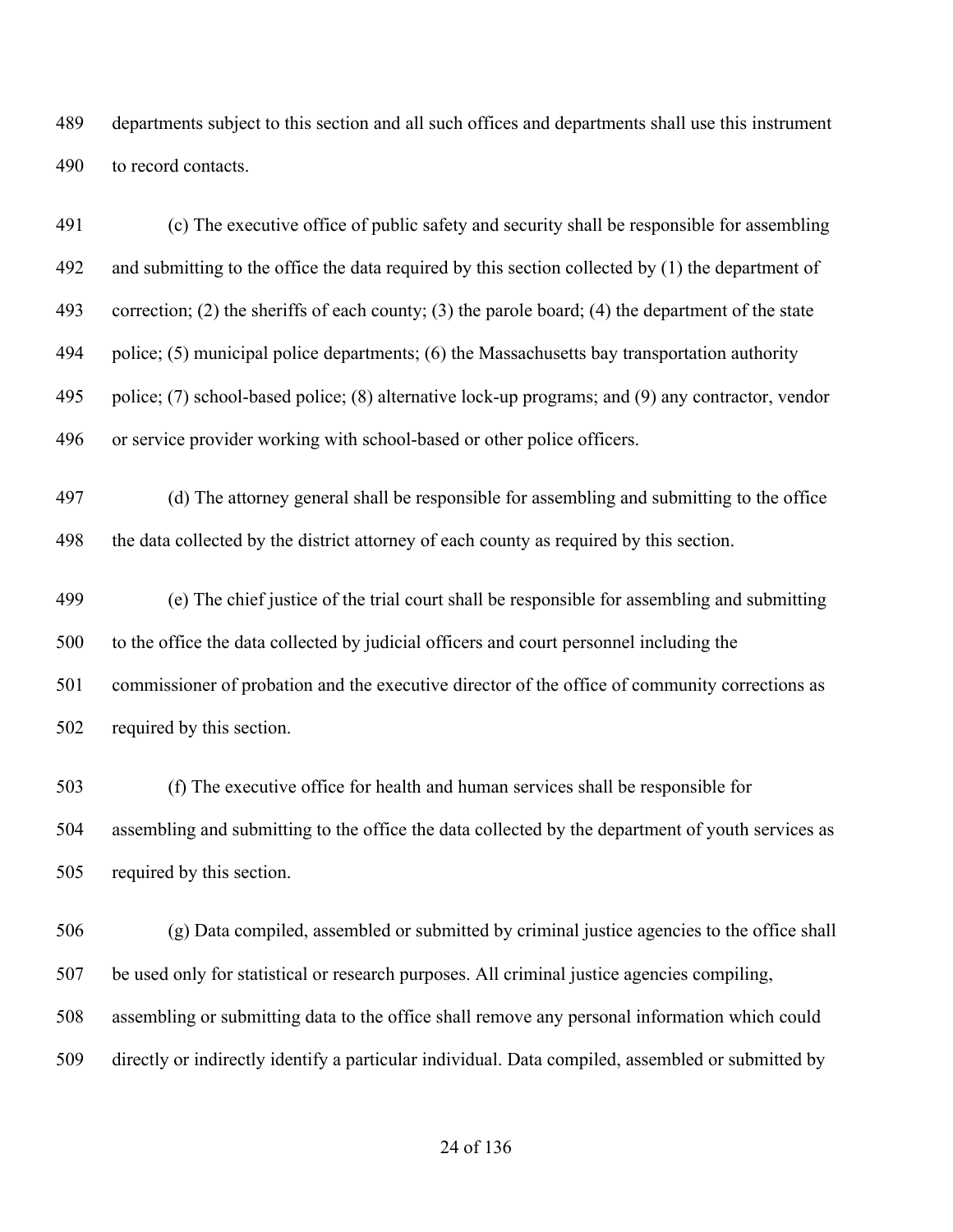departments subject to this section and all such offices and departments shall use this instrument to record contacts.

(c) The executive office of public safety and security shall be responsible for assembling and submitting to the office the data required by this section collected by (1) the department of correction; (2) the sheriffs of each county; (3) the parole board; (4) the department of the state police; (5) municipal police departments; (6) the Massachusetts bay transportation authority police; (7) school-based police; (8) alternative lock-up programs; and (9) any contractor, vendor or service provider working with school-based or other police officers.

(d) The attorney general shall be responsible for assembling and submitting to the office the data collected by the district attorney of each county as required by this section.

(e) The chief justice of the trial court shall be responsible for assembling and submitting to the office the data collected by judicial officers and court personnel including the commissioner of probation and the executive director of the office of community corrections as required by this section.

(f) The executive office for health and human services shall be responsible for assembling and submitting to the office the data collected by the department of youth services as required by this section.

(g) Data compiled, assembled or submitted by criminal justice agencies to the office shall be used only for statistical or research purposes. All criminal justice agencies compiling, assembling or submitting data to the office shall remove any personal information which could directly or indirectly identify a particular individual. Data compiled, assembled or submitted by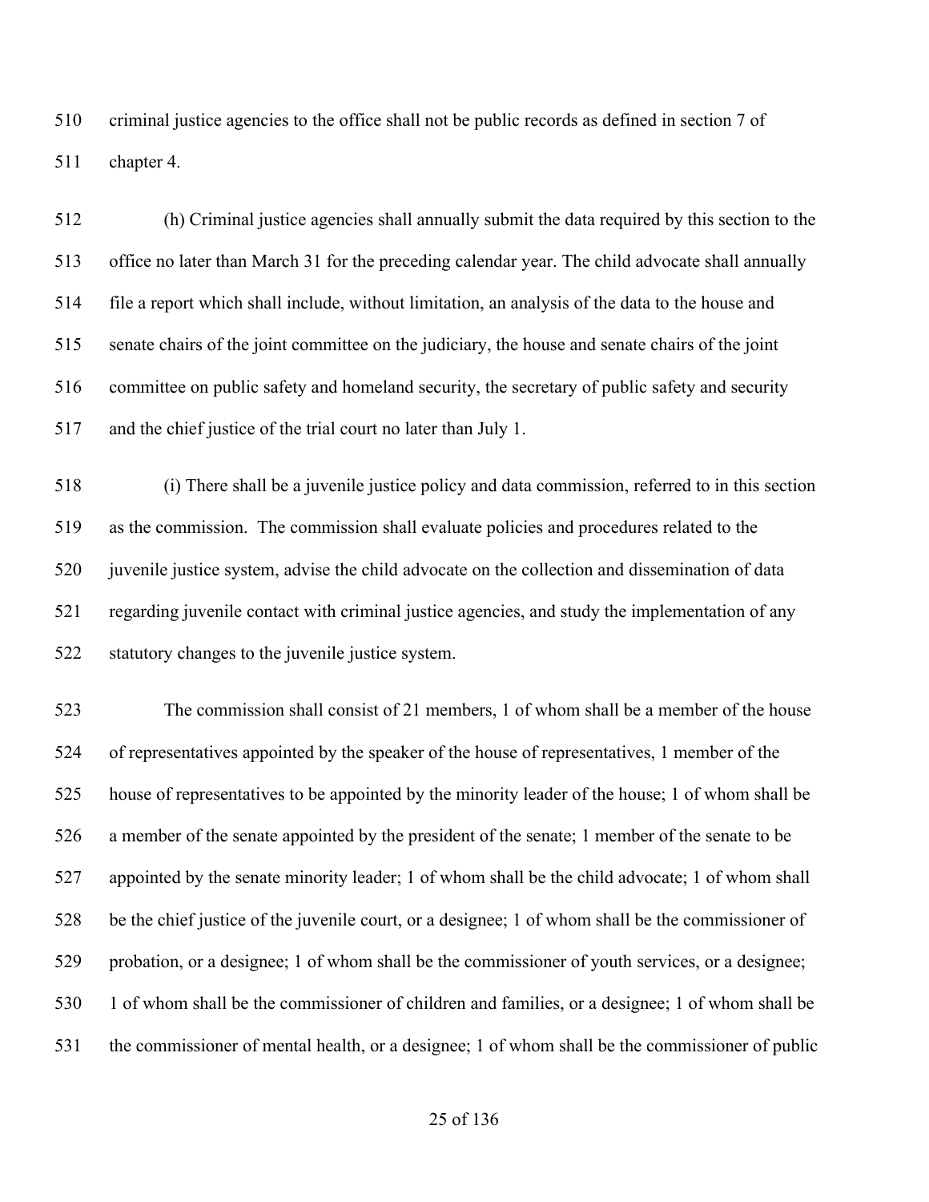criminal justice agencies to the office shall not be public records as defined in section 7 of chapter 4.

(h) Criminal justice agencies shall annually submit the data required by this section to the office no later than March 31 for the preceding calendar year. The child advocate shall annually file a report which shall include, without limitation, an analysis of the data to the house and senate chairs of the joint committee on the judiciary, the house and senate chairs of the joint committee on public safety and homeland security, the secretary of public safety and security and the chief justice of the trial court no later than July 1.

(i) There shall be a juvenile justice policy and data commission, referred to in this section as the commission. The commission shall evaluate policies and procedures related to the juvenile justice system, advise the child advocate on the collection and dissemination of data regarding juvenile contact with criminal justice agencies, and study the implementation of any statutory changes to the juvenile justice system.

The commission shall consist of 21 members, 1 of whom shall be a member of the house of representatives appointed by the speaker of the house of representatives, 1 member of the house of representatives to be appointed by the minority leader of the house; 1 of whom shall be a member of the senate appointed by the president of the senate; 1 member of the senate to be appointed by the senate minority leader; 1 of whom shall be the child advocate; 1 of whom shall be the chief justice of the juvenile court, or a designee; 1 of whom shall be the commissioner of probation, or a designee; 1 of whom shall be the commissioner of youth services, or a designee; 1 of whom shall be the commissioner of children and families, or a designee; 1 of whom shall be the commissioner of mental health, or a designee; 1 of whom shall be the commissioner of public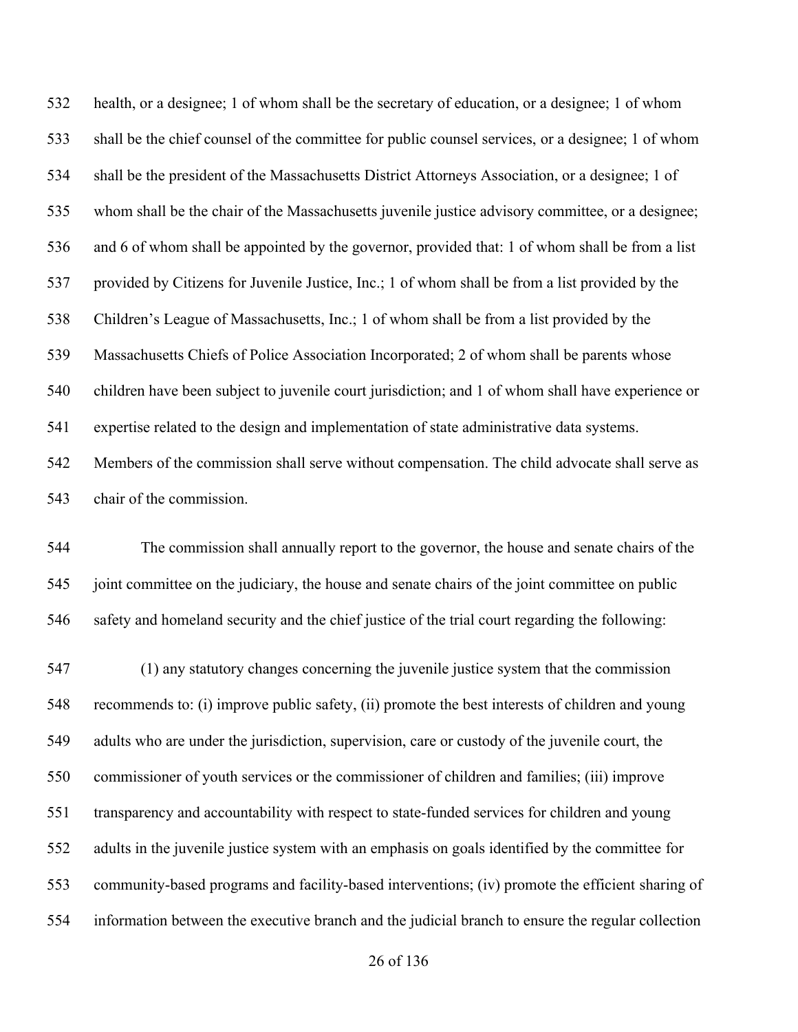health, or a designee; 1 of whom shall be the secretary of education, or a designee; 1 of whom shall be the chief counsel of the committee for public counsel services, or a designee; 1 of whom shall be the president of the Massachusetts District Attorneys Association, or a designee; 1 of whom shall be the chair of the Massachusetts juvenile justice advisory committee, or a designee; and 6 of whom shall be appointed by the governor, provided that: 1 of whom shall be from a list provided by Citizens for Juvenile Justice, Inc.; 1 of whom shall be from a list provided by the Children's League of Massachusetts, Inc.; 1 of whom shall be from a list provided by the Massachusetts Chiefs of Police Association Incorporated; 2 of whom shall be parents whose children have been subject to juvenile court jurisdiction; and 1 of whom shall have experience or expertise related to the design and implementation of state administrative data systems. Members of the commission shall serve without compensation. The child advocate shall serve as chair of the commission.

The commission shall annually report to the governor, the house and senate chairs of the joint committee on the judiciary, the house and senate chairs of the joint committee on public safety and homeland security and the chief justice of the trial court regarding the following:

(1) any statutory changes concerning the juvenile justice system that the commission recommends to: (i) improve public safety, (ii) promote the best interests of children and young adults who are under the jurisdiction, supervision, care or custody of the juvenile court, the commissioner of youth services or the commissioner of children and families; (iii) improve transparency and accountability with respect to state-funded services for children and young adults in the juvenile justice system with an emphasis on goals identified by the committee for community-based programs and facility-based interventions; (iv) promote the efficient sharing of information between the executive branch and the judicial branch to ensure the regular collection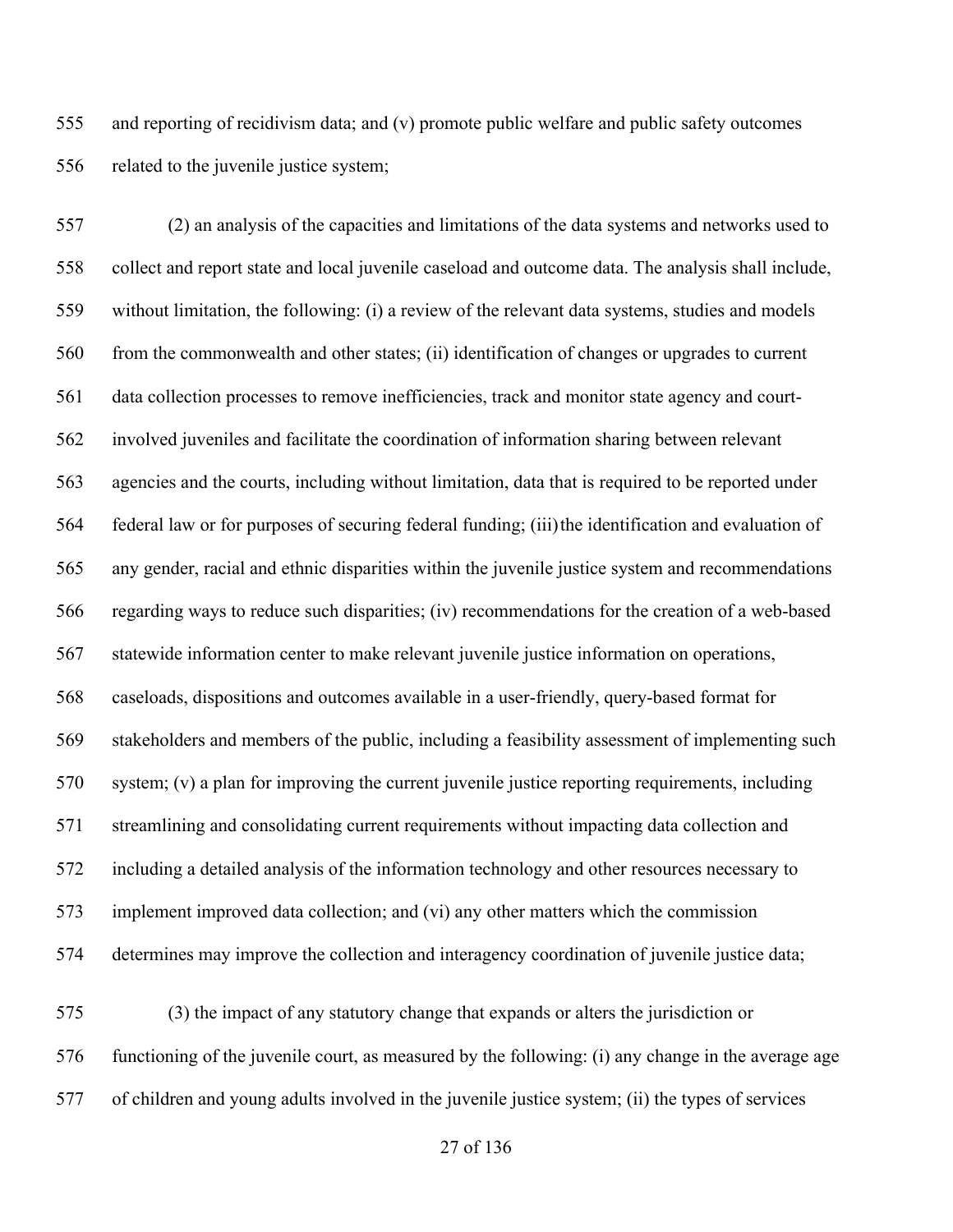and reporting of recidivism data; and (v) promote public welfare and public safety outcomes related to the juvenile justice system;

(2) an analysis of the capacities and limitations of the data systems and networks used to collect and report state and local juvenile caseload and outcome data. The analysis shall include, without limitation, the following: (i) a review of the relevant data systems, studies and models from the commonwealth and other states; (ii) identification of changes or upgrades to current data collection processes to remove inefficiencies, track and monitor state agency and court-involved juveniles and facilitate the coordination of information sharing between relevant agencies and the courts, including without limitation, data that is required to be reported under federal law or for purposes of securing federal funding; (iii) the identification and evaluation of any gender, racial and ethnic disparities within the juvenile justice system and recommendations regarding ways to reduce such disparities; (iv) recommendations for the creation of a web-based statewide information center to make relevant juvenile justice information on operations, caseloads, dispositions and outcomes available in a user-friendly, query-based format for stakeholders and members of the public, including a feasibility assessment of implementing such system; (v) a plan for improving the current juvenile justice reporting requirements, including streamlining and consolidating current requirements without impacting data collection and including a detailed analysis of the information technology and other resources necessary to implement improved data collection; and (vi) any other matters which the commission determines may improve the collection and interagency coordination of juvenile justice data;

(3) the impact of any statutory change that expands or alters the jurisdiction or functioning of the juvenile court, as measured by the following: (i) any change in the average age of children and young adults involved in the juvenile justice system; (ii) the types of services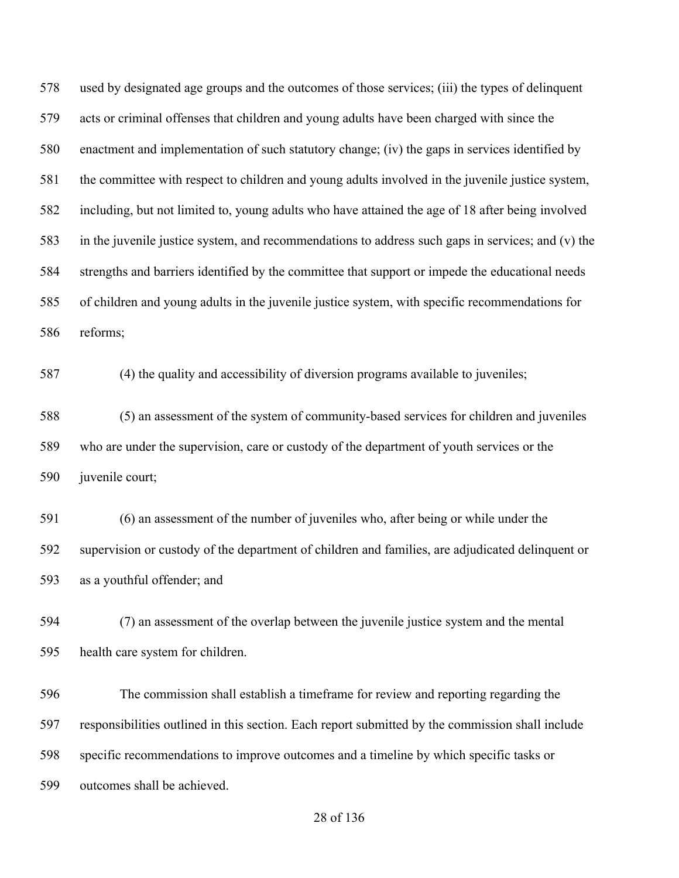used by designated age groups and the outcomes of those services; (iii) the types of delinquent acts or criminal offenses that children and young adults have been charged with since the enactment and implementation of such statutory change; (iv) the gaps in services identified by the committee with respect to children and young adults involved in the juvenile justice system, including, but not limited to, young adults who have attained the age of 18 after being involved in the juvenile justice system, and recommendations to address such gaps in services; and (v) the strengths and barriers identified by the committee that support or impede the educational needs of children and young adults in the juvenile justice system, with specific recommendations for reforms;

(4) the quality and accessibility of diversion programs available to juveniles;

(5) an assessment of the system of community-based services for children and juveniles who are under the supervision, care or custody of the department of youth services or the juvenile court;

(6) an assessment of the number of juveniles who, after being or while under the supervision or custody of the department of children and families, are adjudicated delinquent or as a youthful offender; and

(7) an assessment of the overlap between the juvenile justice system and the mental health care system for children.

The commission shall establish a timeframe for review and reporting regarding the responsibilities outlined in this section. Each report submitted by the commission shall include specific recommendations to improve outcomes and a timeline by which specific tasks or outcomes shall be achieved.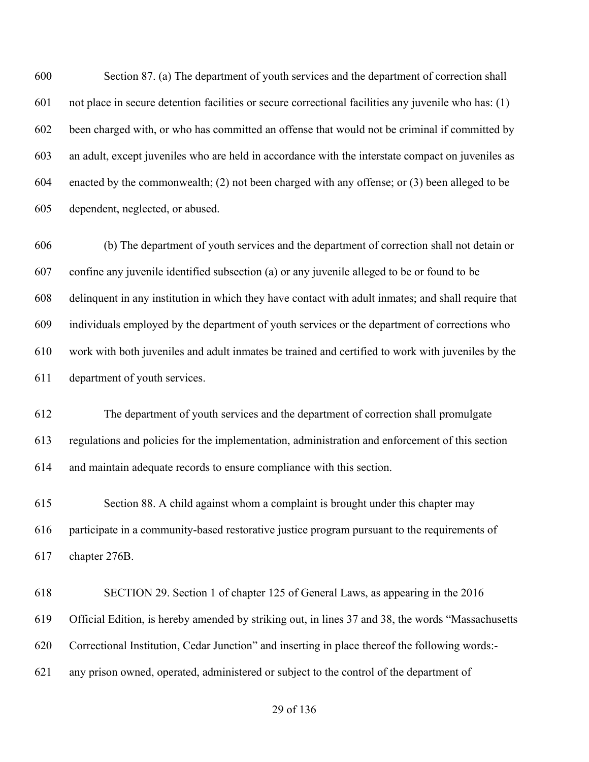Section 87. (a) The department of youth services and the department of correction shall not place in secure detention facilities or secure correctional facilities any juvenile who has: (1) been charged with, or who has committed an offense that would not be criminal if committed by an adult, except juveniles who are held in accordance with the interstate compact on juveniles as enacted by the commonwealth; (2) not been charged with any offense; or (3) been alleged to be dependent, neglected, or abused.

(b) The department of youth services and the department of correction shall not detain or confine any juvenile identified subsection (a) or any juvenile alleged to be or found to be delinquent in any institution in which they have contact with adult inmates; and shall require that individuals employed by the department of youth services or the department of corrections who work with both juveniles and adult inmates be trained and certified to work with juveniles by the department of youth services.

The department of youth services and the department of correction shall promulgate regulations and policies for the implementation, administration and enforcement of this section and maintain adequate records to ensure compliance with this section.

Section 88. A child against whom a complaint is brought under this chapter may participate in a community-based restorative justice program pursuant to the requirements of chapter 276B.

SECTION 29. Section 1 of chapter 125 of General Laws, as appearing in the 2016 Official Edition, is hereby amended by striking out, in lines 37 and 38, the words "Massachusetts Correctional Institution, Cedar Junction" and inserting in place thereof the following words:- any prison owned, operated, administered or subject to the control of the department of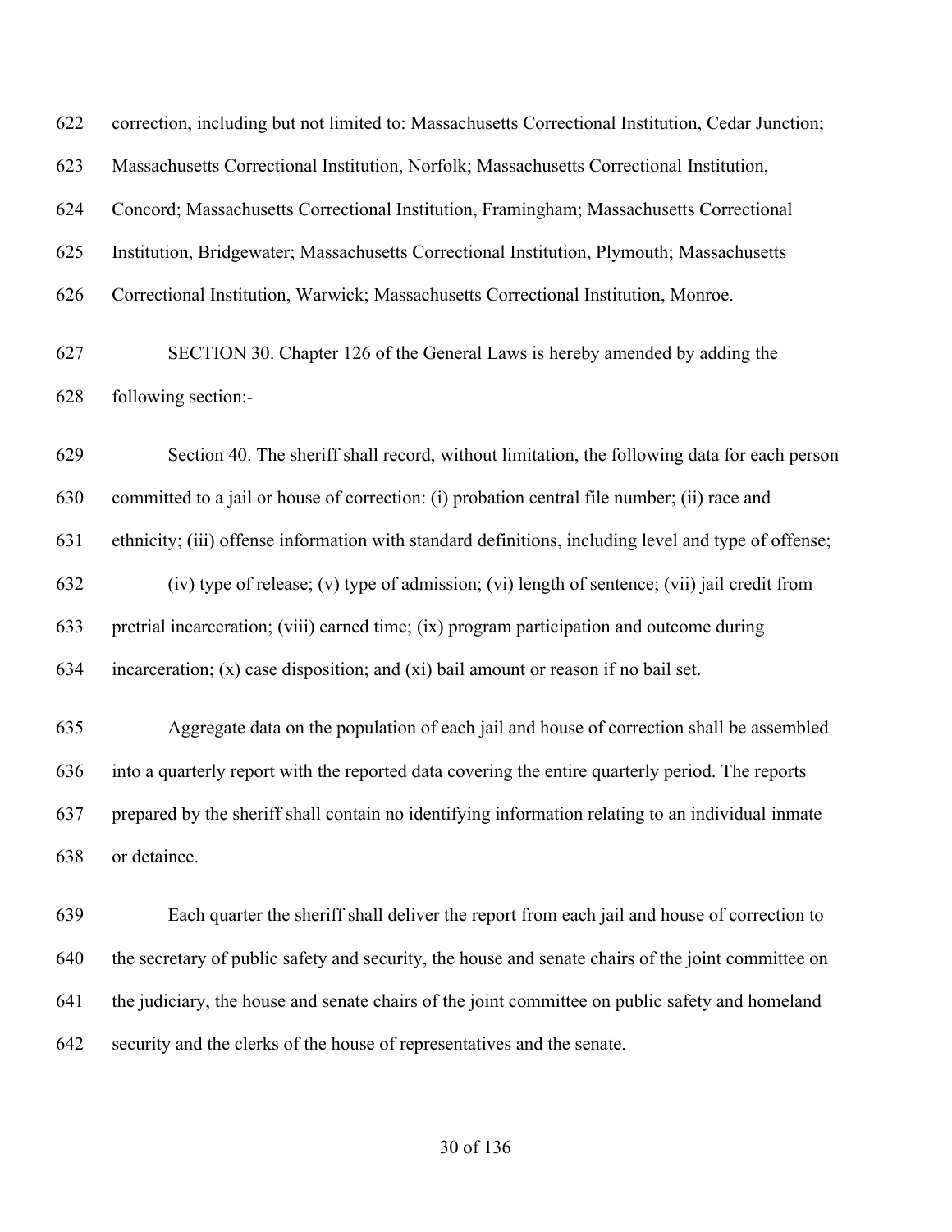correction, including but not limited to: Massachusetts Correctional Institution, Cedar Junction; Massachusetts Correctional Institution, Norfolk; Massachusetts Correctional Institution, Concord; Massachusetts Correctional Institution, Framingham; Massachusetts Correctional Institution, Bridgewater; Massachusetts Correctional Institution, Plymouth; Massachusetts Correctional Institution, Warwick; Massachusetts Correctional Institution, Monroe.

SECTION 30. Chapter 126 of the General Laws is hereby amended by adding the following section:-

Section 40. The sheriff shall record, without limitation, the following data for each person committed to a jail or house of correction: (i) probation central file number; (ii) race and ethnicity; (iii) offense information with standard definitions, including level and type of offense;

(iv) type of release; (v) type of admission; (vi) length of sentence; (vii) jail credit from pretrial incarceration; (viii) earned time; (ix) program participation and outcome during incarceration; (x) case disposition; and (xi) bail amount or reason if no bail set.

Aggregate data on the population of each jail and house of correction shall be assembled into a quarterly report with the reported data covering the entire quarterly period. The reports prepared by the sheriff shall contain no identifying information relating to an individual inmate or detainee.

Each quarter the sheriff shall deliver the report from each jail and house of correction to the secretary of public safety and security, the house and senate chairs of the joint committee on the judiciary, the house and senate chairs of the joint committee on public safety and homeland security and the clerks of the house of representatives and the senate.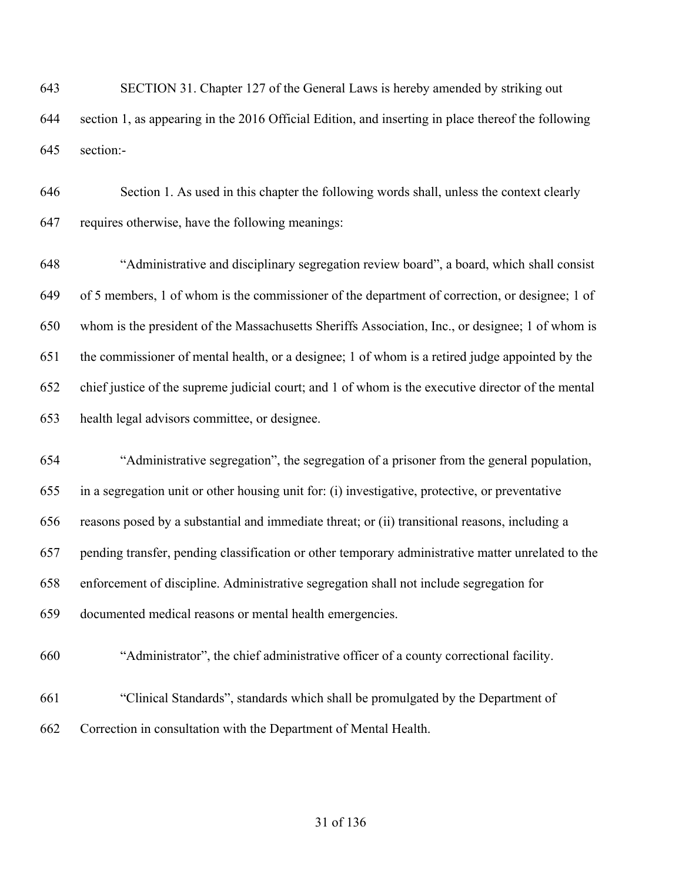SECTION 31. Chapter 127 of the General Laws is hereby amended by striking out section 1, as appearing in the 2016 Official Edition, and inserting in place thereof the following section:-

Section 1. As used in this chapter the following words shall, unless the context clearly requires otherwise, have the following meanings:

"Administrative and disciplinary segregation review board", a board, which shall consist of 5 members, 1 of whom is the commissioner of the department of correction, or designee; 1 of whom is the president of the Massachusetts Sheriffs Association, Inc., or designee; 1 of whom is the commissioner of mental health, or a designee; 1 of whom is a retired judge appointed by the chief justice of the supreme judicial court; and 1 of whom is the executive director of the mental health legal advisors committee, or designee.

"Administrative segregation", the segregation of a prisoner from the general population, in a segregation unit or other housing unit for: (i) investigative, protective, or preventative reasons posed by a substantial and immediate threat; or (ii) transitional reasons, including a pending transfer, pending classification or other temporary administrative matter unrelated to the enforcement of discipline. Administrative segregation shall not include segregation for documented medical reasons or mental health emergencies.

"Administrator", the chief administrative officer of a county correctional facility.

"Clinical Standards", standards which shall be promulgated by the Department of Correction in consultation with the Department of Mental Health.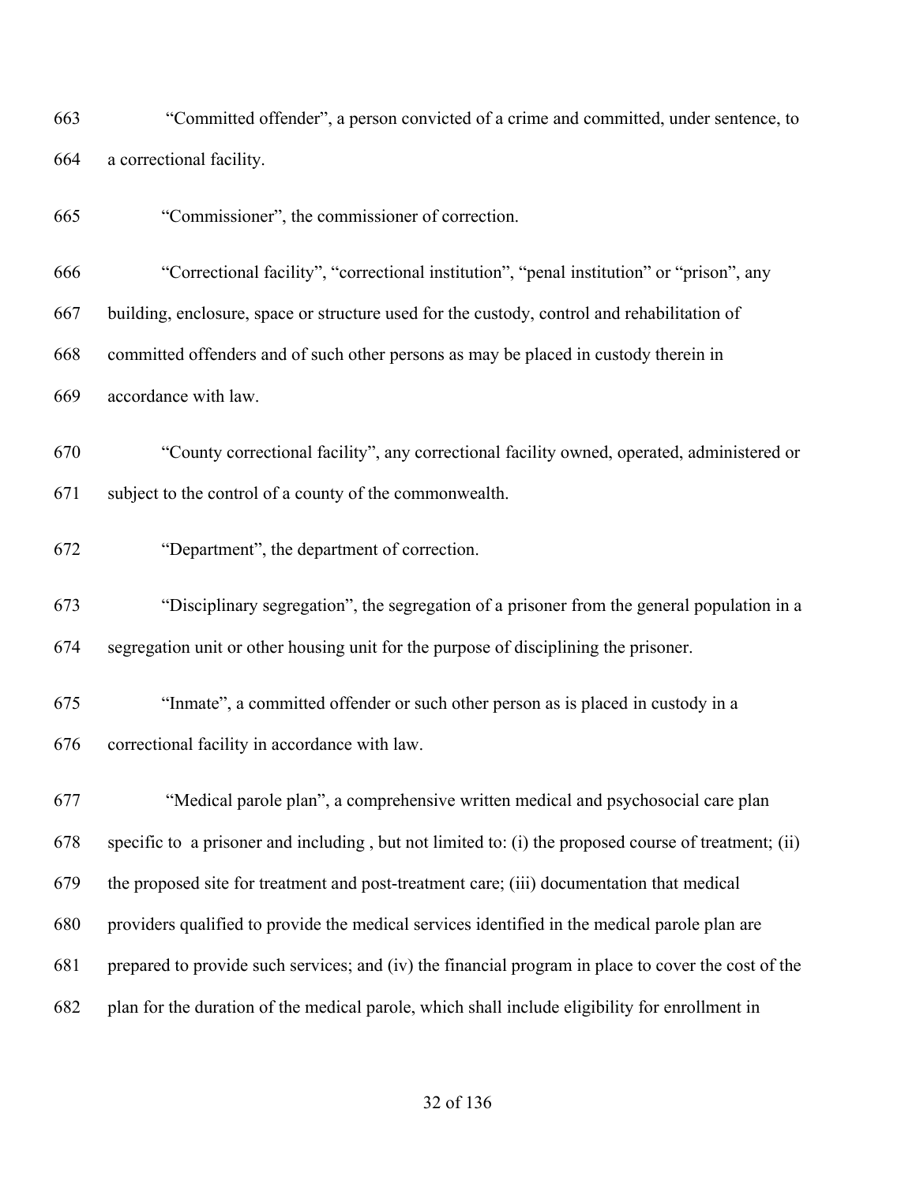663 “Committed offender”, a person convicted of a crime and committed, under sentence, to
664 a correctional facility.

665 “Commissioner”, the commissioner of correction.

666 “Correctional facility”, “correctional institution”, “penal institution” or “prison”, any
667 building, enclosure, space or structure used for the custody, control and rehabilitation of
668 committed offenders and of such other persons as may be placed in custody therein in
669 accordance with law.

670 “County correctional facility”, any correctional facility owned, operated, administered or
671 subject to the control of a county of the commonwealth.

672 “Department”, the department of correction.

673 “Disciplinary segregation”, the segregation of a prisoner from the general population in a
674 segregation unit or other housing unit for the purpose of disciplining the prisoner.

675 “Inmate”, a committed offender or such other person as is placed in custody in a
676 correctional facility in accordance with law.

677 “Medical parole plan”, a comprehensive written medical and psychosocial care plan
678 specific to a prisoner and including , but not limited to: (i) the proposed course of treatment; (ii)
679 the proposed site for treatment and post-treatment care; (iii) documentation that medical
680 providers qualified to provide the medical services identified in the medical parole plan are
681 prepared to provide such services; and (iv) the financial program in place to cover the cost of the
682 plan for the duration of the medical parole, which shall include eligibility for enrollment in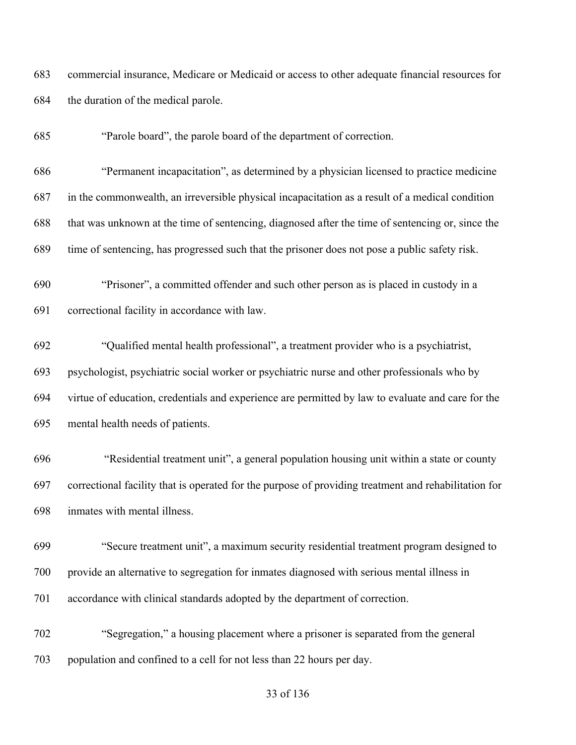commercial insurance, Medicare or Medicaid or access to other adequate financial resources for the duration of the medical parole.

"Parole board", the parole board of the department of correction.

"Permanent incapacitation", as determined by a physician licensed to practice medicine in the commonwealth, an irreversible physical incapacitation as a result of a medical condition that was unknown at the time of sentencing, diagnosed after the time of sentencing or, since the time of sentencing, has progressed such that the prisoner does not pose a public safety risk.

"Prisoner", a committed offender and such other person as is placed in custody in a correctional facility in accordance with law.

"Qualified mental health professional", a treatment provider who is a psychiatrist, psychologist, psychiatric social worker or psychiatric nurse and other professionals who by virtue of education, credentials and experience are permitted by law to evaluate and care for the mental health needs of patients.

"Residential treatment unit", a general population housing unit within a state or county correctional facility that is operated for the purpose of providing treatment and rehabilitation for inmates with mental illness.

"Secure treatment unit", a maximum security residential treatment program designed to provide an alternative to segregation for inmates diagnosed with serious mental illness in accordance with clinical standards adopted by the department of correction.

"Segregation," a housing placement where a prisoner is separated from the general population and confined to a cell for not less than 22 hours per day.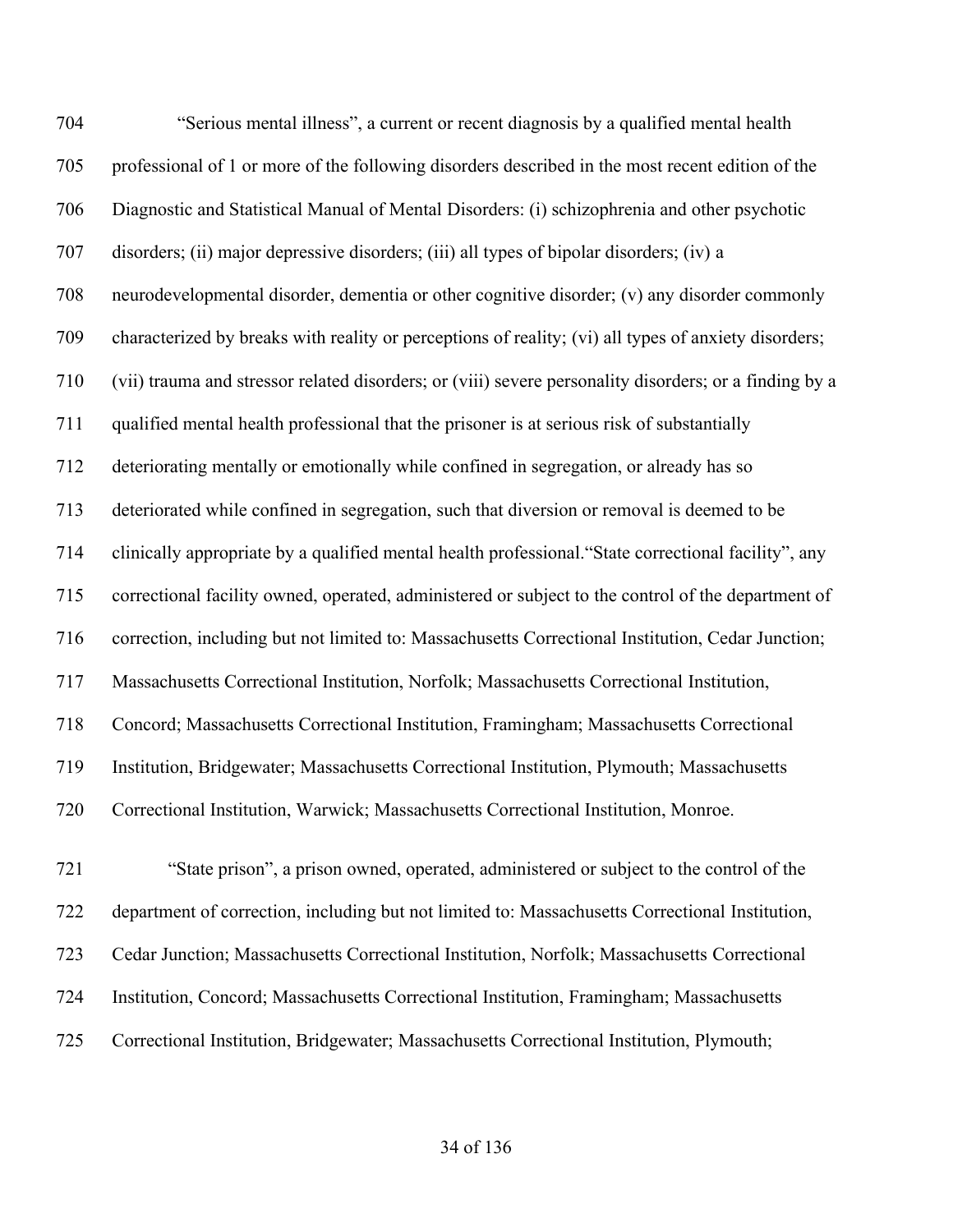"Serious mental illness", a current or recent diagnosis by a qualified mental health professional of 1 or more of the following disorders described in the most recent edition of the Diagnostic and Statistical Manual of Mental Disorders: (i) schizophrenia and other psychotic disorders; (ii) major depressive disorders; (iii) all types of bipolar disorders; (iv) a neurodevelopmental disorder, dementia or other cognitive disorder; (v) any disorder commonly characterized by breaks with reality or perceptions of reality; (vi) all types of anxiety disorders; (vii) trauma and stressor related disorders; or (viii) severe personality disorders; or a finding by a qualified mental health professional that the prisoner is at serious risk of substantially deteriorating mentally or emotionally while confined in segregation, or already has so deteriorated while confined in segregation, such that diversion or removal is deemed to be clinically appropriate by a qualified mental health professional."State correctional facility", any correctional facility owned, operated, administered or subject to the control of the department of correction, including but not limited to: Massachusetts Correctional Institution, Cedar Junction; Massachusetts Correctional Institution, Norfolk; Massachusetts Correctional Institution, Concord; Massachusetts Correctional Institution, Framingham; Massachusetts Correctional Institution, Bridgewater; Massachusetts Correctional Institution, Plymouth; Massachusetts Correctional Institution, Warwick; Massachusetts Correctional Institution, Monroe.

"State prison", a prison owned, operated, administered or subject to the control of the department of correction, including but not limited to: Massachusetts Correctional Institution, Cedar Junction; Massachusetts Correctional Institution, Norfolk; Massachusetts Correctional Institution, Concord; Massachusetts Correctional Institution, Framingham; Massachusetts Correctional Institution, Bridgewater; Massachusetts Correctional Institution, Plymouth;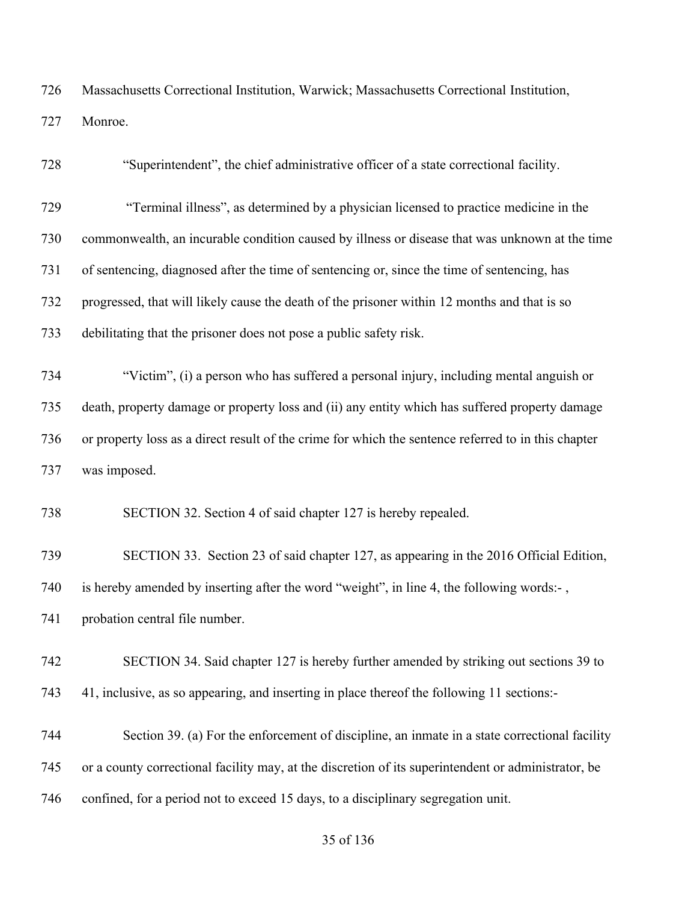Massachusetts Correctional Institution, Warwick; Massachusetts Correctional Institution, Monroe.

"Superintendent", the chief administrative officer of a state correctional facility.

"Terminal illness", as determined by a physician licensed to practice medicine in the commonwealth, an incurable condition caused by illness or disease that was unknown at the time of sentencing, diagnosed after the time of sentencing or, since the time of sentencing, has progressed, that will likely cause the death of the prisoner within 12 months and that is so debilitating that the prisoner does not pose a public safety risk.

"Victim", (i) a person who has suffered a personal injury, including mental anguish or death, property damage or property loss and (ii) any entity which has suffered property damage or property loss as a direct result of the crime for which the sentence referred to in this chapter was imposed.

SECTION 32. Section 4 of said chapter 127 is hereby repealed.

SECTION 33. Section 23 of said chapter 127, as appearing in the 2016 Official Edition, is hereby amended by inserting after the word "weight", in line 4, the following words:- , probation central file number.

SECTION 34. Said chapter 127 is hereby further amended by striking out sections 39 to 41, inclusive, as so appearing, and inserting in place thereof the following 11 sections:-

Section 39. (a) For the enforcement of discipline, an inmate in a state correctional facility or a county correctional facility may, at the discretion of its superintendent or administrator, be confined, for a period not to exceed 15 days, to a disciplinary segregation unit.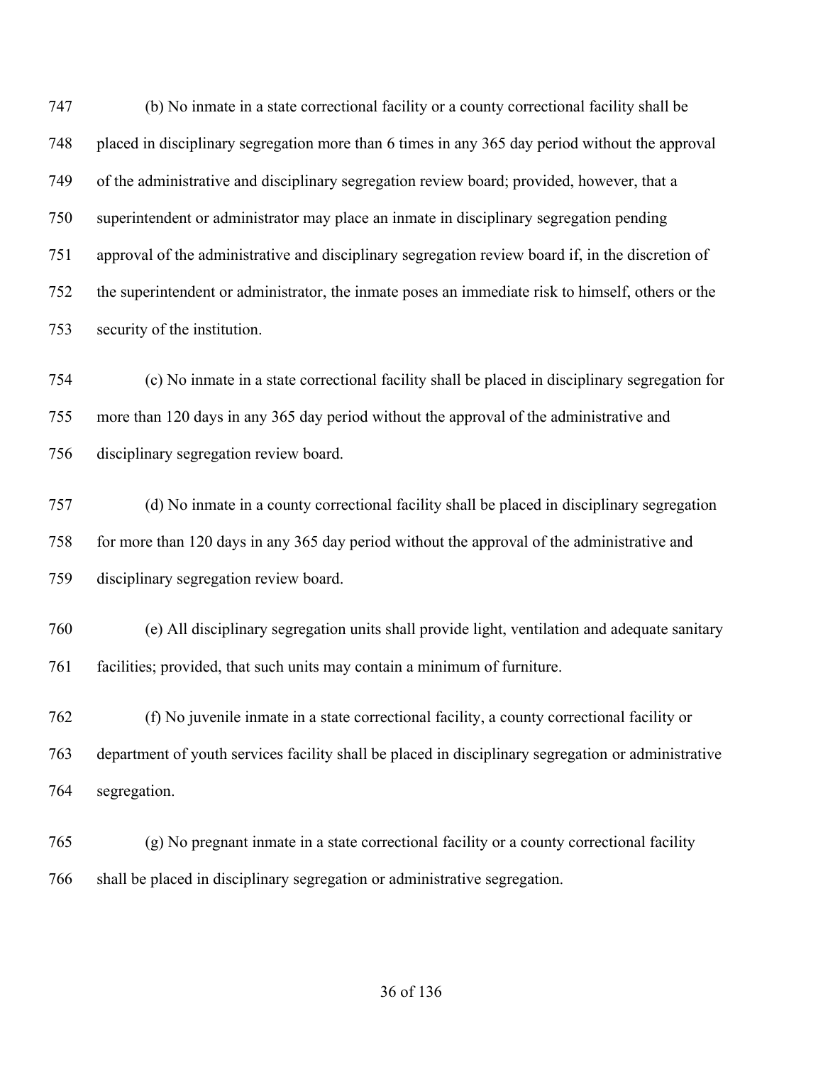(b) No inmate in a state correctional facility or a county correctional facility shall be placed in disciplinary segregation more than 6 times in any 365 day period without the approval of the administrative and disciplinary segregation review board; provided, however, that a superintendent or administrator may place an inmate in disciplinary segregation pending approval of the administrative and disciplinary segregation review board if, in the discretion of the superintendent or administrator, the inmate poses an immediate risk to himself, others or the security of the institution.

(c) No inmate in a state correctional facility shall be placed in disciplinary segregation for more than 120 days in any 365 day period without the approval of the administrative and disciplinary segregation review board.

(d) No inmate in a county correctional facility shall be placed in disciplinary segregation for more than 120 days in any 365 day period without the approval of the administrative and disciplinary segregation review board.

(e) All disciplinary segregation units shall provide light, ventilation and adequate sanitary facilities; provided, that such units may contain a minimum of furniture.

(f) No juvenile inmate in a state correctional facility, a county correctional facility or department of youth services facility shall be placed in disciplinary segregation or administrative segregation.

(g) No pregnant inmate in a state correctional facility or a county correctional facility shall be placed in disciplinary segregation or administrative segregation.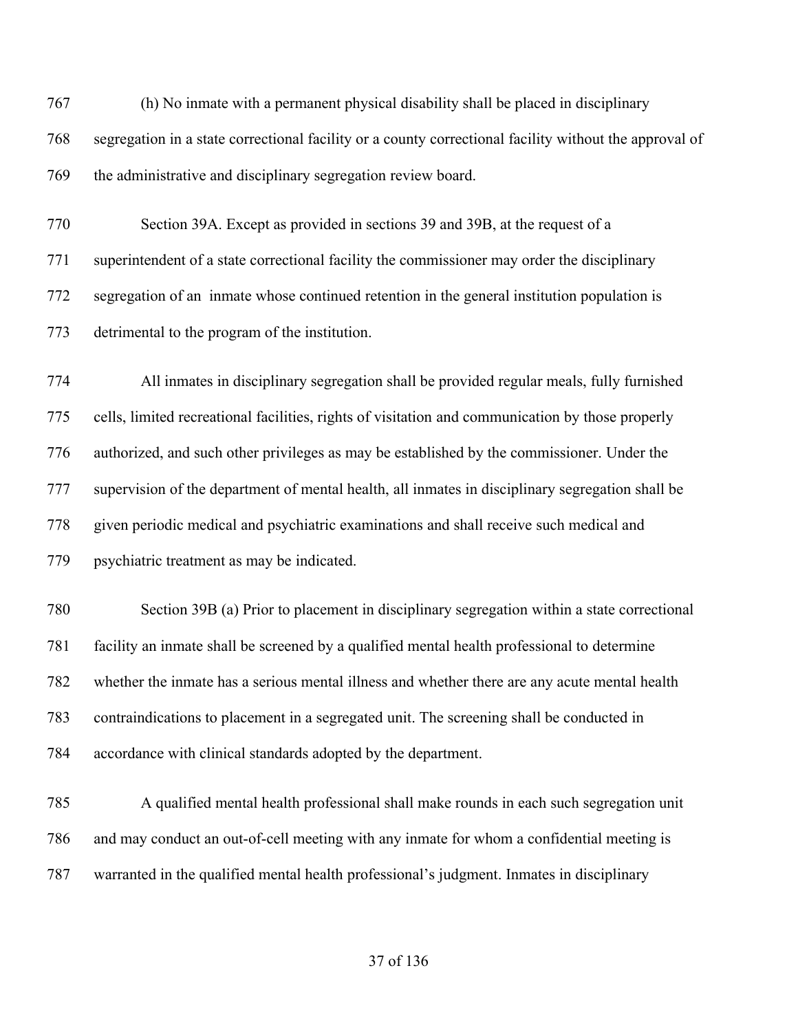(h) No inmate with a permanent physical disability shall be placed in disciplinary segregation in a state correctional facility or a county correctional facility without the approval of the administrative and disciplinary segregation review board.

Section 39A. Except as provided in sections 39 and 39B, at the request of a superintendent of a state correctional facility the commissioner may order the disciplinary segregation of an inmate whose continued retention in the general institution population is detrimental to the program of the institution.

All inmates in disciplinary segregation shall be provided regular meals, fully furnished cells, limited recreational facilities, rights of visitation and communication by those properly authorized, and such other privileges as may be established by the commissioner. Under the supervision of the department of mental health, all inmates in disciplinary segregation shall be given periodic medical and psychiatric examinations and shall receive such medical and psychiatric treatment as may be indicated.

Section 39B (a) Prior to placement in disciplinary segregation within a state correctional facility an inmate shall be screened by a qualified mental health professional to determine whether the inmate has a serious mental illness and whether there are any acute mental health contraindications to placement in a segregated unit. The screening shall be conducted in accordance with clinical standards adopted by the department.

A qualified mental health professional shall make rounds in each such segregation unit and may conduct an out-of-cell meeting with any inmate for whom a confidential meeting is warranted in the qualified mental health professional's judgment. Inmates in disciplinary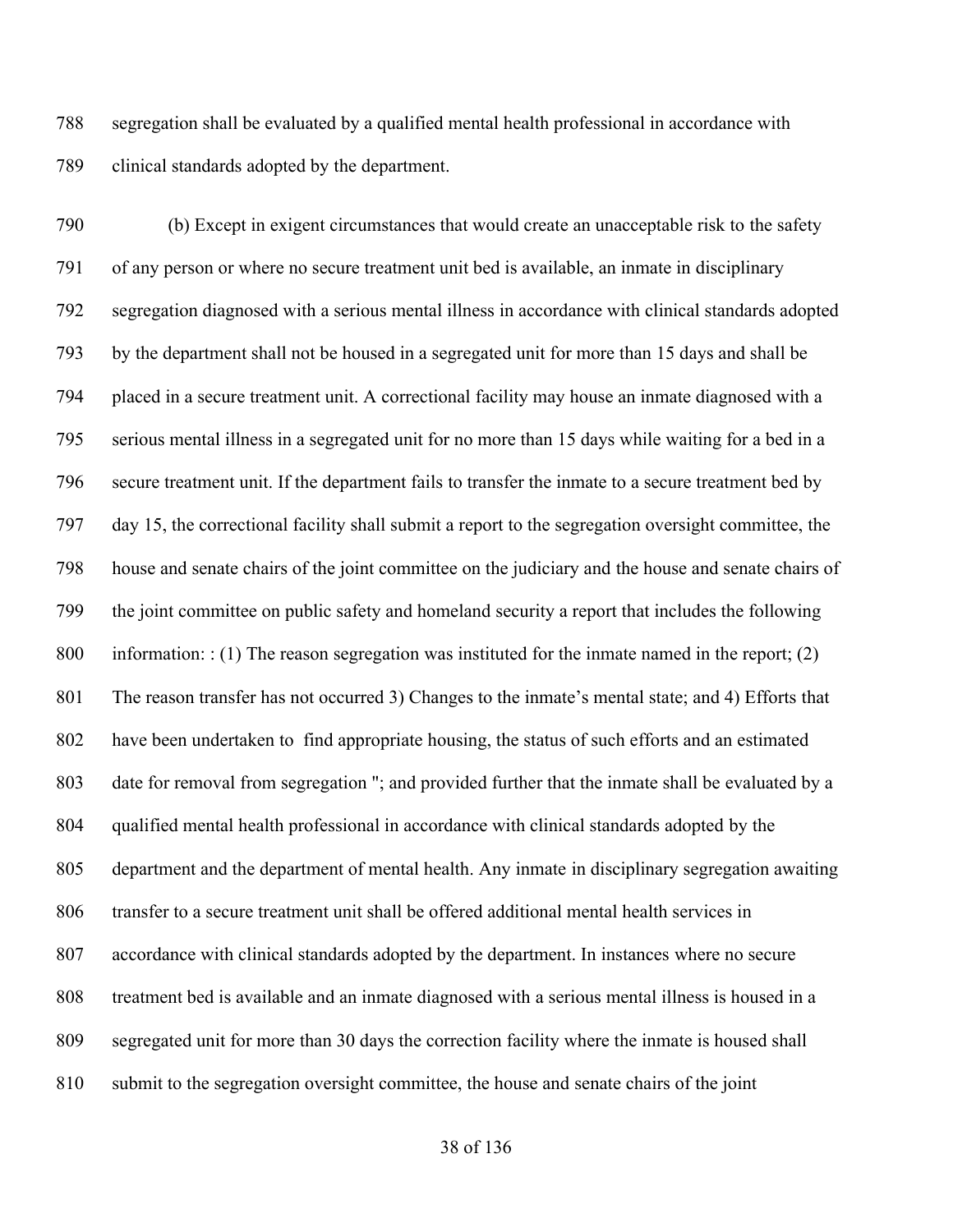segregation shall be evaluated by a qualified mental health professional in accordance with clinical standards adopted by the department.

(b) Except in exigent circumstances that would create an unacceptable risk to the safety of any person or where no secure treatment unit bed is available, an inmate in disciplinary segregation diagnosed with a serious mental illness in accordance with clinical standards adopted by the department shall not be housed in a segregated unit for more than 15 days and shall be placed in a secure treatment unit. A correctional facility may house an inmate diagnosed with a serious mental illness in a segregated unit for no more than 15 days while waiting for a bed in a secure treatment unit. If the department fails to transfer the inmate to a secure treatment bed by day 15, the correctional facility shall submit a report to the segregation oversight committee, the house and senate chairs of the joint committee on the judiciary and the house and senate chairs of the joint committee on public safety and homeland security a report that includes the following information: : (1) The reason segregation was instituted for the inmate named in the report; (2) The reason transfer has not occurred 3) Changes to the inmate's mental state; and 4) Efforts that have been undertaken to find appropriate housing, the status of such efforts and an estimated date for removal from segregation "; and provided further that the inmate shall be evaluated by a qualified mental health professional in accordance with clinical standards adopted by the department and the department of mental health. Any inmate in disciplinary segregation awaiting transfer to a secure treatment unit shall be offered additional mental health services in accordance with clinical standards adopted by the department. In instances where no secure treatment bed is available and an inmate diagnosed with a serious mental illness is housed in a segregated unit for more than 30 days the correction facility where the inmate is housed shall submit to the segregation oversight committee, the house and senate chairs of the joint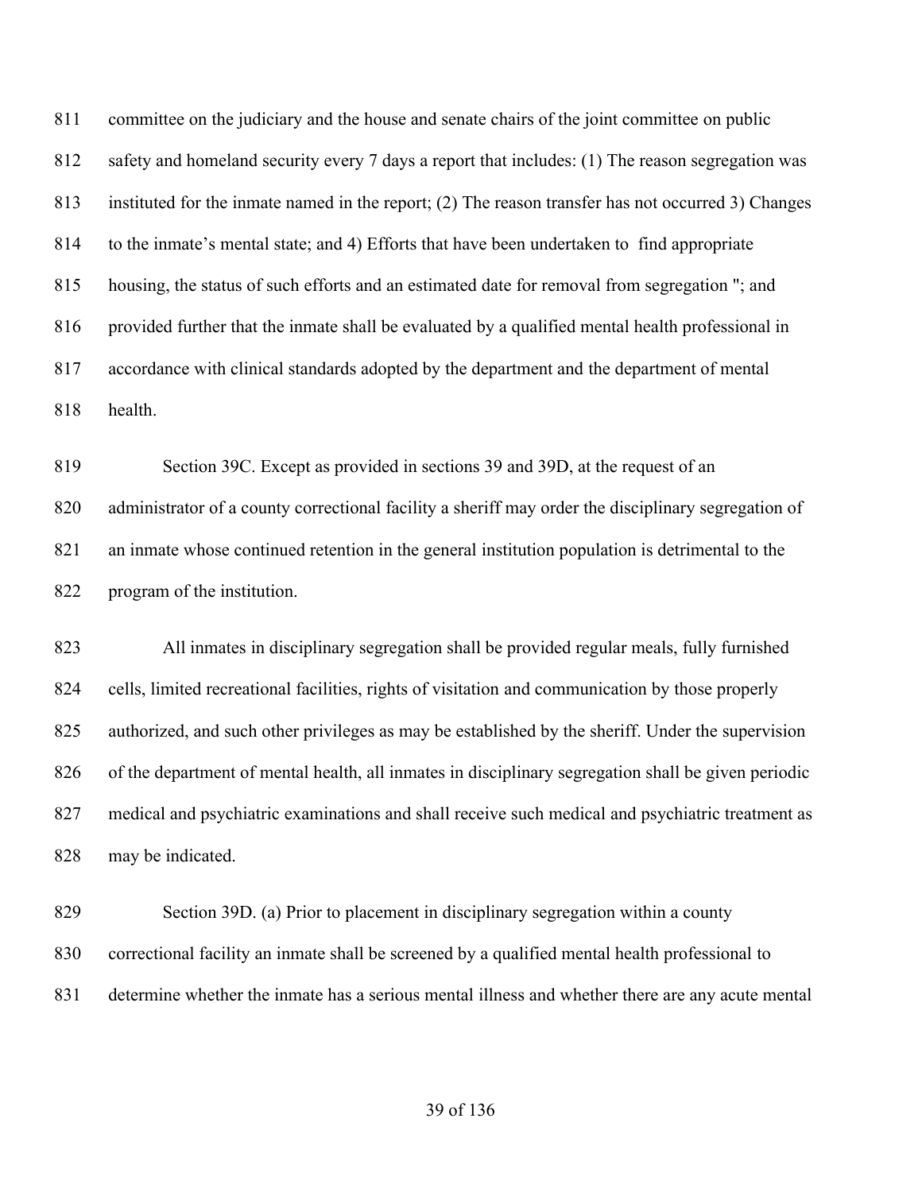committee on the judiciary and the house and senate chairs of the joint committee on public safety and homeland security every 7 days a report that includes: (1) The reason segregation was instituted for the inmate named in the report; (2) The reason transfer has not occurred 3) Changes to the inmate's mental state; and 4) Efforts that have been undertaken to find appropriate housing, the status of such efforts and an estimated date for removal from segregation "; and provided further that the inmate shall be evaluated by a qualified mental health professional in accordance with clinical standards adopted by the department and the department of mental health.

Section 39C. Except as provided in sections 39 and 39D, at the request of an administrator of a county correctional facility a sheriff may order the disciplinary segregation of an inmate whose continued retention in the general institution population is detrimental to the program of the institution.

All inmates in disciplinary segregation shall be provided regular meals, fully furnished cells, limited recreational facilities, rights of visitation and communication by those properly authorized, and such other privileges as may be established by the sheriff. Under the supervision of the department of mental health, all inmates in disciplinary segregation shall be given periodic medical and psychiatric examinations and shall receive such medical and psychiatric treatment as may be indicated.

Section 39D. (a) Prior to placement in disciplinary segregation within a county correctional facility an inmate shall be screened by a qualified mental health professional to determine whether the inmate has a serious mental illness and whether there are any acute mental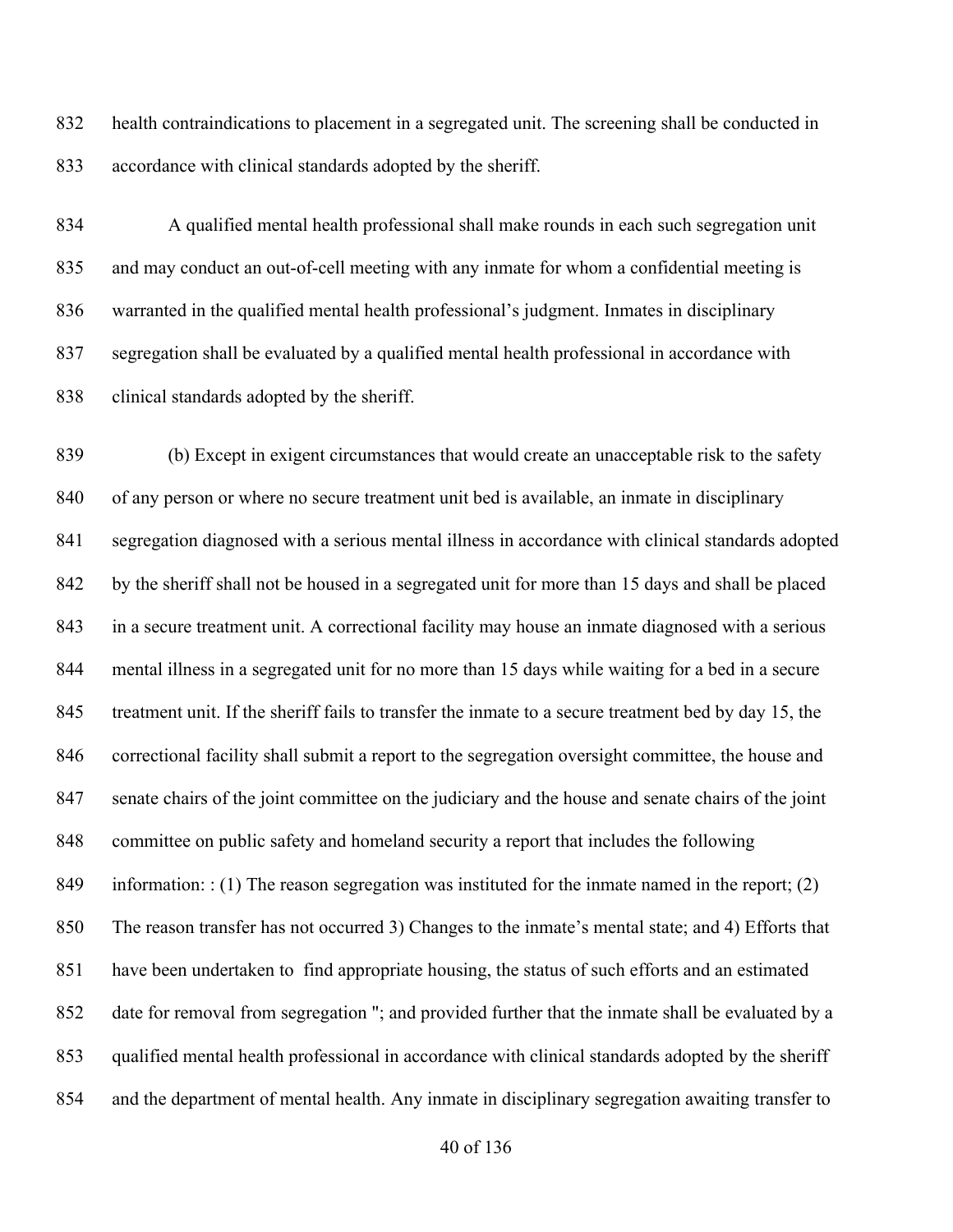health contraindications to placement in a segregated unit. The screening shall be conducted in accordance with clinical standards adopted by the sheriff.

A qualified mental health professional shall make rounds in each such segregation unit and may conduct an out-of-cell meeting with any inmate for whom a confidential meeting is warranted in the qualified mental health professional's judgment. Inmates in disciplinary segregation shall be evaluated by a qualified mental health professional in accordance with clinical standards adopted by the sheriff.

(b) Except in exigent circumstances that would create an unacceptable risk to the safety of any person or where no secure treatment unit bed is available, an inmate in disciplinary segregation diagnosed with a serious mental illness in accordance with clinical standards adopted by the sheriff shall not be housed in a segregated unit for more than 15 days and shall be placed in a secure treatment unit. A correctional facility may house an inmate diagnosed with a serious mental illness in a segregated unit for no more than 15 days while waiting for a bed in a secure treatment unit. If the sheriff fails to transfer the inmate to a secure treatment bed by day 15, the correctional facility shall submit a report to the segregation oversight committee, the house and senate chairs of the joint committee on the judiciary and the house and senate chairs of the joint committee on public safety and homeland security a report that includes the following information: : (1) The reason segregation was instituted for the inmate named in the report; (2) The reason transfer has not occurred 3) Changes to the inmate's mental state; and 4) Efforts that have been undertaken to find appropriate housing, the status of such efforts and an estimated date for removal from segregation "; and provided further that the inmate shall be evaluated by a qualified mental health professional in accordance with clinical standards adopted by the sheriff and the department of mental health. Any inmate in disciplinary segregation awaiting transfer to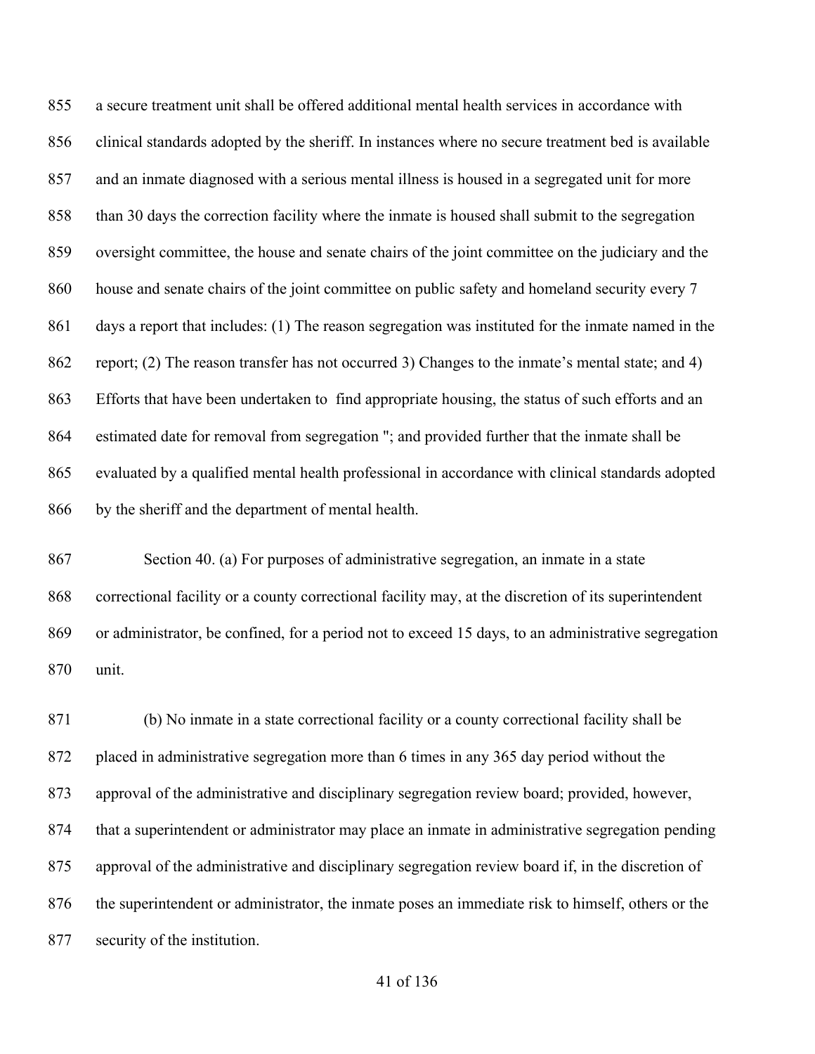855 a secure treatment unit shall be offered additional mental health services in accordance with
856 clinical standards adopted by the sheriff. In instances where no secure treatment bed is available
857 and an inmate diagnosed with a serious mental illness is housed in a segregated unit for more
858 than 30 days the correction facility where the inmate is housed shall submit to the segregation
859 oversight committee, the house and senate chairs of the joint committee on the judiciary and the
860 house and senate chairs of the joint committee on public safety and homeland security every 7
861 days a report that includes: (1) The reason segregation was instituted for the inmate named in the
862 report; (2) The reason transfer has not occurred 3) Changes to the inmate's mental state; and 4)
863 Efforts that have been undertaken to find appropriate housing, the status of such efforts and an
864 estimated date for removal from segregation "; and provided further that the inmate shall be
865 evaluated by a qualified mental health professional in accordance with clinical standards adopted
866 by the sheriff and the department of mental health.

867 Section 40. (a) For purposes of administrative segregation, an inmate in a state
868 correctional facility or a county correctional facility may, at the discretion of its superintendent
869 or administrator, be confined, for a period not to exceed 15 days, to an administrative segregation
870 unit.

871 (b) No inmate in a state correctional facility or a county correctional facility shall be
872 placed in administrative segregation more than 6 times in any 365 day period without the
873 approval of the administrative and disciplinary segregation review board; provided, however,
874 that a superintendent or administrator may place an inmate in administrative segregation pending
875 approval of the administrative and disciplinary segregation review board if, in the discretion of
876 the superintendent or administrator, the inmate poses an immediate risk to himself, others or the
877 security of the institution.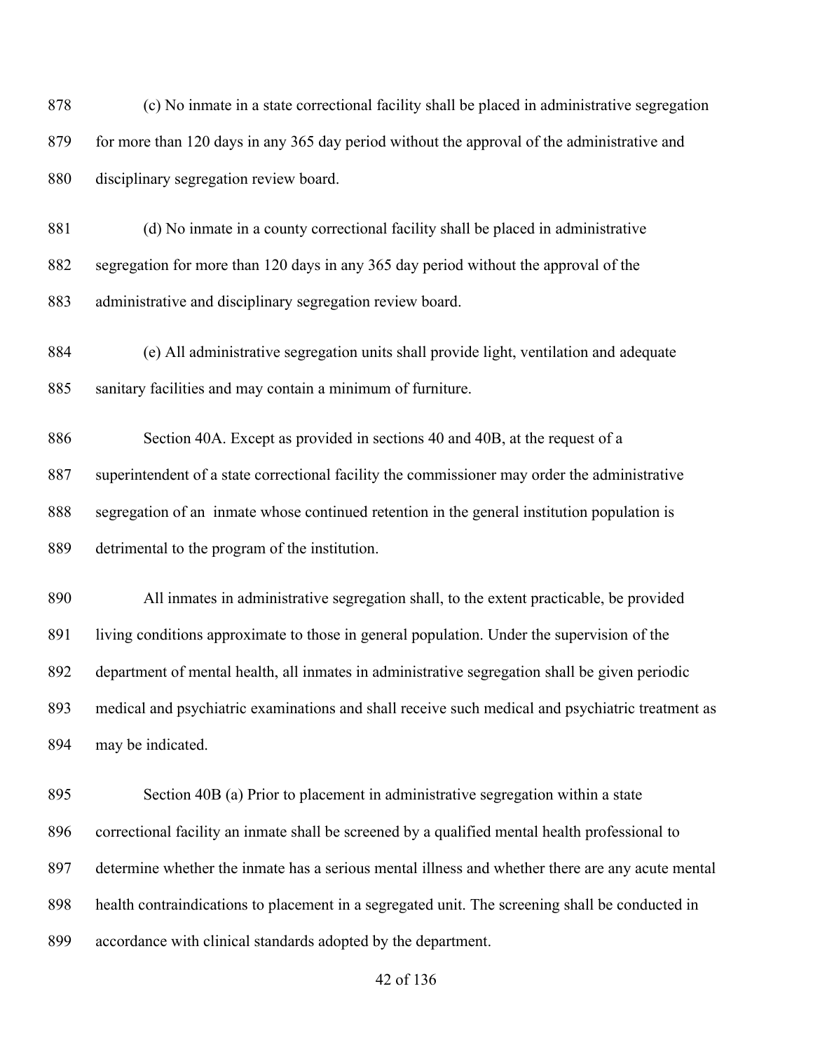(c) No inmate in a state correctional facility shall be placed in administrative segregation for more than 120 days in any 365 day period without the approval of the administrative and disciplinary segregation review board.

(d) No inmate in a county correctional facility shall be placed in administrative segregation for more than 120 days in any 365 day period without the approval of the administrative and disciplinary segregation review board.

(e) All administrative segregation units shall provide light, ventilation and adequate sanitary facilities and may contain a minimum of furniture.

Section 40A. Except as provided in sections 40 and 40B, at the request of a superintendent of a state correctional facility the commissioner may order the administrative segregation of an inmate whose continued retention in the general institution population is detrimental to the program of the institution.

All inmates in administrative segregation shall, to the extent practicable, be provided living conditions approximate to those in general population. Under the supervision of the department of mental health, all inmates in administrative segregation shall be given periodic medical and psychiatric examinations and shall receive such medical and psychiatric treatment as may be indicated.

Section 40B (a) Prior to placement in administrative segregation within a state correctional facility an inmate shall be screened by a qualified mental health professional to determine whether the inmate has a serious mental illness and whether there are any acute mental health contraindications to placement in a segregated unit. The screening shall be conducted in accordance with clinical standards adopted by the department.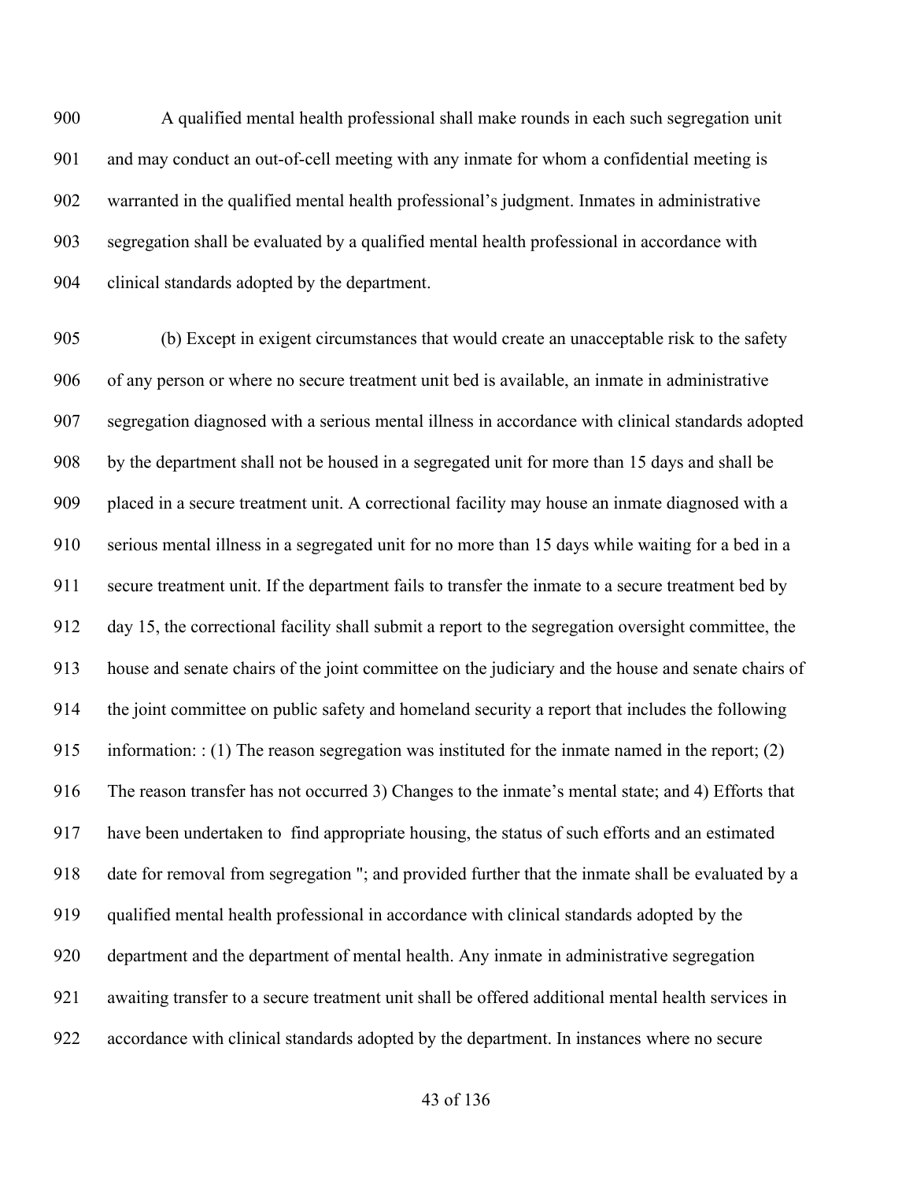A qualified mental health professional shall make rounds in each such segregation unit and may conduct an out-of-cell meeting with any inmate for whom a confidential meeting is warranted in the qualified mental health professional's judgment. Inmates in administrative segregation shall be evaluated by a qualified mental health professional in accordance with clinical standards adopted by the department.

(b) Except in exigent circumstances that would create an unacceptable risk to the safety of any person or where no secure treatment unit bed is available, an inmate in administrative segregation diagnosed with a serious mental illness in accordance with clinical standards adopted by the department shall not be housed in a segregated unit for more than 15 days and shall be placed in a secure treatment unit. A correctional facility may house an inmate diagnosed with a serious mental illness in a segregated unit for no more than 15 days while waiting for a bed in a secure treatment unit. If the department fails to transfer the inmate to a secure treatment bed by day 15, the correctional facility shall submit a report to the segregation oversight committee, the house and senate chairs of the joint committee on the judiciary and the house and senate chairs of the joint committee on public safety and homeland security a report that includes the following information: : (1) The reason segregation was instituted for the inmate named in the report; (2) The reason transfer has not occurred 3) Changes to the inmate's mental state; and 4) Efforts that have been undertaken to find appropriate housing, the status of such efforts and an estimated date for removal from segregation "; and provided further that the inmate shall be evaluated by a qualified mental health professional in accordance with clinical standards adopted by the department and the department of mental health. Any inmate in administrative segregation awaiting transfer to a secure treatment unit shall be offered additional mental health services in accordance with clinical standards adopted by the department. In instances where no secure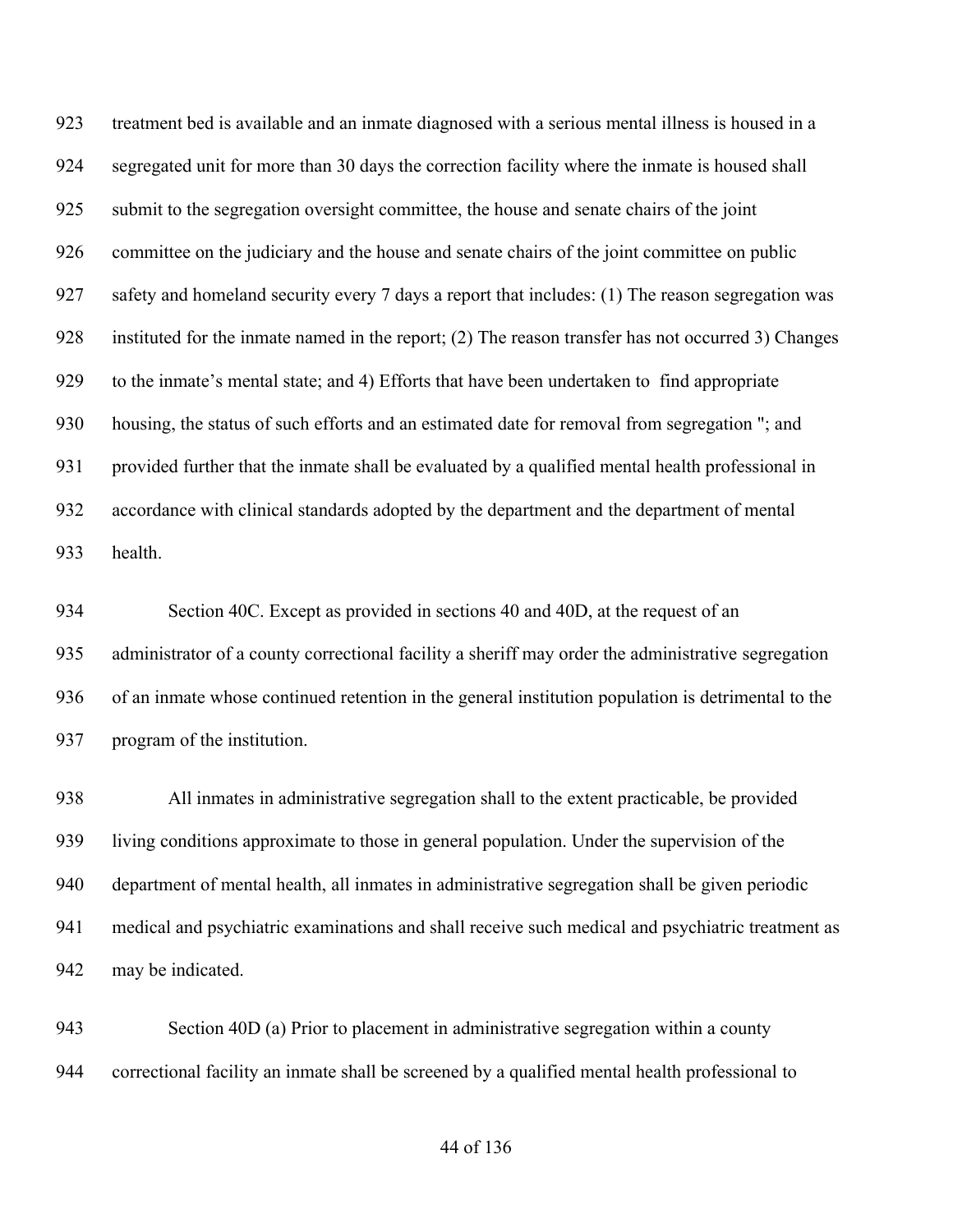treatment bed is available and an inmate diagnosed with a serious mental illness is housed in a segregated unit for more than 30 days the correction facility where the inmate is housed shall submit to the segregation oversight committee, the house and senate chairs of the joint committee on the judiciary and the house and senate chairs of the joint committee on public safety and homeland security every 7 days a report that includes: (1) The reason segregation was instituted for the inmate named in the report; (2) The reason transfer has not occurred 3) Changes to the inmate's mental state; and 4) Efforts that have been undertaken to find appropriate housing, the status of such efforts and an estimated date for removal from segregation "; and provided further that the inmate shall be evaluated by a qualified mental health professional in accordance with clinical standards adopted by the department and the department of mental health.

Section 40C. Except as provided in sections 40 and 40D, at the request of an administrator of a county correctional facility a sheriff may order the administrative segregation of an inmate whose continued retention in the general institution population is detrimental to the program of the institution.

All inmates in administrative segregation shall to the extent practicable, be provided living conditions approximate to those in general population. Under the supervision of the department of mental health, all inmates in administrative segregation shall be given periodic medical and psychiatric examinations and shall receive such medical and psychiatric treatment as may be indicated.

Section 40D (a) Prior to placement in administrative segregation within a county correctional facility an inmate shall be screened by a qualified mental health professional to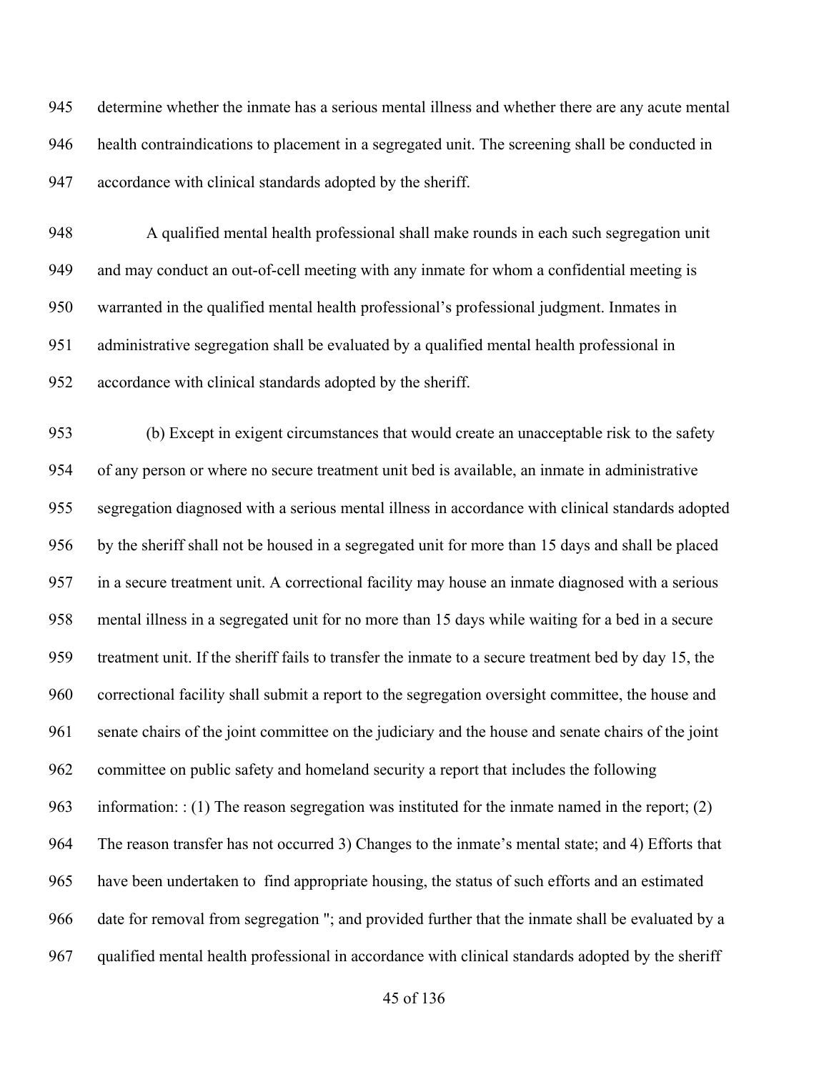determine whether the inmate has a serious mental illness and whether there are any acute mental health contraindications to placement in a segregated unit. The screening shall be conducted in accordance with clinical standards adopted by the sheriff.

A qualified mental health professional shall make rounds in each such segregation unit and may conduct an out-of-cell meeting with any inmate for whom a confidential meeting is warranted in the qualified mental health professional's professional judgment. Inmates in administrative segregation shall be evaluated by a qualified mental health professional in accordance with clinical standards adopted by the sheriff.

(b) Except in exigent circumstances that would create an unacceptable risk to the safety of any person or where no secure treatment unit bed is available, an inmate in administrative segregation diagnosed with a serious mental illness in accordance with clinical standards adopted by the sheriff shall not be housed in a segregated unit for more than 15 days and shall be placed in a secure treatment unit. A correctional facility may house an inmate diagnosed with a serious mental illness in a segregated unit for no more than 15 days while waiting for a bed in a secure treatment unit. If the sheriff fails to transfer the inmate to a secure treatment bed by day 15, the correctional facility shall submit a report to the segregation oversight committee, the house and senate chairs of the joint committee on the judiciary and the house and senate chairs of the joint committee on public safety and homeland security a report that includes the following information: : (1) The reason segregation was instituted for the inmate named in the report; (2) The reason transfer has not occurred 3) Changes to the inmate's mental state; and 4) Efforts that have been undertaken to find appropriate housing, the status of such efforts and an estimated date for removal from segregation "; and provided further that the inmate shall be evaluated by a qualified mental health professional in accordance with clinical standards adopted by the sheriff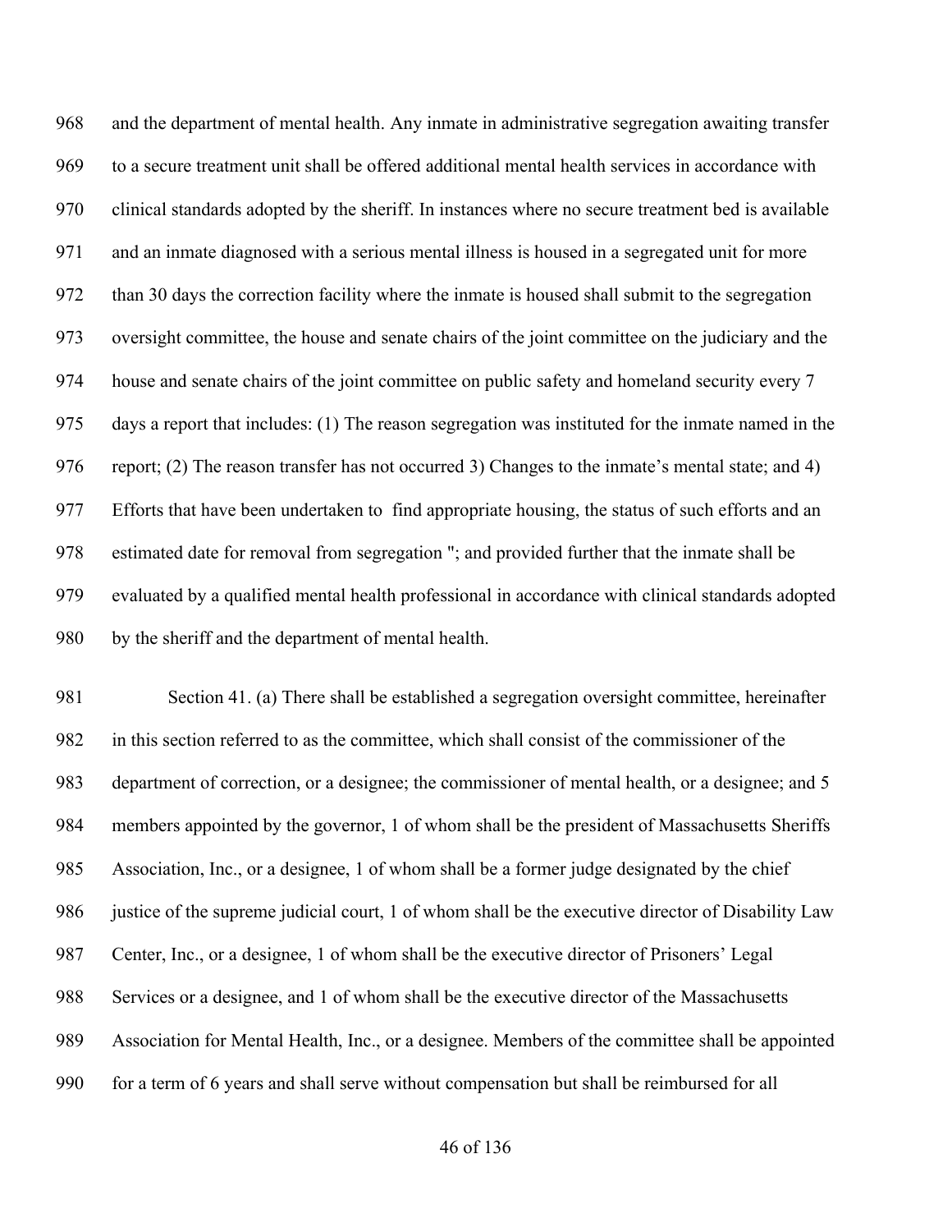and the department of mental health. Any inmate in administrative segregation awaiting transfer to a secure treatment unit shall be offered additional mental health services in accordance with clinical standards adopted by the sheriff. In instances where no secure treatment bed is available and an inmate diagnosed with a serious mental illness is housed in a segregated unit for more than 30 days the correction facility where the inmate is housed shall submit to the segregation oversight committee, the house and senate chairs of the joint committee on the judiciary and the house and senate chairs of the joint committee on public safety and homeland security every 7 days a report that includes: (1) The reason segregation was instituted for the inmate named in the report; (2) The reason transfer has not occurred 3) Changes to the inmate's mental state; and 4) Efforts that have been undertaken to find appropriate housing, the status of such efforts and an estimated date for removal from segregation "; and provided further that the inmate shall be evaluated by a qualified mental health professional in accordance with clinical standards adopted by the sheriff and the department of mental health.

Section 41. (a) There shall be established a segregation oversight committee, hereinafter in this section referred to as the committee, which shall consist of the commissioner of the department of correction, or a designee; the commissioner of mental health, or a designee; and 5 members appointed by the governor, 1 of whom shall be the president of Massachusetts Sheriffs Association, Inc., or a designee, 1 of whom shall be a former judge designated by the chief justice of the supreme judicial court, 1 of whom shall be the executive director of Disability Law Center, Inc., or a designee, 1 of whom shall be the executive director of Prisoners' Legal Services or a designee, and 1 of whom shall be the executive director of the Massachusetts Association for Mental Health, Inc., or a designee. Members of the committee shall be appointed for a term of 6 years and shall serve without compensation but shall be reimbursed for all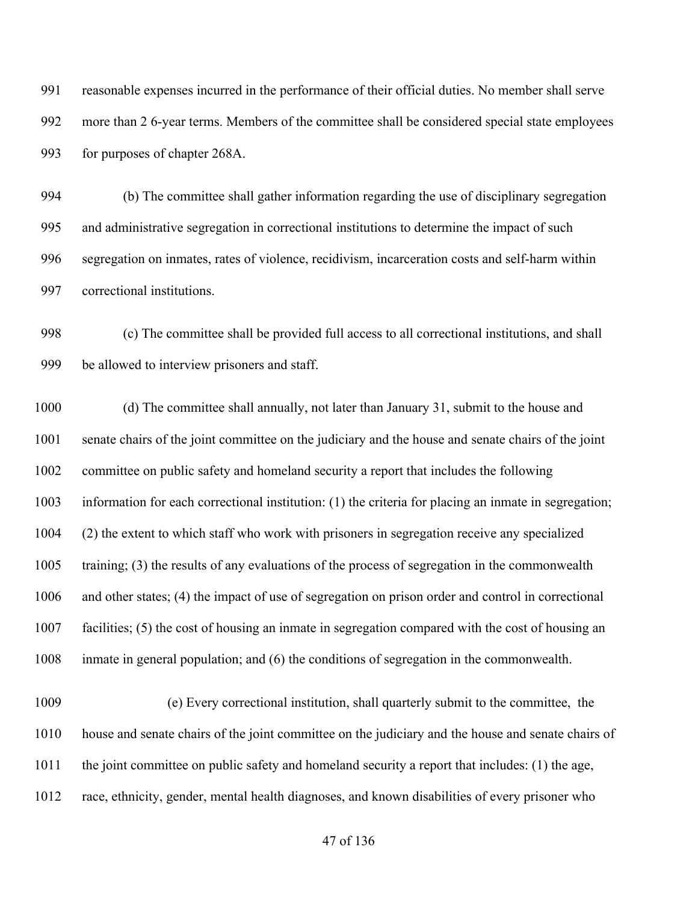reasonable expenses incurred in the performance of their official duties. No member shall serve more than 2 6-year terms. Members of the committee shall be considered special state employees for purposes of chapter 268A.

(b) The committee shall gather information regarding the use of disciplinary segregation and administrative segregation in correctional institutions to determine the impact of such segregation on inmates, rates of violence, recidivism, incarceration costs and self-harm within correctional institutions.

(c) The committee shall be provided full access to all correctional institutions, and shall be allowed to interview prisoners and staff.

(d) The committee shall annually, not later than January 31, submit to the house and senate chairs of the joint committee on the judiciary and the house and senate chairs of the joint committee on public safety and homeland security a report that includes the following information for each correctional institution: (1) the criteria for placing an inmate in segregation; (2) the extent to which staff who work with prisoners in segregation receive any specialized training; (3) the results of any evaluations of the process of segregation in the commonwealth and other states; (4) the impact of use of segregation on prison order and control in correctional facilities; (5) the cost of housing an inmate in segregation compared with the cost of housing an inmate in general population; and (6) the conditions of segregation in the commonwealth.

(e) Every correctional institution, shall quarterly submit to the committee, the house and senate chairs of the joint committee on the judiciary and the house and senate chairs of the joint committee on public safety and homeland security a report that includes: (1) the age, race, ethnicity, gender, mental health diagnoses, and known disabilities of every prisoner who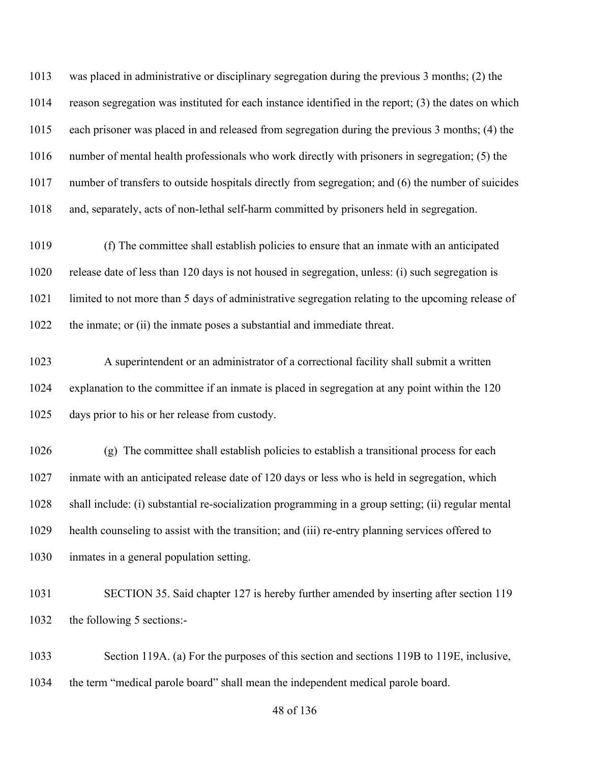was placed in administrative or disciplinary segregation during the previous 3 months; (2) the reason segregation was instituted for each instance identified in the report; (3) the dates on which each prisoner was placed in and released from segregation during the previous 3 months; (4) the number of mental health professionals who work directly with prisoners in segregation; (5) the number of transfers to outside hospitals directly from segregation; and (6) the number of suicides and, separately, acts of non-lethal self-harm committed by prisoners held in segregation.

(f) The committee shall establish policies to ensure that an inmate with an anticipated release date of less than 120 days is not housed in segregation, unless: (i) such segregation is limited to not more than 5 days of administrative segregation relating to the upcoming release of the inmate; or (ii) the inmate poses a substantial and immediate threat.

A superintendent or an administrator of a correctional facility shall submit a written explanation to the committee if an inmate is placed in segregation at any point within the 120 days prior to his or her release from custody.

(g) The committee shall establish policies to establish a transitional process for each inmate with an anticipated release date of 120 days or less who is held in segregation, which shall include: (i) substantial re-socialization programming in a group setting; (ii) regular mental health counseling to assist with the transition; and (iii) re-entry planning services offered to inmates in a general population setting.

SECTION 35. Said chapter 127 is hereby further amended by inserting after section 119 the following 5 sections:-

Section 119A. (a) For the purposes of this section and sections 119B to 119E, inclusive, the term "medical parole board" shall mean the independent medical parole board.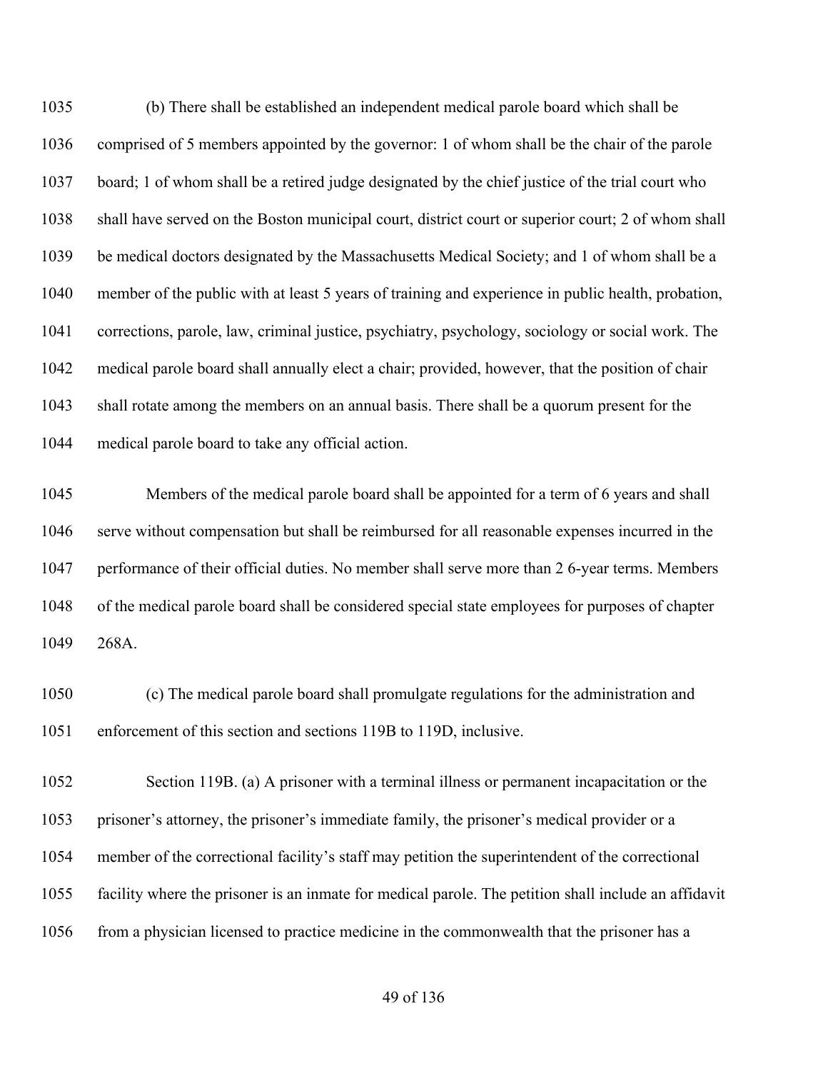(b) There shall be established an independent medical parole board which shall be comprised of 5 members appointed by the governor: 1 of whom shall be the chair of the parole board; 1 of whom shall be a retired judge designated by the chief justice of the trial court who shall have served on the Boston municipal court, district court or superior court; 2 of whom shall be medical doctors designated by the Massachusetts Medical Society; and 1 of whom shall be a member of the public with at least 5 years of training and experience in public health, probation, corrections, parole, law, criminal justice, psychiatry, psychology, sociology or social work. The medical parole board shall annually elect a chair; provided, however, that the position of chair shall rotate among the members on an annual basis. There shall be a quorum present for the medical parole board to take any official action.

Members of the medical parole board shall be appointed for a term of 6 years and shall serve without compensation but shall be reimbursed for all reasonable expenses incurred in the performance of their official duties. No member shall serve more than 2 6-year terms. Members of the medical parole board shall be considered special state employees for purposes of chapter 268A.

(c) The medical parole board shall promulgate regulations for the administration and enforcement of this section and sections 119B to 119D, inclusive.

Section 119B. (a) A prisoner with a terminal illness or permanent incapacitation or the prisoner's attorney, the prisoner's immediate family, the prisoner's medical provider or a member of the correctional facility's staff may petition the superintendent of the correctional facility where the prisoner is an inmate for medical parole. The petition shall include an affidavit from a physician licensed to practice medicine in the commonwealth that the prisoner has a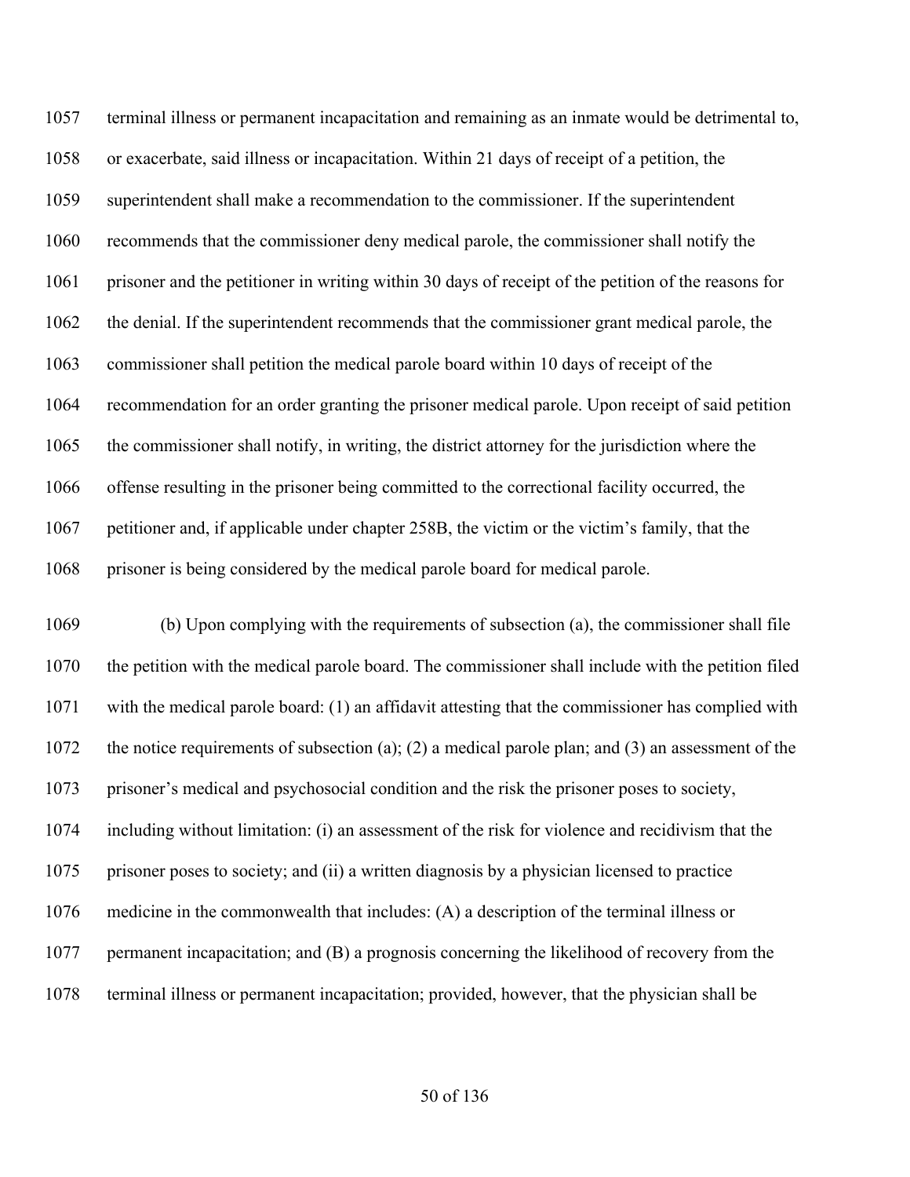terminal illness or permanent incapacitation and remaining as an inmate would be detrimental to, or exacerbate, said illness or incapacitation. Within 21 days of receipt of a petition, the superintendent shall make a recommendation to the commissioner. If the superintendent recommends that the commissioner deny medical parole, the commissioner shall notify the prisoner and the petitioner in writing within 30 days of receipt of the petition of the reasons for the denial. If the superintendent recommends that the commissioner grant medical parole, the commissioner shall petition the medical parole board within 10 days of receipt of the recommendation for an order granting the prisoner medical parole. Upon receipt of said petition the commissioner shall notify, in writing, the district attorney for the jurisdiction where the offense resulting in the prisoner being committed to the correctional facility occurred, the petitioner and, if applicable under chapter 258B, the victim or the victim's family, that the prisoner is being considered by the medical parole board for medical parole.

(b) Upon complying with the requirements of subsection (a), the commissioner shall file the petition with the medical parole board. The commissioner shall include with the petition filed with the medical parole board: (1) an affidavit attesting that the commissioner has complied with the notice requirements of subsection (a); (2) a medical parole plan; and (3) an assessment of the prisoner's medical and psychosocial condition and the risk the prisoner poses to society, including without limitation: (i) an assessment of the risk for violence and recidivism that the prisoner poses to society; and (ii) a written diagnosis by a physician licensed to practice medicine in the commonwealth that includes: (A) a description of the terminal illness or permanent incapacitation; and (B) a prognosis concerning the likelihood of recovery from the terminal illness or permanent incapacitation; provided, however, that the physician shall be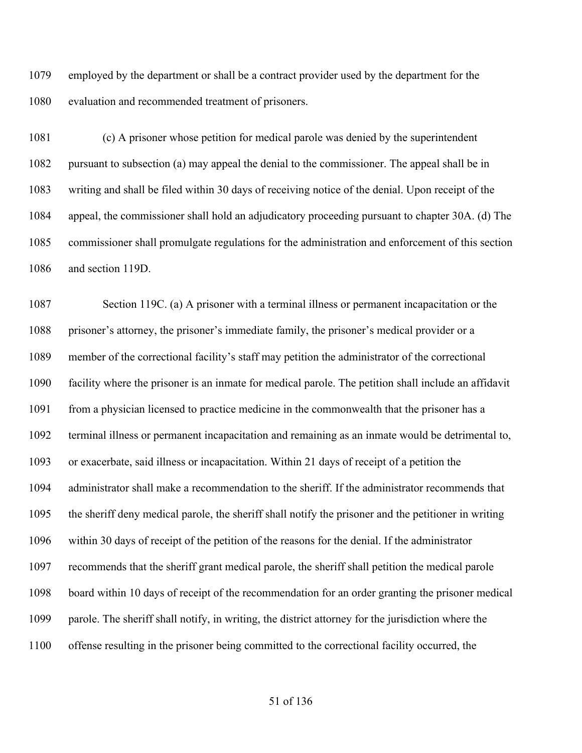employed by the department or shall be a contract provider used by the department for the evaluation and recommended treatment of prisoners.

(c) A prisoner whose petition for medical parole was denied by the superintendent pursuant to subsection (a) may appeal the denial to the commissioner. The appeal shall be in writing and shall be filed within 30 days of receiving notice of the denial. Upon receipt of the appeal, the commissioner shall hold an adjudicatory proceeding pursuant to chapter 30A. (d) The commissioner shall promulgate regulations for the administration and enforcement of this section and section 119D.

Section 119C. (a) A prisoner with a terminal illness or permanent incapacitation or the prisoner's attorney, the prisoner's immediate family, the prisoner's medical provider or a member of the correctional facility's staff may petition the administrator of the correctional facility where the prisoner is an inmate for medical parole. The petition shall include an affidavit from a physician licensed to practice medicine in the commonwealth that the prisoner has a terminal illness or permanent incapacitation and remaining as an inmate would be detrimental to, or exacerbate, said illness or incapacitation. Within 21 days of receipt of a petition the administrator shall make a recommendation to the sheriff. If the administrator recommends that the sheriff deny medical parole, the sheriff shall notify the prisoner and the petitioner in writing within 30 days of receipt of the petition of the reasons for the denial. If the administrator recommends that the sheriff grant medical parole, the sheriff shall petition the medical parole board within 10 days of receipt of the recommendation for an order granting the prisoner medical parole. The sheriff shall notify, in writing, the district attorney for the jurisdiction where the offense resulting in the prisoner being committed to the correctional facility occurred, the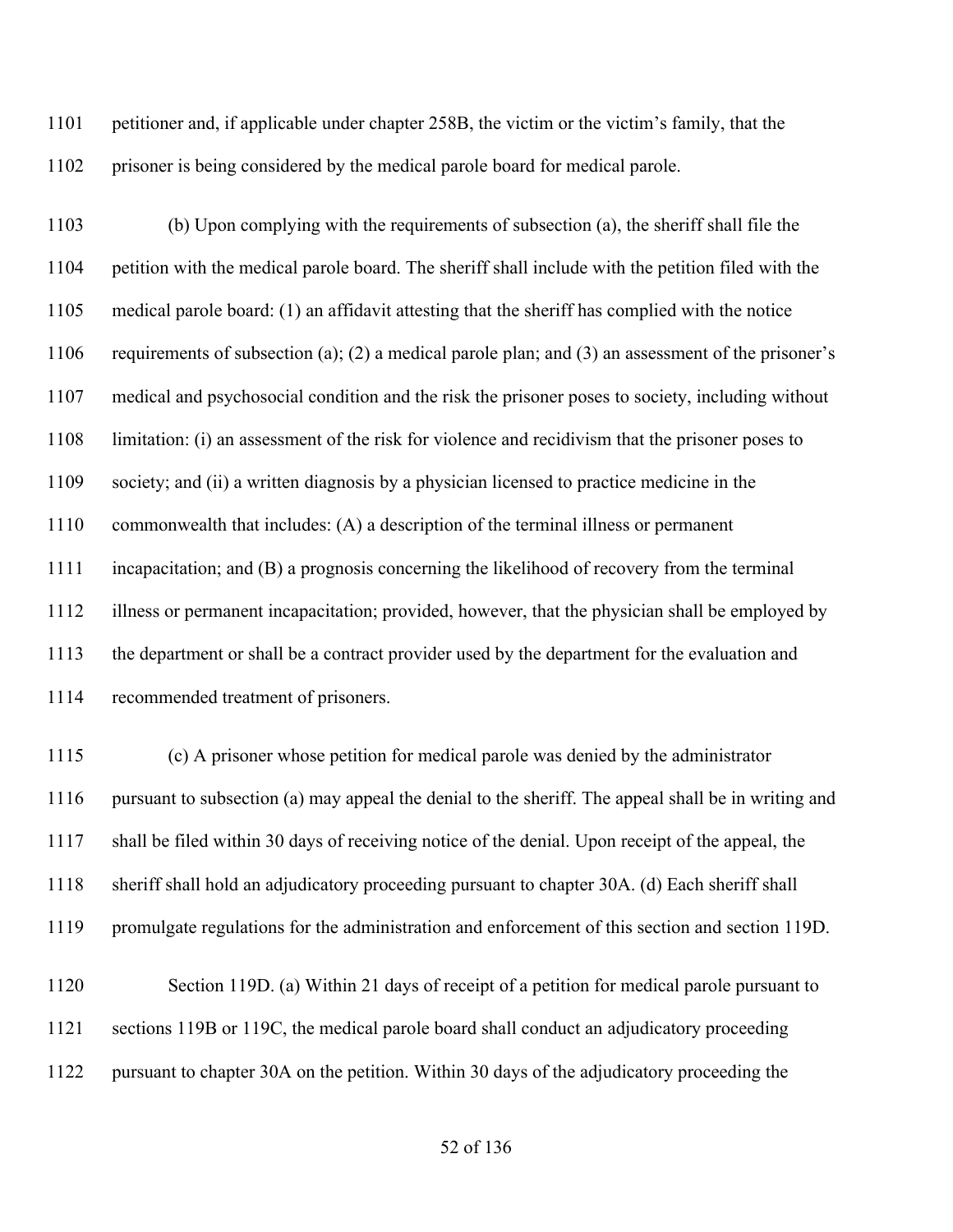petitioner and, if applicable under chapter 258B, the victim or the victim's family, that the prisoner is being considered by the medical parole board for medical parole.

(b) Upon complying with the requirements of subsection (a), the sheriff shall file the petition with the medical parole board. The sheriff shall include with the petition filed with the medical parole board: (1) an affidavit attesting that the sheriff has complied with the notice requirements of subsection (a); (2) a medical parole plan; and (3) an assessment of the prisoner's medical and psychosocial condition and the risk the prisoner poses to society, including without limitation: (i) an assessment of the risk for violence and recidivism that the prisoner poses to society; and (ii) a written diagnosis by a physician licensed to practice medicine in the commonwealth that includes: (A) a description of the terminal illness or permanent incapacitation; and (B) a prognosis concerning the likelihood of recovery from the terminal illness or permanent incapacitation; provided, however, that the physician shall be employed by the department or shall be a contract provider used by the department for the evaluation and recommended treatment of prisoners.

(c) A prisoner whose petition for medical parole was denied by the administrator pursuant to subsection (a) may appeal the denial to the sheriff. The appeal shall be in writing and shall be filed within 30 days of receiving notice of the denial. Upon receipt of the appeal, the sheriff shall hold an adjudicatory proceeding pursuant to chapter 30A. (d) Each sheriff shall promulgate regulations for the administration and enforcement of this section and section 119D.

Section 119D. (a) Within 21 days of receipt of a petition for medical parole pursuant to sections 119B or 119C, the medical parole board shall conduct an adjudicatory proceeding pursuant to chapter 30A on the petition. Within 30 days of the adjudicatory proceeding the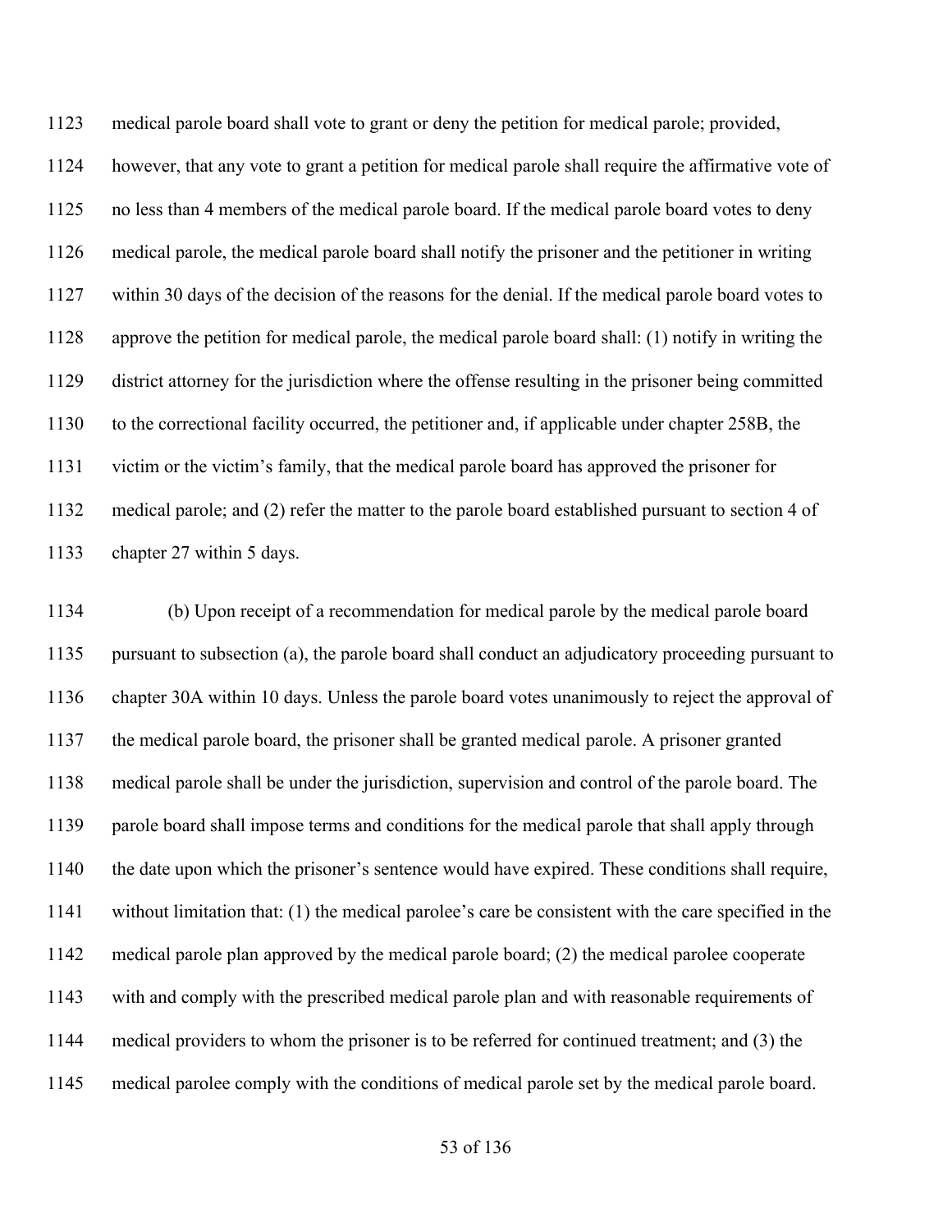medical parole board shall vote to grant or deny the petition for medical parole; provided, however, that any vote to grant a petition for medical parole shall require the affirmative vote of no less than 4 members of the medical parole board. If the medical parole board votes to deny medical parole, the medical parole board shall notify the prisoner and the petitioner in writing within 30 days of the decision of the reasons for the denial. If the medical parole board votes to approve the petition for medical parole, the medical parole board shall: (1) notify in writing the district attorney for the jurisdiction where the offense resulting in the prisoner being committed to the correctional facility occurred, the petitioner and, if applicable under chapter 258B, the victim or the victim's family, that the medical parole board has approved the prisoner for medical parole; and (2) refer the matter to the parole board established pursuant to section 4 of chapter 27 within 5 days.

(b) Upon receipt of a recommendation for medical parole by the medical parole board pursuant to subsection (a), the parole board shall conduct an adjudicatory proceeding pursuant to chapter 30A within 10 days. Unless the parole board votes unanimously to reject the approval of the medical parole board, the prisoner shall be granted medical parole. A prisoner granted medical parole shall be under the jurisdiction, supervision and control of the parole board. The parole board shall impose terms and conditions for the medical parole that shall apply through the date upon which the prisoner's sentence would have expired. These conditions shall require, without limitation that: (1) the medical parolee's care be consistent with the care specified in the medical parole plan approved by the medical parole board; (2) the medical parolee cooperate with and comply with the prescribed medical parole plan and with reasonable requirements of medical providers to whom the prisoner is to be referred for continued treatment; and (3) the medical parolee comply with the conditions of medical parole set by the medical parole board.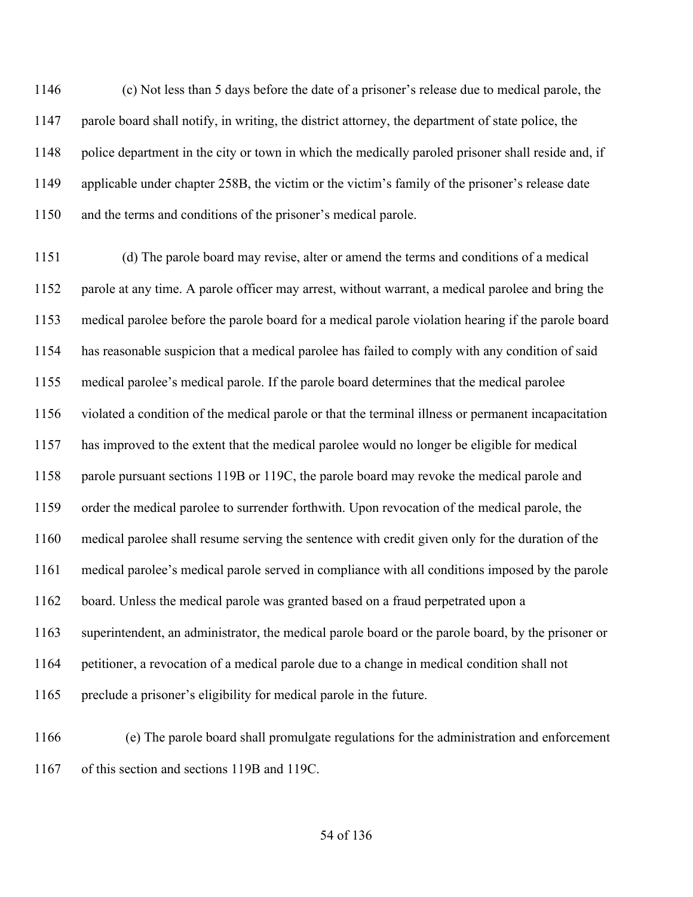(c) Not less than 5 days before the date of a prisoner's release due to medical parole, the parole board shall notify, in writing, the district attorney, the department of state police, the police department in the city or town in which the medically paroled prisoner shall reside and, if applicable under chapter 258B, the victim or the victim's family of the prisoner's release date and the terms and conditions of the prisoner's medical parole.

(d) The parole board may revise, alter or amend the terms and conditions of a medical parole at any time. A parole officer may arrest, without warrant, a medical parolee and bring the medical parolee before the parole board for a medical parole violation hearing if the parole board has reasonable suspicion that a medical parolee has failed to comply with any condition of said medical parolee's medical parole. If the parole board determines that the medical parolee violated a condition of the medical parole or that the terminal illness or permanent incapacitation has improved to the extent that the medical parolee would no longer be eligible for medical parole pursuant sections 119B or 119C, the parole board may revoke the medical parole and order the medical parolee to surrender forthwith. Upon revocation of the medical parole, the medical parolee shall resume serving the sentence with credit given only for the duration of the medical parolee's medical parole served in compliance with all conditions imposed by the parole board. Unless the medical parole was granted based on a fraud perpetrated upon a superintendent, an administrator, the medical parole board or the parole board, by the prisoner or petitioner, a revocation of a medical parole due to a change in medical condition shall not preclude a prisoner's eligibility for medical parole in the future.

(e) The parole board shall promulgate regulations for the administration and enforcement of this section and sections 119B and 119C.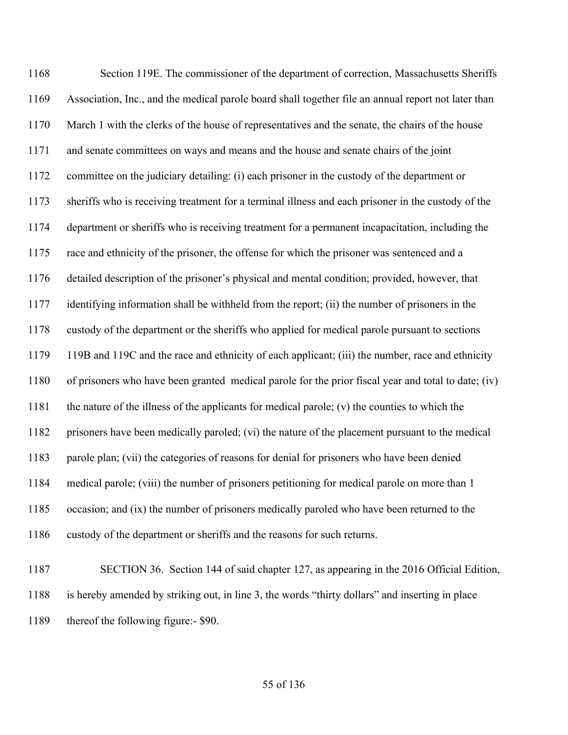Section 119E. The commissioner of the department of correction, Massachusetts Sheriffs Association, Inc., and the medical parole board shall together file an annual report not later than March 1 with the clerks of the house of representatives and the senate, the chairs of the house and senate committees on ways and means and the house and senate chairs of the joint committee on the judiciary detailing: (i) each prisoner in the custody of the department or sheriffs who is receiving treatment for a terminal illness and each prisoner in the custody of the department or sheriffs who is receiving treatment for a permanent incapacitation, including the race and ethnicity of the prisoner, the offense for which the prisoner was sentenced and a detailed description of the prisoner's physical and mental condition; provided, however, that identifying information shall be withheld from the report; (ii) the number of prisoners in the custody of the department or the sheriffs who applied for medical parole pursuant to sections 119B and 119C and the race and ethnicity of each applicant; (iii) the number, race and ethnicity of prisoners who have been granted medical parole for the prior fiscal year and total to date; (iv) the nature of the illness of the applicants for medical parole; (v) the counties to which the prisoners have been medically paroled; (vi) the nature of the placement pursuant to the medical parole plan; (vii) the categories of reasons for denial for prisoners who have been denied medical parole; (viii) the number of prisoners petitioning for medical parole on more than 1 occasion; and (ix) the number of prisoners medically paroled who have been returned to the custody of the department or sheriffs and the reasons for such returns.

SECTION 36. Section 144 of said chapter 127, as appearing in the 2016 Official Edition, is hereby amended by striking out, in line 3, the words "thirty dollars" and inserting in place thereof the following figure:- $90.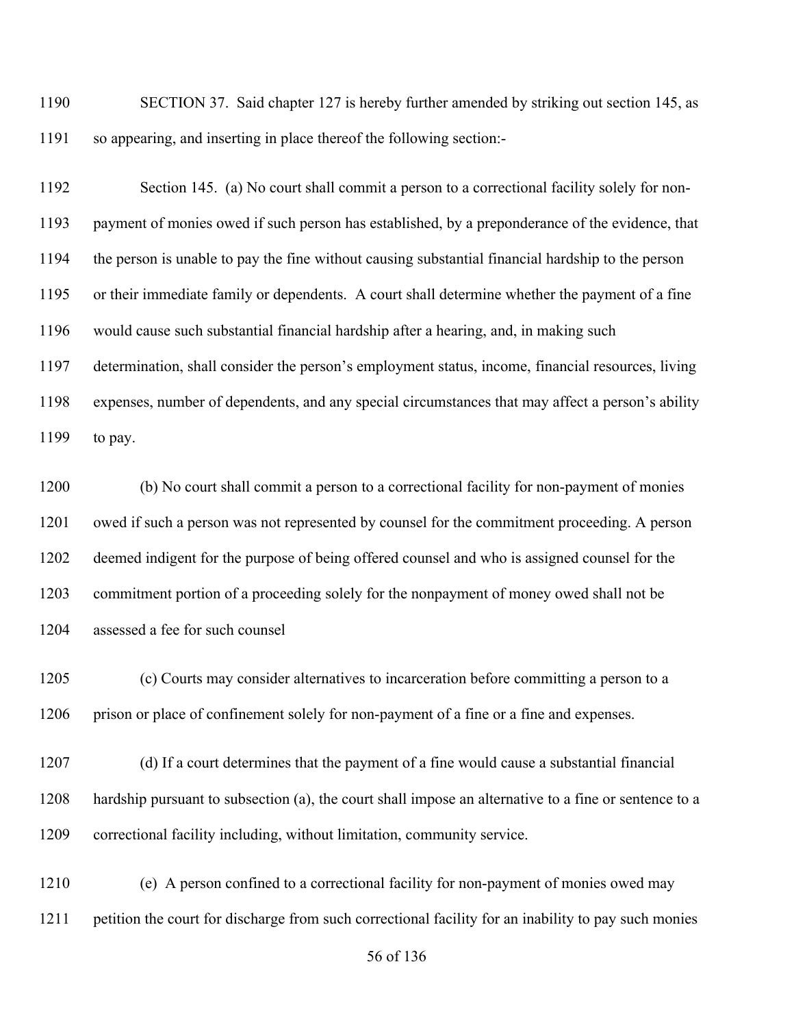SECTION 37. Said chapter 127 is hereby further amended by striking out section 145, as so appearing, and inserting in place thereof the following section:-

Section 145. (a) No court shall commit a person to a correctional facility solely for non-payment of monies owed if such person has established, by a preponderance of the evidence, that the person is unable to pay the fine without causing substantial financial hardship to the person or their immediate family or dependents. A court shall determine whether the payment of a fine would cause such substantial financial hardship after a hearing, and, in making such determination, shall consider the person's employment status, income, financial resources, living expenses, number of dependents, and any special circumstances that may affect a person's ability to pay.

(b) No court shall commit a person to a correctional facility for non-payment of monies owed if such a person was not represented by counsel for the commitment proceeding. A person deemed indigent for the purpose of being offered counsel and who is assigned counsel for the commitment portion of a proceeding solely for the nonpayment of money owed shall not be assessed a fee for such counsel

(c) Courts may consider alternatives to incarceration before committing a person to a prison or place of confinement solely for non-payment of a fine or a fine and expenses.

(d) If a court determines that the payment of a fine would cause a substantial financial hardship pursuant to subsection (a), the court shall impose an alternative to a fine or sentence to a correctional facility including, without limitation, community service.

(e) A person confined to a correctional facility for non-payment of monies owed may petition the court for discharge from such correctional facility for an inability to pay such monies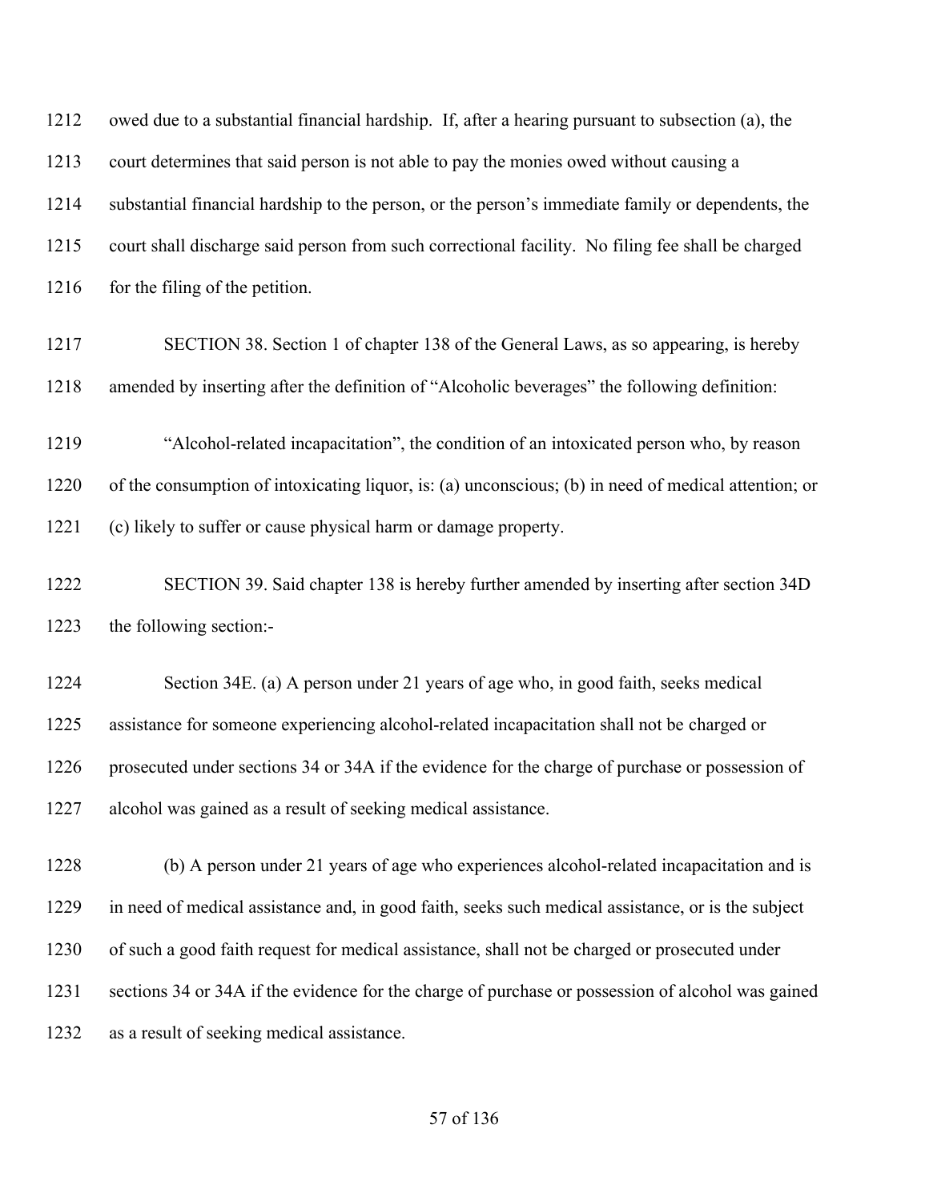owed due to a substantial financial hardship. If, after a hearing pursuant to subsection (a), the court determines that said person is not able to pay the monies owed without causing a substantial financial hardship to the person, or the person's immediate family or dependents, the court shall discharge said person from such correctional facility. No filing fee shall be charged for the filing of the petition.

SECTION 38. Section 1 of chapter 138 of the General Laws, as so appearing, is hereby amended by inserting after the definition of "Alcoholic beverages" the following definition:

"Alcohol-related incapacitation", the condition of an intoxicated person who, by reason of the consumption of intoxicating liquor, is: (a) unconscious; (b) in need of medical attention; or (c) likely to suffer or cause physical harm or damage property.

SECTION 39. Said chapter 138 is hereby further amended by inserting after section 34D the following section:-

Section 34E. (a) A person under 21 years of age who, in good faith, seeks medical assistance for someone experiencing alcohol-related incapacitation shall not be charged or prosecuted under sections 34 or 34A if the evidence for the charge of purchase or possession of alcohol was gained as a result of seeking medical assistance.

(b) A person under 21 years of age who experiences alcohol-related incapacitation and is in need of medical assistance and, in good faith, seeks such medical assistance, or is the subject of such a good faith request for medical assistance, shall not be charged or prosecuted under sections 34 or 34A if the evidence for the charge of purchase or possession of alcohol was gained as a result of seeking medical assistance.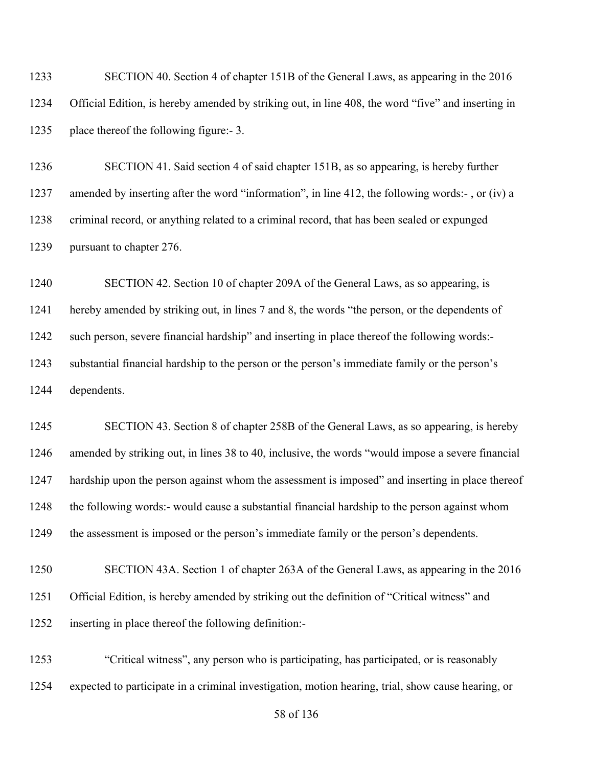1233 SECTION 40. Section 4 of chapter 151B of the General Laws, as appearing in the 2016
1234 Official Edition, is hereby amended by striking out, in line 408, the word "five" and inserting in
1235 place thereof the following figure:- 3.

1236 SECTION 41. Said section 4 of said chapter 151B, as so appearing, is hereby further
1237 amended by inserting after the word "information", in line 412, the following words:- , or (iv) a
1238 criminal record, or anything related to a criminal record, that has been sealed or expunged
1239 pursuant to chapter 276.

1240 SECTION 42. Section 10 of chapter 209A of the General Laws, as so appearing, is
1241 hereby amended by striking out, in lines 7 and 8, the words "the person, or the dependents of
1242 such person, severe financial hardship" and inserting in place thereof the following words:-
1243 substantial financial hardship to the person or the person's immediate family or the person's
1244 dependents.

1245 SECTION 43. Section 8 of chapter 258B of the General Laws, as so appearing, is hereby
1246 amended by striking out, in lines 38 to 40, inclusive, the words "would impose a severe financial
1247 hardship upon the person against whom the assessment is imposed" and inserting in place thereof
1248 the following words:- would cause a substantial financial hardship to the person against whom
1249 the assessment is imposed or the person's immediate family or the person's dependents.

1250 SECTION 43A. Section 1 of chapter 263A of the General Laws, as appearing in the 2016
1251 Official Edition, is hereby amended by striking out the definition of "Critical witness" and
1252 inserting in place thereof the following definition:-

1253 "Critical witness", any person who is participating, has participated, or is reasonably
1254 expected to participate in a criminal investigation, motion hearing, trial, show cause hearing, or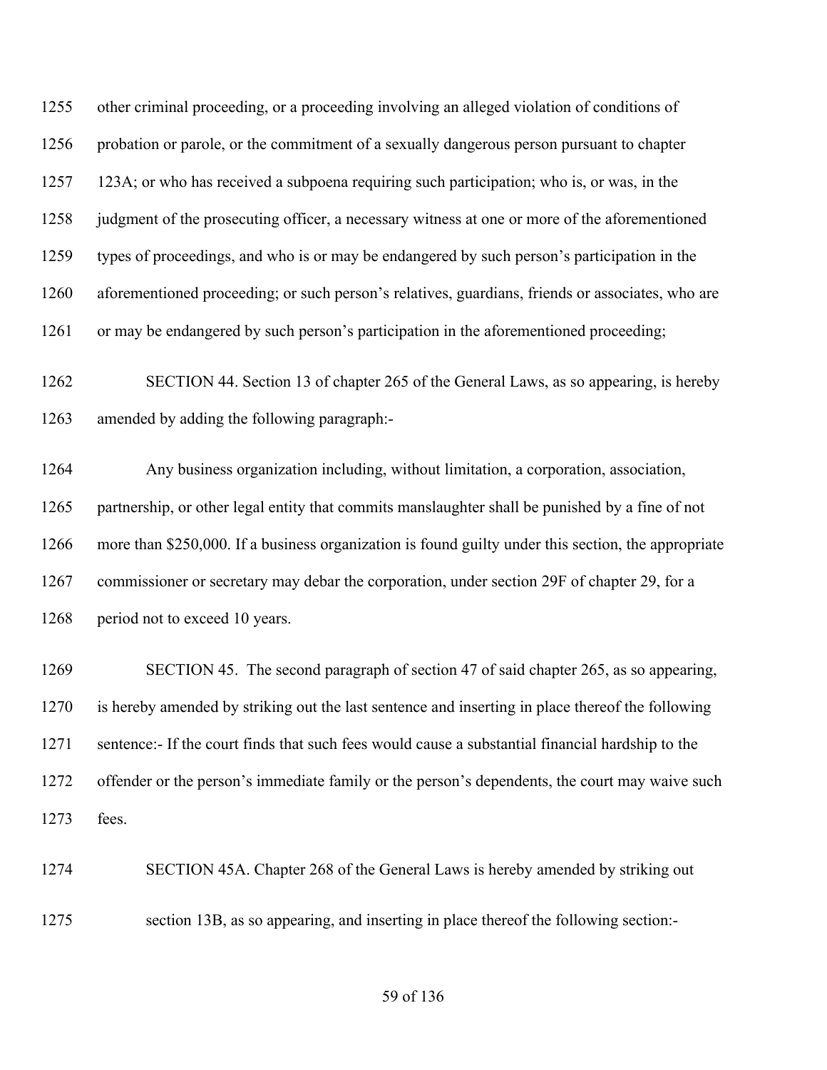other criminal proceeding, or a proceeding involving an alleged violation of conditions of probation or parole, or the commitment of a sexually dangerous person pursuant to chapter 123A; or who has received a subpoena requiring such participation; who is, or was, in the judgment of the prosecuting officer, a necessary witness at one or more of the aforementioned types of proceedings, and who is or may be endangered by such person's participation in the aforementioned proceeding; or such person's relatives, guardians, friends or associates, who are or may be endangered by such person's participation in the aforementioned proceeding;

SECTION 44. Section 13 of chapter 265 of the General Laws, as so appearing, is hereby amended by adding the following paragraph:-

Any business organization including, without limitation, a corporation, association, partnership, or other legal entity that commits manslaughter shall be punished by a fine of not more than $250,000. If a business organization is found guilty under this section, the appropriate commissioner or secretary may debar the corporation, under section 29F of chapter 29, for a period not to exceed 10 years.

SECTION 45. The second paragraph of section 47 of said chapter 265, as so appearing, is hereby amended by striking out the last sentence and inserting in place thereof the following sentence:- If the court finds that such fees would cause a substantial financial hardship to the offender or the person's immediate family or the person's dependents, the court may waive such fees.

SECTION 45A. Chapter 268 of the General Laws is hereby amended by striking out section 13B, as so appearing, and inserting in place thereof the following section:-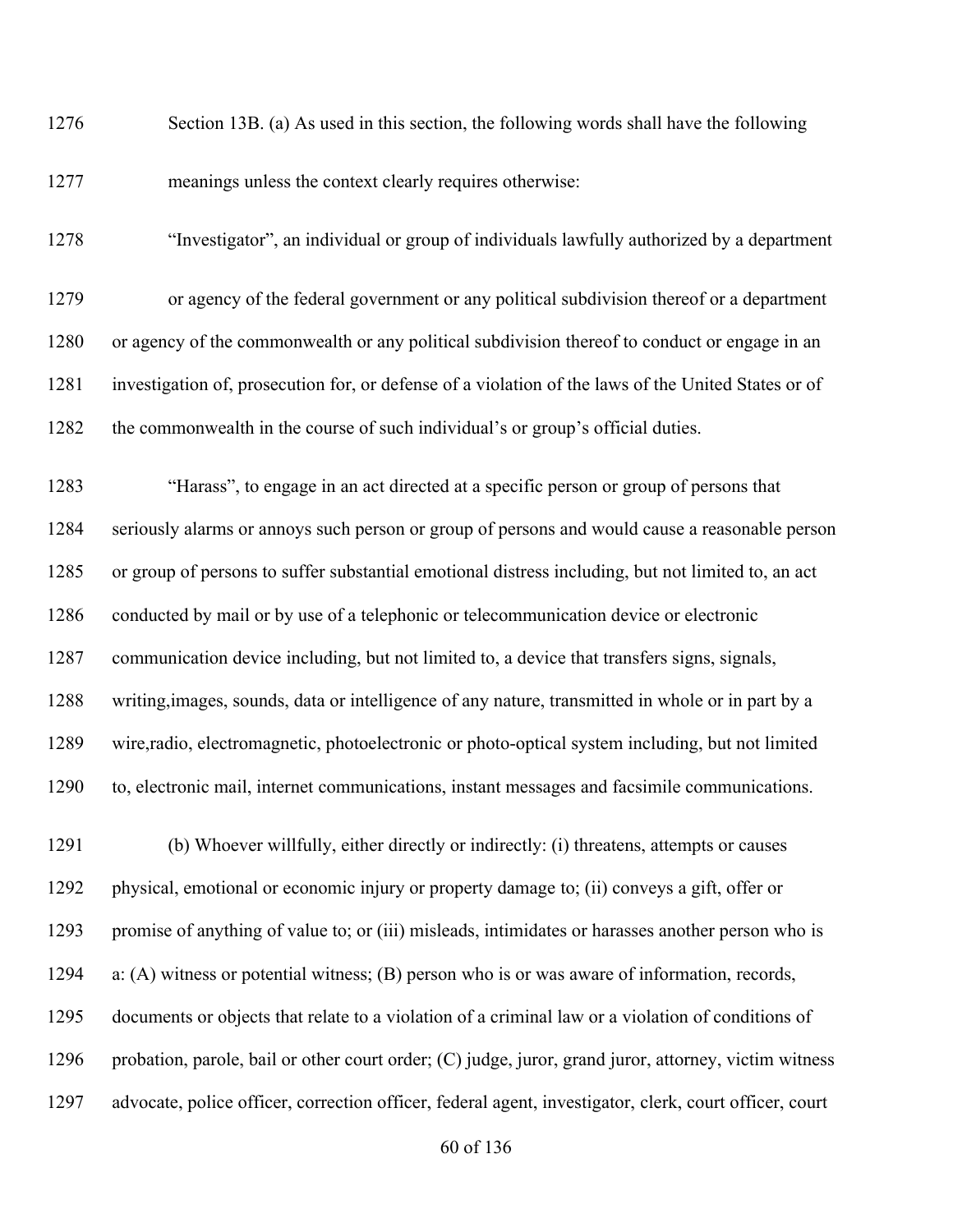Section 13B. (a) As used in this section, the following words shall have the following meanings unless the context clearly requires otherwise:

"Investigator", an individual or group of individuals lawfully authorized by a department or agency of the federal government or any political subdivision thereof or a department or agency of the commonwealth or any political subdivision thereof to conduct or engage in an investigation of, prosecution for, or defense of a violation of the laws of the United States or of the commonwealth in the course of such individual's or group's official duties.

"Harass", to engage in an act directed at a specific person or group of persons that seriously alarms or annoys such person or group of persons and would cause a reasonable person or group of persons to suffer substantial emotional distress including, but not limited to, an act conducted by mail or by use of a telephonic or telecommunication device or electronic communication device including, but not limited to, a device that transfers signs, signals, writing,images, sounds, data or intelligence of any nature, transmitted in whole or in part by a wire,radio, electromagnetic, photoelectronic or photo-optical system including, but not limited to, electronic mail, internet communications, instant messages and facsimile communications.

(b) Whoever willfully, either directly or indirectly: (i) threatens, attempts or causes physical, emotional or economic injury or property damage to; (ii) conveys a gift, offer or promise of anything of value to; or (iii) misleads, intimidates or harasses another person who is a: (A) witness or potential witness; (B) person who is or was aware of information, records, documents or objects that relate to a violation of a criminal law or a violation of conditions of probation, parole, bail or other court order; (C) judge, juror, grand juror, attorney, victim witness advocate, police officer, correction officer, federal agent, investigator, clerk, court officer, court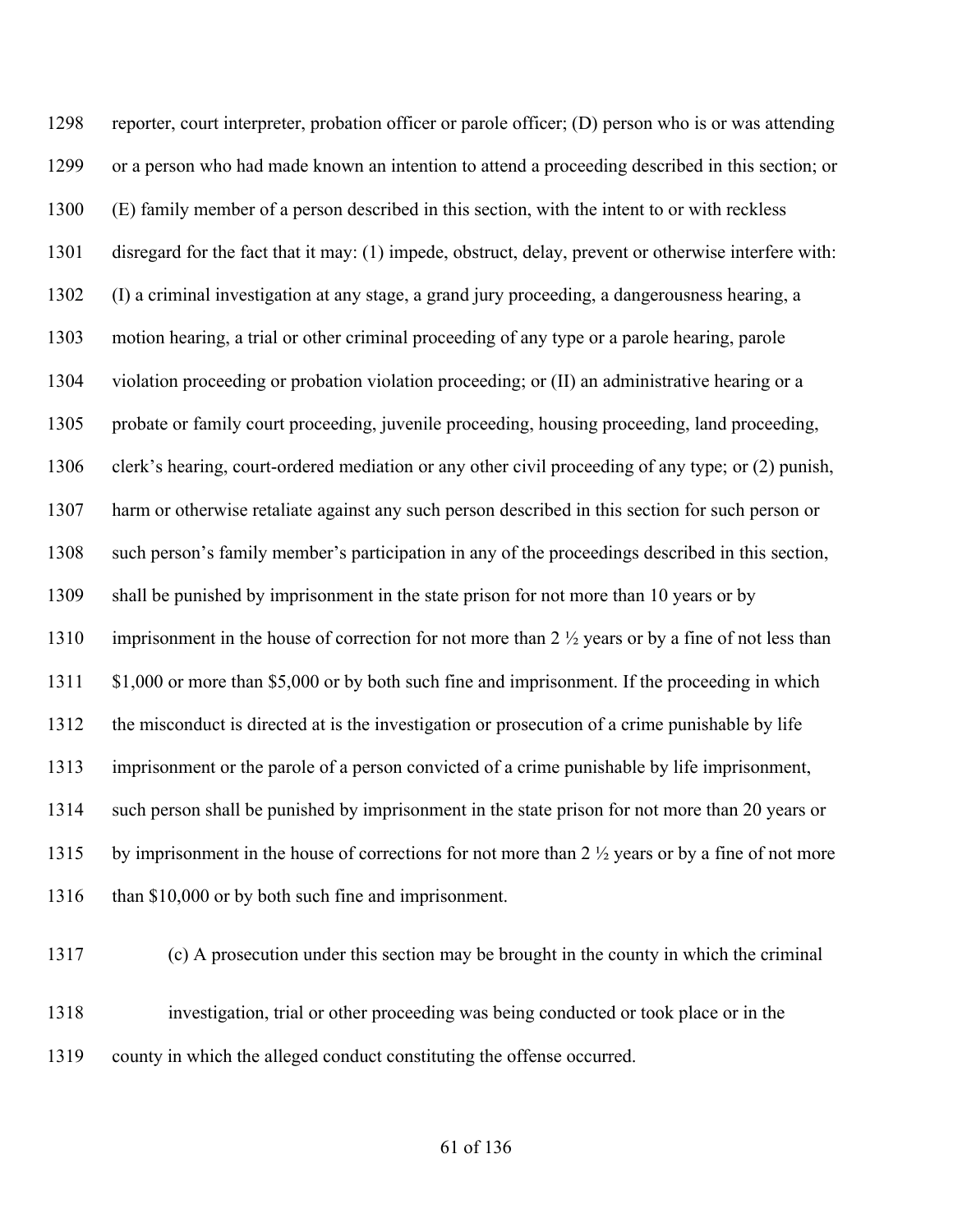reporter, court interpreter, probation officer or parole officer; (D) person who is or was attending or a person who had made known an intention to attend a proceeding described in this section; or (E) family member of a person described in this section, with the intent to or with reckless disregard for the fact that it may: (1) impede, obstruct, delay, prevent or otherwise interfere with: (I) a criminal investigation at any stage, a grand jury proceeding, a dangerousness hearing, a motion hearing, a trial or other criminal proceeding of any type or a parole hearing, parole violation proceeding or probation violation proceeding; or (II) an administrative hearing or a probate or family court proceeding, juvenile proceeding, housing proceeding, land proceeding, clerk's hearing, court-ordered mediation or any other civil proceeding of any type; or (2) punish, harm or otherwise retaliate against any such person described in this section for such person or such person's family member's participation in any of the proceedings described in this section, shall be punished by imprisonment in the state prison for not more than 10 years or by imprisonment in the house of correction for not more than 2 ½ years or by a fine of not less than $1,000 or more than $5,000 or by both such fine and imprisonment. If the proceeding in which the misconduct is directed at is the investigation or prosecution of a crime punishable by life imprisonment or the parole of a person convicted of a crime punishable by life imprisonment, such person shall be punished by imprisonment in the state prison for not more than 20 years or by imprisonment in the house of corrections for not more than 2 ½ years or by a fine of not more than $10,000 or by both such fine and imprisonment.

(c) A prosecution under this section may be brought in the county in which the criminal investigation, trial or other proceeding was being conducted or took place or in the county in which the alleged conduct constituting the offense occurred.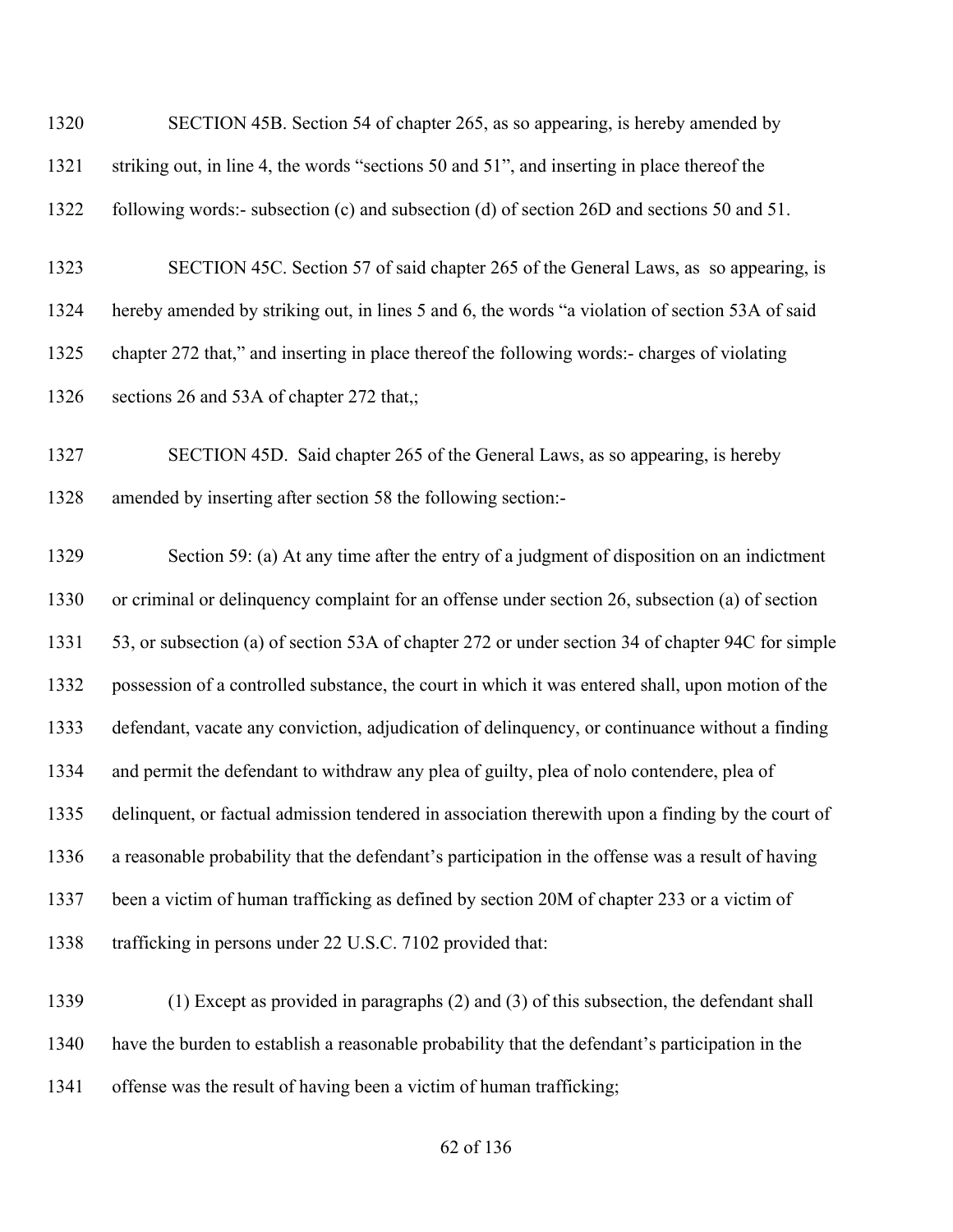1320 SECTION 45B. Section 54 of chapter 265, as so appearing, is hereby amended by
1321 striking out, in line 4, the words "sections 50 and 51", and inserting in place thereof the
1322 following words:- subsection (c) and subsection (d) of section 26D and sections 50 and 51.

1323 SECTION 45C. Section 57 of said chapter 265 of the General Laws, as so appearing, is
1324 hereby amended by striking out, in lines 5 and 6, the words "a violation of section 53A of said
1325 chapter 272 that," and inserting in place thereof the following words:- charges of violating
1326 sections 26 and 53A of chapter 272 that,;

1327 SECTION 45D. Said chapter 265 of the General Laws, as so appearing, is hereby
1328 amended by inserting after section 58 the following section:-

1329 Section 59: (a) At any time after the entry of a judgment of disposition on an indictment
1330 or criminal or delinquency complaint for an offense under section 26, subsection (a) of section
1331 53, or subsection (a) of section 53A of chapter 272 or under section 34 of chapter 94C for simple
1332 possession of a controlled substance, the court in which it was entered shall, upon motion of the
1333 defendant, vacate any conviction, adjudication of delinquency, or continuance without a finding
1334 and permit the defendant to withdraw any plea of guilty, plea of nolo contendere, plea of
1335 delinquent, or factual admission tendered in association therewith upon a finding by the court of
1336 a reasonable probability that the defendant's participation in the offense was a result of having
1337 been a victim of human trafficking as defined by section 20M of chapter 233 or a victim of
1338 trafficking in persons under 22 U.S.C. 7102 provided that:

1339 (1) Except as provided in paragraphs (2) and (3) of this subsection, the defendant shall
1340 have the burden to establish a reasonable probability that the defendant's participation in the
1341 offense was the result of having been a victim of human trafficking;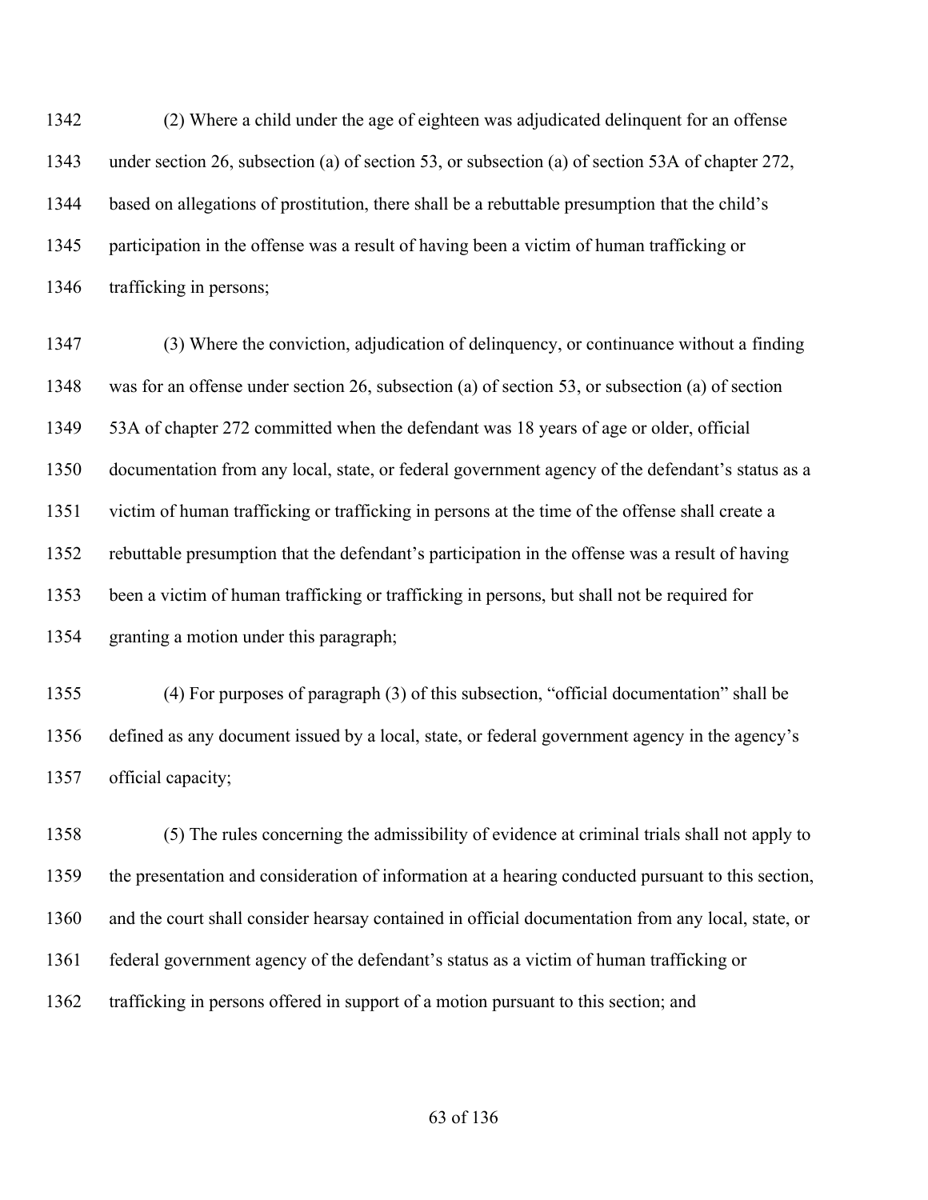(2) Where a child under the age of eighteen was adjudicated delinquent for an offense under section 26, subsection (a) of section 53, or subsection (a) of section 53A of chapter 272, based on allegations of prostitution, there shall be a rebuttable presumption that the child's participation in the offense was a result of having been a victim of human trafficking or trafficking in persons;

(3) Where the conviction, adjudication of delinquency, or continuance without a finding was for an offense under section 26, subsection (a) of section 53, or subsection (a) of section 53A of chapter 272 committed when the defendant was 18 years of age or older, official documentation from any local, state, or federal government agency of the defendant's status as a victim of human trafficking or trafficking in persons at the time of the offense shall create a rebuttable presumption that the defendant's participation in the offense was a result of having been a victim of human trafficking or trafficking in persons, but shall not be required for granting a motion under this paragraph;

(4) For purposes of paragraph (3) of this subsection, "official documentation" shall be defined as any document issued by a local, state, or federal government agency in the agency's official capacity;

(5) The rules concerning the admissibility of evidence at criminal trials shall not apply to the presentation and consideration of information at a hearing conducted pursuant to this section, and the court shall consider hearsay contained in official documentation from any local, state, or federal government agency of the defendant's status as a victim of human trafficking or trafficking in persons offered in support of a motion pursuant to this section; and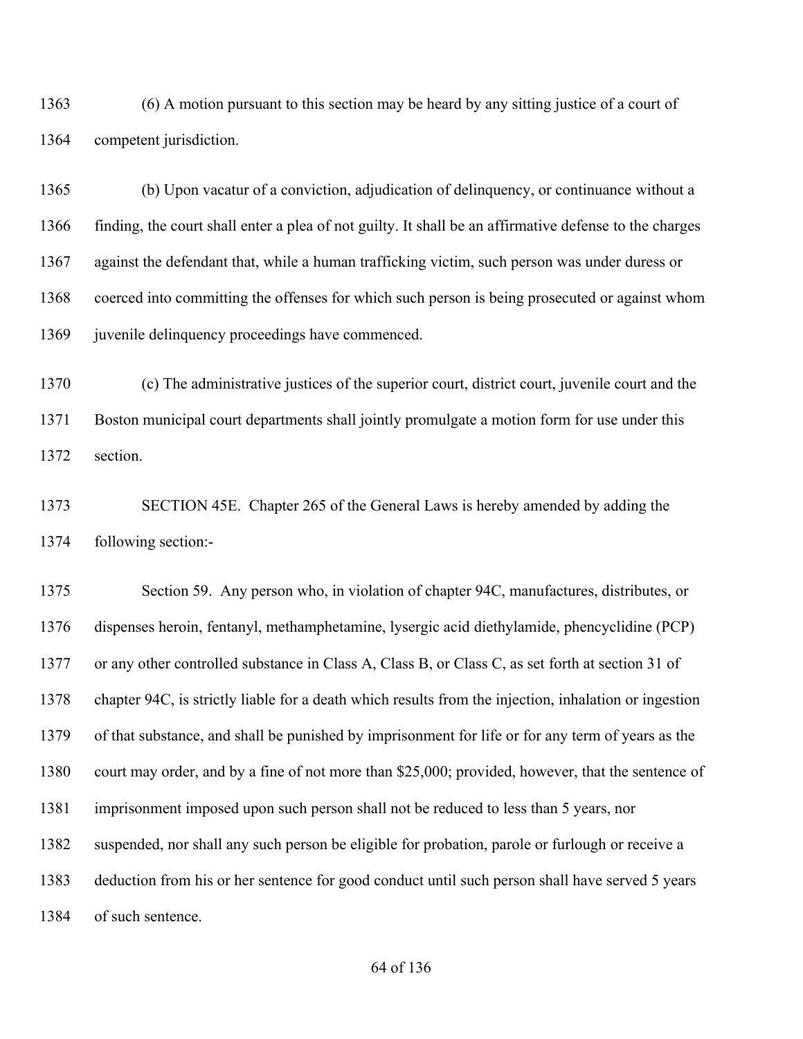(6) A motion pursuant to this section may be heard by any sitting justice of a court of competent jurisdiction.

(b) Upon vacatur of a conviction, adjudication of delinquency, or continuance without a finding, the court shall enter a plea of not guilty. It shall be an affirmative defense to the charges against the defendant that, while a human trafficking victim, such person was under duress or coerced into committing the offenses for which such person is being prosecuted or against whom juvenile delinquency proceedings have commenced.

(c) The administrative justices of the superior court, district court, juvenile court and the Boston municipal court departments shall jointly promulgate a motion form for use under this section.

SECTION 45E. Chapter 265 of the General Laws is hereby amended by adding the following section:-

Section 59. Any person who, in violation of chapter 94C, manufactures, distributes, or dispenses heroin, fentanyl, methamphetamine, lysergic acid diethylamide, phencyclidine (PCP) or any other controlled substance in Class A, Class B, or Class C, as set forth at section 31 of chapter 94C, is strictly liable for a death which results from the injection, inhalation or ingestion of that substance, and shall be punished by imprisonment for life or for any term of years as the court may order, and by a fine of not more than $25,000; provided, however, that the sentence of imprisonment imposed upon such person shall not be reduced to less than 5 years, nor suspended, nor shall any such person be eligible for probation, parole or furlough or receive a deduction from his or her sentence for good conduct until such person shall have served 5 years of such sentence.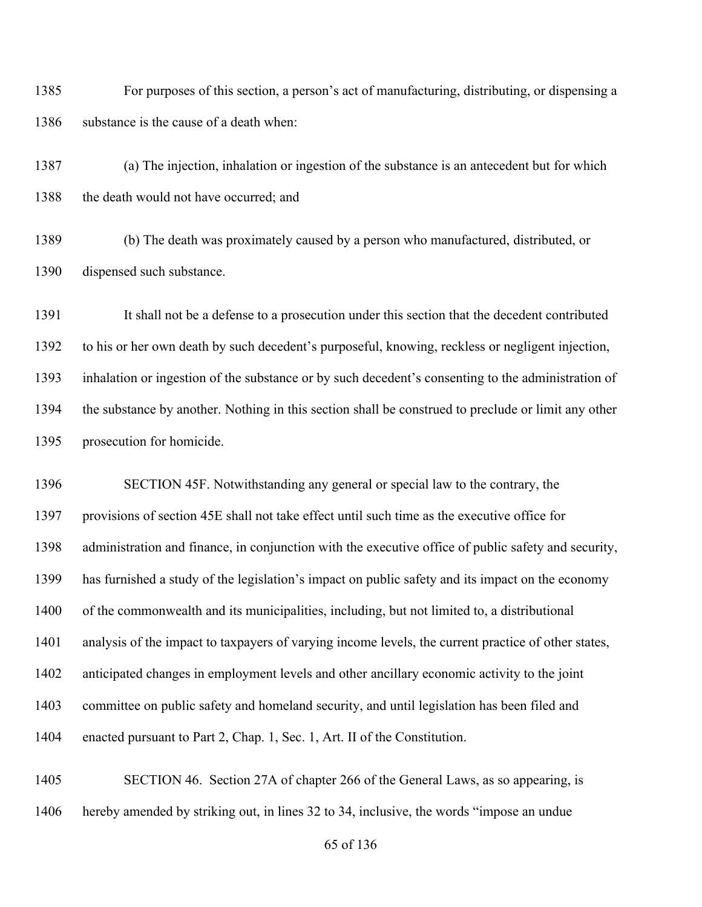For purposes of this section, a person's act of manufacturing, distributing, or dispensing a substance is the cause of a death when:

(a) The injection, inhalation or ingestion of the substance is an antecedent but for which the death would not have occurred; and

(b) The death was proximately caused by a person who manufactured, distributed, or dispensed such substance.

It shall not be a defense to a prosecution under this section that the decedent contributed to his or her own death by such decedent's purposeful, knowing, reckless or negligent injection, inhalation or ingestion of the substance or by such decedent's consenting to the administration of the substance by another. Nothing in this section shall be construed to preclude or limit any other prosecution for homicide.

SECTION 45F. Notwithstanding any general or special law to the contrary, the provisions of section 45E shall not take effect until such time as the executive office for administration and finance, in conjunction with the executive office of public safety and security, has furnished a study of the legislation's impact on public safety and its impact on the economy of the commonwealth and its municipalities, including, but not limited to, a distributional analysis of the impact to taxpayers of varying income levels, the current practice of other states, anticipated changes in employment levels and other ancillary economic activity to the joint committee on public safety and homeland security, and until legislation has been filed and enacted pursuant to Part 2, Chap. 1, Sec. 1, Art. II of the Constitution.

SECTION 46. Section 27A of chapter 266 of the General Laws, as so appearing, is hereby amended by striking out, in lines 32 to 34, inclusive, the words "impose an undue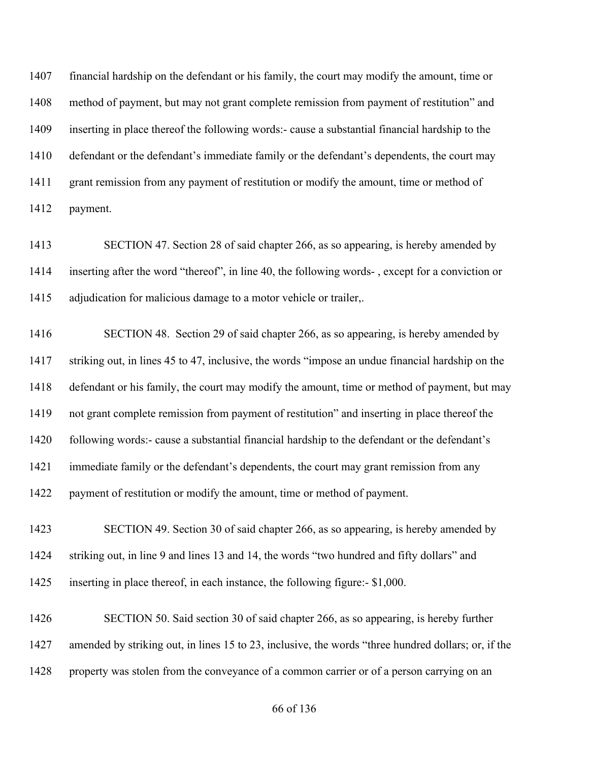financial hardship on the defendant or his family, the court may modify the amount, time or method of payment, but may not grant complete remission from payment of restitution" and inserting in place thereof the following words:- cause a substantial financial hardship to the defendant or the defendant's immediate family or the defendant's dependents, the court may grant remission from any payment of restitution or modify the amount, time or method of payment.

SECTION 47. Section 28 of said chapter 266, as so appearing, is hereby amended by inserting after the word "thereof", in line 40, the following words- , except for a conviction or adjudication for malicious damage to a motor vehicle or trailer,.

SECTION 48. Section 29 of said chapter 266, as so appearing, is hereby amended by striking out, in lines 45 to 47, inclusive, the words "impose an undue financial hardship on the defendant or his family, the court may modify the amount, time or method of payment, but may not grant complete remission from payment of restitution" and inserting in place thereof the following words:- cause a substantial financial hardship to the defendant or the defendant's immediate family or the defendant's dependents, the court may grant remission from any payment of restitution or modify the amount, time or method of payment.

SECTION 49. Section 30 of said chapter 266, as so appearing, is hereby amended by striking out, in line 9 and lines 13 and 14, the words "two hundred and fifty dollars" and inserting in place thereof, in each instance, the following figure:- $1,000.

SECTION 50. Said section 30 of said chapter 266, as so appearing, is hereby further amended by striking out, in lines 15 to 23, inclusive, the words "three hundred dollars; or, if the property was stolen from the conveyance of a common carrier or of a person carrying on an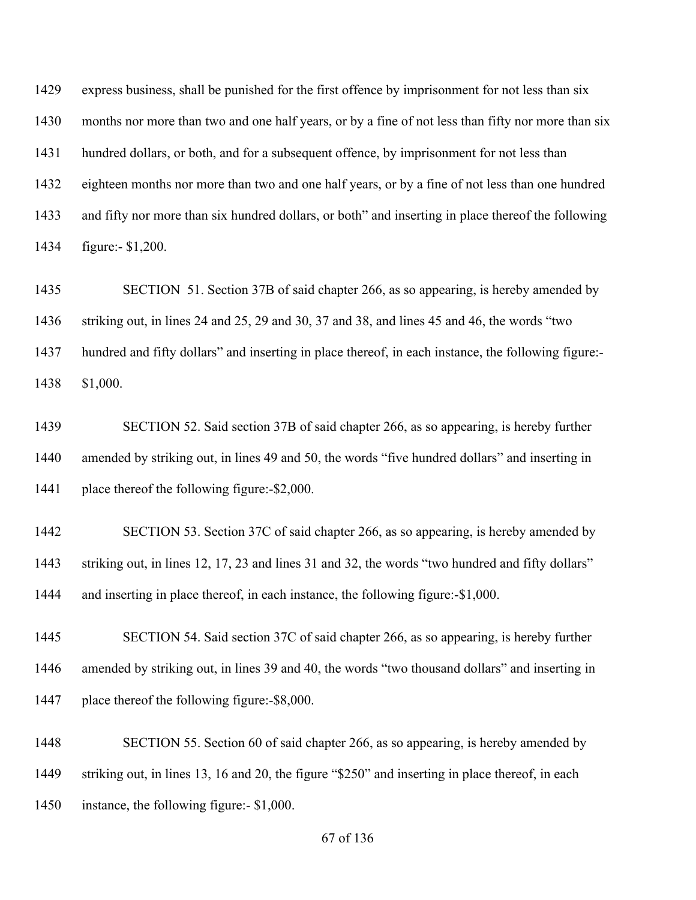express business, shall be punished for the first offence by imprisonment for not less than six months nor more than two and one half years, or by a fine of not less than fifty nor more than six hundred dollars, or both, and for a subsequent offence, by imprisonment for not less than eighteen months nor more than two and one half years, or by a fine of not less than one hundred and fifty nor more than six hundred dollars, or both" and inserting in place thereof the following figure:- $1,200.

SECTION 51. Section 37B of said chapter 266, as so appearing, is hereby amended by striking out, in lines 24 and 25, 29 and 30, 37 and 38, and lines 45 and 46, the words "two hundred and fifty dollars" and inserting in place thereof, in each instance, the following figure:- $1,000.

SECTION 52. Said section 37B of said chapter 266, as so appearing, is hereby further amended by striking out, in lines 49 and 50, the words "five hundred dollars" and inserting in place thereof the following figure:-$2,000.

SECTION 53. Section 37C of said chapter 266, as so appearing, is hereby amended by striking out, in lines 12, 17, 23 and lines 31 and 32, the words "two hundred and fifty dollars" and inserting in place thereof, in each instance, the following figure:-$1,000.

SECTION 54. Said section 37C of said chapter 266, as so appearing, is hereby further amended by striking out, in lines 39 and 40, the words "two thousand dollars" and inserting in place thereof the following figure:-$8,000.

SECTION 55. Section 60 of said chapter 266, as so appearing, is hereby amended by striking out, in lines 13, 16 and 20, the figure "$250" and inserting in place thereof, in each instance, the following figure:- $1,000.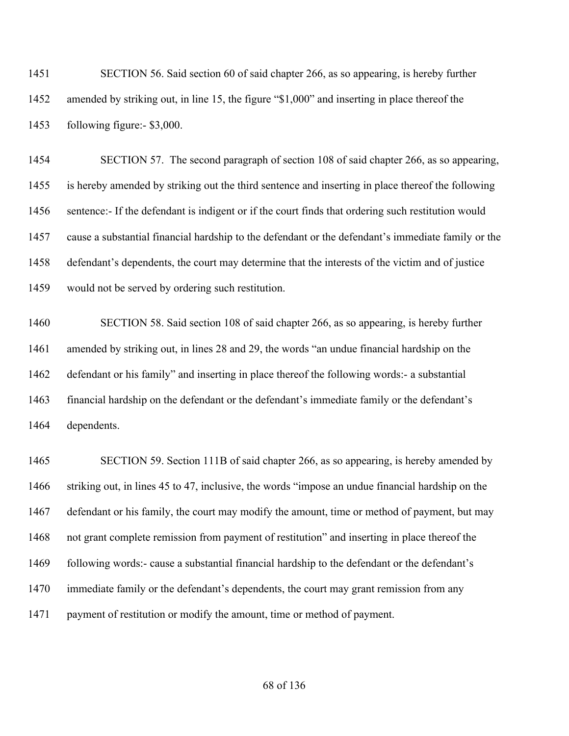1451 SECTION 56. Said section 60 of said chapter 266, as so appearing, is hereby further
1452 amended by striking out, in line 15, the figure "$1,000" and inserting in place thereof the
1453 following figure:- $3,000.

1454 SECTION 57. The second paragraph of section 108 of said chapter 266, as so appearing,
1455 is hereby amended by striking out the third sentence and inserting in place thereof the following
1456 sentence:- If the defendant is indigent or if the court finds that ordering such restitution would
1457 cause a substantial financial hardship to the defendant or the defendant's immediate family or the
1458 defendant's dependents, the court may determine that the interests of the victim and of justice
1459 would not be served by ordering such restitution.

1460 SECTION 58. Said section 108 of said chapter 266, as so appearing, is hereby further
1461 amended by striking out, in lines 28 and 29, the words "an undue financial hardship on the
1462 defendant or his family" and inserting in place thereof the following words:- a substantial
1463 financial hardship on the defendant or the defendant's immediate family or the defendant's
1464 dependents.

1465 SECTION 59. Section 111B of said chapter 266, as so appearing, is hereby amended by
1466 striking out, in lines 45 to 47, inclusive, the words "impose an undue financial hardship on the
1467 defendant or his family, the court may modify the amount, time or method of payment, but may
1468 not grant complete remission from payment of restitution" and inserting in place thereof the
1469 following words:- cause a substantial financial hardship to the defendant or the defendant's
1470 immediate family or the defendant's dependents, the court may grant remission from any
1471 payment of restitution or modify the amount, time or method of payment.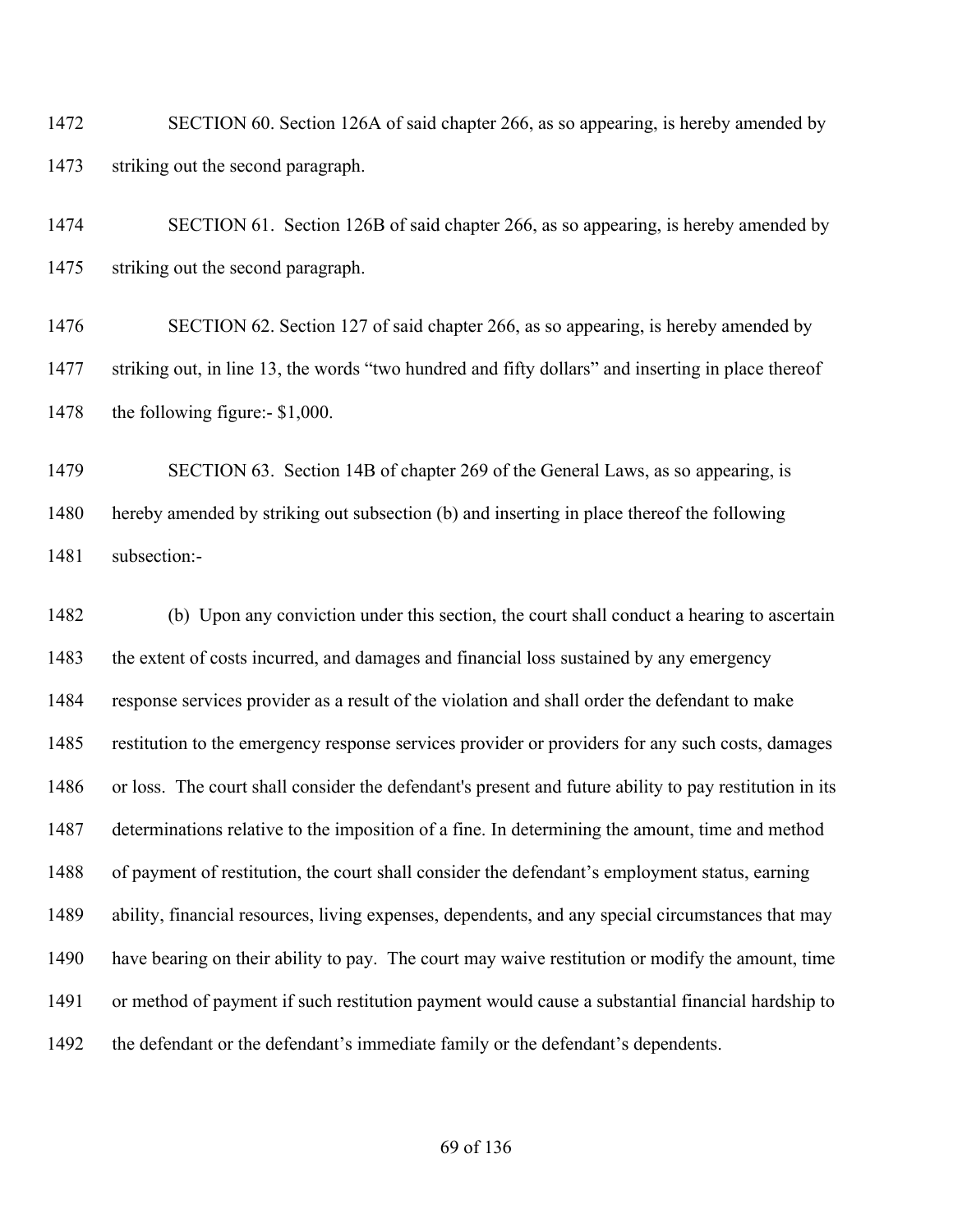1472 SECTION 60. Section 126A of said chapter 266, as so appearing, is hereby amended by
1473 striking out the second paragraph.

1474 SECTION 61. Section 126B of said chapter 266, as so appearing, is hereby amended by
1475 striking out the second paragraph.

1476 SECTION 62. Section 127 of said chapter 266, as so appearing, is hereby amended by
1477 striking out, in line 13, the words "two hundred and fifty dollars" and inserting in place thereof
1478 the following figure:- $1,000.

1479 SECTION 63. Section 14B of chapter 269 of the General Laws, as so appearing, is
1480 hereby amended by striking out subsection (b) and inserting in place thereof the following
1481 subsection:-

1482 (b) Upon any conviction under this section, the court shall conduct a hearing to ascertain
1483 the extent of costs incurred, and damages and financial loss sustained by any emergency
1484 response services provider as a result of the violation and shall order the defendant to make
1485 restitution to the emergency response services provider or providers for any such costs, damages
1486 or loss. The court shall consider the defendant's present and future ability to pay restitution in its
1487 determinations relative to the imposition of a fine. In determining the amount, time and method
1488 of payment of restitution, the court shall consider the defendant's employment status, earning
1489 ability, financial resources, living expenses, dependents, and any special circumstances that may
1490 have bearing on their ability to pay. The court may waive restitution or modify the amount, time
1491 or method of payment if such restitution payment would cause a substantial financial hardship to
1492 the defendant or the defendant's immediate family or the defendant's dependents.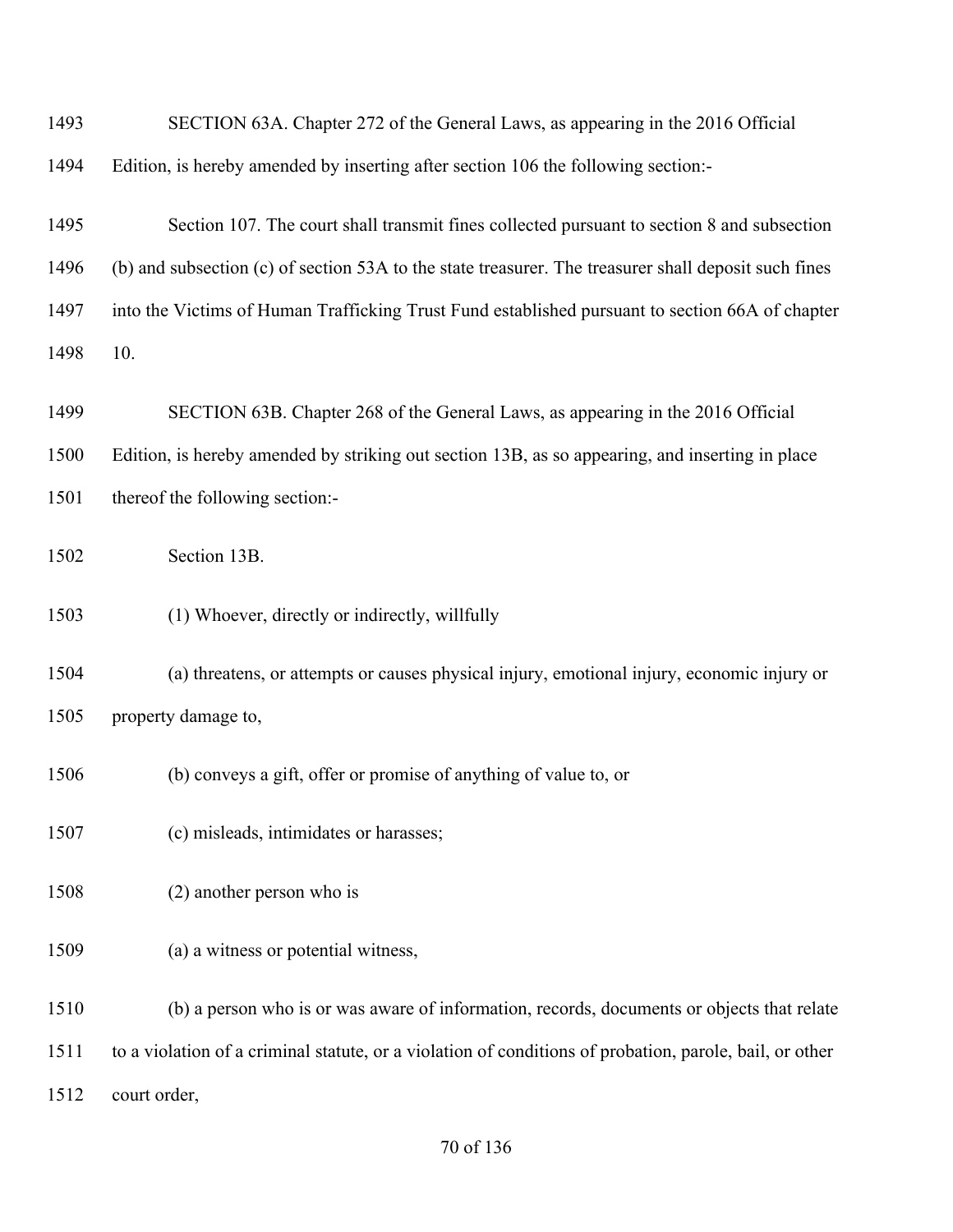SECTION 63A. Chapter 272 of the General Laws, as appearing in the 2016 Official Edition, is hereby amended by inserting after section 106 the following section:-

Section 107. The court shall transmit fines collected pursuant to section 8 and subsection (b) and subsection (c) of section 53A to the state treasurer. The treasurer shall deposit such fines into the Victims of Human Trafficking Trust Fund established pursuant to section 66A of chapter 10.

SECTION 63B. Chapter 268 of the General Laws, as appearing in the 2016 Official Edition, is hereby amended by striking out section 13B, as so appearing, and inserting in place thereof the following section:-

Section 13B.

(1) Whoever, directly or indirectly, willfully

(a) threatens, or attempts or causes physical injury, emotional injury, economic injury or property damage to,

(b) conveys a gift, offer or promise of anything of value to, or

(c) misleads, intimidates or harasses;

(2) another person who is

(a) a witness or potential witness,

(b) a person who is or was aware of information, records, documents or objects that relate to a violation of a criminal statute, or a violation of conditions of probation, parole, bail, or other court order,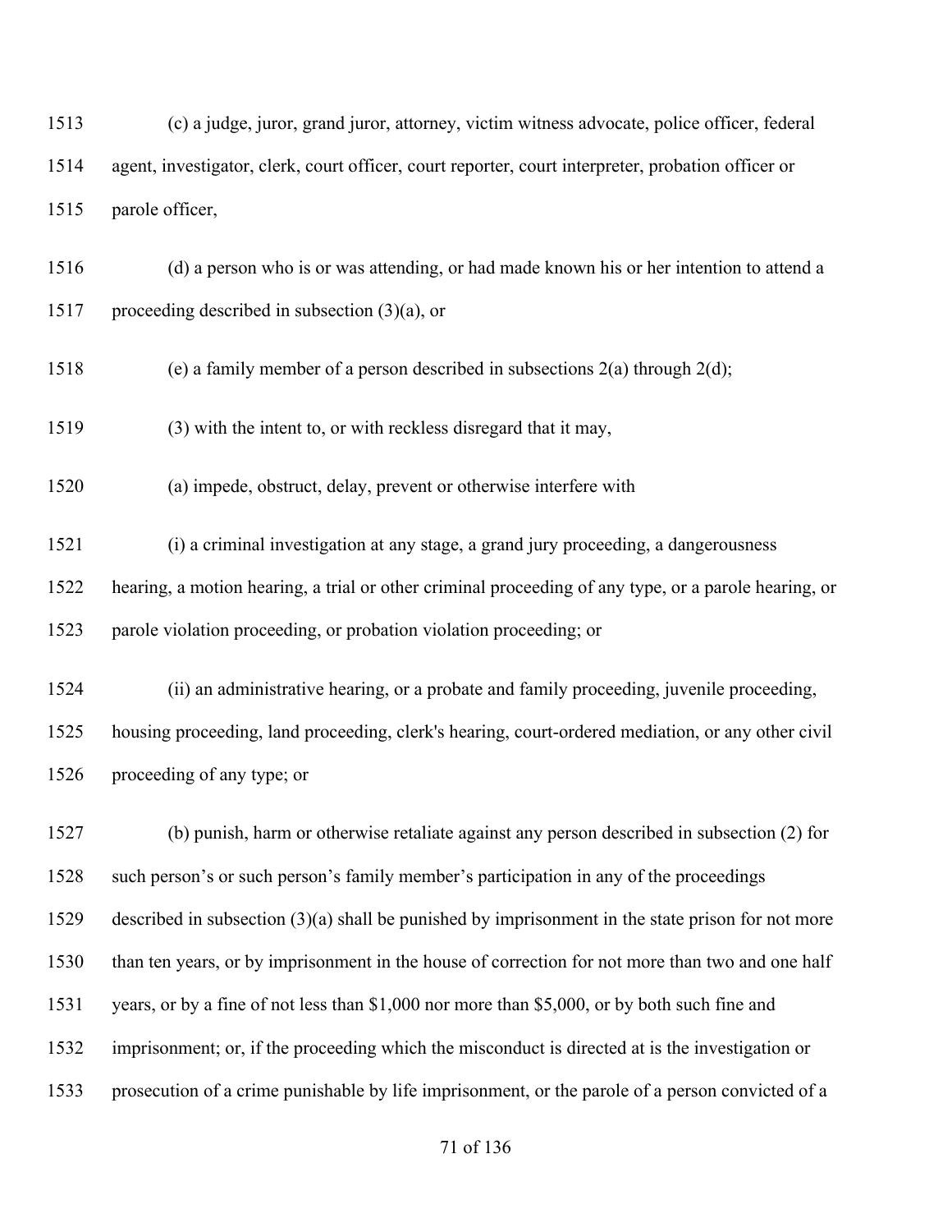1513 (c) a judge, juror, grand juror, attorney, victim witness advocate, police officer, federal
1514 agent, investigator, clerk, court officer, court reporter, court interpreter, probation officer or
1515 parole officer,

1516 (d) a person who is or was attending, or had made known his or her intention to attend a
1517 proceeding described in subsection (3)(a), or

1518 (e) a family member of a person described in subsections 2(a) through 2(d);

1519 (3) with the intent to, or with reckless disregard that it may,

1520 (a) impede, obstruct, delay, prevent or otherwise interfere with

1521 (i) a criminal investigation at any stage, a grand jury proceeding, a dangerousness
1522 hearing, a motion hearing, a trial or other criminal proceeding of any type, or a parole hearing, or
1523 parole violation proceeding, or probation violation proceeding; or

1524 (ii) an administrative hearing, or a probate and family proceeding, juvenile proceeding,
1525 housing proceeding, land proceeding, clerk's hearing, court-ordered mediation, or any other civil
1526 proceeding of any type; or

1527 (b) punish, harm or otherwise retaliate against any person described in subsection (2) for
1528 such person's or such person's family member's participation in any of the proceedings
1529 described in subsection (3)(a) shall be punished by imprisonment in the state prison for not more
1530 than ten years, or by imprisonment in the house of correction for not more than two and one half
1531 years, or by a fine of not less than $1,000 nor more than $5,000, or by both such fine and
1532 imprisonment; or, if the proceeding which the misconduct is directed at is the investigation or
1533 prosecution of a crime punishable by life imprisonment, or the parole of a person convicted of a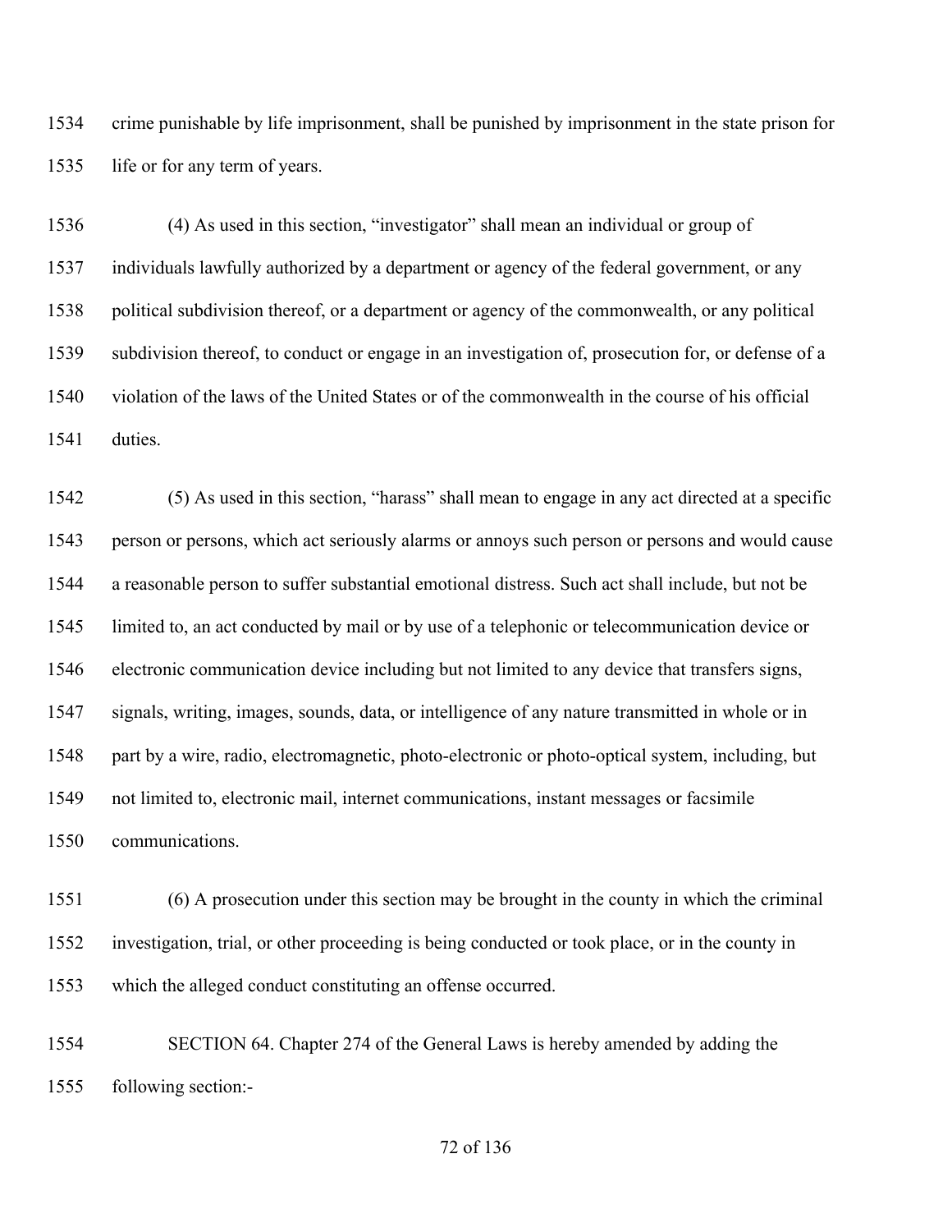crime punishable by life imprisonment, shall be punished by imprisonment in the state prison for life or for any term of years.

(4) As used in this section, "investigator" shall mean an individual or group of individuals lawfully authorized by a department or agency of the federal government, or any political subdivision thereof, or a department or agency of the commonwealth, or any political subdivision thereof, to conduct or engage in an investigation of, prosecution for, or defense of a violation of the laws of the United States or of the commonwealth in the course of his official duties.

(5) As used in this section, "harass" shall mean to engage in any act directed at a specific person or persons, which act seriously alarms or annoys such person or persons and would cause a reasonable person to suffer substantial emotional distress. Such act shall include, but not be limited to, an act conducted by mail or by use of a telephonic or telecommunication device or electronic communication device including but not limited to any device that transfers signs, signals, writing, images, sounds, data, or intelligence of any nature transmitted in whole or in part by a wire, radio, electromagnetic, photo-electronic or photo-optical system, including, but not limited to, electronic mail, internet communications, instant messages or facsimile communications.

(6) A prosecution under this section may be brought in the county in which the criminal investigation, trial, or other proceeding is being conducted or took place, or in the county in which the alleged conduct constituting an offense occurred.

SECTION 64. Chapter 274 of the General Laws is hereby amended by adding the following section:-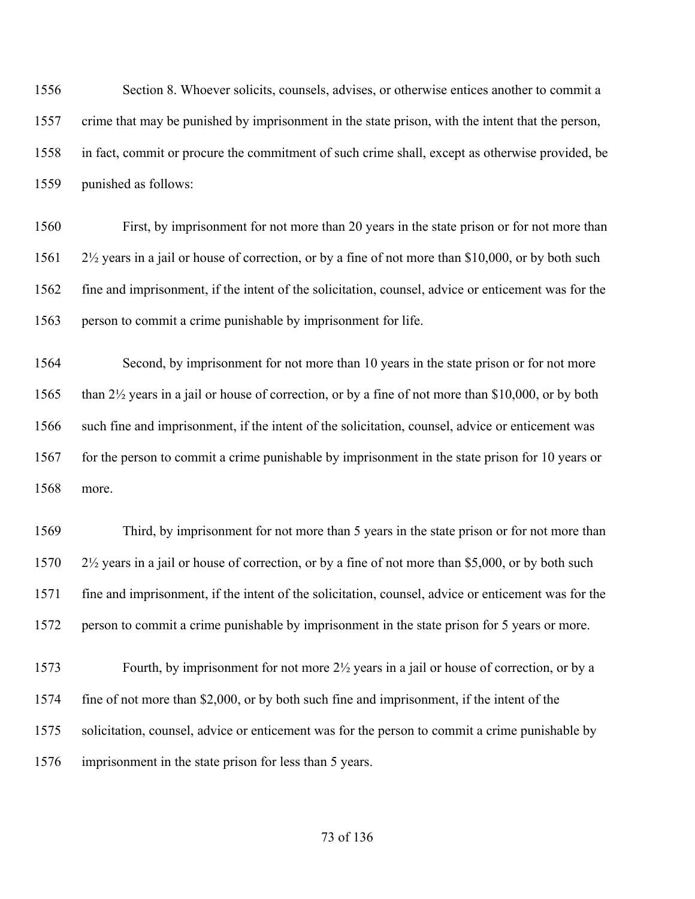Section 8. Whoever solicits, counsels, advises, or otherwise entices another to commit a crime that may be punished by imprisonment in the state prison, with the intent that the person, in fact, commit or procure the commitment of such crime shall, except as otherwise provided, be punished as follows:

First, by imprisonment for not more than 20 years in the state prison or for not more than 2½ years in a jail or house of correction, or by a fine of not more than $10,000, or by both such fine and imprisonment, if the intent of the solicitation, counsel, advice or enticement was for the person to commit a crime punishable by imprisonment for life.

Second, by imprisonment for not more than 10 years in the state prison or for not more than 2½ years in a jail or house of correction, or by a fine of not more than $10,000, or by both such fine and imprisonment, if the intent of the solicitation, counsel, advice or enticement was for the person to commit a crime punishable by imprisonment in the state prison for 10 years or more.

Third, by imprisonment for not more than 5 years in the state prison or for not more than 2½ years in a jail or house of correction, or by a fine of not more than $5,000, or by both such fine and imprisonment, if the intent of the solicitation, counsel, advice or enticement was for the person to commit a crime punishable by imprisonment in the state prison for 5 years or more.

Fourth, by imprisonment for not more 2½ years in a jail or house of correction, or by a fine of not more than $2,000, or by both such fine and imprisonment, if the intent of the solicitation, counsel, advice or enticement was for the person to commit a crime punishable by imprisonment in the state prison for less than 5 years.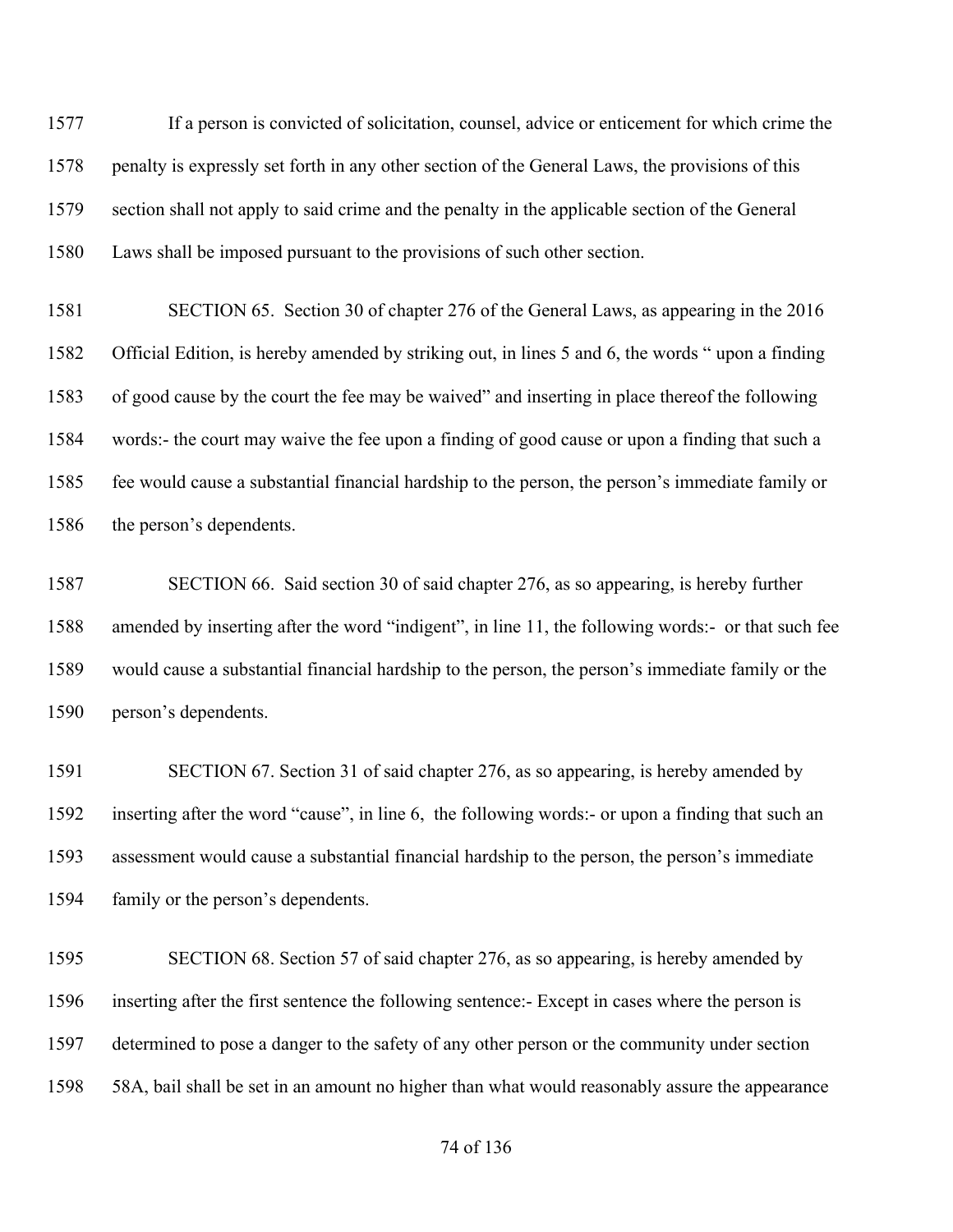If a person is convicted of solicitation, counsel, advice or enticement for which crime the penalty is expressly set forth in any other section of the General Laws, the provisions of this section shall not apply to said crime and the penalty in the applicable section of the General Laws shall be imposed pursuant to the provisions of such other section.

SECTION 65. Section 30 of chapter 276 of the General Laws, as appearing in the 2016 Official Edition, is hereby amended by striking out, in lines 5 and 6, the words " upon a finding of good cause by the court the fee may be waived" and inserting in place thereof the following words:- the court may waive the fee upon a finding of good cause or upon a finding that such a fee would cause a substantial financial hardship to the person, the person's immediate family or the person's dependents.

SECTION 66. Said section 30 of said chapter 276, as so appearing, is hereby further amended by inserting after the word "indigent", in line 11, the following words:- or that such fee would cause a substantial financial hardship to the person, the person's immediate family or the person's dependents.

SECTION 67. Section 31 of said chapter 276, as so appearing, is hereby amended by inserting after the word "cause", in line 6, the following words:- or upon a finding that such an assessment would cause a substantial financial hardship to the person, the person's immediate family or the person's dependents.

SECTION 68. Section 57 of said chapter 276, as so appearing, is hereby amended by inserting after the first sentence the following sentence:- Except in cases where the person is determined to pose a danger to the safety of any other person or the community under section 58A, bail shall be set in an amount no higher than what would reasonably assure the appearance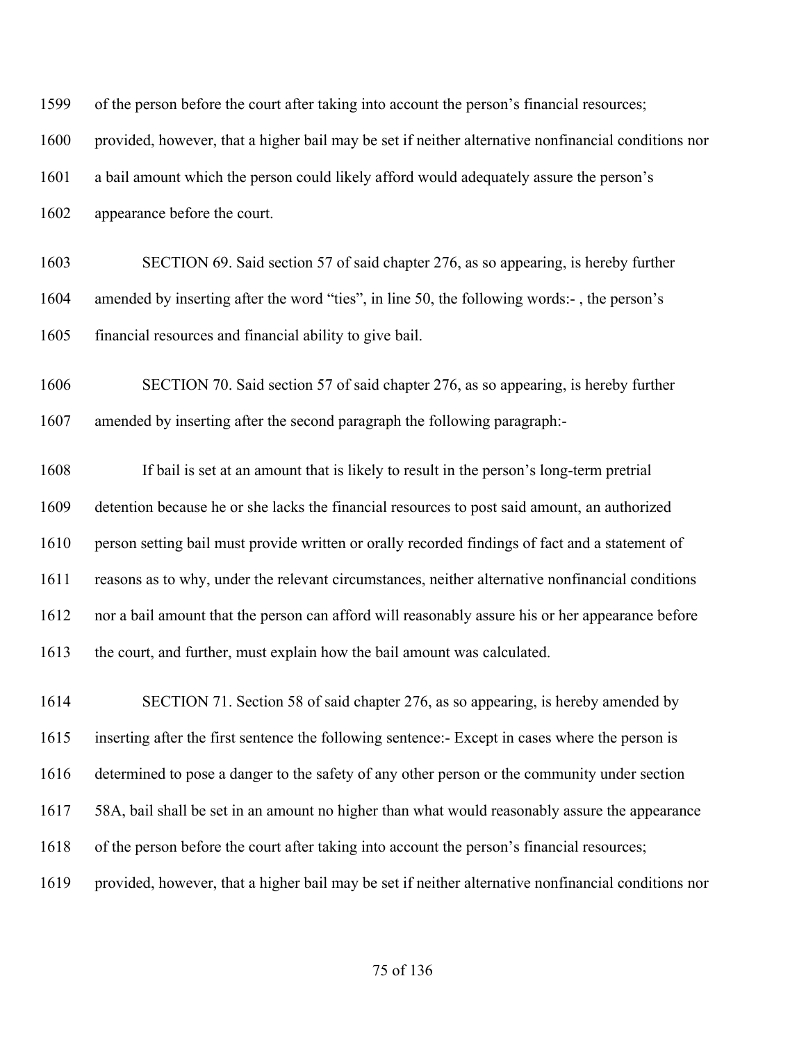of the person before the court after taking into account the person's financial resources; provided, however, that a higher bail may be set if neither alternative nonfinancial conditions nor a bail amount which the person could likely afford would adequately assure the person's appearance before the court.

SECTION 69. Said section 57 of said chapter 276, as so appearing, is hereby further amended by inserting after the word "ties", in line 50, the following words:- , the person's financial resources and financial ability to give bail.

SECTION 70. Said section 57 of said chapter 276, as so appearing, is hereby further amended by inserting after the second paragraph the following paragraph:-

If bail is set at an amount that is likely to result in the person's long-term pretrial detention because he or she lacks the financial resources to post said amount, an authorized person setting bail must provide written or orally recorded findings of fact and a statement of reasons as to why, under the relevant circumstances, neither alternative nonfinancial conditions nor a bail amount that the person can afford will reasonably assure his or her appearance before the court, and further, must explain how the bail amount was calculated.

SECTION 71. Section 58 of said chapter 276, as so appearing, is hereby amended by inserting after the first sentence the following sentence:- Except in cases where the person is determined to pose a danger to the safety of any other person or the community under section 58A, bail shall be set in an amount no higher than what would reasonably assure the appearance of the person before the court after taking into account the person's financial resources; provided, however, that a higher bail may be set if neither alternative nonfinancial conditions nor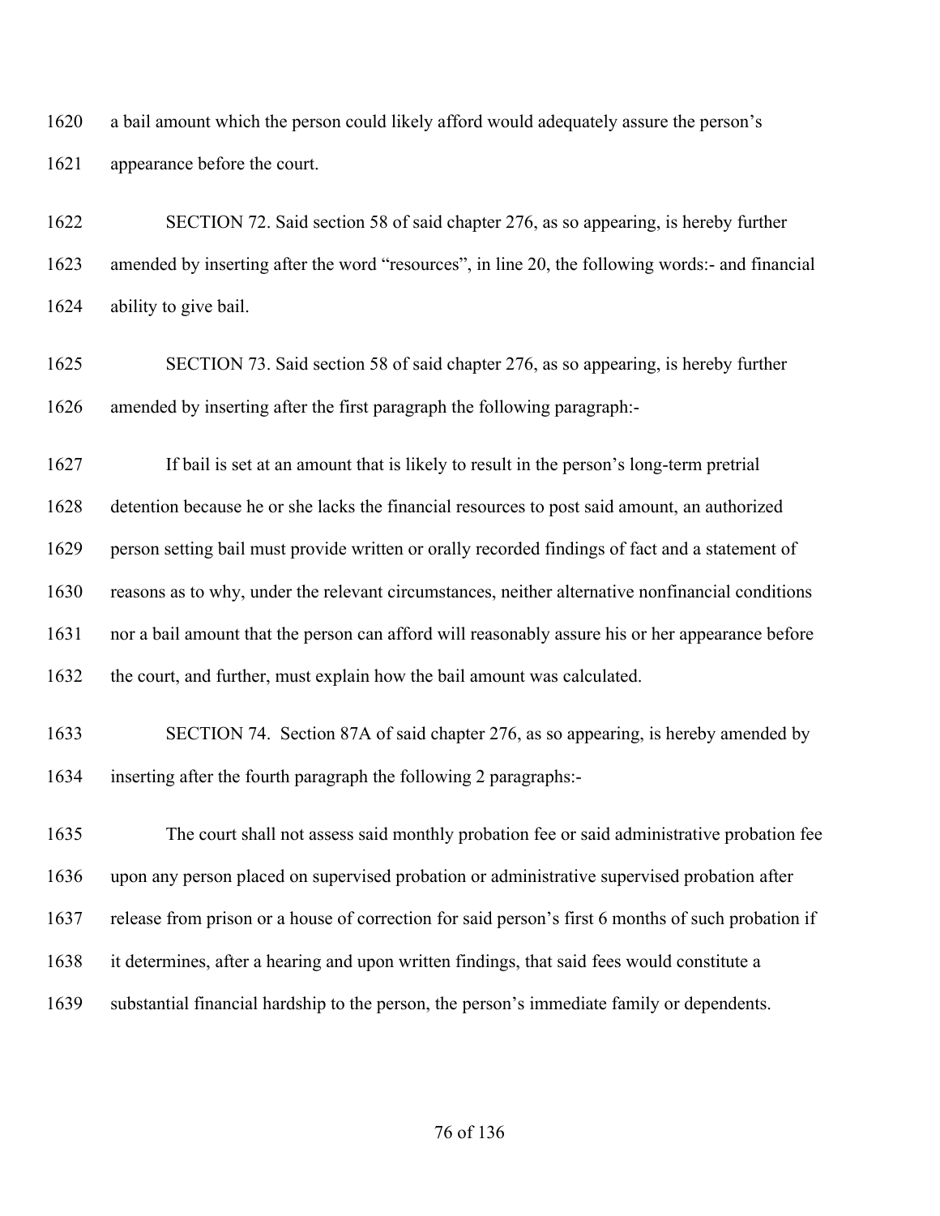a bail amount which the person could likely afford would adequately assure the person's appearance before the court.

SECTION 72. Said section 58 of said chapter 276, as so appearing, is hereby further amended by inserting after the word "resources", in line 20, the following words:- and financial ability to give bail.

SECTION 73. Said section 58 of said chapter 276, as so appearing, is hereby further amended by inserting after the first paragraph the following paragraph:-

If bail is set at an amount that is likely to result in the person's long-term pretrial detention because he or she lacks the financial resources to post said amount, an authorized person setting bail must provide written or orally recorded findings of fact and a statement of reasons as to why, under the relevant circumstances, neither alternative nonfinancial conditions nor a bail amount that the person can afford will reasonably assure his or her appearance before the court, and further, must explain how the bail amount was calculated.

SECTION 74. Section 87A of said chapter 276, as so appearing, is hereby amended by inserting after the fourth paragraph the following 2 paragraphs:-

The court shall not assess said monthly probation fee or said administrative probation fee upon any person placed on supervised probation or administrative supervised probation after release from prison or a house of correction for said person's first 6 months of such probation if it determines, after a hearing and upon written findings, that said fees would constitute a substantial financial hardship to the person, the person's immediate family or dependents.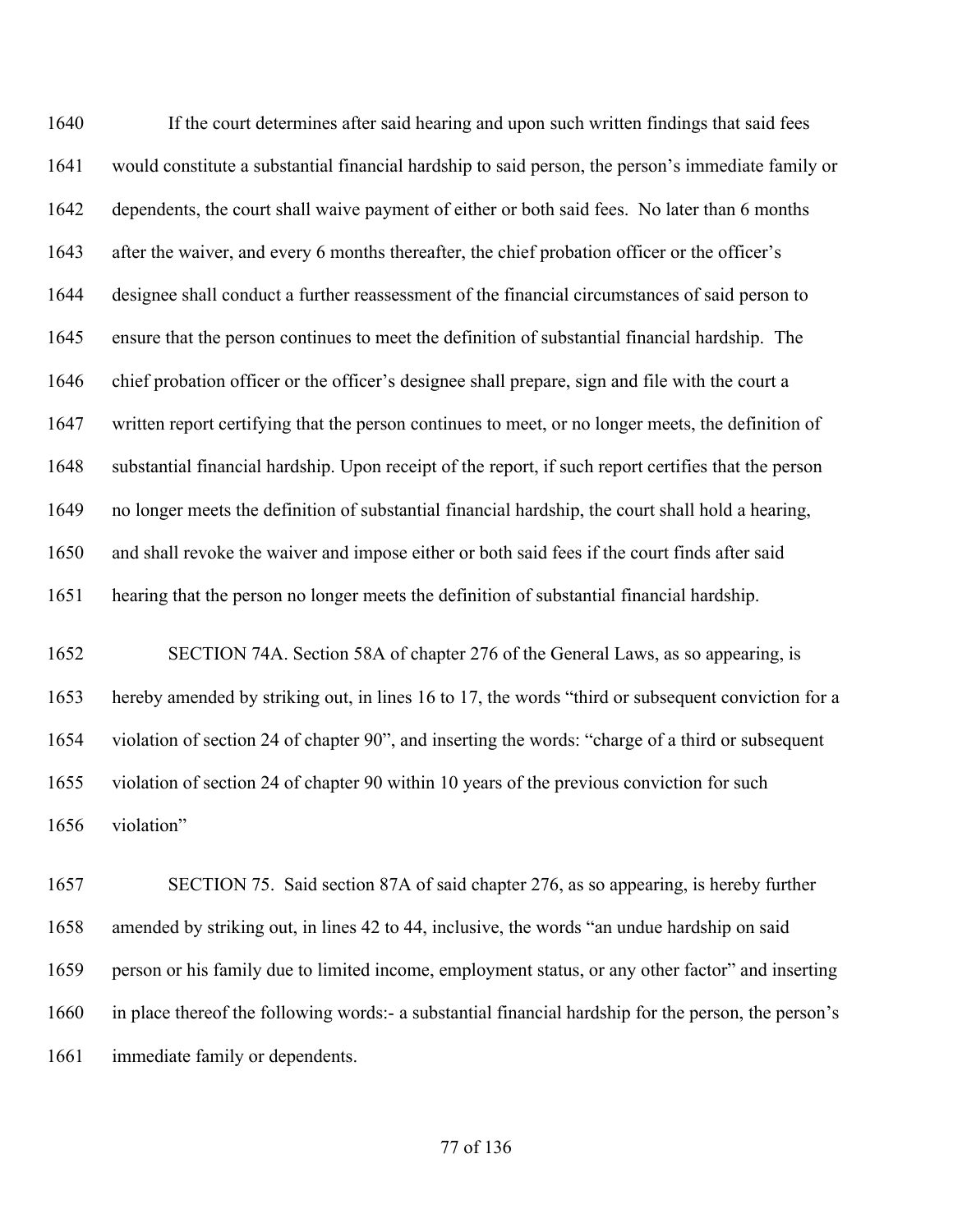If the court determines after said hearing and upon such written findings that said fees would constitute a substantial financial hardship to said person, the person's immediate family or dependents, the court shall waive payment of either or both said fees. No later than 6 months after the waiver, and every 6 months thereafter, the chief probation officer or the officer's designee shall conduct a further reassessment of the financial circumstances of said person to ensure that the person continues to meet the definition of substantial financial hardship. The chief probation officer or the officer's designee shall prepare, sign and file with the court a written report certifying that the person continues to meet, or no longer meets, the definition of substantial financial hardship. Upon receipt of the report, if such report certifies that the person no longer meets the definition of substantial financial hardship, the court shall hold a hearing, and shall revoke the waiver and impose either or both said fees if the court finds after said hearing that the person no longer meets the definition of substantial financial hardship.

SECTION 74A. Section 58A of chapter 276 of the General Laws, as so appearing, is hereby amended by striking out, in lines 16 to 17, the words "third or subsequent conviction for a violation of section 24 of chapter 90", and inserting the words: "charge of a third or subsequent violation of section 24 of chapter 90 within 10 years of the previous conviction for such violation"

SECTION 75. Said section 87A of said chapter 276, as so appearing, is hereby further amended by striking out, in lines 42 to 44, inclusive, the words "an undue hardship on said person or his family due to limited income, employment status, or any other factor" and inserting in place thereof the following words:- a substantial financial hardship for the person, the person's immediate family or dependents.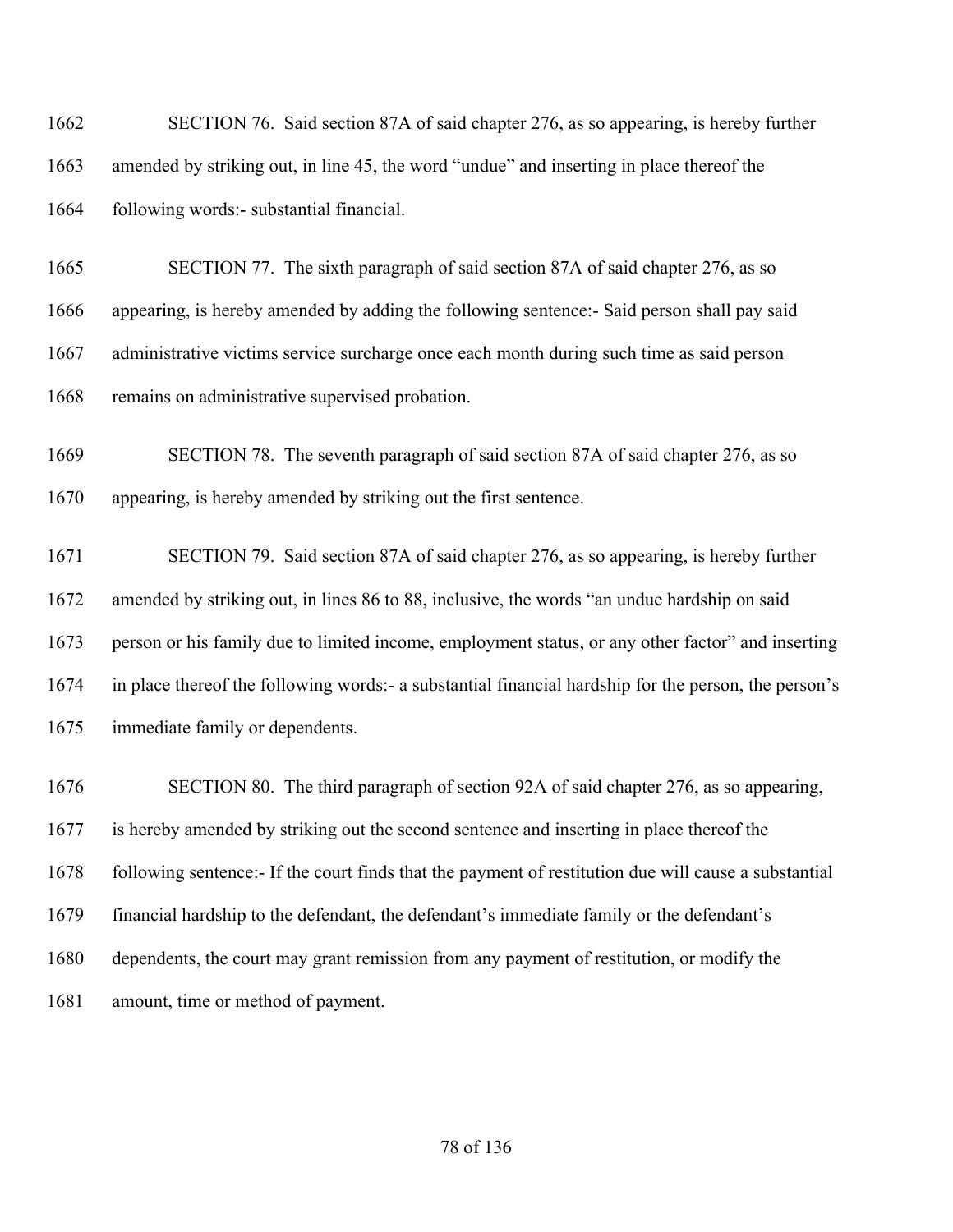SECTION 76. Said section 87A of said chapter 276, as so appearing, is hereby further amended by striking out, in line 45, the word "undue" and inserting in place thereof the following words:- substantial financial.

SECTION 77. The sixth paragraph of said section 87A of said chapter 276, as so appearing, is hereby amended by adding the following sentence:- Said person shall pay said administrative victims service surcharge once each month during such time as said person remains on administrative supervised probation.

SECTION 78. The seventh paragraph of said section 87A of said chapter 276, as so appearing, is hereby amended by striking out the first sentence.

SECTION 79. Said section 87A of said chapter 276, as so appearing, is hereby further amended by striking out, in lines 86 to 88, inclusive, the words "an undue hardship on said person or his family due to limited income, employment status, or any other factor" and inserting in place thereof the following words:- a substantial financial hardship for the person, the person's immediate family or dependents.

SECTION 80. The third paragraph of section 92A of said chapter 276, as so appearing, is hereby amended by striking out the second sentence and inserting in place thereof the following sentence:- If the court finds that the payment of restitution due will cause a substantial financial hardship to the defendant, the defendant's immediate family or the defendant's dependents, the court may grant remission from any payment of restitution, or modify the amount, time or method of payment.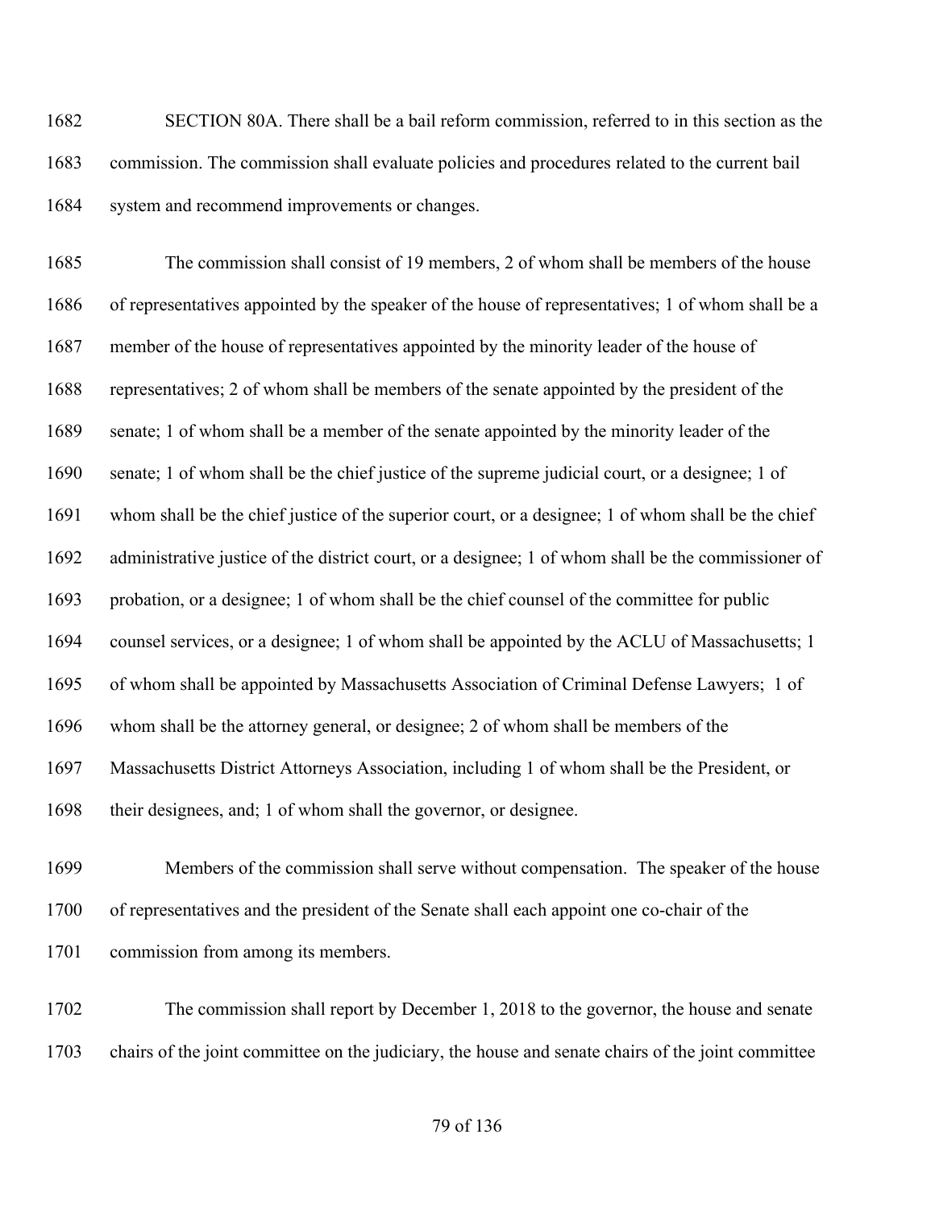SECTION 80A. There shall be a bail reform commission, referred to in this section as the commission. The commission shall evaluate policies and procedures related to the current bail system and recommend improvements or changes.

The commission shall consist of 19 members, 2 of whom shall be members of the house of representatives appointed by the speaker of the house of representatives; 1 of whom shall be a member of the house of representatives appointed by the minority leader of the house of representatives; 2 of whom shall be members of the senate appointed by the president of the senate; 1 of whom shall be a member of the senate appointed by the minority leader of the senate; 1 of whom shall be the chief justice of the supreme judicial court, or a designee; 1 of whom shall be the chief justice of the superior court, or a designee; 1 of whom shall be the chief administrative justice of the district court, or a designee; 1 of whom shall be the commissioner of probation, or a designee; 1 of whom shall be the chief counsel of the committee for public counsel services, or a designee; 1 of whom shall be appointed by the ACLU of Massachusetts; 1 of whom shall be appointed by Massachusetts Association of Criminal Defense Lawyers; 1 of whom shall be the attorney general, or designee; 2 of whom shall be members of the Massachusetts District Attorneys Association, including 1 of whom shall be the President, or their designees, and; 1 of whom shall the governor, or designee.

Members of the commission shall serve without compensation. The speaker of the house of representatives and the president of the Senate shall each appoint one co-chair of the commission from among its members.

The commission shall report by December 1, 2018 to the governor, the house and senate chairs of the joint committee on the judiciary, the house and senate chairs of the joint committee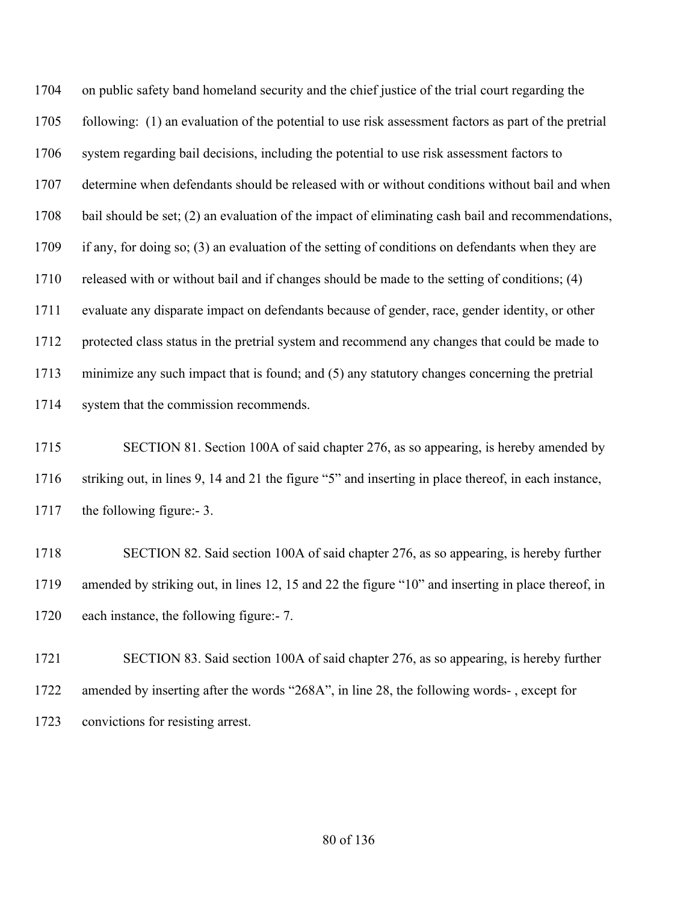1704 on public safety band homeland security and the chief justice of the trial court regarding the
1705 following: (1) an evaluation of the potential to use risk assessment factors as part of the pretrial
1706 system regarding bail decisions, including the potential to use risk assessment factors to
1707 determine when defendants should be released with or without conditions without bail and when
1708 bail should be set; (2) an evaluation of the impact of eliminating cash bail and recommendations,
1709 if any, for doing so; (3) an evaluation of the setting of conditions on defendants when they are
1710 released with or without bail and if changes should be made to the setting of conditions; (4)
1711 evaluate any disparate impact on defendants because of gender, race, gender identity, or other
1712 protected class status in the pretrial system and recommend any changes that could be made to
1713 minimize any such impact that is found; and (5) any statutory changes concerning the pretrial
1714 system that the commission recommends.

1715 SECTION 81. Section 100A of said chapter 276, as so appearing, is hereby amended by
1716 striking out, in lines 9, 14 and 21 the figure "5" and inserting in place thereof, in each instance,
1717 the following figure:- 3.

1718 SECTION 82. Said section 100A of said chapter 276, as so appearing, is hereby further
1719 amended by striking out, in lines 12, 15 and 22 the figure "10" and inserting in place thereof, in
1720 each instance, the following figure:- 7.

1721 SECTION 83. Said section 100A of said chapter 276, as so appearing, is hereby further
1722 amended by inserting after the words "268A", in line 28, the following words- , except for
1723 convictions for resisting arrest.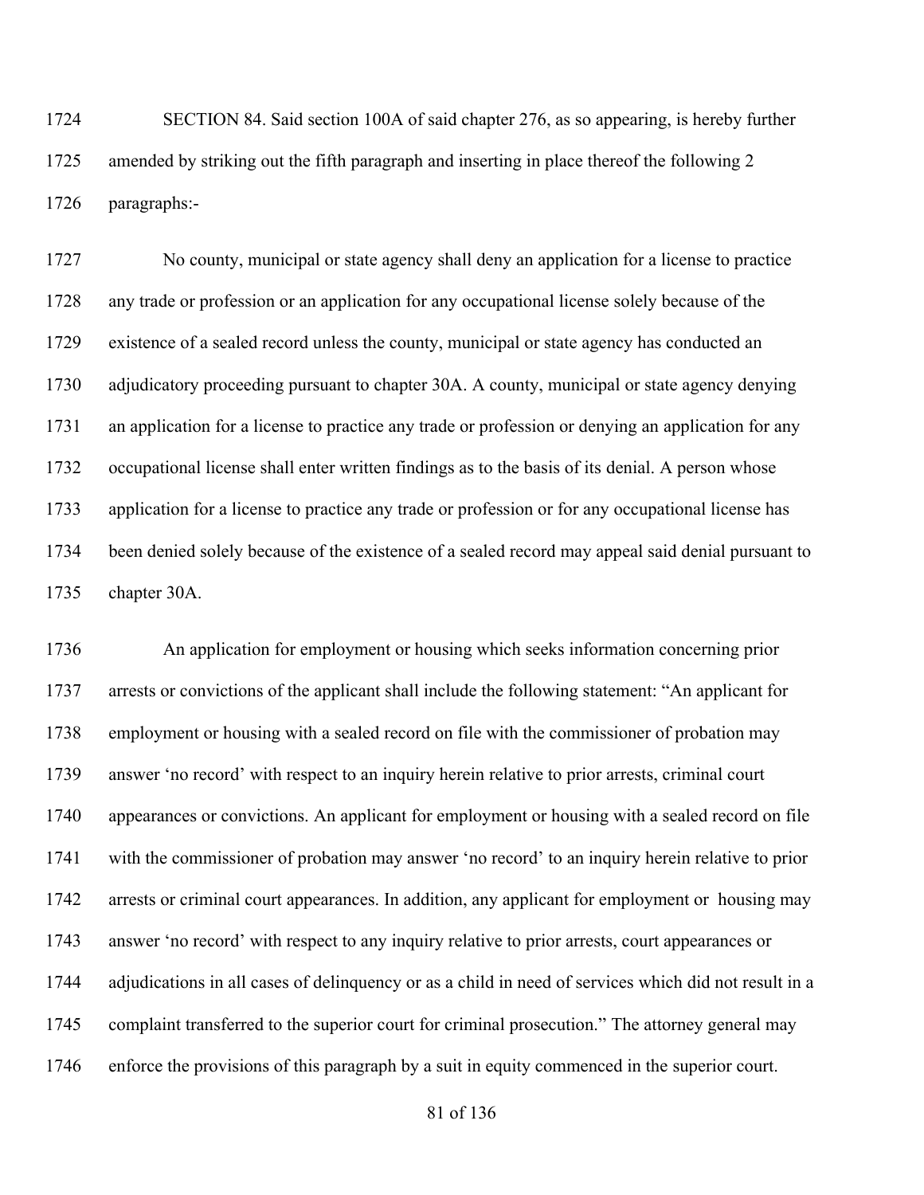SECTION 84. Said section 100A of said chapter 276, as so appearing, is hereby further amended by striking out the fifth paragraph and inserting in place thereof the following 2 paragraphs:-

No county, municipal or state agency shall deny an application for a license to practice any trade or profession or an application for any occupational license solely because of the existence of a sealed record unless the county, municipal or state agency has conducted an adjudicatory proceeding pursuant to chapter 30A. A county, municipal or state agency denying an application for a license to practice any trade or profession or denying an application for any occupational license shall enter written findings as to the basis of its denial. A person whose application for a license to practice any trade or profession or for any occupational license has been denied solely because of the existence of a sealed record may appeal said denial pursuant to chapter 30A.

An application for employment or housing which seeks information concerning prior arrests or convictions of the applicant shall include the following statement: "An applicant for employment or housing with a sealed record on file with the commissioner of probation may answer 'no record' with respect to an inquiry herein relative to prior arrests, criminal court appearances or convictions. An applicant for employment or housing with a sealed record on file with the commissioner of probation may answer 'no record' to an inquiry herein relative to prior arrests or criminal court appearances. In addition, any applicant for employment or housing may answer 'no record' with respect to any inquiry relative to prior arrests, court appearances or adjudications in all cases of delinquency or as a child in need of services which did not result in a complaint transferred to the superior court for criminal prosecution." The attorney general may enforce the provisions of this paragraph by a suit in equity commenced in the superior court.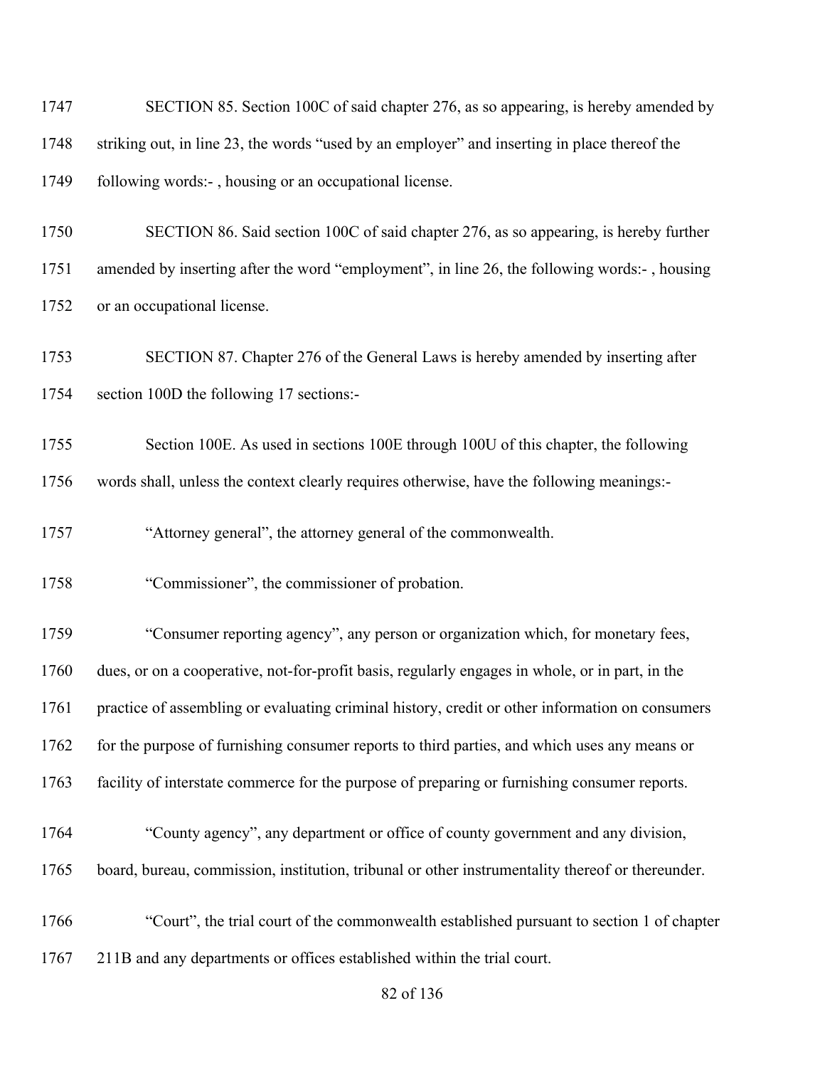1747 SECTION 85. Section 100C of said chapter 276, as so appearing, is hereby amended by

1748 striking out, in line 23, the words "used by an employer" and inserting in place thereof the

1749 following words:- , housing or an occupational license.

1750 SECTION 86. Said section 100C of said chapter 276, as so appearing, is hereby further

1751 amended by inserting after the word "employment", in line 26, the following words:- , housing

1752 or an occupational license.

1753 SECTION 87. Chapter 276 of the General Laws is hereby amended by inserting after

1754 section 100D the following 17 sections:-

1755 Section 100E. As used in sections 100E through 100U of this chapter, the following

1756 words shall, unless the context clearly requires otherwise, have the following meanings:-

1757 "Attorney general", the attorney general of the commonwealth.

1758 "Commissioner", the commissioner of probation.

1759 "Consumer reporting agency", any person or organization which, for monetary fees,

1760 dues, or on a cooperative, not-for-profit basis, regularly engages in whole, or in part, in the

1761 practice of assembling or evaluating criminal history, credit or other information on consumers

1762 for the purpose of furnishing consumer reports to third parties, and which uses any means or

1763 facility of interstate commerce for the purpose of preparing or furnishing consumer reports.

1764 "County agency", any department or office of county government and any division,

1765 board, bureau, commission, institution, tribunal or other instrumentality thereof or thereunder.

1766 "Court", the trial court of the commonwealth established pursuant to section 1 of chapter

1767 211B and any departments or offices established within the trial court.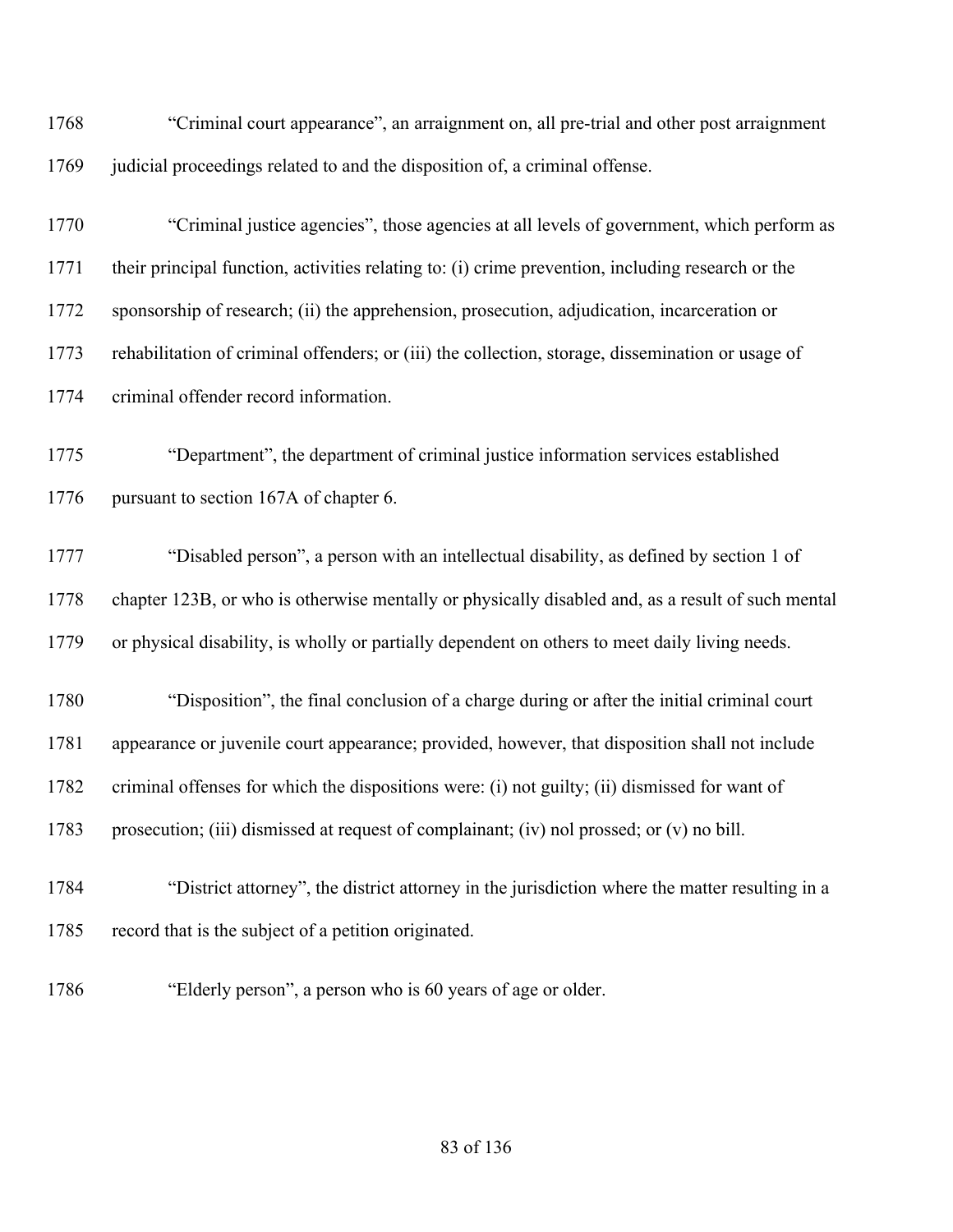1768 “Criminal court appearance”, an arraignment on, all pre-trial and other post arraignment
1769 judicial proceedings related to and the disposition of, a criminal offense.

1770 “Criminal justice agencies”, those agencies at all levels of government, which perform as
1771 their principal function, activities relating to: (i) crime prevention, including research or the
1772 sponsorship of research; (ii) the apprehension, prosecution, adjudication, incarceration or
1773 rehabilitation of criminal offenders; or (iii) the collection, storage, dissemination or usage of
1774 criminal offender record information.

1775 “Department”, the department of criminal justice information services established
1776 pursuant to section 167A of chapter 6.

1777 “Disabled person”, a person with an intellectual disability, as defined by section 1 of
1778 chapter 123B, or who is otherwise mentally or physically disabled and, as a result of such mental
1779 or physical disability, is wholly or partially dependent on others to meet daily living needs.

1780 “Disposition”, the final conclusion of a charge during or after the initial criminal court
1781 appearance or juvenile court appearance; provided, however, that disposition shall not include
1782 criminal offenses for which the dispositions were: (i) not guilty; (ii) dismissed for want of
1783 prosecution; (iii) dismissed at request of complainant; (iv) nol prossed; or (v) no bill.

1784 “District attorney”, the district attorney in the jurisdiction where the matter resulting in a
1785 record that is the subject of a petition originated.

1786 “Elderly person”, a person who is 60 years of age or older.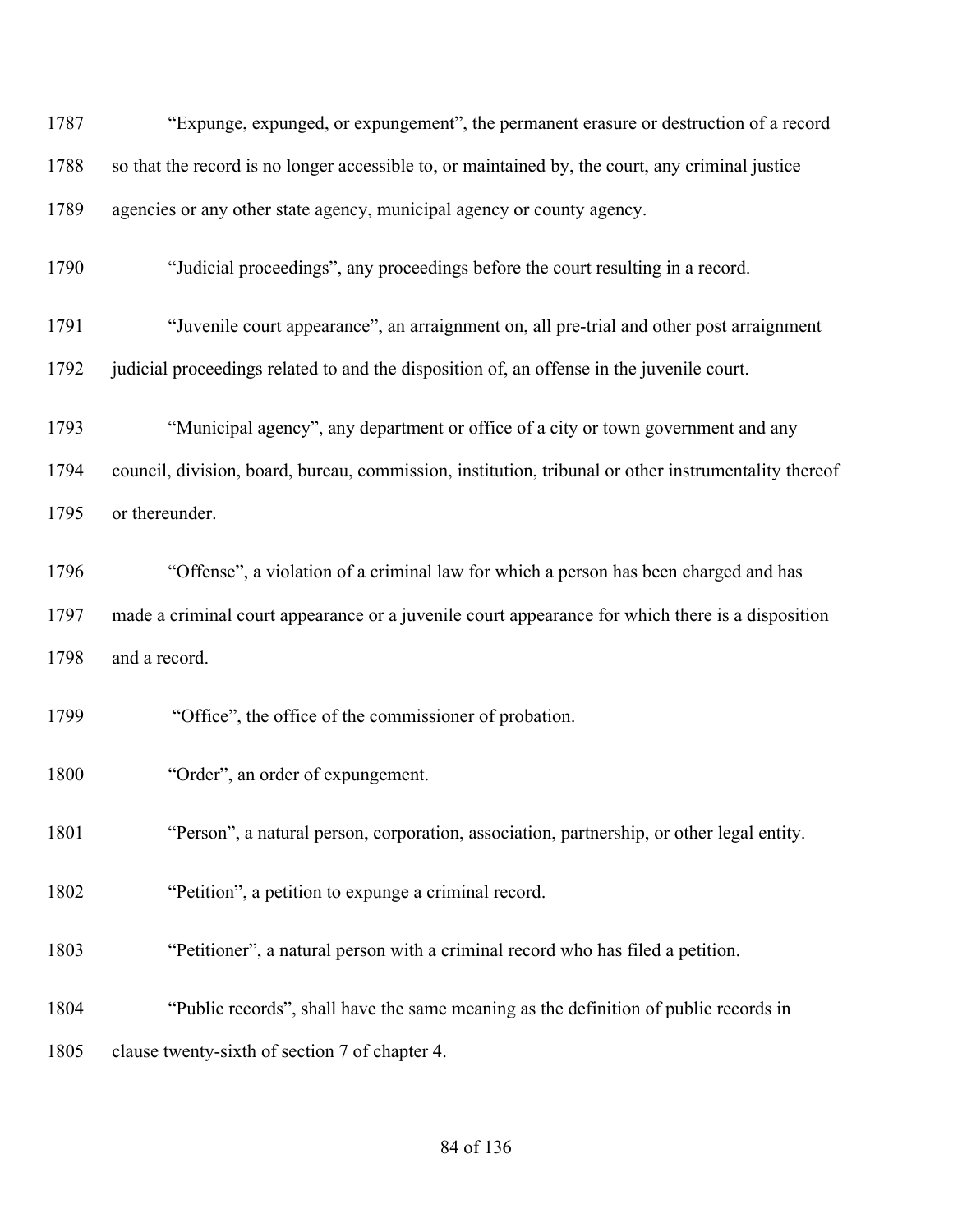"Expunge, expunged, or expungement", the permanent erasure or destruction of a record so that the record is no longer accessible to, or maintained by, the court, any criminal justice agencies or any other state agency, municipal agency or county agency.

"Judicial proceedings", any proceedings before the court resulting in a record.

"Juvenile court appearance", an arraignment on, all pre-trial and other post arraignment judicial proceedings related to and the disposition of, an offense in the juvenile court.

"Municipal agency", any department or office of a city or town government and any council, division, board, bureau, commission, institution, tribunal or other instrumentality thereof or thereunder.

"Offense", a violation of a criminal law for which a person has been charged and has made a criminal court appearance or a juvenile court appearance for which there is a disposition and a record.

"Office", the office of the commissioner of probation.

"Order", an order of expungement.

"Person", a natural person, corporation, association, partnership, or other legal entity.

"Petition", a petition to expunge a criminal record.

"Petitioner", a natural person with a criminal record who has filed a petition.

"Public records", shall have the same meaning as the definition of public records in clause twenty-sixth of section 7 of chapter 4.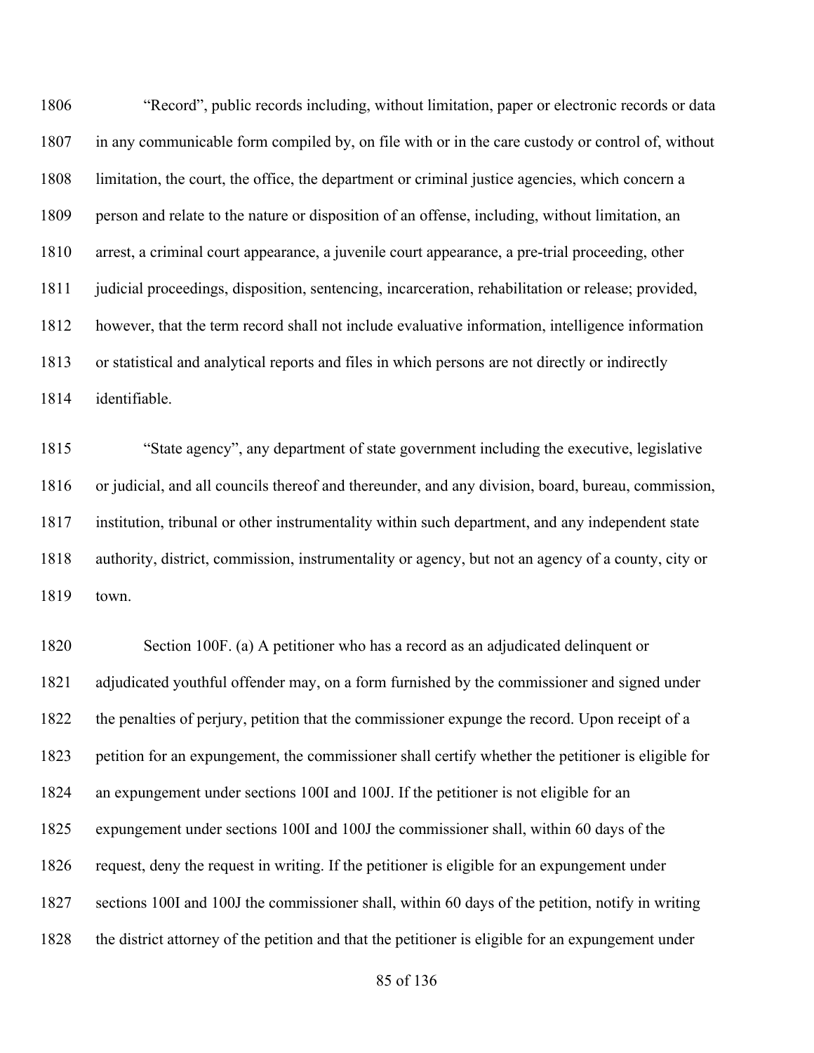"Record", public records including, without limitation, paper or electronic records or data in any communicable form compiled by, on file with or in the care custody or control of, without limitation, the court, the office, the department or criminal justice agencies, which concern a person and relate to the nature or disposition of an offense, including, without limitation, an arrest, a criminal court appearance, a juvenile court appearance, a pre-trial proceeding, other judicial proceedings, disposition, sentencing, incarceration, rehabilitation or release; provided, however, that the term record shall not include evaluative information, intelligence information or statistical and analytical reports and files in which persons are not directly or indirectly identifiable.

"State agency", any department of state government including the executive, legislative or judicial, and all councils thereof and thereunder, and any division, board, bureau, commission, institution, tribunal or other instrumentality within such department, and any independent state authority, district, commission, instrumentality or agency, but not an agency of a county, city or town.

Section 100F. (a) A petitioner who has a record as an adjudicated delinquent or adjudicated youthful offender may, on a form furnished by the commissioner and signed under the penalties of perjury, petition that the commissioner expunge the record. Upon receipt of a petition for an expungement, the commissioner shall certify whether the petitioner is eligible for an expungement under sections 100I and 100J. If the petitioner is not eligible for an expungement under sections 100I and 100J the commissioner shall, within 60 days of the request, deny the request in writing. If the petitioner is eligible for an expungement under sections 100I and 100J the commissioner shall, within 60 days of the petition, notify in writing the district attorney of the petition and that the petitioner is eligible for an expungement under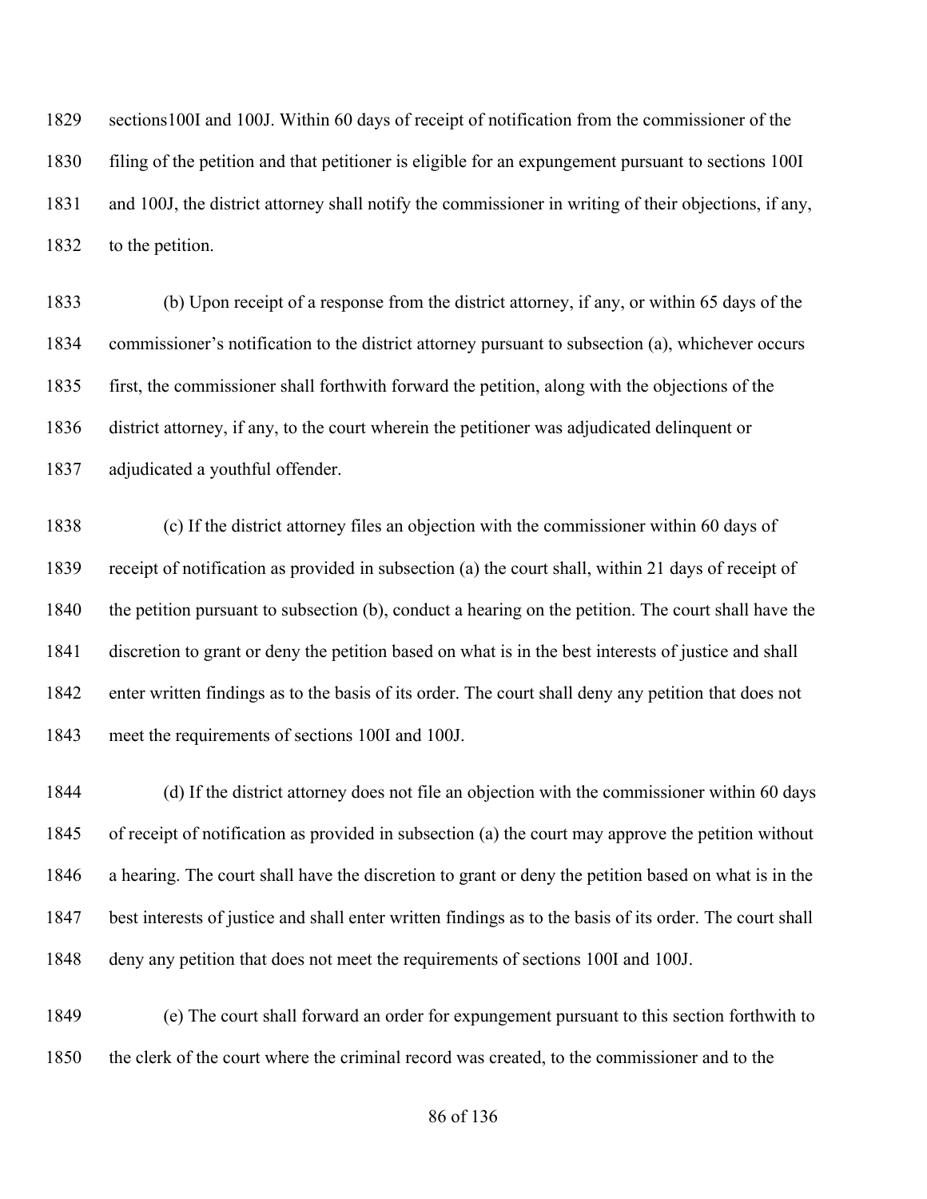sections100I and 100J. Within 60 days of receipt of notification from the commissioner of the filing of the petition and that petitioner is eligible for an expungement pursuant to sections 100I and 100J, the district attorney shall notify the commissioner in writing of their objections, if any, to the petition.

(b) Upon receipt of a response from the district attorney, if any, or within 65 days of the commissioner's notification to the district attorney pursuant to subsection (a), whichever occurs first, the commissioner shall forthwith forward the petition, along with the objections of the district attorney, if any, to the court wherein the petitioner was adjudicated delinquent or adjudicated a youthful offender.

(c) If the district attorney files an objection with the commissioner within 60 days of receipt of notification as provided in subsection (a) the court shall, within 21 days of receipt of the petition pursuant to subsection (b), conduct a hearing on the petition. The court shall have the discretion to grant or deny the petition based on what is in the best interests of justice and shall enter written findings as to the basis of its order. The court shall deny any petition that does not meet the requirements of sections 100I and 100J.

(d) If the district attorney does not file an objection with the commissioner within 60 days of receipt of notification as provided in subsection (a) the court may approve the petition without a hearing. The court shall have the discretion to grant or deny the petition based on what is in the best interests of justice and shall enter written findings as to the basis of its order. The court shall deny any petition that does not meet the requirements of sections 100I and 100J.

(e) The court shall forward an order for expungement pursuant to this section forthwith to the clerk of the court where the criminal record was created, to the commissioner and to the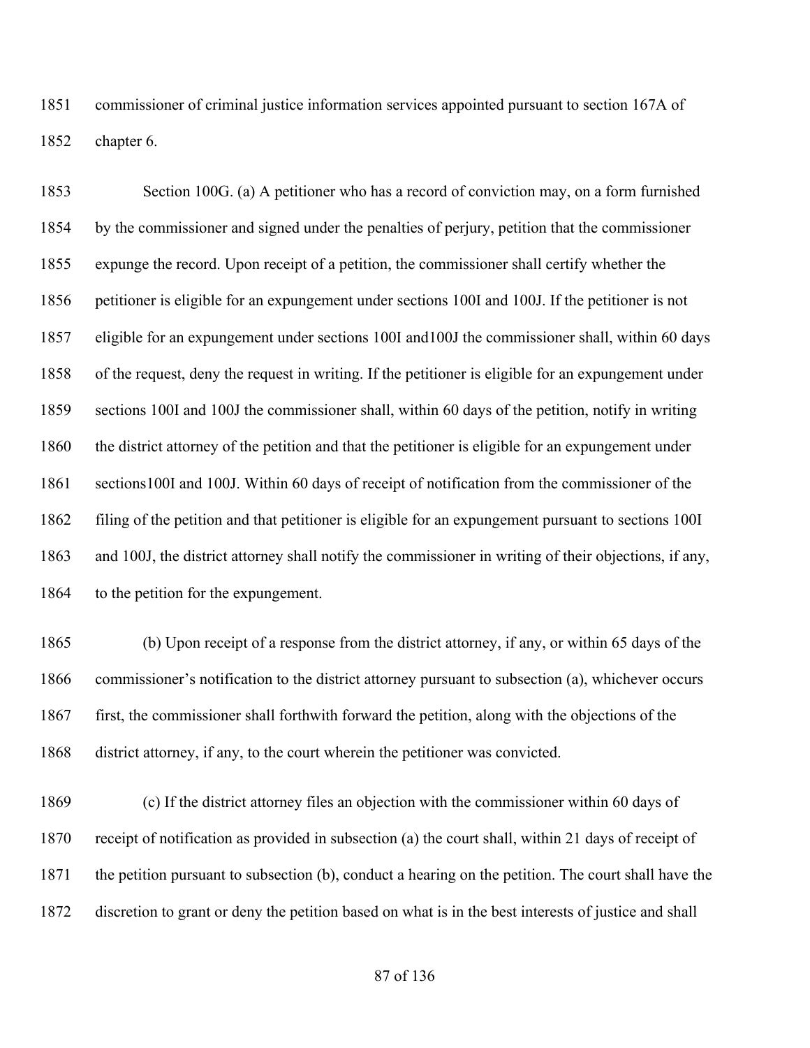commissioner of criminal justice information services appointed pursuant to section 167A of chapter 6.

Section 100G. (a) A petitioner who has a record of conviction may, on a form furnished by the commissioner and signed under the penalties of perjury, petition that the commissioner expunge the record. Upon receipt of a petition, the commissioner shall certify whether the petitioner is eligible for an expungement under sections 100I and 100J. If the petitioner is not eligible for an expungement under sections 100I and100J the commissioner shall, within 60 days of the request, deny the request in writing. If the petitioner is eligible for an expungement under sections 100I and 100J the commissioner shall, within 60 days of the petition, notify in writing the district attorney of the petition and that the petitioner is eligible for an expungement under sections100I and 100J. Within 60 days of receipt of notification from the commissioner of the filing of the petition and that petitioner is eligible for an expungement pursuant to sections 100I and 100J, the district attorney shall notify the commissioner in writing of their objections, if any, to the petition for the expungement.

(b) Upon receipt of a response from the district attorney, if any, or within 65 days of the commissioner's notification to the district attorney pursuant to subsection (a), whichever occurs first, the commissioner shall forthwith forward the petition, along with the objections of the district attorney, if any, to the court wherein the petitioner was convicted.

(c) If the district attorney files an objection with the commissioner within 60 days of receipt of notification as provided in subsection (a) the court shall, within 21 days of receipt of the petition pursuant to subsection (b), conduct a hearing on the petition. The court shall have the discretion to grant or deny the petition based on what is in the best interests of justice and shall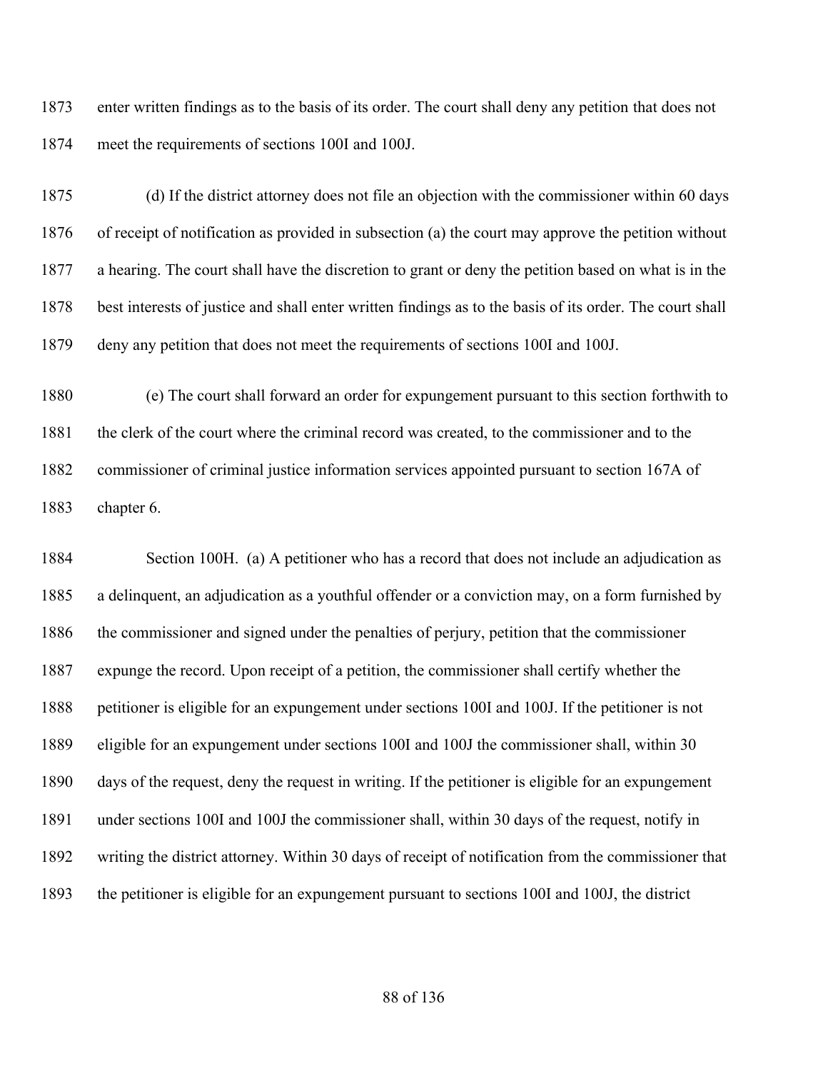enter written findings as to the basis of its order. The court shall deny any petition that does not meet the requirements of sections 100I and 100J.

(d) If the district attorney does not file an objection with the commissioner within 60 days of receipt of notification as provided in subsection (a) the court may approve the petition without a hearing. The court shall have the discretion to grant or deny the petition based on what is in the best interests of justice and shall enter written findings as to the basis of its order. The court shall deny any petition that does not meet the requirements of sections 100I and 100J.

(e) The court shall forward an order for expungement pursuant to this section forthwith to the clerk of the court where the criminal record was created, to the commissioner and to the commissioner of criminal justice information services appointed pursuant to section 167A of chapter 6.

Section 100H. (a) A petitioner who has a record that does not include an adjudication as a delinquent, an adjudication as a youthful offender or a conviction may, on a form furnished by the commissioner and signed under the penalties of perjury, petition that the commissioner expunge the record. Upon receipt of a petition, the commissioner shall certify whether the petitioner is eligible for an expungement under sections 100I and 100J. If the petitioner is not eligible for an expungement under sections 100I and 100J the commissioner shall, within 30 days of the request, deny the request in writing. If the petitioner is eligible for an expungement under sections 100I and 100J the commissioner shall, within 30 days of the request, notify in writing the district attorney. Within 30 days of receipt of notification from the commissioner that the petitioner is eligible for an expungement pursuant to sections 100I and 100J, the district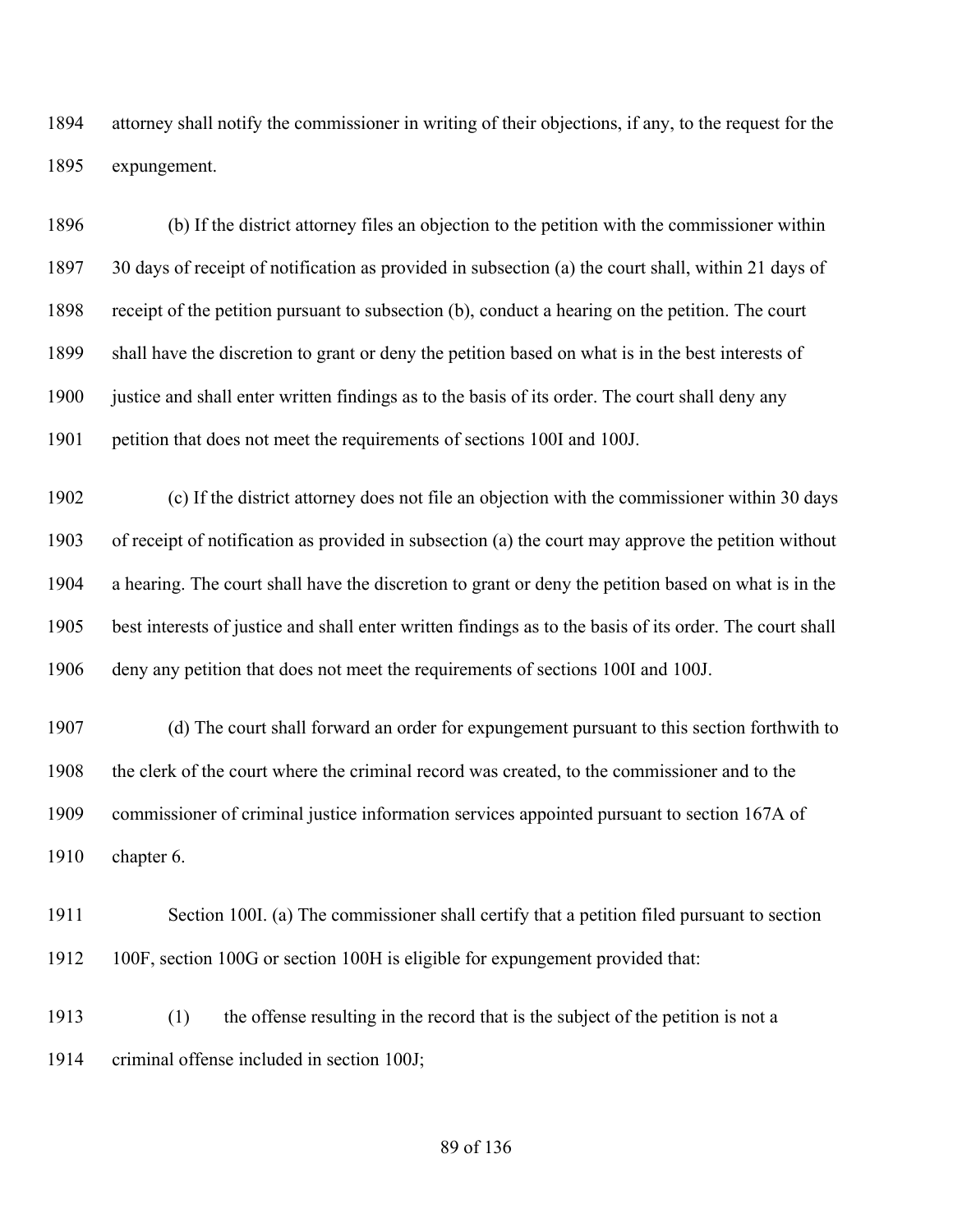attorney shall notify the commissioner in writing of their objections, if any, to the request for the expungement.

(b) If the district attorney files an objection to the petition with the commissioner within 30 days of receipt of notification as provided in subsection (a) the court shall, within 21 days of receipt of the petition pursuant to subsection (b), conduct a hearing on the petition. The court shall have the discretion to grant or deny the petition based on what is in the best interests of justice and shall enter written findings as to the basis of its order. The court shall deny any petition that does not meet the requirements of sections 100I and 100J.

(c) If the district attorney does not file an objection with the commissioner within 30 days of receipt of notification as provided in subsection (a) the court may approve the petition without a hearing. The court shall have the discretion to grant or deny the petition based on what is in the best interests of justice and shall enter written findings as to the basis of its order. The court shall deny any petition that does not meet the requirements of sections 100I and 100J.

(d) The court shall forward an order for expungement pursuant to this section forthwith to the clerk of the court where the criminal record was created, to the commissioner and to the commissioner of criminal justice information services appointed pursuant to section 167A of chapter 6.

Section 100I. (a) The commissioner shall certify that a petition filed pursuant to section 100F, section 100G or section 100H is eligible for expungement provided that:

(1) the offense resulting in the record that is the subject of the petition is not a criminal offense included in section 100J;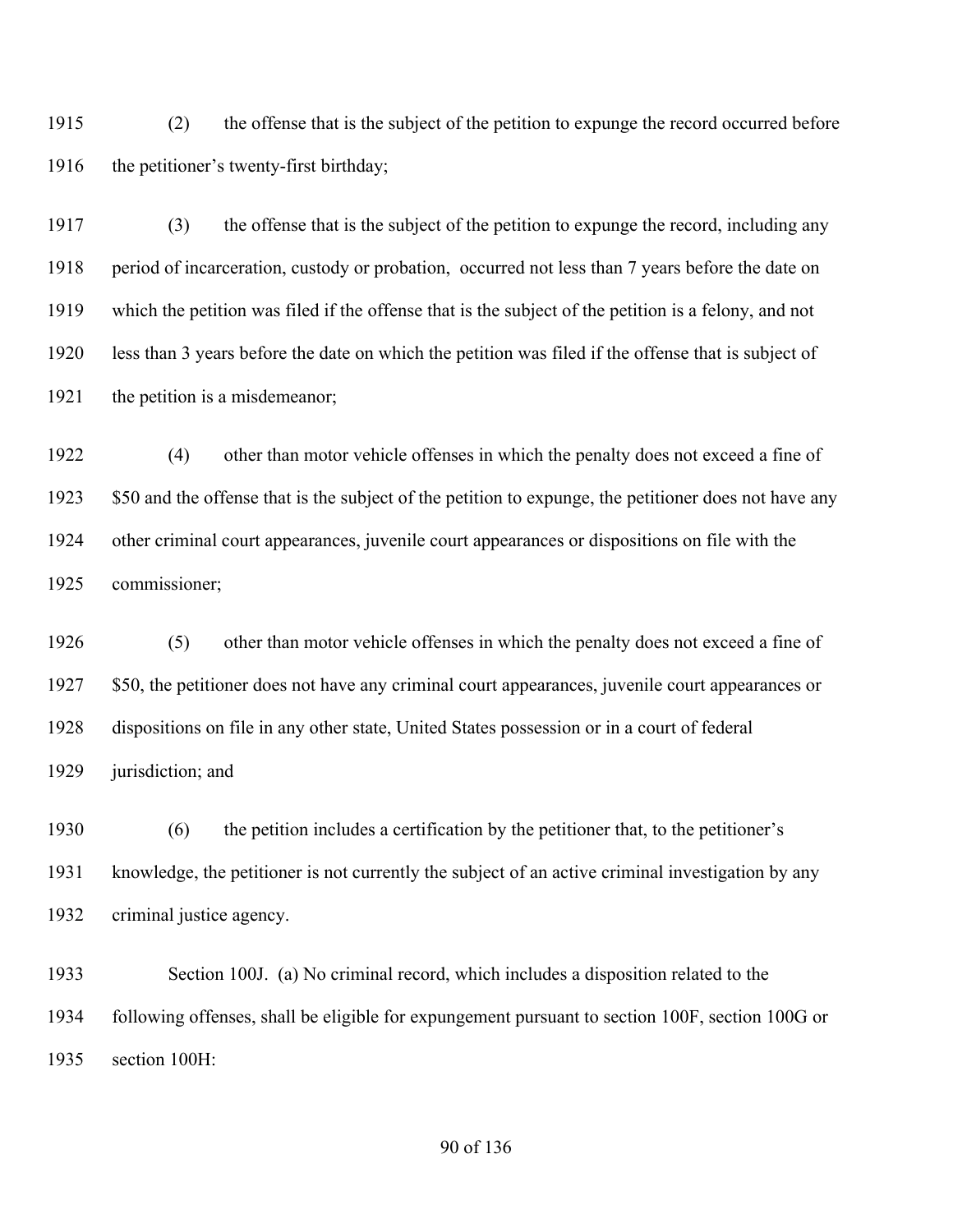(2) the offense that is the subject of the petition to expunge the record occurred before the petitioner's twenty-first birthday;

(3) the offense that is the subject of the petition to expunge the record, including any period of incarceration, custody or probation, occurred not less than 7 years before the date on which the petition was filed if the offense that is the subject of the petition is a felony, and not less than 3 years before the date on which the petition was filed if the offense that is subject of the petition is a misdemeanor;

(4) other than motor vehicle offenses in which the penalty does not exceed a fine of $50 and the offense that is the subject of the petition to expunge, the petitioner does not have any other criminal court appearances, juvenile court appearances or dispositions on file with the commissioner;

(5) other than motor vehicle offenses in which the penalty does not exceed a fine of $50, the petitioner does not have any criminal court appearances, juvenile court appearances or dispositions on file in any other state, United States possession or in a court of federal jurisdiction; and

(6) the petition includes a certification by the petitioner that, to the petitioner's knowledge, the petitioner is not currently the subject of an active criminal investigation by any criminal justice agency.

Section 100J. (a) No criminal record, which includes a disposition related to the following offenses, shall be eligible for expungement pursuant to section 100F, section 100G or section 100H: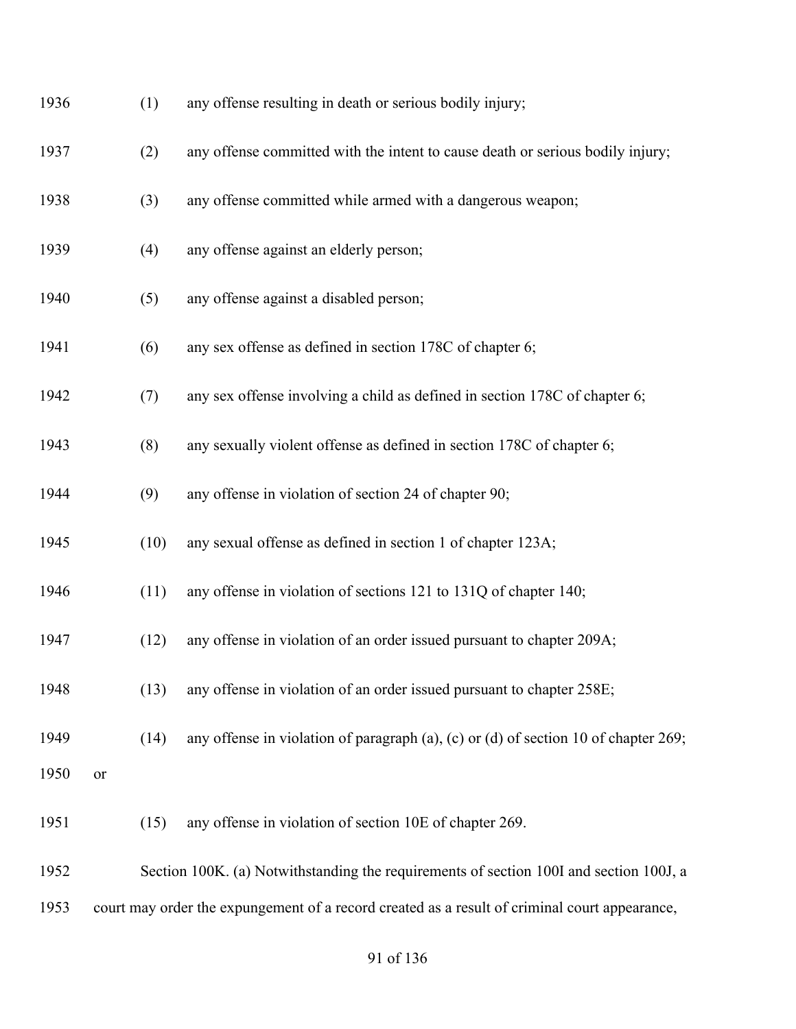(1) any offense resulting in death or serious bodily injury;

(2) any offense committed with the intent to cause death or serious bodily injury;

(3) any offense committed while armed with a dangerous weapon;

(4) any offense against an elderly person;

(5) any offense against a disabled person;

(6) any sex offense as defined in section 178C of chapter 6;

(7) any sex offense involving a child as defined in section 178C of chapter 6;

(8) any sexually violent offense as defined in section 178C of chapter 6;

(9) any offense in violation of section 24 of chapter 90;

(10) any sexual offense as defined in section 1 of chapter 123A;

(11) any offense in violation of sections 121 to 131Q of chapter 140;

(12) any offense in violation of an order issued pursuant to chapter 209A;

(13) any offense in violation of an order issued pursuant to chapter 258E;

(14) any offense in violation of paragraph (a), (c) or (d) of section 10 of chapter 269; or

(15) any offense in violation of section 10E of chapter 269.

Section 100K. (a) Notwithstanding the requirements of section 100I and section 100J, a court may order the expungement of a record created as a result of criminal court appearance,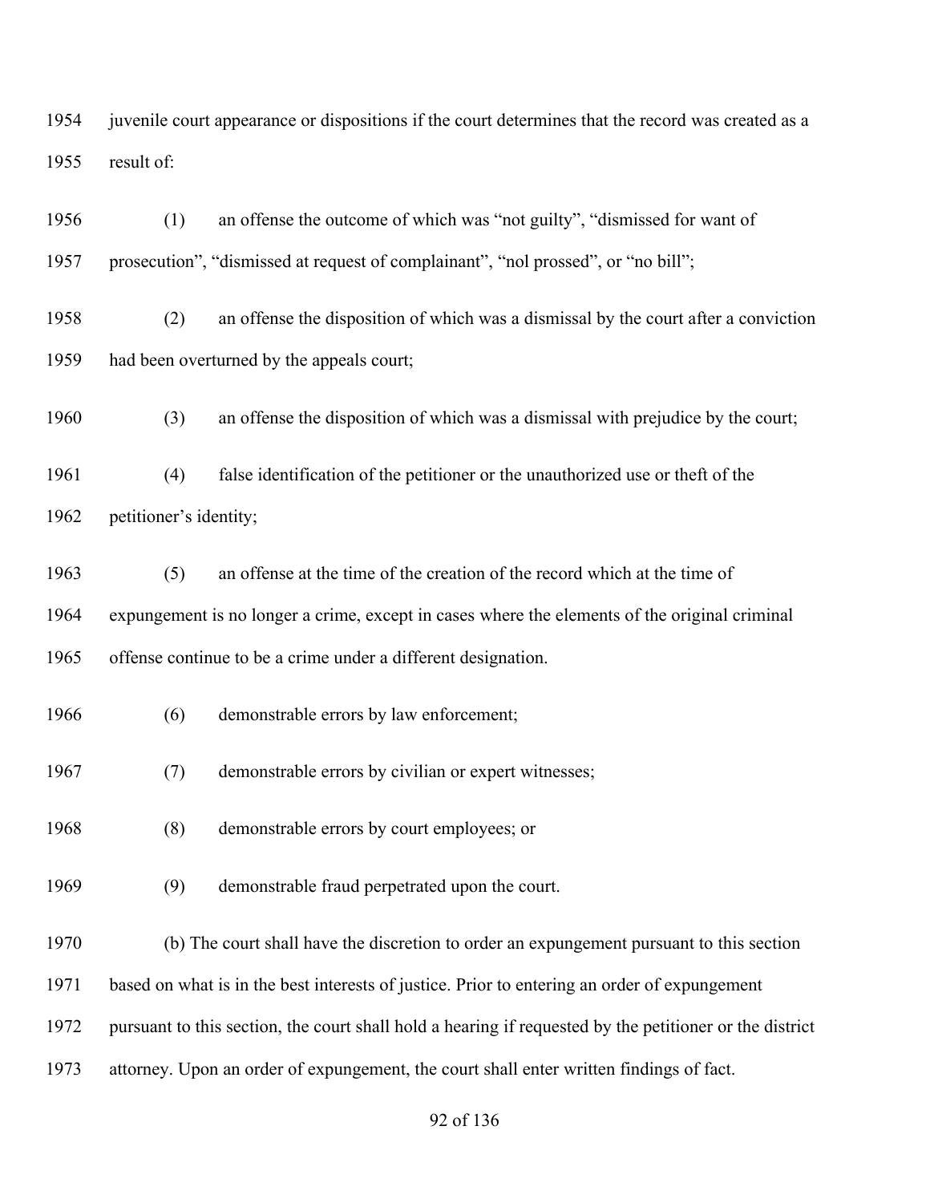juvenile court appearance or dispositions if the court determines that the record was created as a result of:

(1) an offense the outcome of which was “not guilty”, “dismissed for want of prosecution”, “dismissed at request of complainant”, “nol prossed”, or “no bill”;

(2) an offense the disposition of which was a dismissal by the court after a conviction had been overturned by the appeals court;

(3) an offense the disposition of which was a dismissal with prejudice by the court;

(4) false identification of the petitioner or the unauthorized use or theft of the petitioner’s identity;

(5) an offense at the time of the creation of the record which at the time of expungement is no longer a crime, except in cases where the elements of the original criminal offense continue to be a crime under a different designation.

(6) demonstrable errors by law enforcement;

(7) demonstrable errors by civilian or expert witnesses;

(8) demonstrable errors by court employees; or

(9) demonstrable fraud perpetrated upon the court.

(b) The court shall have the discretion to order an expungement pursuant to this section based on what is in the best interests of justice. Prior to entering an order of expungement pursuant to this section, the court shall hold a hearing if requested by the petitioner or the district attorney. Upon an order of expungement, the court shall enter written findings of fact.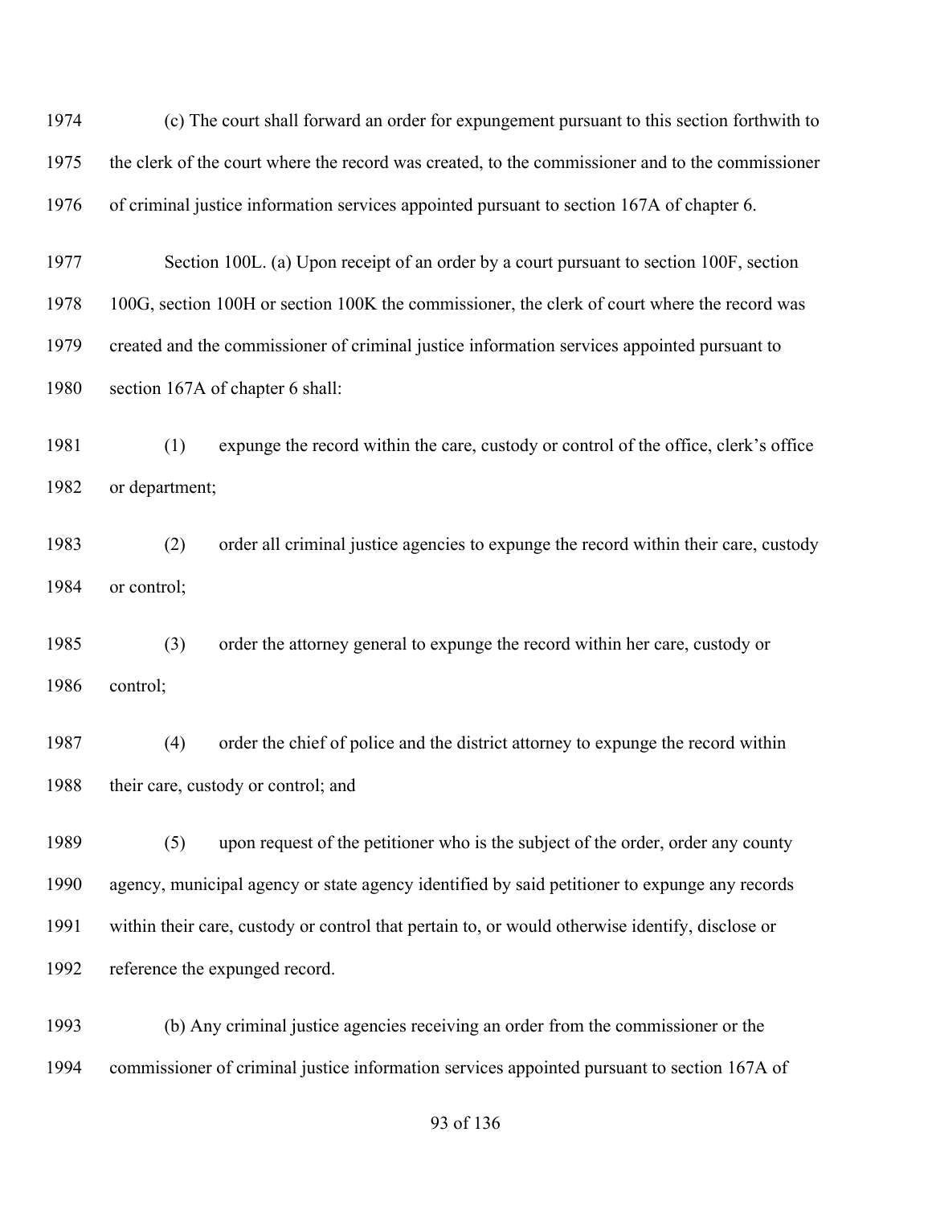(c) The court shall forward an order for expungement pursuant to this section forthwith to the clerk of the court where the record was created, to the commissioner and to the commissioner of criminal justice information services appointed pursuant to section 167A of chapter 6.

Section 100L. (a) Upon receipt of an order by a court pursuant to section 100F, section 100G, section 100H or section 100K the commissioner, the clerk of court where the record was created and the commissioner of criminal justice information services appointed pursuant to section 167A of chapter 6 shall:

(1) expunge the record within the care, custody or control of the office, clerk's office or department;

(2) order all criminal justice agencies to expunge the record within their care, custody or control;

(3) order the attorney general to expunge the record within her care, custody or control;

(4) order the chief of police and the district attorney to expunge the record within their care, custody or control; and

(5) upon request of the petitioner who is the subject of the order, order any county agency, municipal agency or state agency identified by said petitioner to expunge any records within their care, custody or control that pertain to, or would otherwise identify, disclose or reference the expunged record.

(b) Any criminal justice agencies receiving an order from the commissioner or the commissioner of criminal justice information services appointed pursuant to section 167A of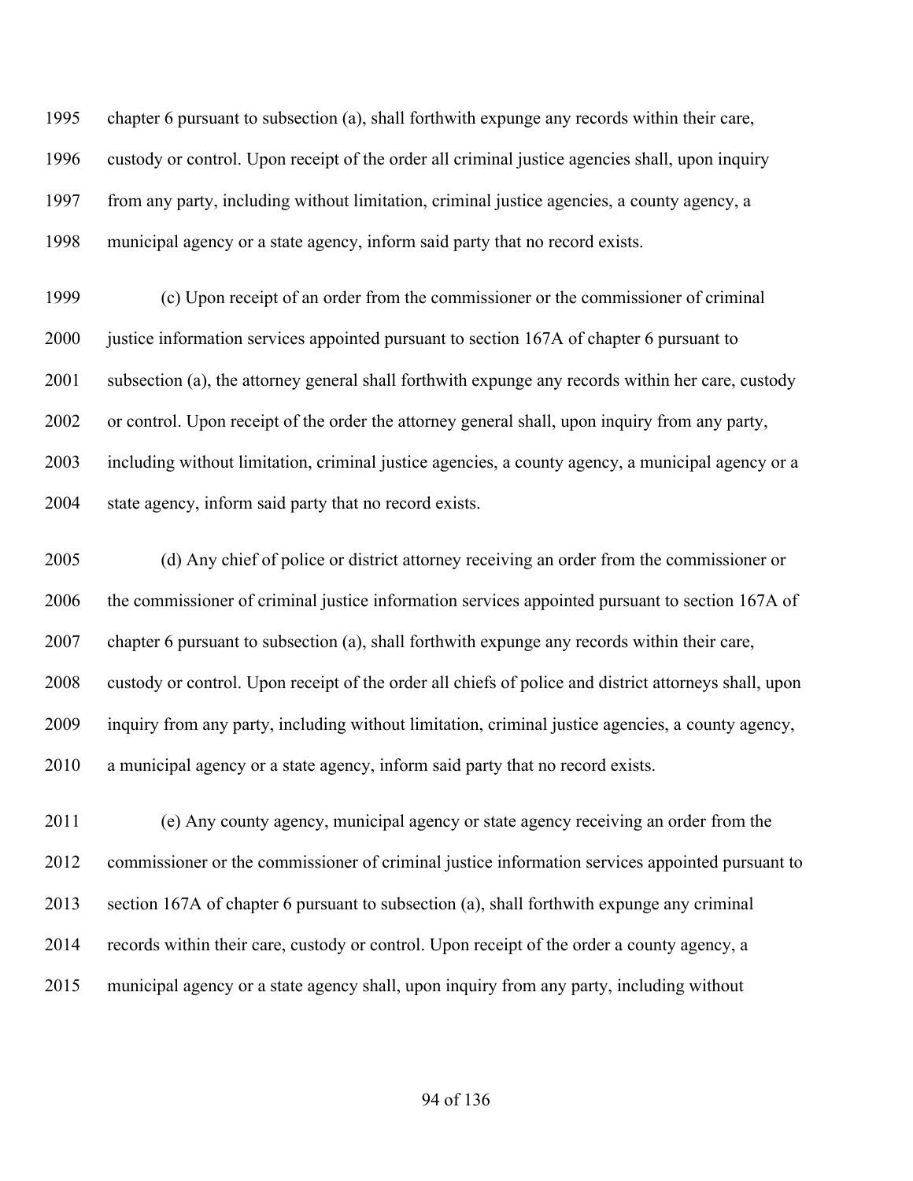chapter 6 pursuant to subsection (a), shall forthwith expunge any records within their care, custody or control. Upon receipt of the order all criminal justice agencies shall, upon inquiry from any party, including without limitation, criminal justice agencies, a county agency, a municipal agency or a state agency, inform said party that no record exists.

(c) Upon receipt of an order from the commissioner or the commissioner of criminal justice information services appointed pursuant to section 167A of chapter 6 pursuant to subsection (a), the attorney general shall forthwith expunge any records within her care, custody or control. Upon receipt of the order the attorney general shall, upon inquiry from any party, including without limitation, criminal justice agencies, a county agency, a municipal agency or a state agency, inform said party that no record exists.

(d) Any chief of police or district attorney receiving an order from the commissioner or the commissioner of criminal justice information services appointed pursuant to section 167A of chapter 6 pursuant to subsection (a), shall forthwith expunge any records within their care, custody or control. Upon receipt of the order all chiefs of police and district attorneys shall, upon inquiry from any party, including without limitation, criminal justice agencies, a county agency, a municipal agency or a state agency, inform said party that no record exists.

(e) Any county agency, municipal agency or state agency receiving an order from the commissioner or the commissioner of criminal justice information services appointed pursuant to section 167A of chapter 6 pursuant to subsection (a), shall forthwith expunge any criminal records within their care, custody or control. Upon receipt of the order a county agency, a municipal agency or a state agency shall, upon inquiry from any party, including without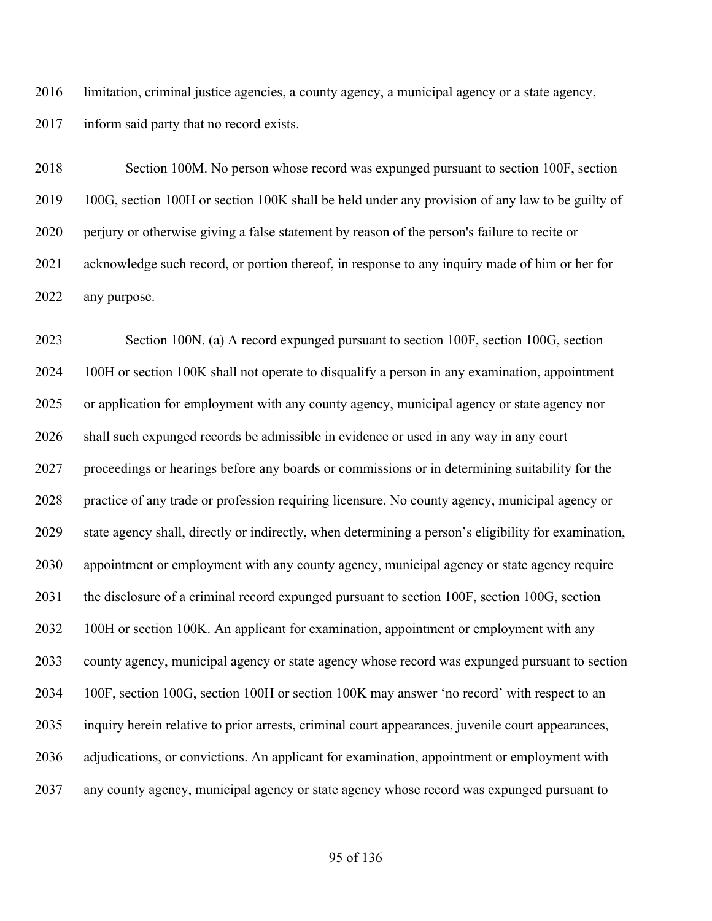limitation, criminal justice agencies, a county agency, a municipal agency or a state agency, inform said party that no record exists.

Section 100M. No person whose record was expunged pursuant to section 100F, section 100G, section 100H or section 100K shall be held under any provision of any law to be guilty of perjury or otherwise giving a false statement by reason of the person's failure to recite or acknowledge such record, or portion thereof, in response to any inquiry made of him or her for any purpose.

Section 100N. (a) A record expunged pursuant to section 100F, section 100G, section 100H or section 100K shall not operate to disqualify a person in any examination, appointment or application for employment with any county agency, municipal agency or state agency nor shall such expunged records be admissible in evidence or used in any way in any court proceedings or hearings before any boards or commissions or in determining suitability for the practice of any trade or profession requiring licensure. No county agency, municipal agency or state agency shall, directly or indirectly, when determining a person's eligibility for examination, appointment or employment with any county agency, municipal agency or state agency require the disclosure of a criminal record expunged pursuant to section 100F, section 100G, section 100H or section 100K. An applicant for examination, appointment or employment with any county agency, municipal agency or state agency whose record was expunged pursuant to section 100F, section 100G, section 100H or section 100K may answer 'no record' with respect to an inquiry herein relative to prior arrests, criminal court appearances, juvenile court appearances, adjudications, or convictions. An applicant for examination, appointment or employment with any county agency, municipal agency or state agency whose record was expunged pursuant to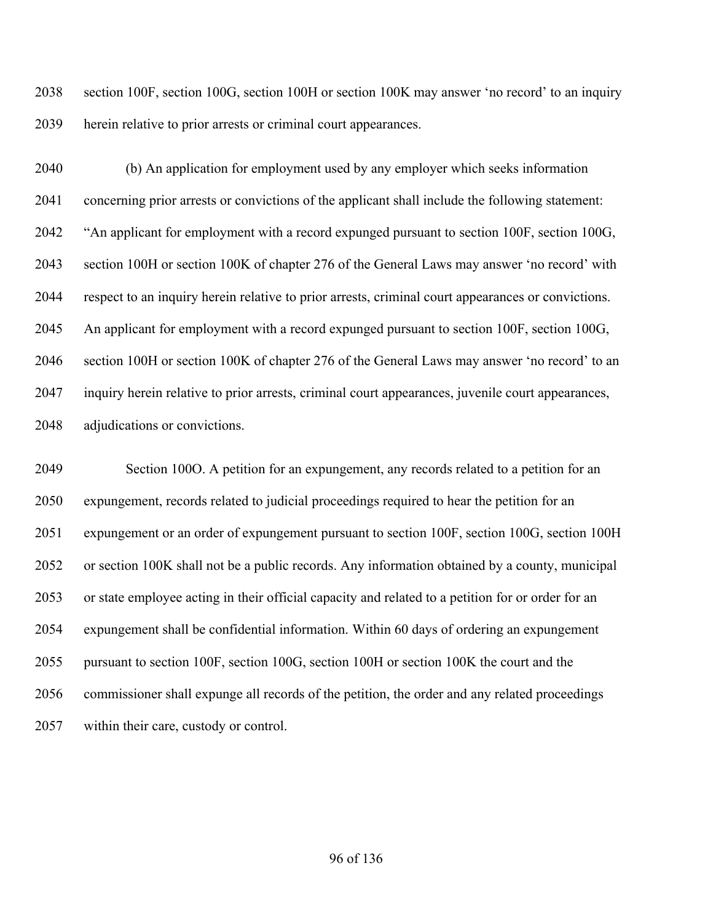section 100F, section 100G, section 100H or section 100K may answer 'no record' to an inquiry herein relative to prior arrests or criminal court appearances.

(b) An application for employment used by any employer which seeks information concerning prior arrests or convictions of the applicant shall include the following statement: "An applicant for employment with a record expunged pursuant to section 100F, section 100G, section 100H or section 100K of chapter 276 of the General Laws may answer 'no record' with respect to an inquiry herein relative to prior arrests, criminal court appearances or convictions. An applicant for employment with a record expunged pursuant to section 100F, section 100G, section 100H or section 100K of chapter 276 of the General Laws may answer 'no record' to an inquiry herein relative to prior arrests, criminal court appearances, juvenile court appearances, adjudications or convictions.

Section 100O. A petition for an expungement, any records related to a petition for an expungement, records related to judicial proceedings required to hear the petition for an expungement or an order of expungement pursuant to section 100F, section 100G, section 100H or section 100K shall not be a public records. Any information obtained by a county, municipal or state employee acting in their official capacity and related to a petition for or order for an expungement shall be confidential information. Within 60 days of ordering an expungement pursuant to section 100F, section 100G, section 100H or section 100K the court and the commissioner shall expunge all records of the petition, the order and any related proceedings within their care, custody or control.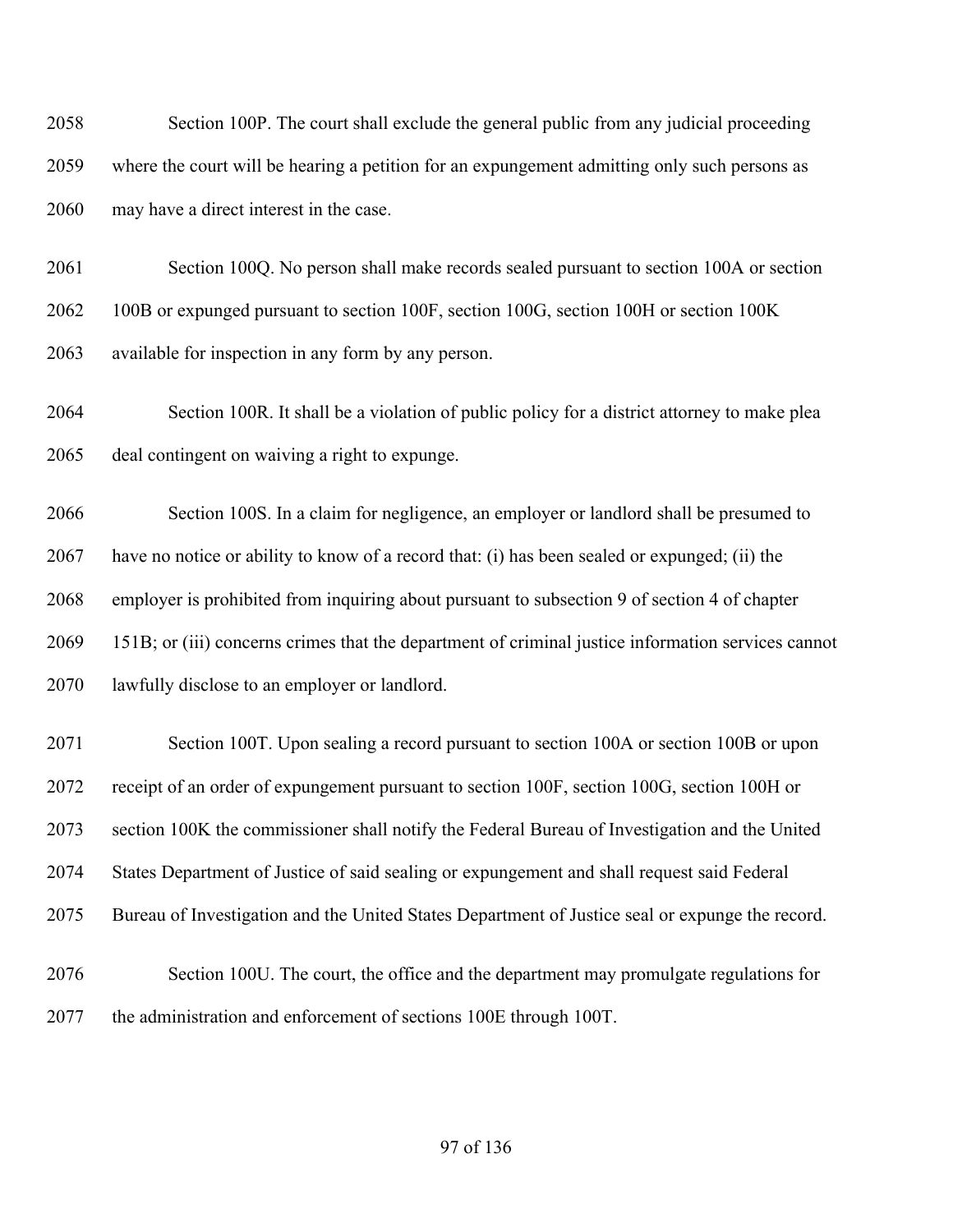Section 100P. The court shall exclude the general public from any judicial proceeding where the court will be hearing a petition for an expungement admitting only such persons as may have a direct interest in the case.

Section 100Q. No person shall make records sealed pursuant to section 100A or section 100B or expunged pursuant to section 100F, section 100G, section 100H or section 100K available for inspection in any form by any person.

Section 100R. It shall be a violation of public policy for a district attorney to make plea deal contingent on waiving a right to expunge.

Section 100S. In a claim for negligence, an employer or landlord shall be presumed to have no notice or ability to know of a record that: (i) has been sealed or expunged; (ii) the employer is prohibited from inquiring about pursuant to subsection 9 of section 4 of chapter 151B; or (iii) concerns crimes that the department of criminal justice information services cannot lawfully disclose to an employer or landlord.

Section 100T. Upon sealing a record pursuant to section 100A or section 100B or upon receipt of an order of expungement pursuant to section 100F, section 100G, section 100H or section 100K the commissioner shall notify the Federal Bureau of Investigation and the United States Department of Justice of said sealing or expungement and shall request said Federal Bureau of Investigation and the United States Department of Justice seal or expunge the record.

Section 100U. The court, the office and the department may promulgate regulations for the administration and enforcement of sections 100E through 100T.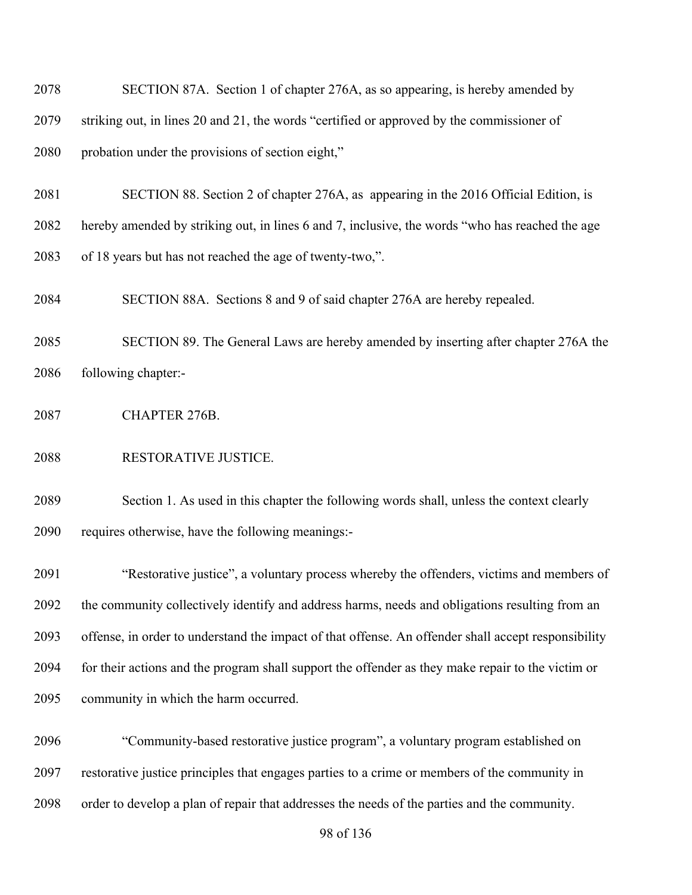SECTION 87A. Section 1 of chapter 276A, as so appearing, is hereby amended by striking out, in lines 20 and 21, the words "certified or approved by the commissioner of probation under the provisions of section eight,"

SECTION 88. Section 2 of chapter 276A, as appearing in the 2016 Official Edition, is hereby amended by striking out, in lines 6 and 7, inclusive, the words "who has reached the age of 18 years but has not reached the age of twenty-two,".

SECTION 88A. Sections 8 and 9 of said chapter 276A are hereby repealed.

SECTION 89. The General Laws are hereby amended by inserting after chapter 276A the following chapter:-

CHAPTER 276B.

RESTORATIVE JUSTICE.

Section 1. As used in this chapter the following words shall, unless the context clearly requires otherwise, have the following meanings:-

"Restorative justice", a voluntary process whereby the offenders, victims and members of the community collectively identify and address harms, needs and obligations resulting from an offense, in order to understand the impact of that offense. An offender shall accept responsibility for their actions and the program shall support the offender as they make repair to the victim or community in which the harm occurred.

"Community-based restorative justice program", a voluntary program established on restorative justice principles that engages parties to a crime or members of the community in order to develop a plan of repair that addresses the needs of the parties and the community.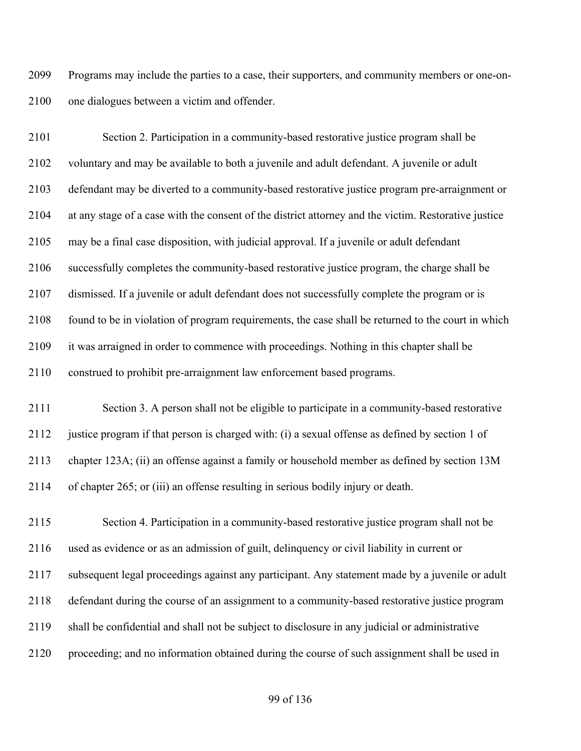Programs may include the parties to a case, their supporters, and community members or one-on-one dialogues between a victim and offender.

Section 2. Participation in a community-based restorative justice program shall be voluntary and may be available to both a juvenile and adult defendant. A juvenile or adult defendant may be diverted to a community-based restorative justice program pre-arraignment or at any stage of a case with the consent of the district attorney and the victim. Restorative justice may be a final case disposition, with judicial approval. If a juvenile or adult defendant successfully completes the community-based restorative justice program, the charge shall be dismissed. If a juvenile or adult defendant does not successfully complete the program or is found to be in violation of program requirements, the case shall be returned to the court in which it was arraigned in order to commence with proceedings. Nothing in this chapter shall be construed to prohibit pre-arraignment law enforcement based programs.

Section 3. A person shall not be eligible to participate in a community-based restorative justice program if that person is charged with: (i) a sexual offense as defined by section 1 of chapter 123A; (ii) an offense against a family or household member as defined by section 13M of chapter 265; or (iii) an offense resulting in serious bodily injury or death.

Section 4. Participation in a community-based restorative justice program shall not be used as evidence or as an admission of guilt, delinquency or civil liability in current or subsequent legal proceedings against any participant. Any statement made by a juvenile or adult defendant during the course of an assignment to a community-based restorative justice program shall be confidential and shall not be subject to disclosure in any judicial or administrative proceeding; and no information obtained during the course of such assignment shall be used in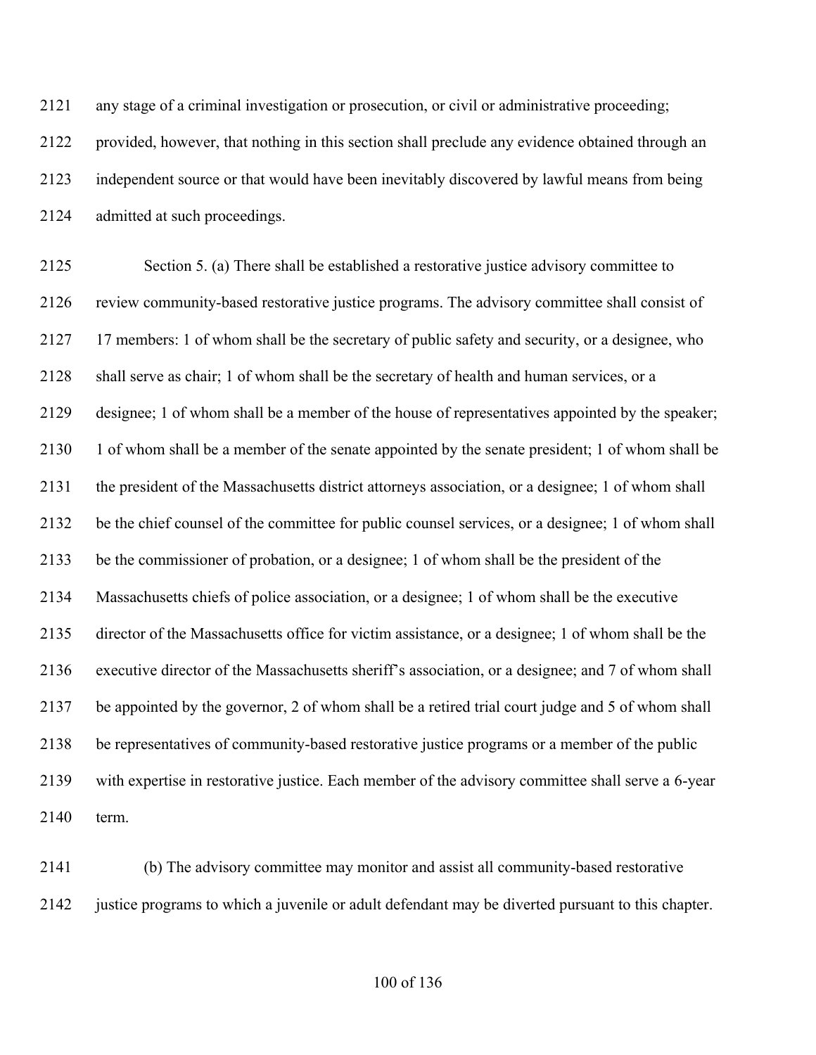any stage of a criminal investigation or prosecution, or civil or administrative proceeding; provided, however, that nothing in this section shall preclude any evidence obtained through an independent source or that would have been inevitably discovered by lawful means from being admitted at such proceedings.

Section 5. (a) There shall be established a restorative justice advisory committee to review community-based restorative justice programs. The advisory committee shall consist of 17 members: 1 of whom shall be the secretary of public safety and security, or a designee, who shall serve as chair; 1 of whom shall be the secretary of health and human services, or a designee; 1 of whom shall be a member of the house of representatives appointed by the speaker; 1 of whom shall be a member of the senate appointed by the senate president; 1 of whom shall be the president of the Massachusetts district attorneys association, or a designee; 1 of whom shall be the chief counsel of the committee for public counsel services, or a designee; 1 of whom shall be the commissioner of probation, or a designee; 1 of whom shall be the president of the Massachusetts chiefs of police association, or a designee; 1 of whom shall be the executive director of the Massachusetts office for victim assistance, or a designee; 1 of whom shall be the executive director of the Massachusetts sheriff's association, or a designee; and 7 of whom shall be appointed by the governor, 2 of whom shall be a retired trial court judge and 5 of whom shall be representatives of community-based restorative justice programs or a member of the public with expertise in restorative justice. Each member of the advisory committee shall serve a 6-year term.

(b) The advisory committee may monitor and assist all community-based restorative justice programs to which a juvenile or adult defendant may be diverted pursuant to this chapter.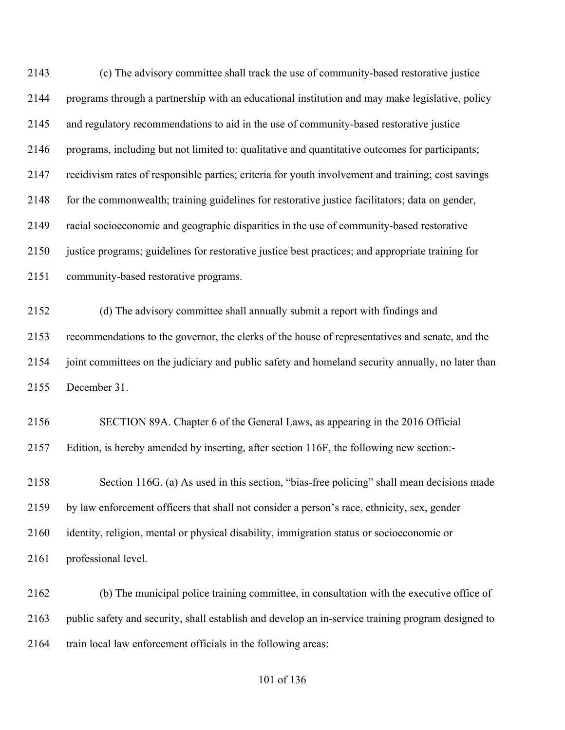(c) The advisory committee shall track the use of community-based restorative justice programs through a partnership with an educational institution and may make legislative, policy and regulatory recommendations to aid in the use of community-based restorative justice programs, including but not limited to: qualitative and quantitative outcomes for participants; recidivism rates of responsible parties; criteria for youth involvement and training; cost savings for the commonwealth; training guidelines for restorative justice facilitators; data on gender, racial socioeconomic and geographic disparities in the use of community-based restorative justice programs; guidelines for restorative justice best practices; and appropriate training for community-based restorative programs.

(d) The advisory committee shall annually submit a report with findings and recommendations to the governor, the clerks of the house of representatives and senate, and the joint committees on the judiciary and public safety and homeland security annually, no later than December 31.

SECTION 89A. Chapter 6 of the General Laws, as appearing in the 2016 Official Edition, is hereby amended by inserting, after section 116F, the following new section:-

Section 116G. (a) As used in this section, "bias-free policing" shall mean decisions made by law enforcement officers that shall not consider a person's race, ethnicity, sex, gender identity, religion, mental or physical disability, immigration status or socioeconomic or professional level.

(b) The municipal police training committee, in consultation with the executive office of public safety and security, shall establish and develop an in-service training program designed to train local law enforcement officials in the following areas: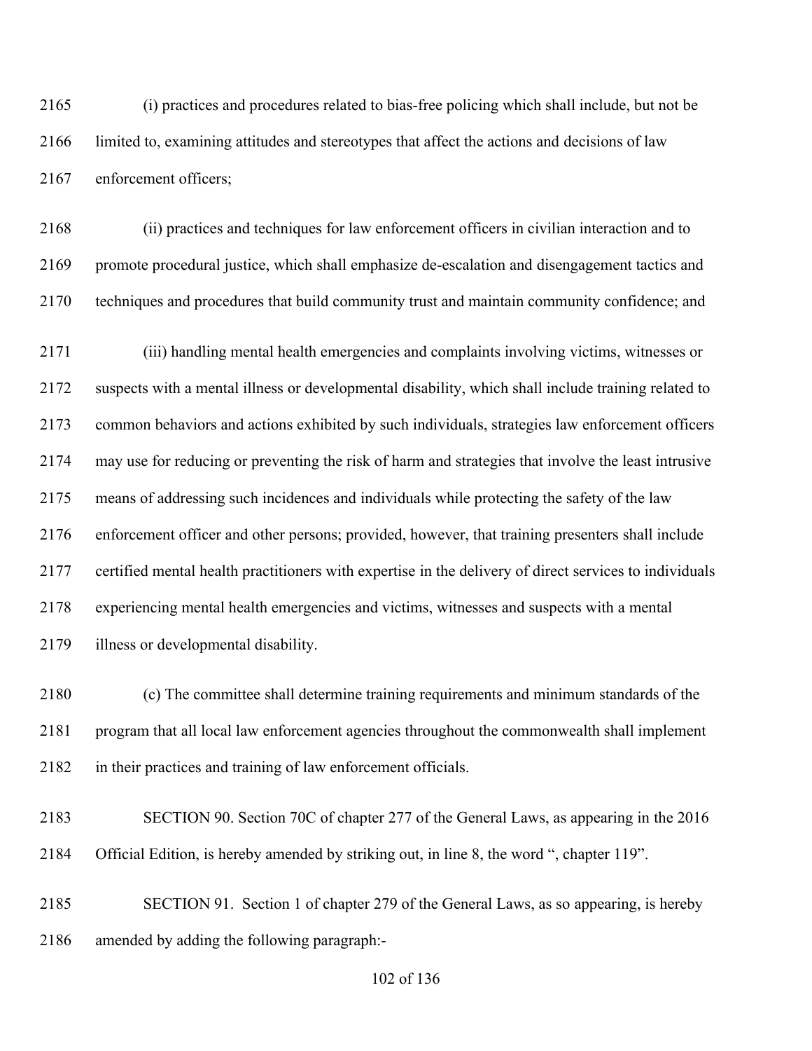(i) practices and procedures related to bias-free policing which shall include, but not be limited to, examining attitudes and stereotypes that affect the actions and decisions of law enforcement officers;

(ii) practices and techniques for law enforcement officers in civilian interaction and to promote procedural justice, which shall emphasize de-escalation and disengagement tactics and techniques and procedures that build community trust and maintain community confidence; and

(iii) handling mental health emergencies and complaints involving victims, witnesses or suspects with a mental illness or developmental disability, which shall include training related to common behaviors and actions exhibited by such individuals, strategies law enforcement officers may use for reducing or preventing the risk of harm and strategies that involve the least intrusive means of addressing such incidences and individuals while protecting the safety of the law enforcement officer and other persons; provided, however, that training presenters shall include certified mental health practitioners with expertise in the delivery of direct services to individuals experiencing mental health emergencies and victims, witnesses and suspects with a mental illness or developmental disability.

(c) The committee shall determine training requirements and minimum standards of the program that all local law enforcement agencies throughout the commonwealth shall implement in their practices and training of law enforcement officials.

SECTION 90. Section 70C of chapter 277 of the General Laws, as appearing in the 2016 Official Edition, is hereby amended by striking out, in line 8, the word ", chapter 119".

SECTION 91. Section 1 of chapter 279 of the General Laws, as so appearing, is hereby amended by adding the following paragraph:-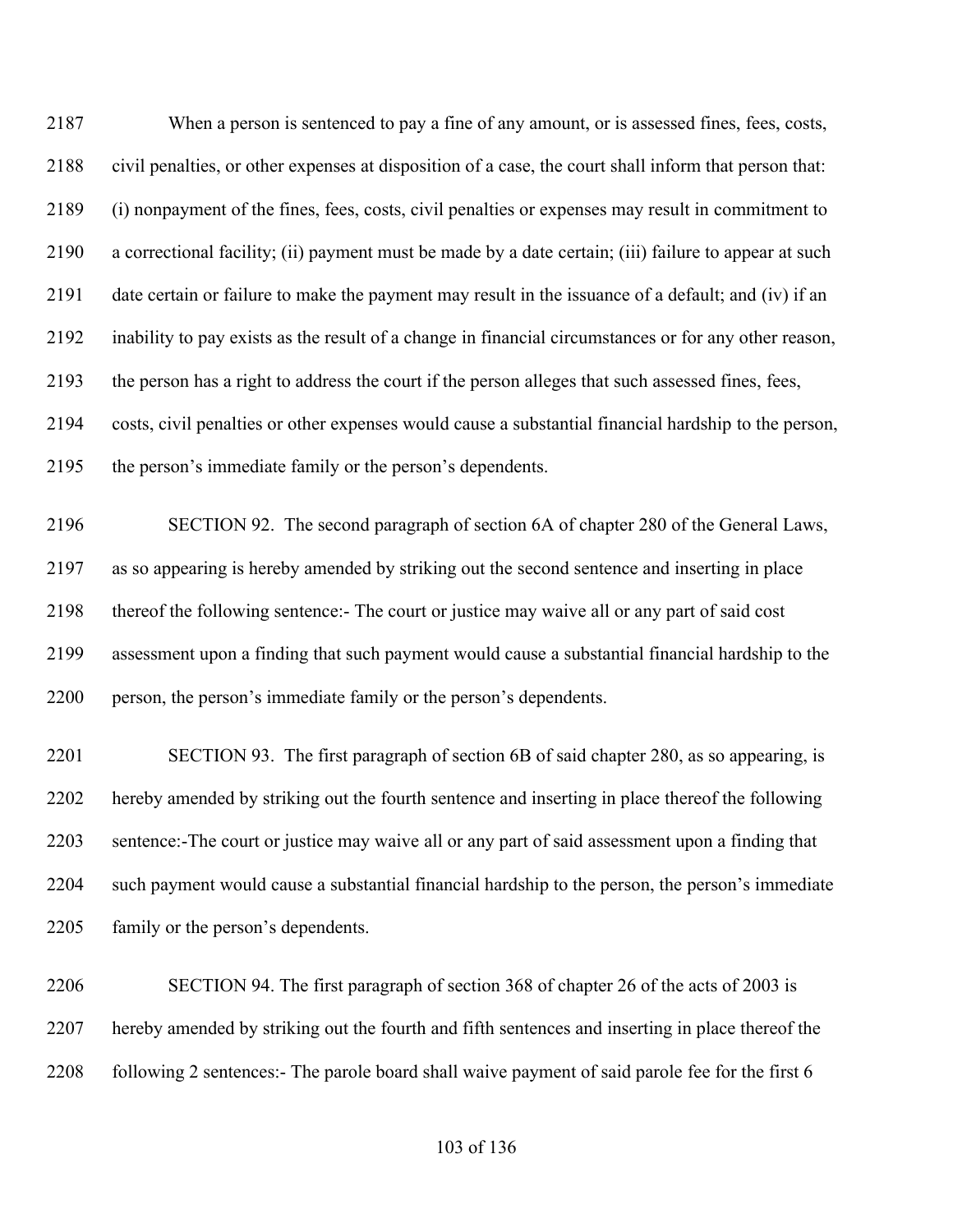When a person is sentenced to pay a fine of any amount, or is assessed fines, fees, costs, civil penalties, or other expenses at disposition of a case, the court shall inform that person that: (i) nonpayment of the fines, fees, costs, civil penalties or expenses may result in commitment to a correctional facility; (ii) payment must be made by a date certain; (iii) failure to appear at such date certain or failure to make the payment may result in the issuance of a default; and (iv) if an inability to pay exists as the result of a change in financial circumstances or for any other reason, the person has a right to address the court if the person alleges that such assessed fines, fees, costs, civil penalties or other expenses would cause a substantial financial hardship to the person, the person's immediate family or the person's dependents.

SECTION 92. The second paragraph of section 6A of chapter 280 of the General Laws, as so appearing is hereby amended by striking out the second sentence and inserting in place thereof the following sentence:- The court or justice may waive all or any part of said cost assessment upon a finding that such payment would cause a substantial financial hardship to the person, the person's immediate family or the person's dependents.

SECTION 93. The first paragraph of section 6B of said chapter 280, as so appearing, is hereby amended by striking out the fourth sentence and inserting in place thereof the following sentence:-The court or justice may waive all or any part of said assessment upon a finding that such payment would cause a substantial financial hardship to the person, the person's immediate family or the person's dependents.

SECTION 94. The first paragraph of section 368 of chapter 26 of the acts of 2003 is hereby amended by striking out the fourth and fifth sentences and inserting in place thereof the following 2 sentences:- The parole board shall waive payment of said parole fee for the first 6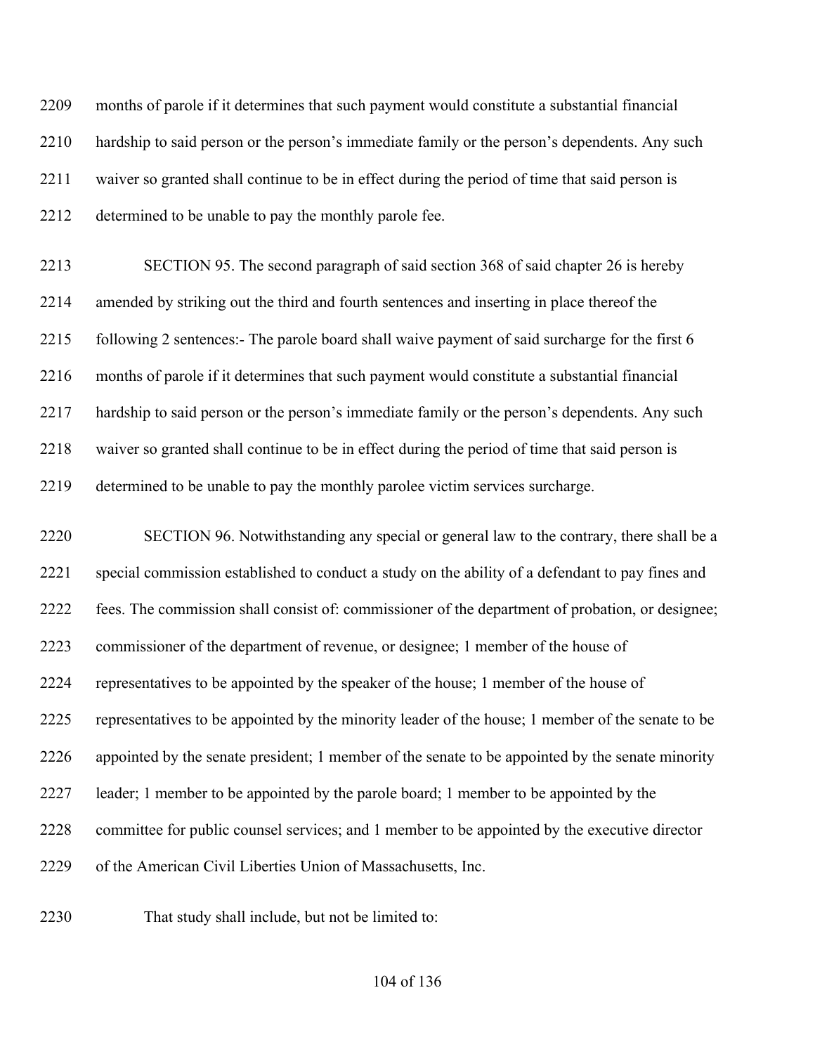months of parole if it determines that such payment would constitute a substantial financial hardship to said person or the person's immediate family or the person's dependents. Any such waiver so granted shall continue to be in effect during the period of time that said person is determined to be unable to pay the monthly parole fee.

SECTION 95. The second paragraph of said section 368 of said chapter 26 is hereby amended by striking out the third and fourth sentences and inserting in place thereof the following 2 sentences:- The parole board shall waive payment of said surcharge for the first 6 months of parole if it determines that such payment would constitute a substantial financial hardship to said person or the person's immediate family or the person's dependents. Any such waiver so granted shall continue to be in effect during the period of time that said person is determined to be unable to pay the monthly parolee victim services surcharge.

SECTION 96. Notwithstanding any special or general law to the contrary, there shall be a special commission established to conduct a study on the ability of a defendant to pay fines and fees. The commission shall consist of: commissioner of the department of probation, or designee; commissioner of the department of revenue, or designee; 1 member of the house of representatives to be appointed by the speaker of the house; 1 member of the house of representatives to be appointed by the minority leader of the house; 1 member of the senate to be appointed by the senate president; 1 member of the senate to be appointed by the senate minority leader; 1 member to be appointed by the parole board; 1 member to be appointed by the committee for public counsel services; and 1 member to be appointed by the executive director of the American Civil Liberties Union of Massachusetts, Inc.

That study shall include, but not be limited to: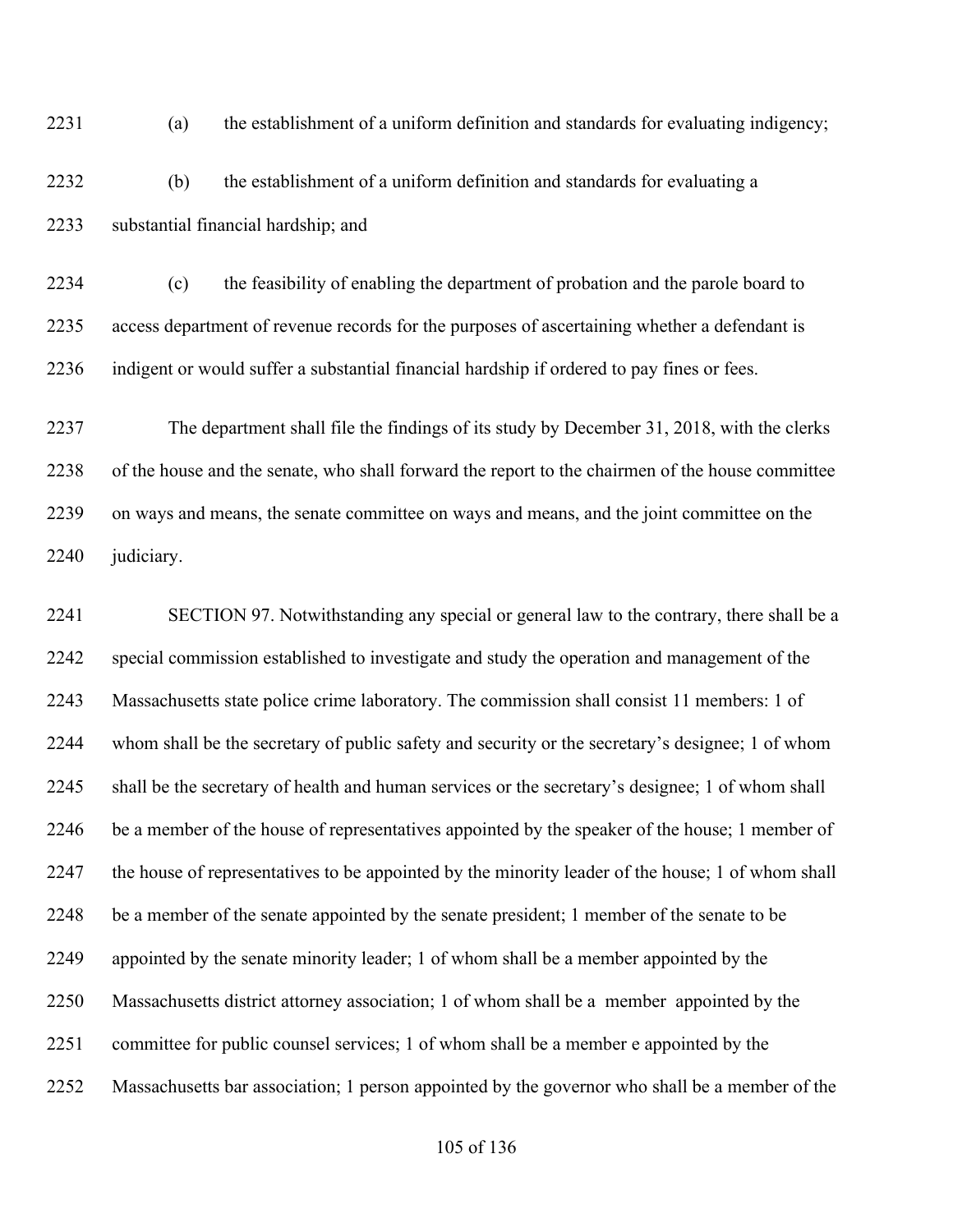(a) the establishment of a uniform definition and standards for evaluating indigency;

(b) the establishment of a uniform definition and standards for evaluating a substantial financial hardship; and

(c) the feasibility of enabling the department of probation and the parole board to access department of revenue records for the purposes of ascertaining whether a defendant is indigent or would suffer a substantial financial hardship if ordered to pay fines or fees.

The department shall file the findings of its study by December 31, 2018, with the clerks of the house and the senate, who shall forward the report to the chairmen of the house committee on ways and means, the senate committee on ways and means, and the joint committee on the judiciary.

SECTION 97. Notwithstanding any special or general law to the contrary, there shall be a special commission established to investigate and study the operation and management of the Massachusetts state police crime laboratory. The commission shall consist 11 members: 1 of whom shall be the secretary of public safety and security or the secretary's designee; 1 of whom shall be the secretary of health and human services or the secretary's designee; 1 of whom shall be a member of the house of representatives appointed by the speaker of the house; 1 member of the house of representatives to be appointed by the minority leader of the house; 1 of whom shall be a member of the senate appointed by the senate president; 1 member of the senate to be appointed by the senate minority leader; 1 of whom shall be a member appointed by the Massachusetts district attorney association; 1 of whom shall be a member appointed by the committee for public counsel services; 1 of whom shall be a member e appointed by the Massachusetts bar association; 1 person appointed by the governor who shall be a member of the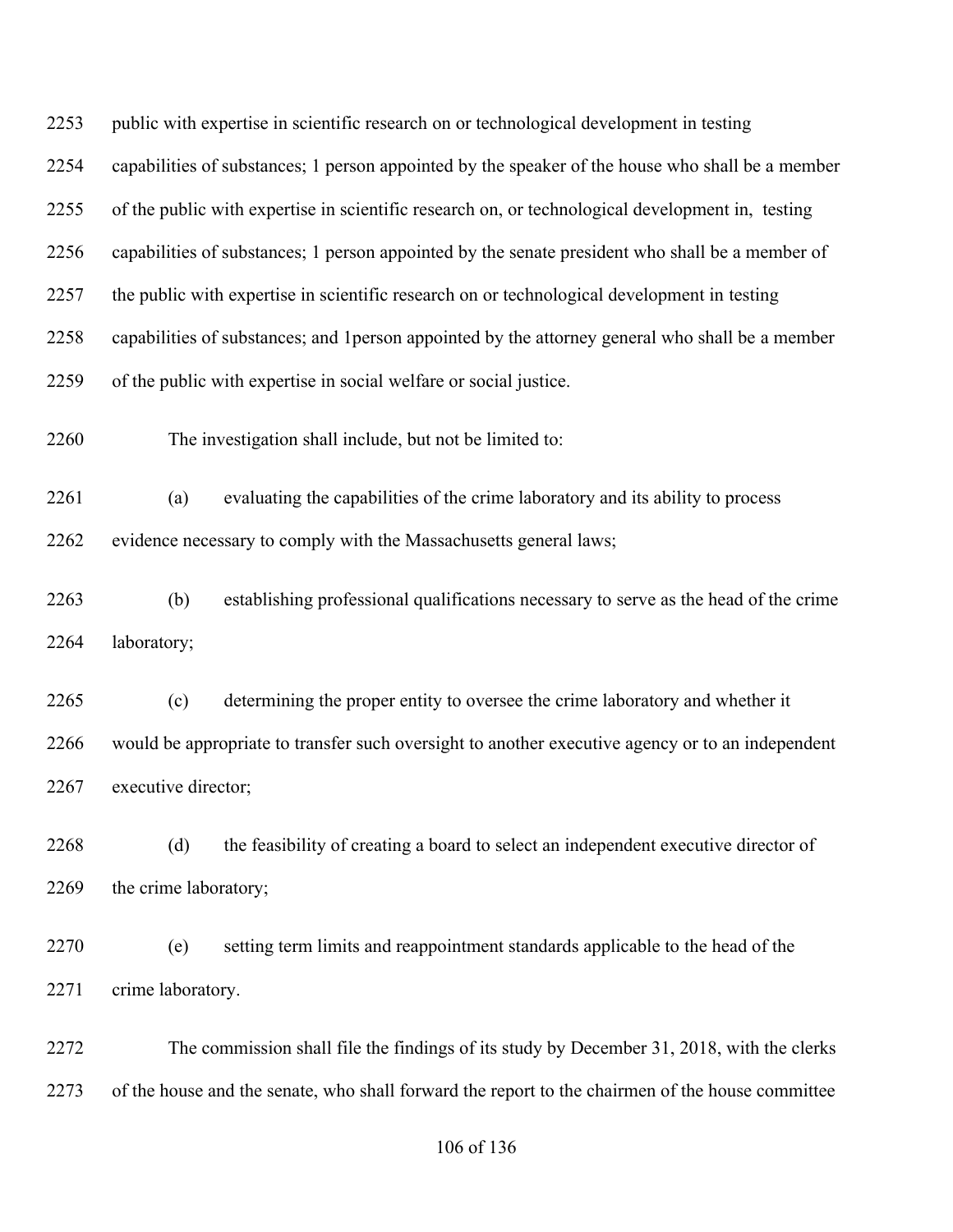public with expertise in scientific research on or technological development in testing capabilities of substances; 1 person appointed by the speaker of the house who shall be a member of the public with expertise in scientific research on, or technological development in, testing capabilities of substances; 1 person appointed by the senate president who shall be a member of the public with expertise in scientific research on or technological development in testing capabilities of substances; and 1person appointed by the attorney general who shall be a member of the public with expertise in social welfare or social justice.

The investigation shall include, but not be limited to:

(a) evaluating the capabilities of the crime laboratory and its ability to process evidence necessary to comply with the Massachusetts general laws;

(b) establishing professional qualifications necessary to serve as the head of the crime laboratory;

(c) determining the proper entity to oversee the crime laboratory and whether it would be appropriate to transfer such oversight to another executive agency or to an independent executive director;

(d) the feasibility of creating a board to select an independent executive director of the crime laboratory;

(e) setting term limits and reappointment standards applicable to the head of the crime laboratory.

The commission shall file the findings of its study by December 31, 2018, with the clerks of the house and the senate, who shall forward the report to the chairmen of the house committee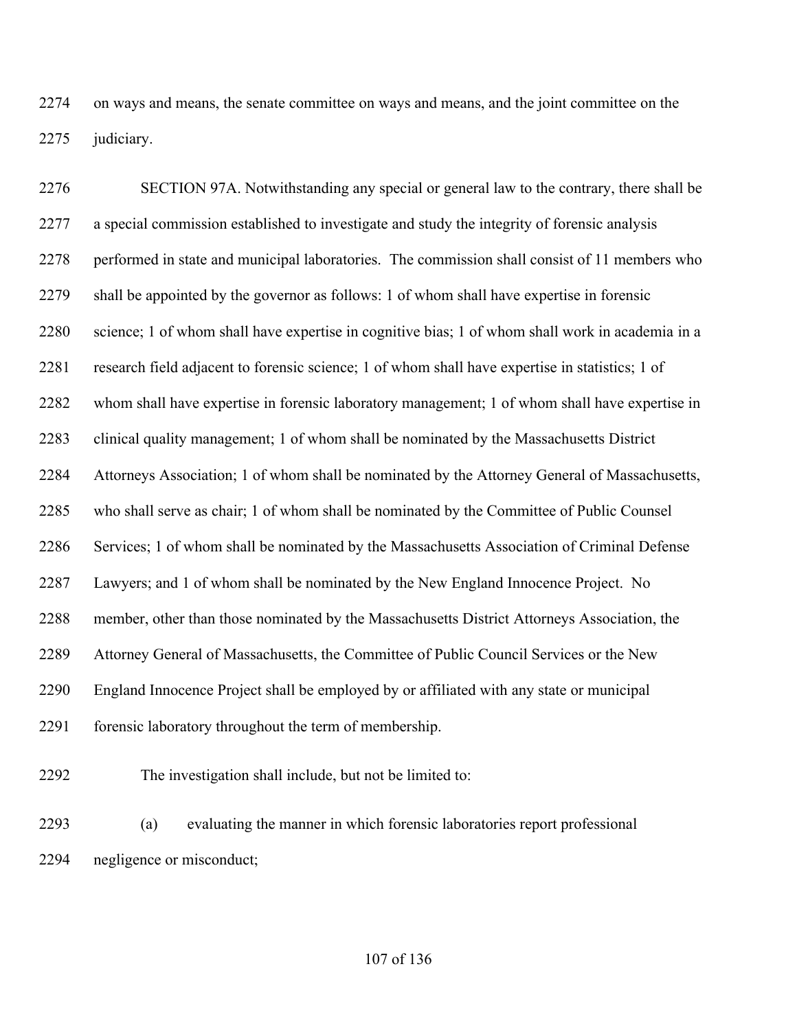on ways and means, the senate committee on ways and means, and the joint committee on the judiciary.

SECTION 97A. Notwithstanding any special or general law to the contrary, there shall be a special commission established to investigate and study the integrity of forensic analysis performed in state and municipal laboratories. The commission shall consist of 11 members who shall be appointed by the governor as follows: 1 of whom shall have expertise in forensic science; 1 of whom shall have expertise in cognitive bias; 1 of whom shall work in academia in a research field adjacent to forensic science; 1 of whom shall have expertise in statistics; 1 of whom shall have expertise in forensic laboratory management; 1 of whom shall have expertise in clinical quality management; 1 of whom shall be nominated by the Massachusetts District Attorneys Association; 1 of whom shall be nominated by the Attorney General of Massachusetts, who shall serve as chair; 1 of whom shall be nominated by the Committee of Public Counsel Services; 1 of whom shall be nominated by the Massachusetts Association of Criminal Defense Lawyers; and 1 of whom shall be nominated by the New England Innocence Project. No member, other than those nominated by the Massachusetts District Attorneys Association, the Attorney General of Massachusetts, the Committee of Public Council Services or the New England Innocence Project shall be employed by or affiliated with any state or municipal forensic laboratory throughout the term of membership.

The investigation shall include, but not be limited to:

(a) evaluating the manner in which forensic laboratories report professional negligence or misconduct;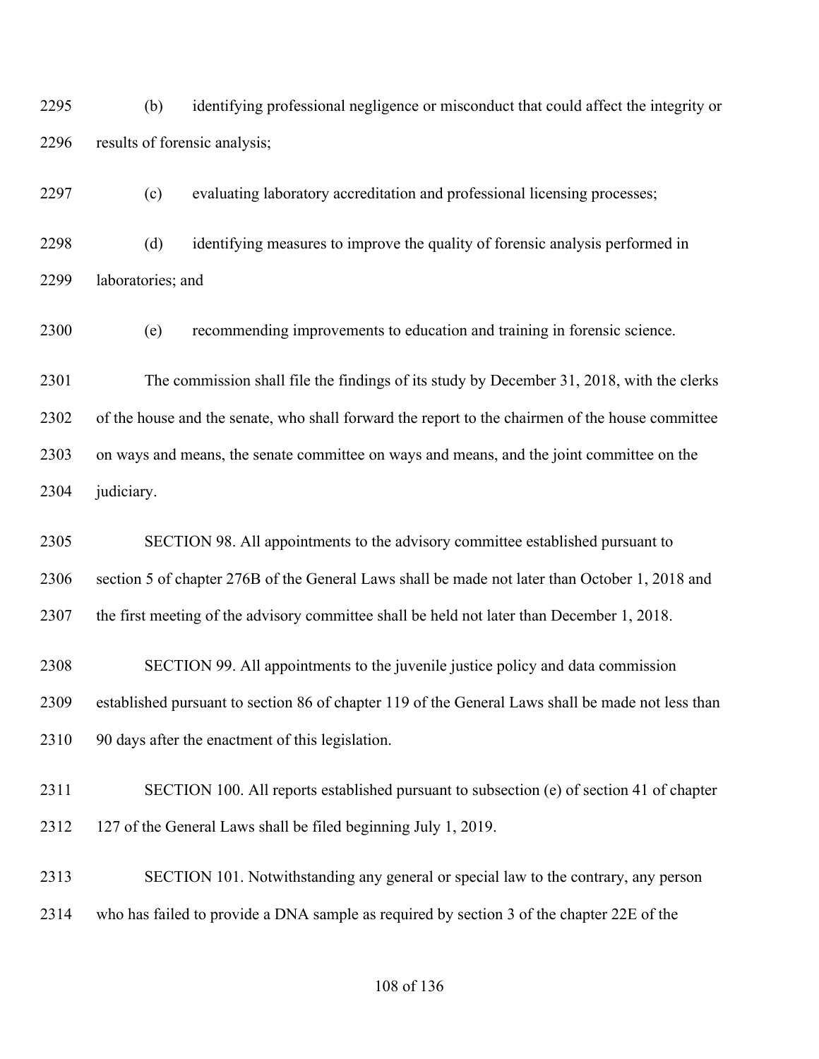(b) identifying professional negligence or misconduct that could affect the integrity or results of forensic analysis;

(c) evaluating laboratory accreditation and professional licensing processes;

(d) identifying measures to improve the quality of forensic analysis performed in laboratories; and

(e) recommending improvements to education and training in forensic science.

The commission shall file the findings of its study by December 31, 2018, with the clerks of the house and the senate, who shall forward the report to the chairmen of the house committee on ways and means, the senate committee on ways and means, and the joint committee on the judiciary.

SECTION 98. All appointments to the advisory committee established pursuant to section 5 of chapter 276B of the General Laws shall be made not later than October 1, 2018 and the first meeting of the advisory committee shall be held not later than December 1, 2018.

SECTION 99. All appointments to the juvenile justice policy and data commission established pursuant to section 86 of chapter 119 of the General Laws shall be made not less than 90 days after the enactment of this legislation.

SECTION 100. All reports established pursuant to subsection (e) of section 41 of chapter 127 of the General Laws shall be filed beginning July 1, 2019.

SECTION 101. Notwithstanding any general or special law to the contrary, any person who has failed to provide a DNA sample as required by section 3 of the chapter 22E of the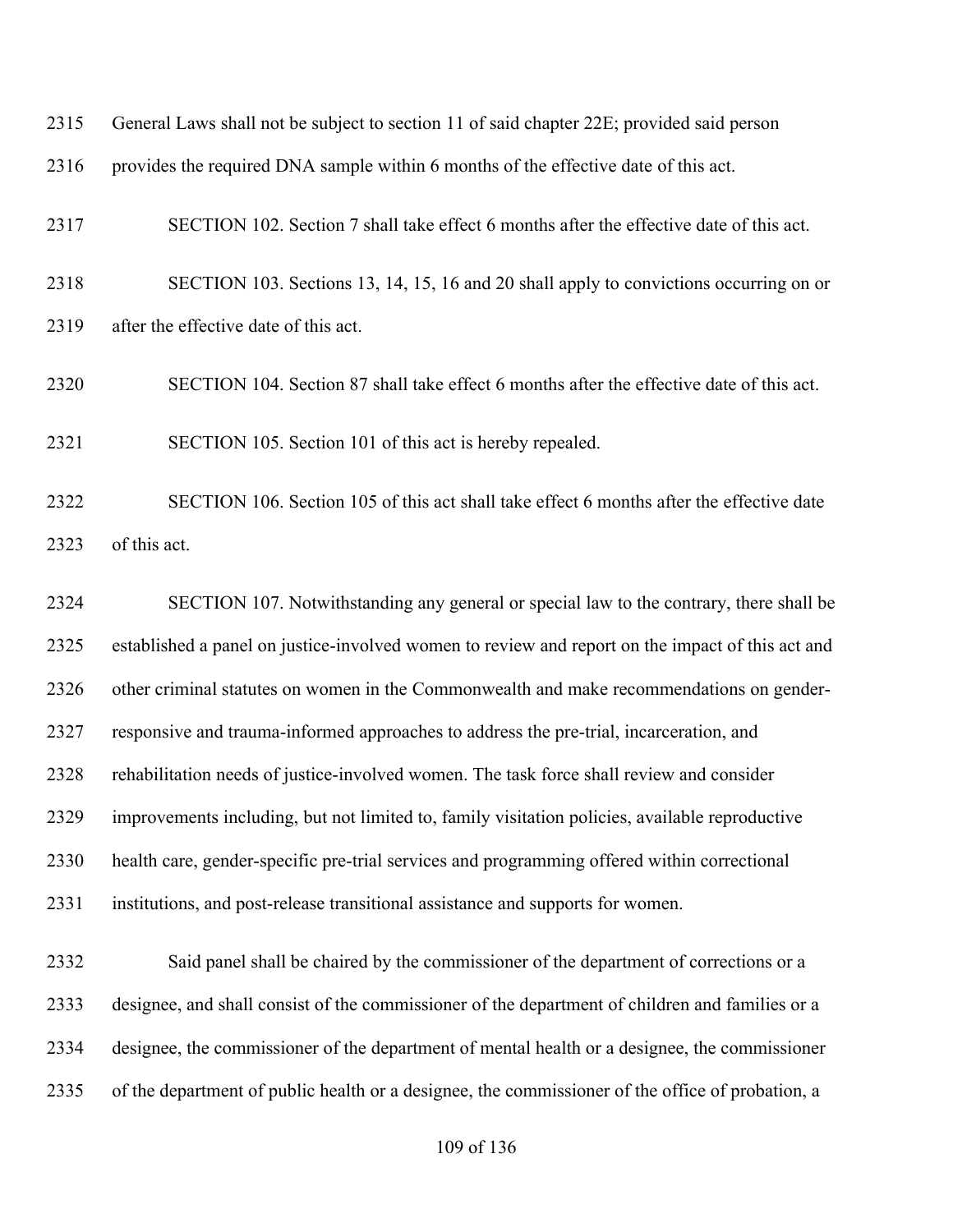General Laws shall not be subject to section 11 of said chapter 22E; provided said person provides the required DNA sample within 6 months of the effective date of this act.

SECTION 102. Section 7 shall take effect 6 months after the effective date of this act.

SECTION 103. Sections 13, 14, 15, 16 and 20 shall apply to convictions occurring on or after the effective date of this act.

SECTION 104. Section 87 shall take effect 6 months after the effective date of this act.

SECTION 105. Section 101 of this act is hereby repealed.

SECTION 106. Section 105 of this act shall take effect 6 months after the effective date of this act.

SECTION 107. Notwithstanding any general or special law to the contrary, there shall be established a panel on justice-involved women to review and report on the impact of this act and other criminal statutes on women in the Commonwealth and make recommendations on gender-responsive and trauma-informed approaches to address the pre-trial, incarceration, and rehabilitation needs of justice-involved women. The task force shall review and consider improvements including, but not limited to, family visitation policies, available reproductive health care, gender-specific pre-trial services and programming offered within correctional institutions, and post-release transitional assistance and supports for women.

Said panel shall be chaired by the commissioner of the department of corrections or a designee, and shall consist of the commissioner of the department of children and families or a designee, the commissioner of the department of mental health or a designee, the commissioner of the department of public health or a designee, the commissioner of the office of probation, a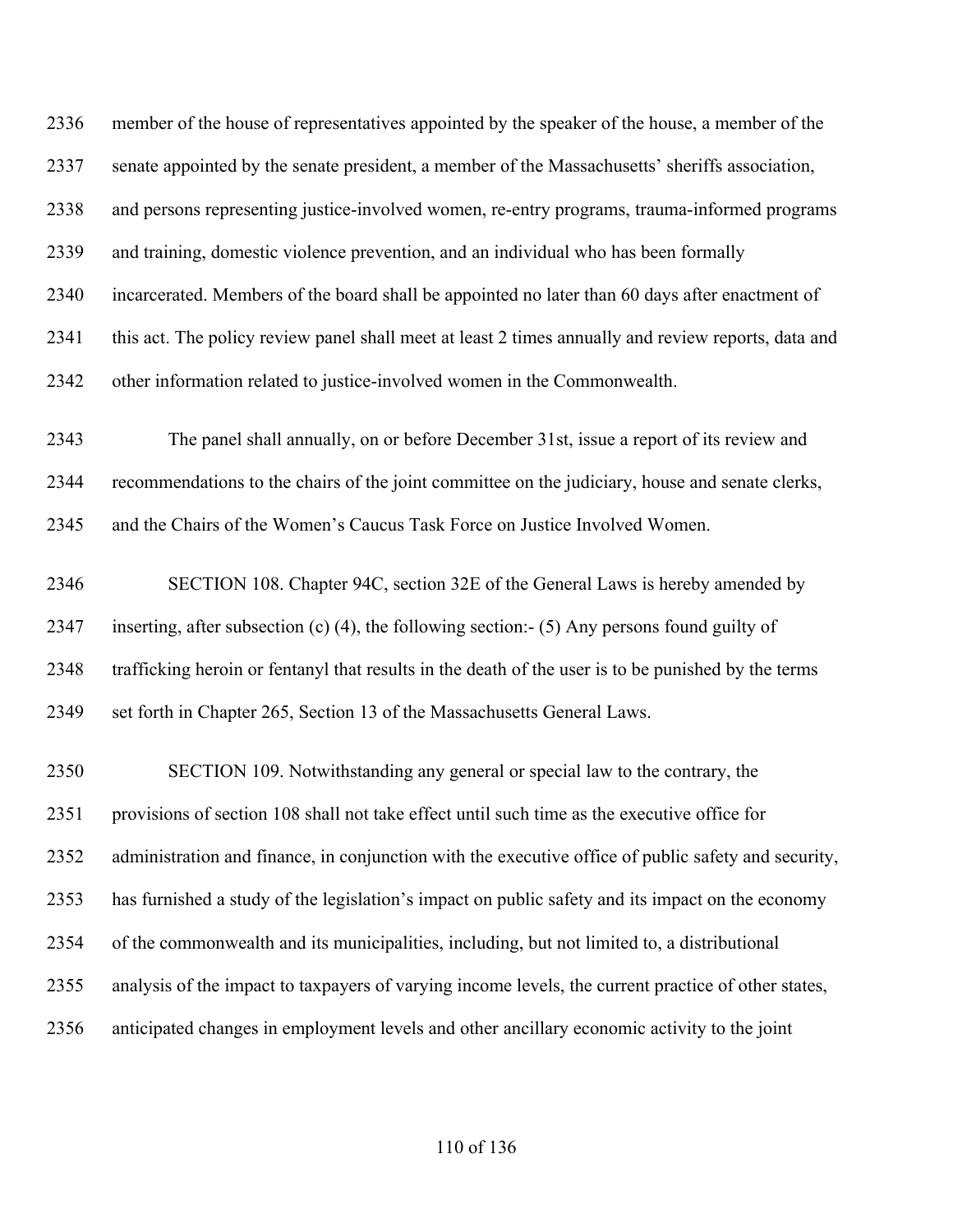member of the house of representatives appointed by the speaker of the house, a member of the senate appointed by the senate president, a member of the Massachusetts' sheriffs association, and persons representing justice-involved women, re-entry programs, trauma-informed programs and training, domestic violence prevention, and an individual who has been formally incarcerated. Members of the board shall be appointed no later than 60 days after enactment of this act. The policy review panel shall meet at least 2 times annually and review reports, data and other information related to justice-involved women in the Commonwealth.

The panel shall annually, on or before December 31st, issue a report of its review and recommendations to the chairs of the joint committee on the judiciary, house and senate clerks, and the Chairs of the Women's Caucus Task Force on Justice Involved Women.

SECTION 108. Chapter 94C, section 32E of the General Laws is hereby amended by inserting, after subsection (c) (4), the following section:- (5) Any persons found guilty of trafficking heroin or fentanyl that results in the death of the user is to be punished by the terms set forth in Chapter 265, Section 13 of the Massachusetts General Laws.

SECTION 109. Notwithstanding any general or special law to the contrary, the provisions of section 108 shall not take effect until such time as the executive office for administration and finance, in conjunction with the executive office of public safety and security, has furnished a study of the legislation's impact on public safety and its impact on the economy of the commonwealth and its municipalities, including, but not limited to, a distributional analysis of the impact to taxpayers of varying income levels, the current practice of other states, anticipated changes in employment levels and other ancillary economic activity to the joint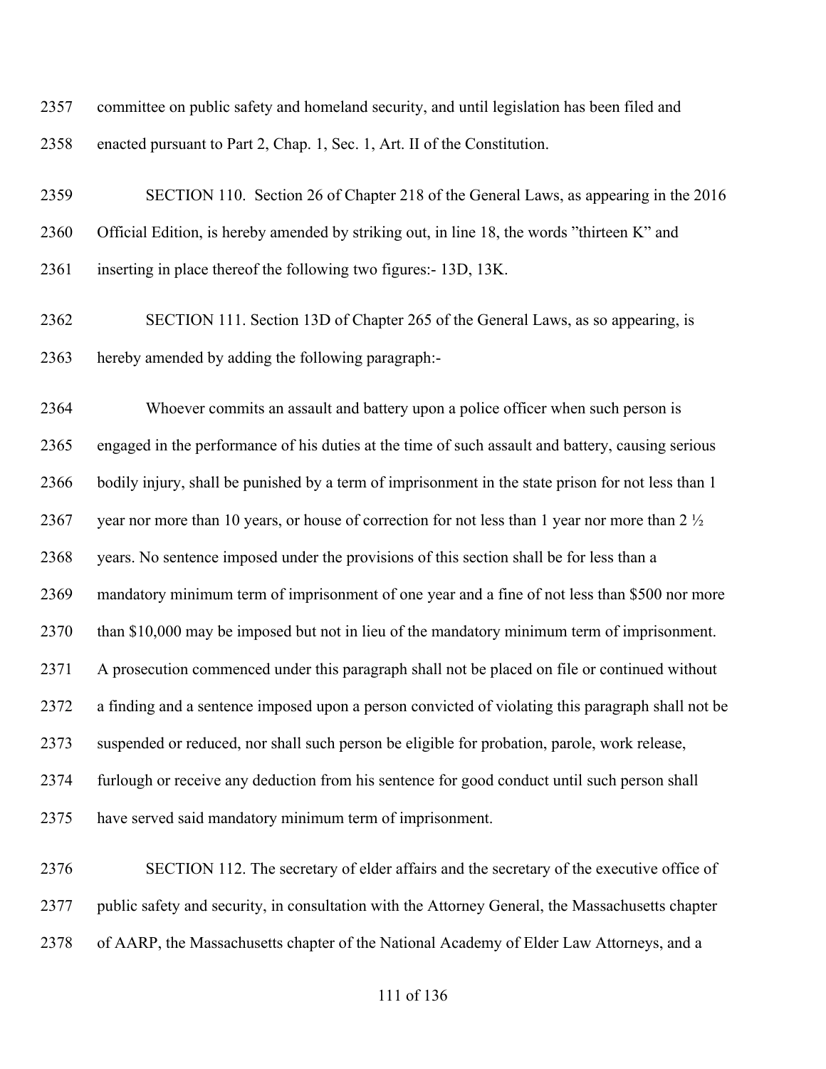committee on public safety and homeland security, and until legislation has been filed and enacted pursuant to Part 2, Chap. 1, Sec. 1, Art. II of the Constitution.

SECTION 110. Section 26 of Chapter 218 of the General Laws, as appearing in the 2016 Official Edition, is hereby amended by striking out, in line 18, the words "thirteen K" and inserting in place thereof the following two figures:- 13D, 13K.

SECTION 111. Section 13D of Chapter 265 of the General Laws, as so appearing, is hereby amended by adding the following paragraph:-

Whoever commits an assault and battery upon a police officer when such person is engaged in the performance of his duties at the time of such assault and battery, causing serious bodily injury, shall be punished by a term of imprisonment in the state prison for not less than 1 year nor more than 10 years, or house of correction for not less than 1 year nor more than 2 ½ years. No sentence imposed under the provisions of this section shall be for less than a mandatory minimum term of imprisonment of one year and a fine of not less than $500 nor more than $10,000 may be imposed but not in lieu of the mandatory minimum term of imprisonment. A prosecution commenced under this paragraph shall not be placed on file or continued without a finding and a sentence imposed upon a person convicted of violating this paragraph shall not be suspended or reduced, nor shall such person be eligible for probation, parole, work release, furlough or receive any deduction from his sentence for good conduct until such person shall have served said mandatory minimum term of imprisonment.

SECTION 112. The secretary of elder affairs and the secretary of the executive office of public safety and security, in consultation with the Attorney General, the Massachusetts chapter of AARP, the Massachusetts chapter of the National Academy of Elder Law Attorneys, and a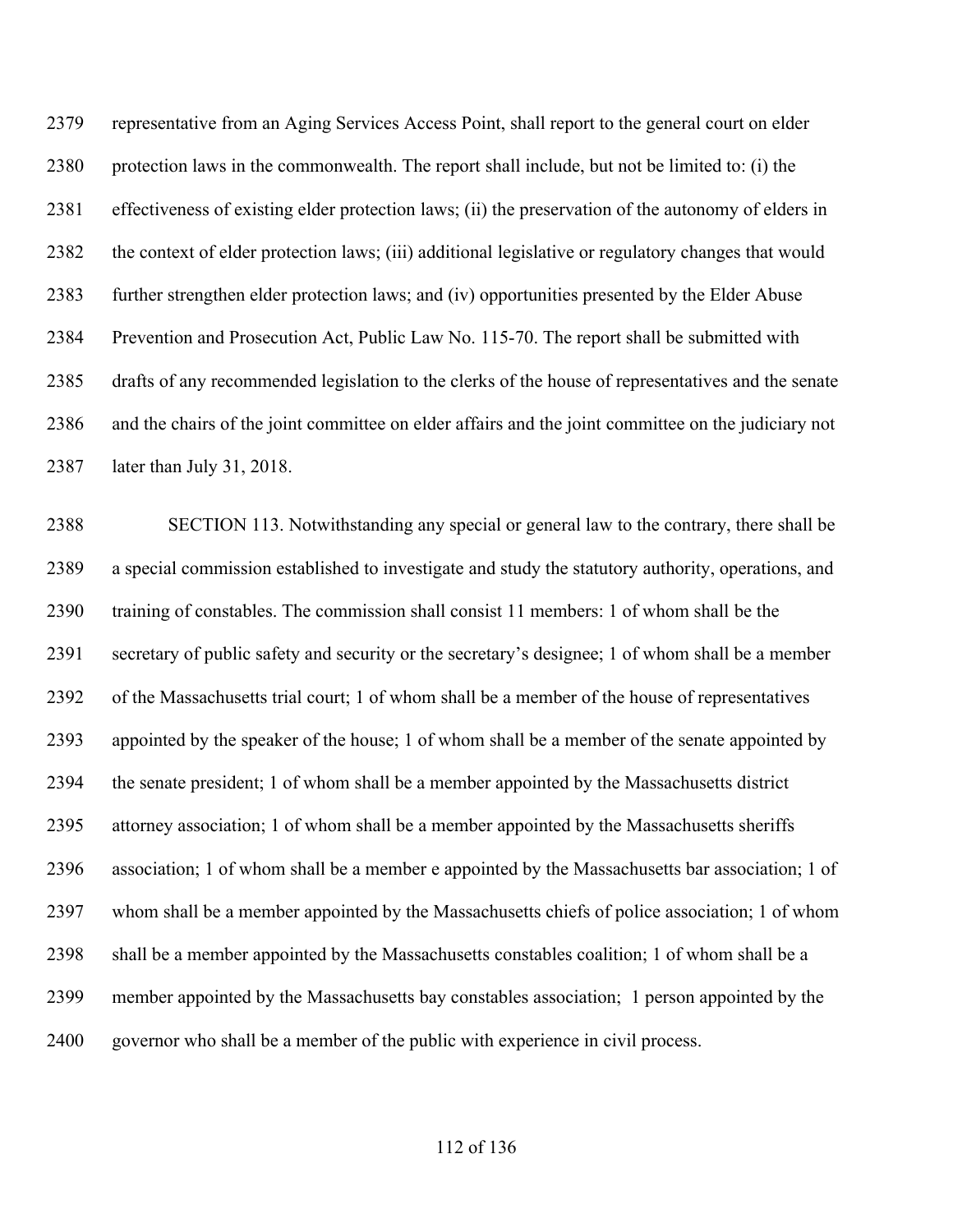representative from an Aging Services Access Point, shall report to the general court on elder protection laws in the commonwealth. The report shall include, but not be limited to: (i) the effectiveness of existing elder protection laws; (ii) the preservation of the autonomy of elders in the context of elder protection laws; (iii) additional legislative or regulatory changes that would further strengthen elder protection laws; and (iv) opportunities presented by the Elder Abuse Prevention and Prosecution Act, Public Law No. 115-70. The report shall be submitted with drafts of any recommended legislation to the clerks of the house of representatives and the senate and the chairs of the joint committee on elder affairs and the joint committee on the judiciary not later than July 31, 2018.

SECTION 113. Notwithstanding any special or general law to the contrary, there shall be a special commission established to investigate and study the statutory authority, operations, and training of constables. The commission shall consist 11 members: 1 of whom shall be the secretary of public safety and security or the secretary's designee; 1 of whom shall be a member of the Massachusetts trial court; 1 of whom shall be a member of the house of representatives appointed by the speaker of the house; 1 of whom shall be a member of the senate appointed by the senate president; 1 of whom shall be a member appointed by the Massachusetts district attorney association; 1 of whom shall be a member appointed by the Massachusetts sheriffs association; 1 of whom shall be a member e appointed by the Massachusetts bar association; 1 of whom shall be a member appointed by the Massachusetts chiefs of police association; 1 of whom shall be a member appointed by the Massachusetts constables coalition; 1 of whom shall be a member appointed by the Massachusetts bay constables association;  1 person appointed by the governor who shall be a member of the public with experience in civil process.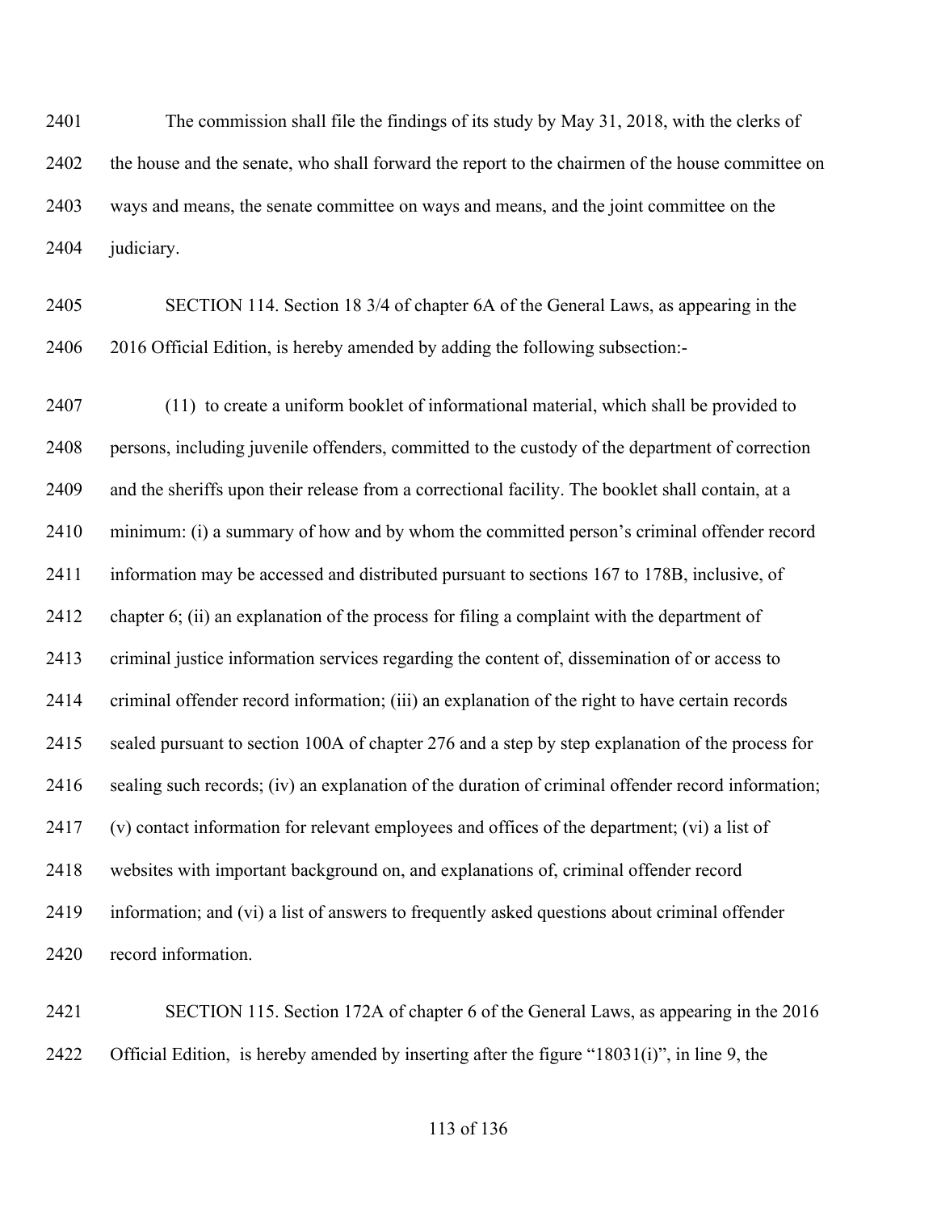The commission shall file the findings of its study by May 31, 2018, with the clerks of the house and the senate, who shall forward the report to the chairmen of the house committee on ways and means, the senate committee on ways and means, and the joint committee on the judiciary.

SECTION 114. Section 18 3/4 of chapter 6A of the General Laws, as appearing in the 2016 Official Edition, is hereby amended by adding the following subsection:-

(11) to create a uniform booklet of informational material, which shall be provided to persons, including juvenile offenders, committed to the custody of the department of correction and the sheriffs upon their release from a correctional facility. The booklet shall contain, at a minimum: (i) a summary of how and by whom the committed person's criminal offender record information may be accessed and distributed pursuant to sections 167 to 178B, inclusive, of chapter 6; (ii) an explanation of the process for filing a complaint with the department of criminal justice information services regarding the content of, dissemination of or access to criminal offender record information; (iii) an explanation of the right to have certain records sealed pursuant to section 100A of chapter 276 and a step by step explanation of the process for sealing such records; (iv) an explanation of the duration of criminal offender record information; (v) contact information for relevant employees and offices of the department; (vi) a list of websites with important background on, and explanations of, criminal offender record information; and (vi) a list of answers to frequently asked questions about criminal offender record information.

SECTION 115. Section 172A of chapter 6 of the General Laws, as appearing in the 2016 Official Edition, is hereby amended by inserting after the figure "18031(i)", in line 9, the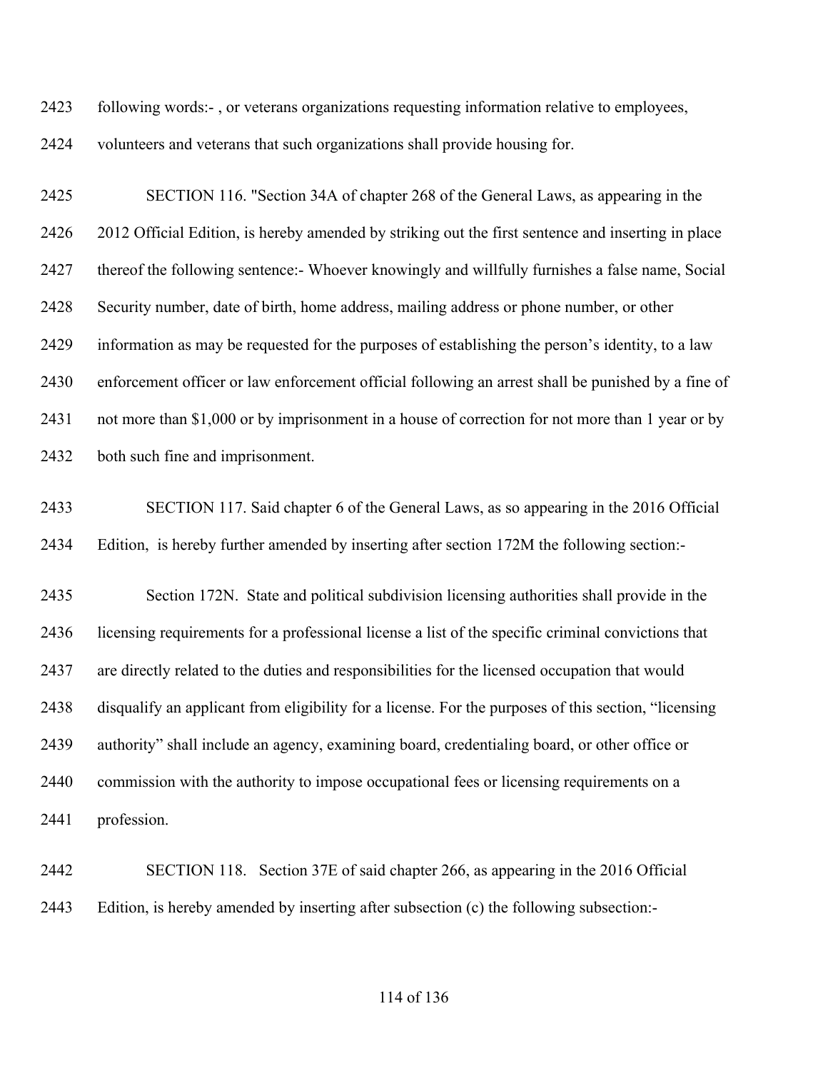following words:- , or veterans organizations requesting information relative to employees, volunteers and veterans that such organizations shall provide housing for.

SECTION 116. "Section 34A of chapter 268 of the General Laws, as appearing in the 2012 Official Edition, is hereby amended by striking out the first sentence and inserting in place thereof the following sentence:- Whoever knowingly and willfully furnishes a false name, Social Security number, date of birth, home address, mailing address or phone number, or other information as may be requested for the purposes of establishing the person's identity, to a law enforcement officer or law enforcement official following an arrest shall be punished by a fine of not more than $1,000 or by imprisonment in a house of correction for not more than 1 year or by both such fine and imprisonment.

SECTION 117. Said chapter 6 of the General Laws, as so appearing in the 2016 Official Edition, is hereby further amended by inserting after section 172M the following section:-

Section 172N. State and political subdivision licensing authorities shall provide in the licensing requirements for a professional license a list of the specific criminal convictions that are directly related to the duties and responsibilities for the licensed occupation that would disqualify an applicant from eligibility for a license. For the purposes of this section, "licensing authority" shall include an agency, examining board, credentialing board, or other office or commission with the authority to impose occupational fees or licensing requirements on a profession.

SECTION 118. Section 37E of said chapter 266, as appearing in the 2016 Official Edition, is hereby amended by inserting after subsection (c) the following subsection:-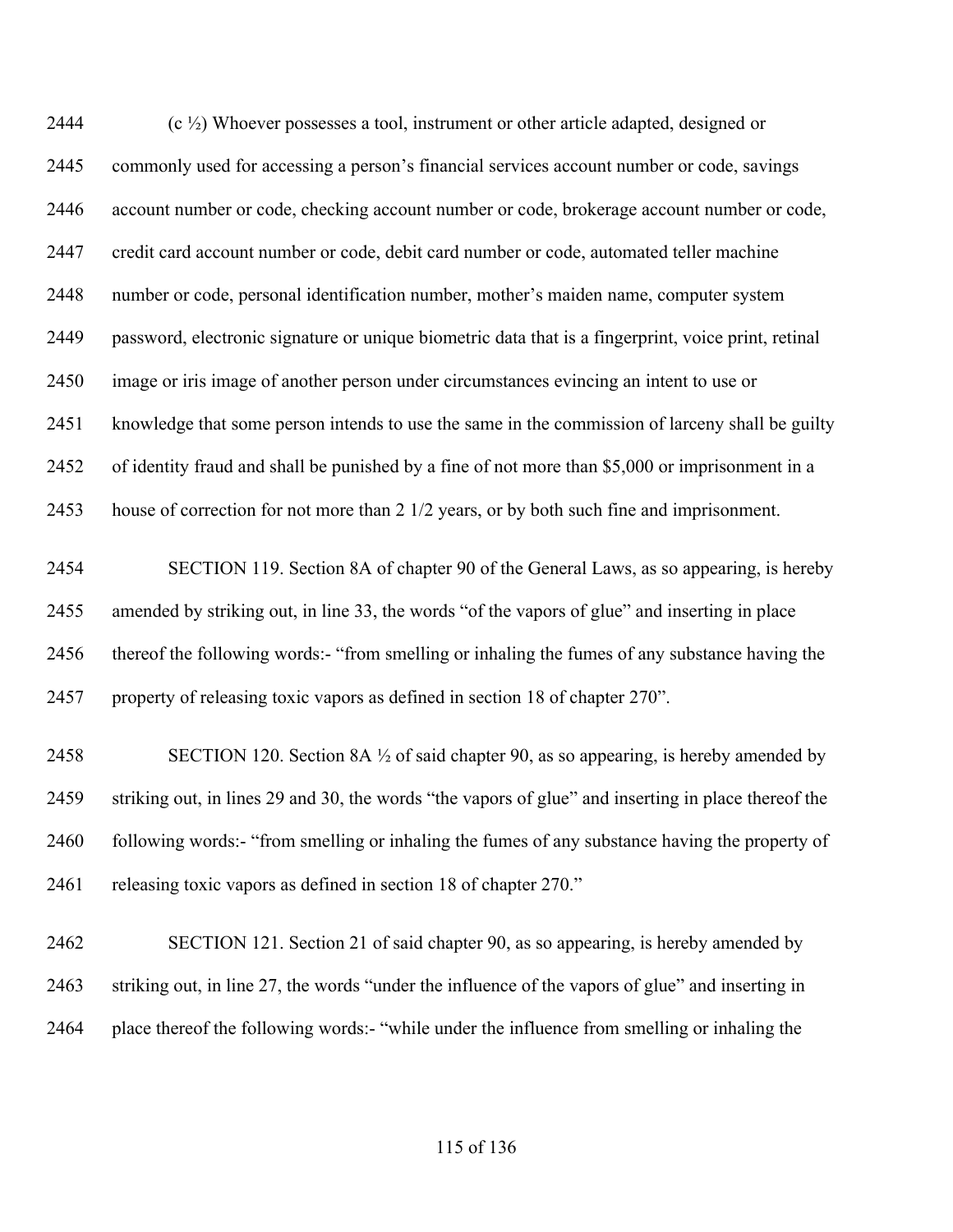(c ½) Whoever possesses a tool, instrument or other article adapted, designed or commonly used for accessing a person's financial services account number or code, savings account number or code, checking account number or code, brokerage account number or code, credit card account number or code, debit card number or code, automated teller machine number or code, personal identification number, mother's maiden name, computer system password, electronic signature or unique biometric data that is a fingerprint, voice print, retinal image or iris image of another person under circumstances evincing an intent to use or knowledge that some person intends to use the same in the commission of larceny shall be guilty of identity fraud and shall be punished by a fine of not more than $5,000 or imprisonment in a house of correction for not more than 2 1/2 years, or by both such fine and imprisonment.

SECTION 119. Section 8A of chapter 90 of the General Laws, as so appearing, is hereby amended by striking out, in line 33, the words "of the vapors of glue" and inserting in place thereof the following words:- "from smelling or inhaling the fumes of any substance having the property of releasing toxic vapors as defined in section 18 of chapter 270".

SECTION 120. Section 8A ½ of said chapter 90, as so appearing, is hereby amended by striking out, in lines 29 and 30, the words "the vapors of glue" and inserting in place thereof the following words:- "from smelling or inhaling the fumes of any substance having the property of releasing toxic vapors as defined in section 18 of chapter 270."

SECTION 121. Section 21 of said chapter 90, as so appearing, is hereby amended by striking out, in line 27, the words "under the influence of the vapors of glue" and inserting in place thereof the following words:- "while under the influence from smelling or inhaling the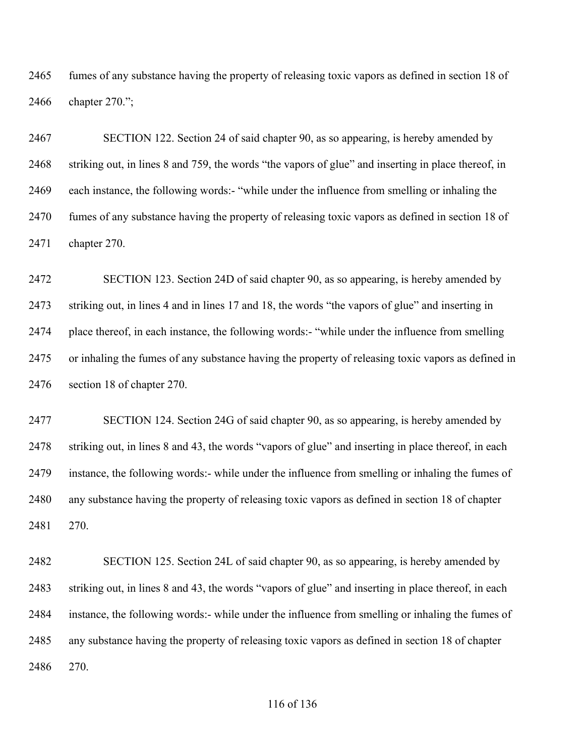2465 fumes of any substance having the property of releasing toxic vapors as defined in section 18 of
2466 chapter 270.";

2467 SECTION 122. Section 24 of said chapter 90, as so appearing, is hereby amended by
2468 striking out, in lines 8 and 759, the words "the vapors of glue" and inserting in place thereof, in
2469 each instance, the following words:- "while under the influence from smelling or inhaling the
2470 fumes of any substance having the property of releasing toxic vapors as defined in section 18 of
2471 chapter 270.

2472 SECTION 123. Section 24D of said chapter 90, as so appearing, is hereby amended by
2473 striking out, in lines 4 and in lines 17 and 18, the words "the vapors of glue" and inserting in
2474 place thereof, in each instance, the following words:- "while under the influence from smelling
2475 or inhaling the fumes of any substance having the property of releasing toxic vapors as defined in
2476 section 18 of chapter 270.

2477 SECTION 124. Section 24G of said chapter 90, as so appearing, is hereby amended by
2478 striking out, in lines 8 and 43, the words "vapors of glue" and inserting in place thereof, in each
2479 instance, the following words:- while under the influence from smelling or inhaling the fumes of
2480 any substance having the property of releasing toxic vapors as defined in section 18 of chapter
2481 270.

2482 SECTION 125. Section 24L of said chapter 90, as so appearing, is hereby amended by
2483 striking out, in lines 8 and 43, the words "vapors of glue" and inserting in place thereof, in each
2484 instance, the following words:- while under the influence from smelling or inhaling the fumes of
2485 any substance having the property of releasing toxic vapors as defined in section 18 of chapter
2486 270.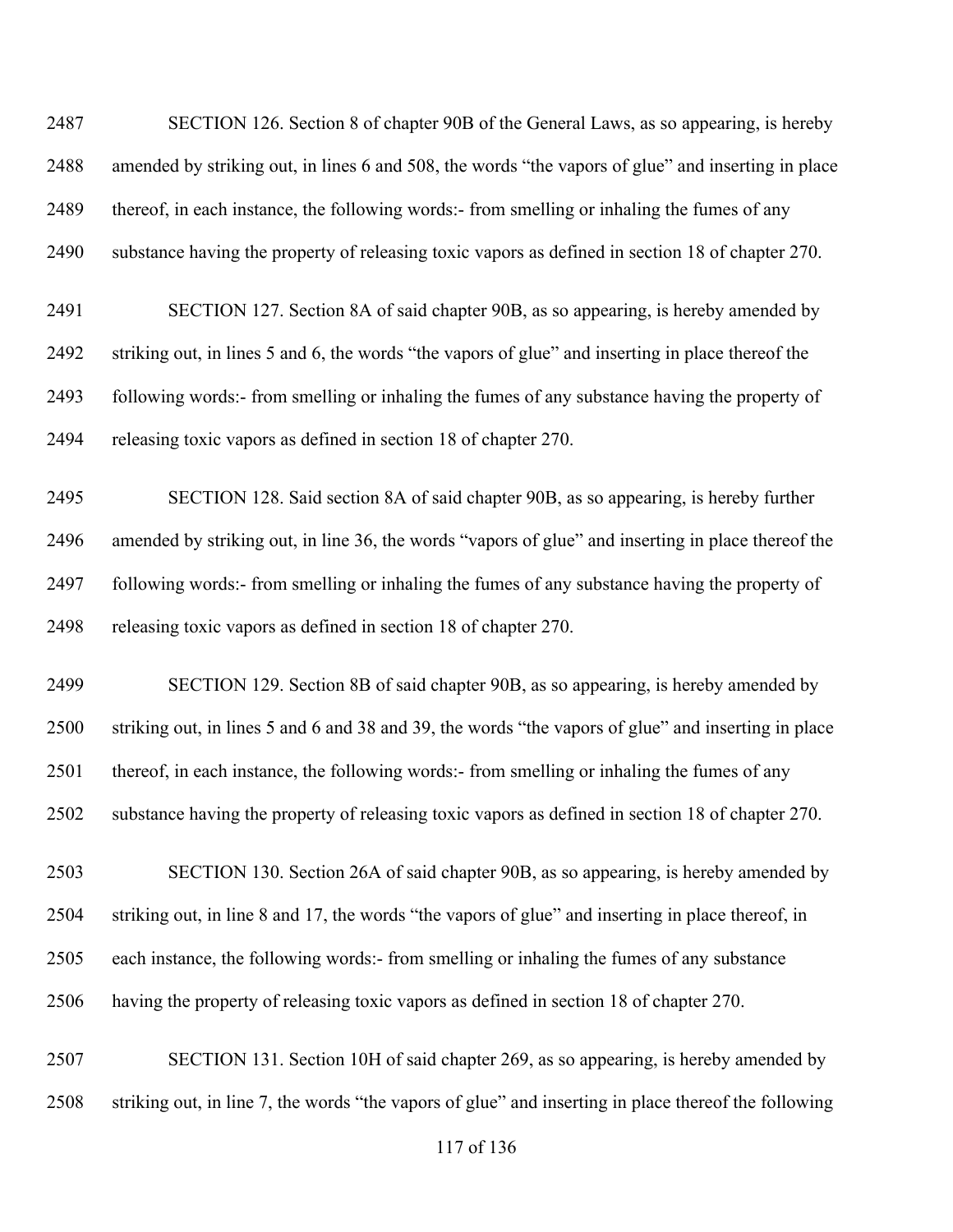2487 SECTION 126. Section 8 of chapter 90B of the General Laws, as so appearing, is hereby
2488 amended by striking out, in lines 6 and 508, the words "the vapors of glue" and inserting in place
2489 thereof, in each instance, the following words:- from smelling or inhaling the fumes of any
2490 substance having the property of releasing toxic vapors as defined in section 18 of chapter 270.

2491 SECTION 127. Section 8A of said chapter 90B, as so appearing, is hereby amended by
2492 striking out, in lines 5 and 6, the words "the vapors of glue" and inserting in place thereof the
2493 following words:- from smelling or inhaling the fumes of any substance having the property of
2494 releasing toxic vapors as defined in section 18 of chapter 270.

2495 SECTION 128. Said section 8A of said chapter 90B, as so appearing, is hereby further
2496 amended by striking out, in line 36, the words "vapors of glue" and inserting in place thereof the
2497 following words:- from smelling or inhaling the fumes of any substance having the property of
2498 releasing toxic vapors as defined in section 18 of chapter 270.

2499 SECTION 129. Section 8B of said chapter 90B, as so appearing, is hereby amended by
2500 striking out, in lines 5 and 6 and 38 and 39, the words "the vapors of glue" and inserting in place
2501 thereof, in each instance, the following words:- from smelling or inhaling the fumes of any
2502 substance having the property of releasing toxic vapors as defined in section 18 of chapter 270.

2503 SECTION 130. Section 26A of said chapter 90B, as so appearing, is hereby amended by
2504 striking out, in line 8 and 17, the words "the vapors of glue" and inserting in place thereof, in
2505 each instance, the following words:- from smelling or inhaling the fumes of any substance
2506 having the property of releasing toxic vapors as defined in section 18 of chapter 270.

2507 SECTION 131. Section 10H of said chapter 269, as so appearing, is hereby amended by
2508 striking out, in line 7, the words "the vapors of glue" and inserting in place thereof the following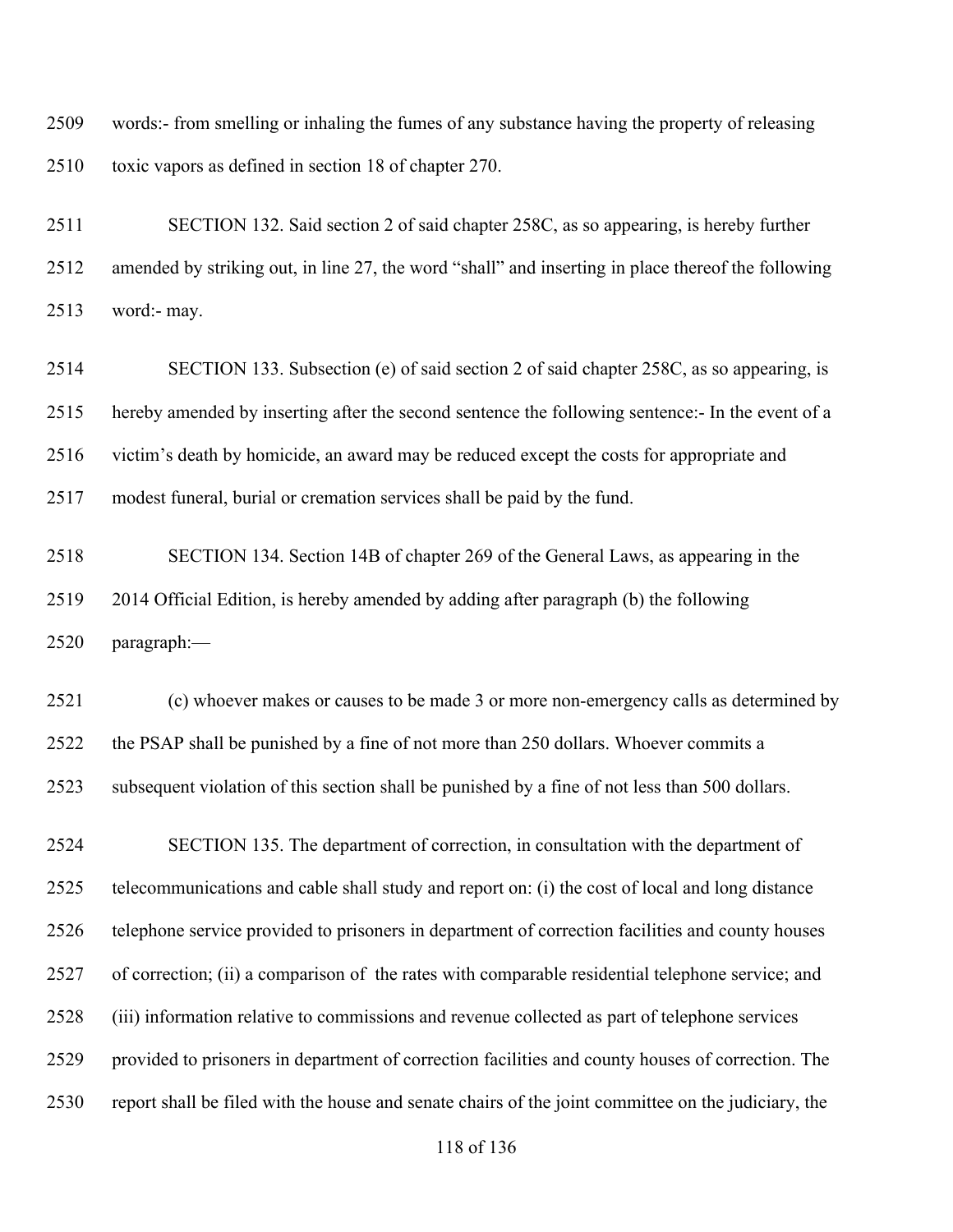words:- from smelling or inhaling the fumes of any substance having the property of releasing toxic vapors as defined in section 18 of chapter 270.

SECTION 132. Said section 2 of said chapter 258C, as so appearing, is hereby further amended by striking out, in line 27, the word "shall" and inserting in place thereof the following word:- may.

SECTION 133. Subsection (e) of said section 2 of said chapter 258C, as so appearing, is hereby amended by inserting after the second sentence the following sentence:- In the event of a victim's death by homicide, an award may be reduced except the costs for appropriate and modest funeral, burial or cremation services shall be paid by the fund.

SECTION 134. Section 14B of chapter 269 of the General Laws, as appearing in the 2014 Official Edition, is hereby amended by adding after paragraph (b) the following paragraph:—

(c) whoever makes or causes to be made 3 or more non-emergency calls as determined by the PSAP shall be punished by a fine of not more than 250 dollars. Whoever commits a subsequent violation of this section shall be punished by a fine of not less than 500 dollars.

SECTION 135. The department of correction, in consultation with the department of telecommunications and cable shall study and report on: (i) the cost of local and long distance telephone service provided to prisoners in department of correction facilities and county houses of correction; (ii) a comparison of the rates with comparable residential telephone service; and (iii) information relative to commissions and revenue collected as part of telephone services provided to prisoners in department of correction facilities and county houses of correction. The report shall be filed with the house and senate chairs of the joint committee on the judiciary, the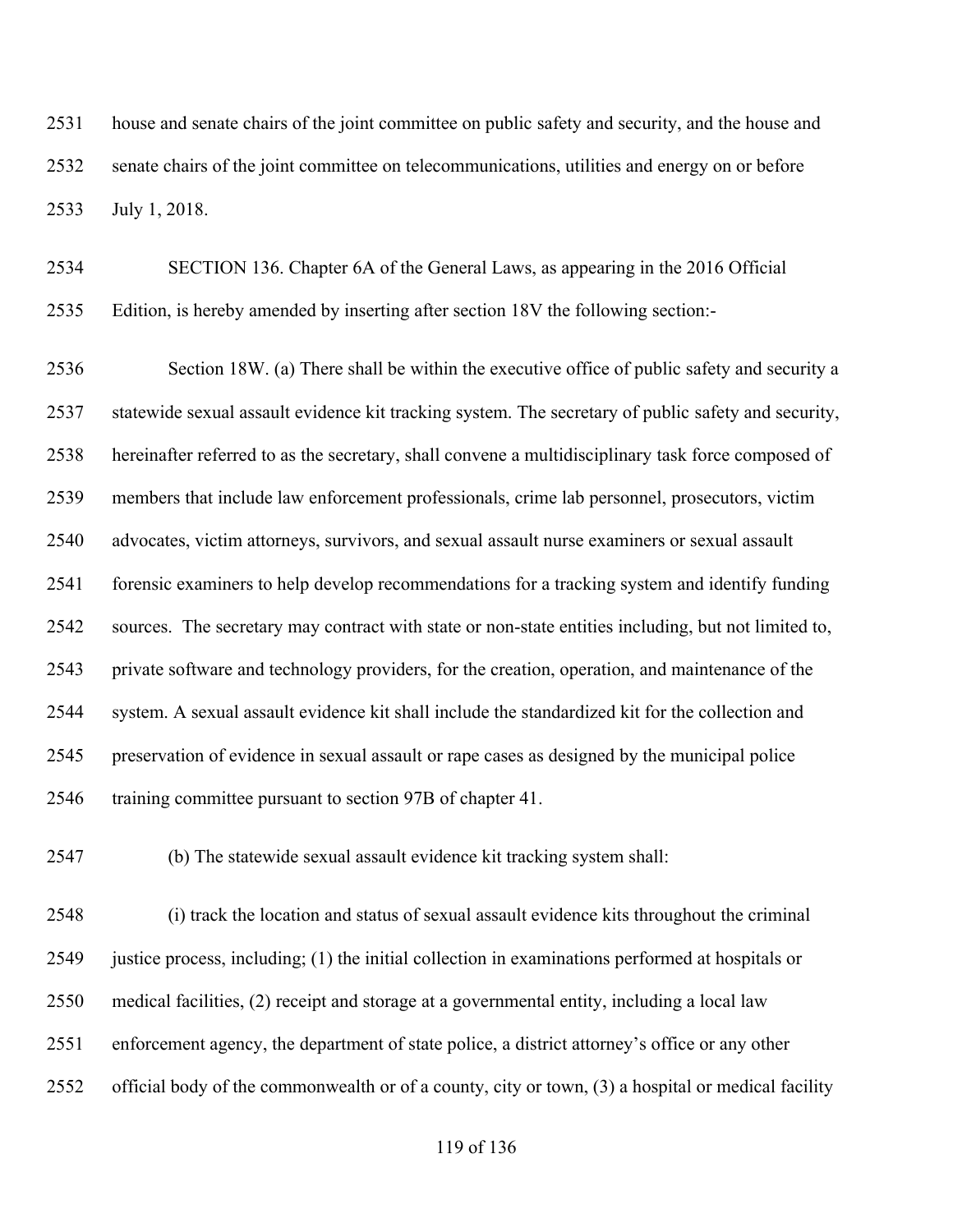house and senate chairs of the joint committee on public safety and security, and the house and senate chairs of the joint committee on telecommunications, utilities and energy on or before July 1, 2018.

SECTION 136. Chapter 6A of the General Laws, as appearing in the 2016 Official Edition, is hereby amended by inserting after section 18V the following section:-

Section 18W. (a) There shall be within the executive office of public safety and security a statewide sexual assault evidence kit tracking system. The secretary of public safety and security, hereinafter referred to as the secretary, shall convene a multidisciplinary task force composed of members that include law enforcement professionals, crime lab personnel, prosecutors, victim advocates, victim attorneys, survivors, and sexual assault nurse examiners or sexual assault forensic examiners to help develop recommendations for a tracking system and identify funding sources. The secretary may contract with state or non-state entities including, but not limited to, private software and technology providers, for the creation, operation, and maintenance of the system. A sexual assault evidence kit shall include the standardized kit for the collection and preservation of evidence in sexual assault or rape cases as designed by the municipal police training committee pursuant to section 97B of chapter 41.

(b) The statewide sexual assault evidence kit tracking system shall:

(i) track the location and status of sexual assault evidence kits throughout the criminal justice process, including; (1) the initial collection in examinations performed at hospitals or medical facilities, (2) receipt and storage at a governmental entity, including a local law enforcement agency, the department of state police, a district attorney's office or any other official body of the commonwealth or of a county, city or town, (3) a hospital or medical facility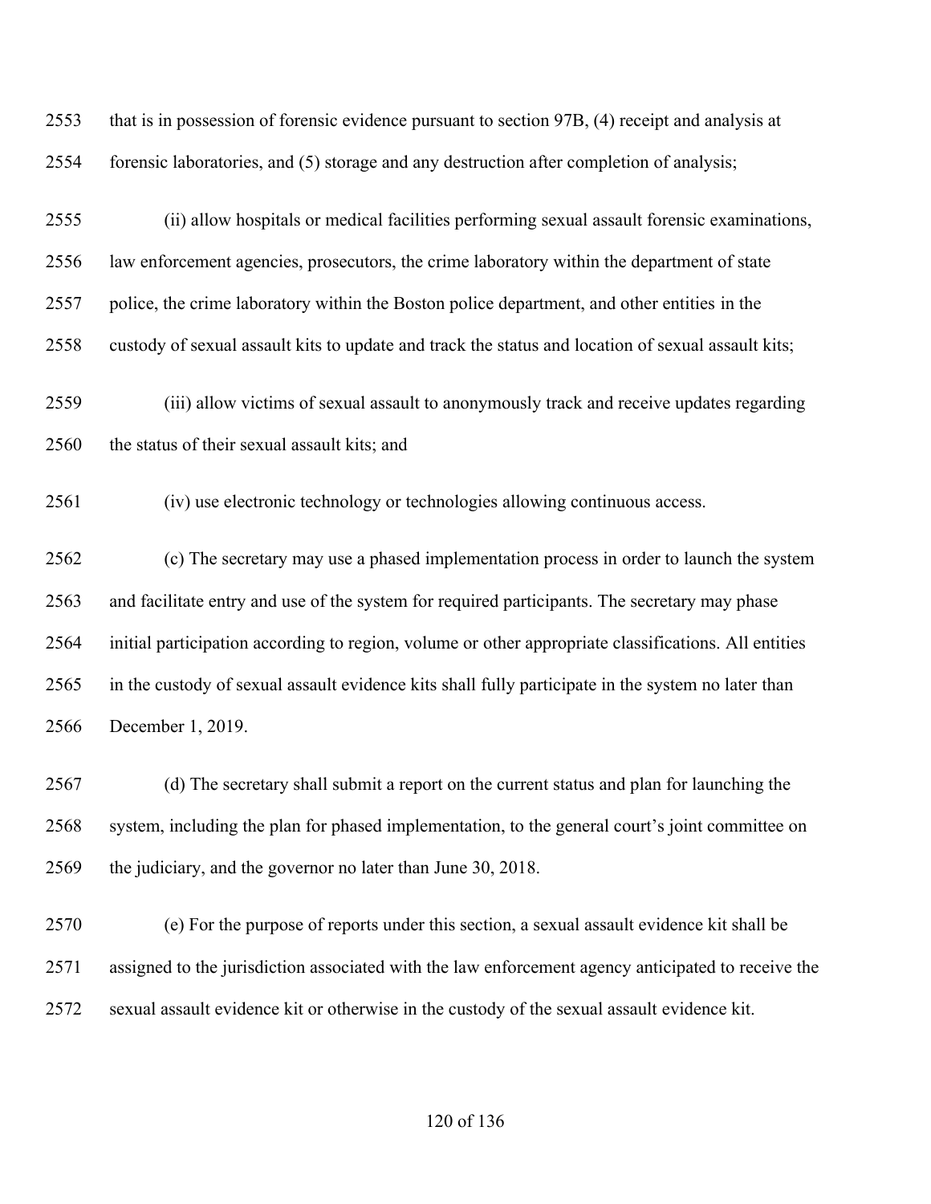that is in possession of forensic evidence pursuant to section 97B, (4) receipt and analysis at forensic laboratories, and (5) storage and any destruction after completion of analysis;

(ii) allow hospitals or medical facilities performing sexual assault forensic examinations, law enforcement agencies, prosecutors, the crime laboratory within the department of state police, the crime laboratory within the Boston police department, and other entities in the custody of sexual assault kits to update and track the status and location of sexual assault kits;

(iii) allow victims of sexual assault to anonymously track and receive updates regarding the status of their sexual assault kits; and

(iv) use electronic technology or technologies allowing continuous access.

(c) The secretary may use a phased implementation process in order to launch the system and facilitate entry and use of the system for required participants. The secretary may phase initial participation according to region, volume or other appropriate classifications. All entities in the custody of sexual assault evidence kits shall fully participate in the system no later than December 1, 2019.

(d) The secretary shall submit a report on the current status and plan for launching the system, including the plan for phased implementation, to the general court's joint committee on the judiciary, and the governor no later than June 30, 2018.

(e) For the purpose of reports under this section, a sexual assault evidence kit shall be assigned to the jurisdiction associated with the law enforcement agency anticipated to receive the sexual assault evidence kit or otherwise in the custody of the sexual assault evidence kit.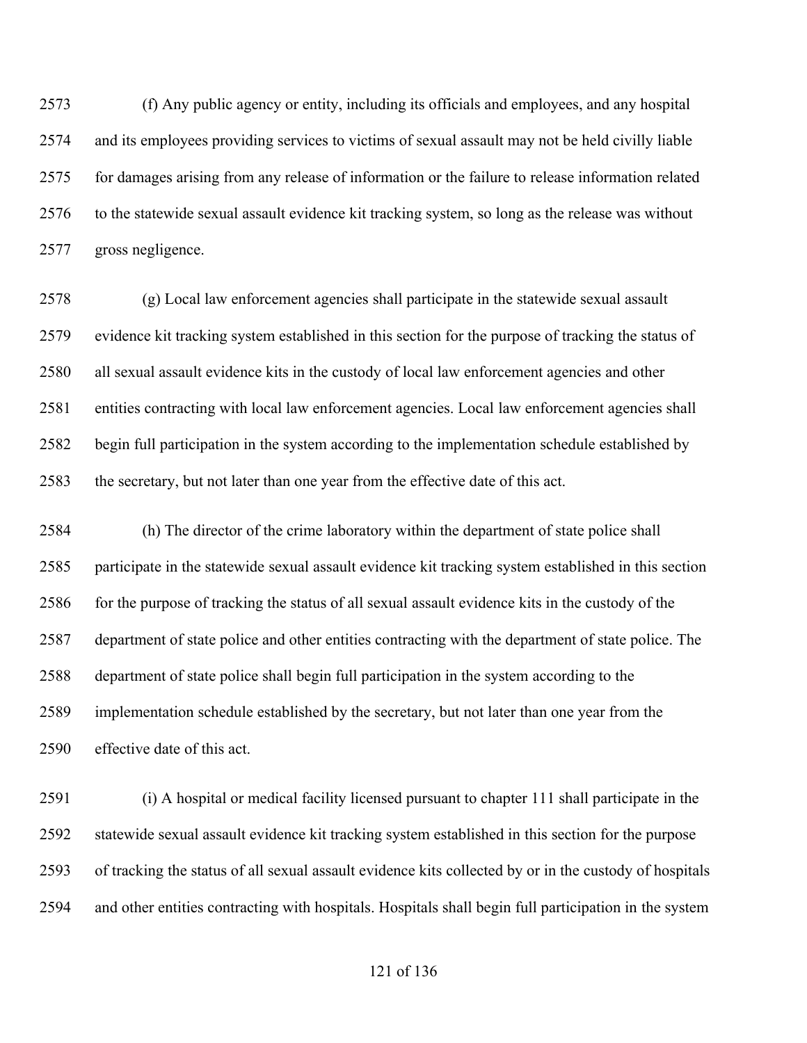(f) Any public agency or entity, including its officials and employees, and any hospital and its employees providing services to victims of sexual assault may not be held civilly liable for damages arising from any release of information or the failure to release information related to the statewide sexual assault evidence kit tracking system, so long as the release was without gross negligence.

(g) Local law enforcement agencies shall participate in the statewide sexual assault evidence kit tracking system established in this section for the purpose of tracking the status of all sexual assault evidence kits in the custody of local law enforcement agencies and other entities contracting with local law enforcement agencies. Local law enforcement agencies shall begin full participation in the system according to the implementation schedule established by the secretary, but not later than one year from the effective date of this act.

(h) The director of the crime laboratory within the department of state police shall participate in the statewide sexual assault evidence kit tracking system established in this section for the purpose of tracking the status of all sexual assault evidence kits in the custody of the department of state police and other entities contracting with the department of state police. The department of state police shall begin full participation in the system according to the implementation schedule established by the secretary, but not later than one year from the effective date of this act.

(i) A hospital or medical facility licensed pursuant to chapter 111 shall participate in the statewide sexual assault evidence kit tracking system established in this section for the purpose of tracking the status of all sexual assault evidence kits collected by or in the custody of hospitals and other entities contracting with hospitals. Hospitals shall begin full participation in the system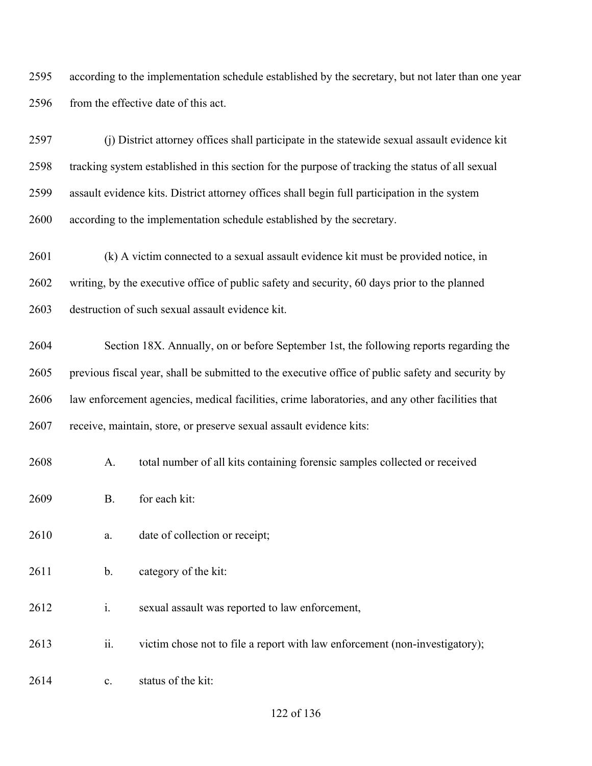according to the implementation schedule established by the secretary, but not later than one year from the effective date of this act.

(j) District attorney offices shall participate in the statewide sexual assault evidence kit tracking system established in this section for the purpose of tracking the status of all sexual assault evidence kits. District attorney offices shall begin full participation in the system according to the implementation schedule established by the secretary.

(k) A victim connected to a sexual assault evidence kit must be provided notice, in writing, by the executive office of public safety and security, 60 days prior to the planned destruction of such sexual assault evidence kit.

Section 18X. Annually, on or before September 1st, the following reports regarding the previous fiscal year, shall be submitted to the executive office of public safety and security by law enforcement agencies, medical facilities, crime laboratories, and any other facilities that receive, maintain, store, or preserve sexual assault evidence kits:

A. total number of all kits containing forensic samples collected or received

B. for each kit:

a. date of collection or receipt;

b. category of the kit:

i. sexual assault was reported to law enforcement,

ii. victim chose not to file a report with law enforcement (non-investigatory);

c. status of the kit: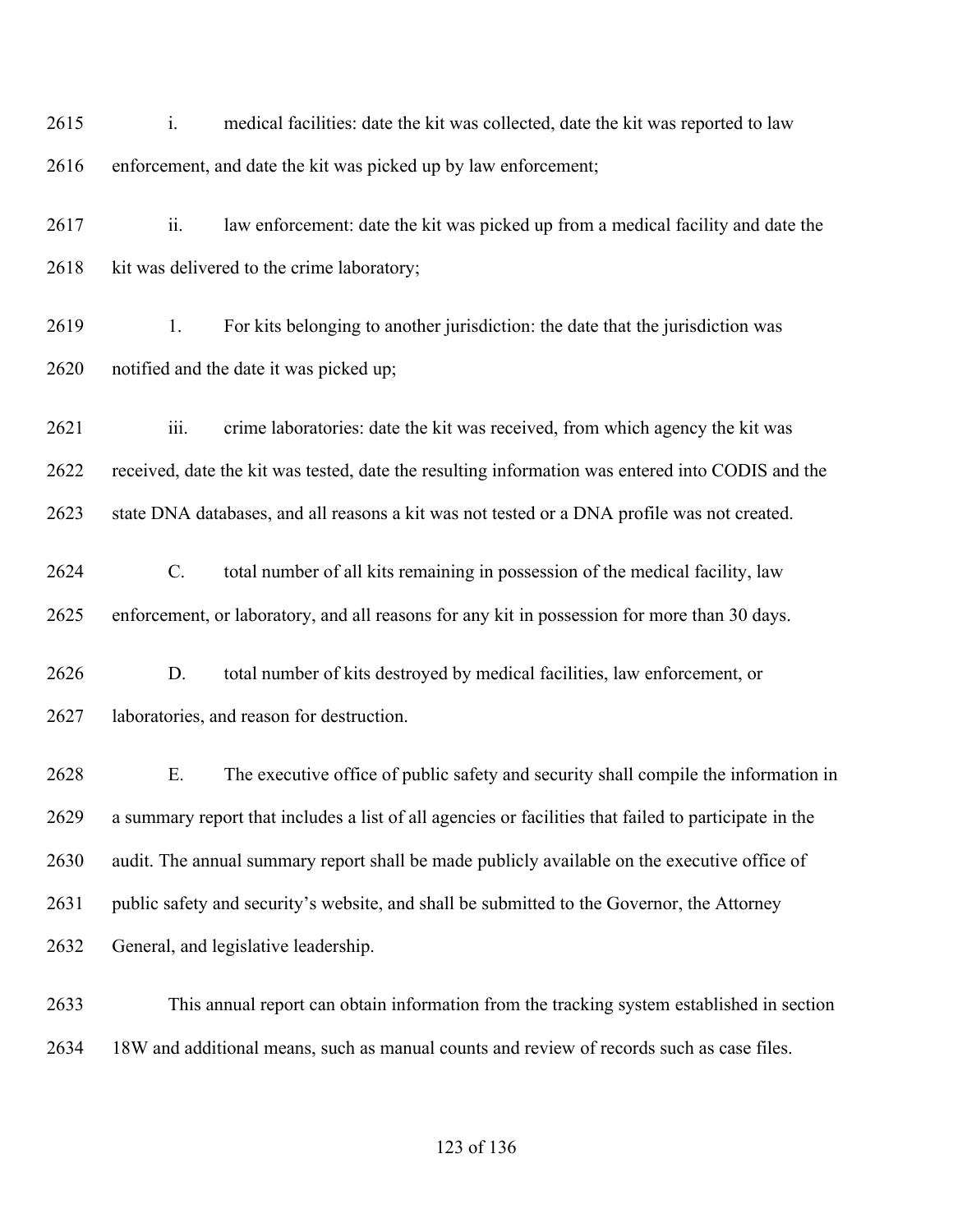i. medical facilities: date the kit was collected, date the kit was reported to law enforcement, and date the kit was picked up by law enforcement;

ii. law enforcement: date the kit was picked up from a medical facility and date the kit was delivered to the crime laboratory;

1. For kits belonging to another jurisdiction: the date that the jurisdiction was notified and the date it was picked up;

iii. crime laboratories: date the kit was received, from which agency the kit was received, date the kit was tested, date the resulting information was entered into CODIS and the state DNA databases, and all reasons a kit was not tested or a DNA profile was not created.

C. total number of all kits remaining in possession of the medical facility, law enforcement, or laboratory, and all reasons for any kit in possession for more than 30 days.

D. total number of kits destroyed by medical facilities, law enforcement, or laboratories, and reason for destruction.

E. The executive office of public safety and security shall compile the information in a summary report that includes a list of all agencies or facilities that failed to participate in the audit. The annual summary report shall be made publicly available on the executive office of public safety and security's website, and shall be submitted to the Governor, the Attorney General, and legislative leadership.

This annual report can obtain information from the tracking system established in section 18W and additional means, such as manual counts and review of records such as case files.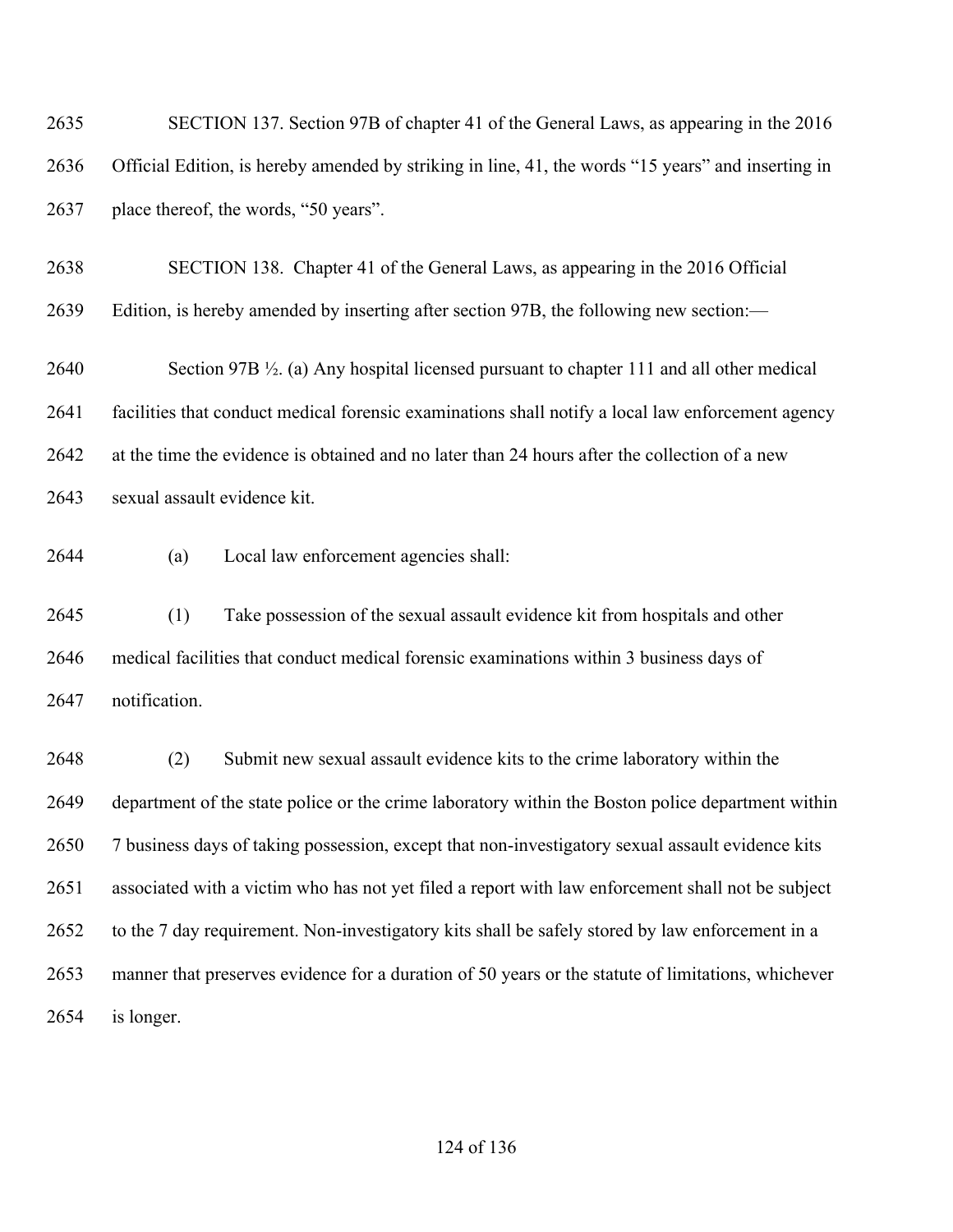SECTION 137. Section 97B of chapter 41 of the General Laws, as appearing in the 2016 Official Edition, is hereby amended by striking in line, 41, the words "15 years" and inserting in place thereof, the words, "50 years".

SECTION 138. Chapter 41 of the General Laws, as appearing in the 2016 Official Edition, is hereby amended by inserting after section 97B, the following new section:—

Section 97B ½. (a) Any hospital licensed pursuant to chapter 111 and all other medical facilities that conduct medical forensic examinations shall notify a local law enforcement agency at the time the evidence is obtained and no later than 24 hours after the collection of a new sexual assault evidence kit.

(a) Local law enforcement agencies shall:

(1) Take possession of the sexual assault evidence kit from hospitals and other medical facilities that conduct medical forensic examinations within 3 business days of notification.

(2) Submit new sexual assault evidence kits to the crime laboratory within the department of the state police or the crime laboratory within the Boston police department within 7 business days of taking possession, except that non-investigatory sexual assault evidence kits associated with a victim who has not yet filed a report with law enforcement shall not be subject to the 7 day requirement. Non-investigatory kits shall be safely stored by law enforcement in a manner that preserves evidence for a duration of 50 years or the statute of limitations, whichever is longer.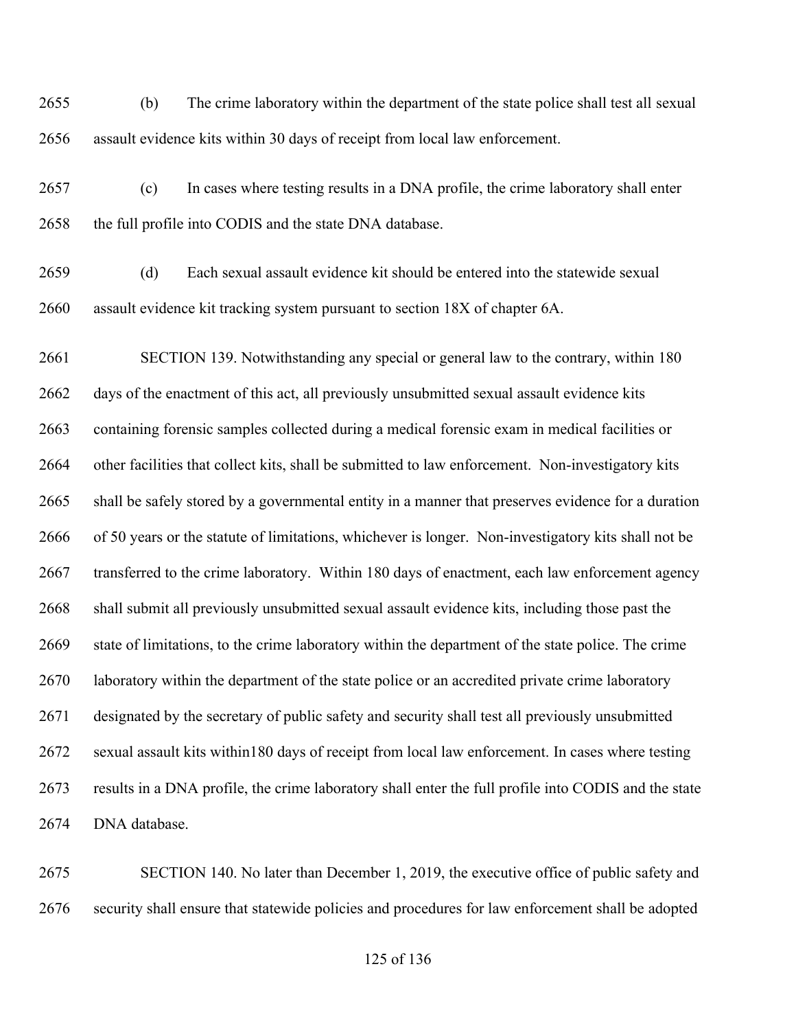(b) The crime laboratory within the department of the state police shall test all sexual assault evidence kits within 30 days of receipt from local law enforcement.

(c) In cases where testing results in a DNA profile, the crime laboratory shall enter the full profile into CODIS and the state DNA database.

(d) Each sexual assault evidence kit should be entered into the statewide sexual assault evidence kit tracking system pursuant to section 18X of chapter 6A.

SECTION 139. Notwithstanding any special or general law to the contrary, within 180 days of the enactment of this act, all previously unsubmitted sexual assault evidence kits containing forensic samples collected during a medical forensic exam in medical facilities or other facilities that collect kits, shall be submitted to law enforcement. Non-investigatory kits shall be safely stored by a governmental entity in a manner that preserves evidence for a duration of 50 years or the statute of limitations, whichever is longer. Non-investigatory kits shall not be transferred to the crime laboratory. Within 180 days of enactment, each law enforcement agency shall submit all previously unsubmitted sexual assault evidence kits, including those past the state of limitations, to the crime laboratory within the department of the state police. The crime laboratory within the department of the state police or an accredited private crime laboratory designated by the secretary of public safety and security shall test all previously unsubmitted sexual assault kits within180 days of receipt from local law enforcement. In cases where testing results in a DNA profile, the crime laboratory shall enter the full profile into CODIS and the state DNA database.

SECTION 140. No later than December 1, 2019, the executive office of public safety and security shall ensure that statewide policies and procedures for law enforcement shall be adopted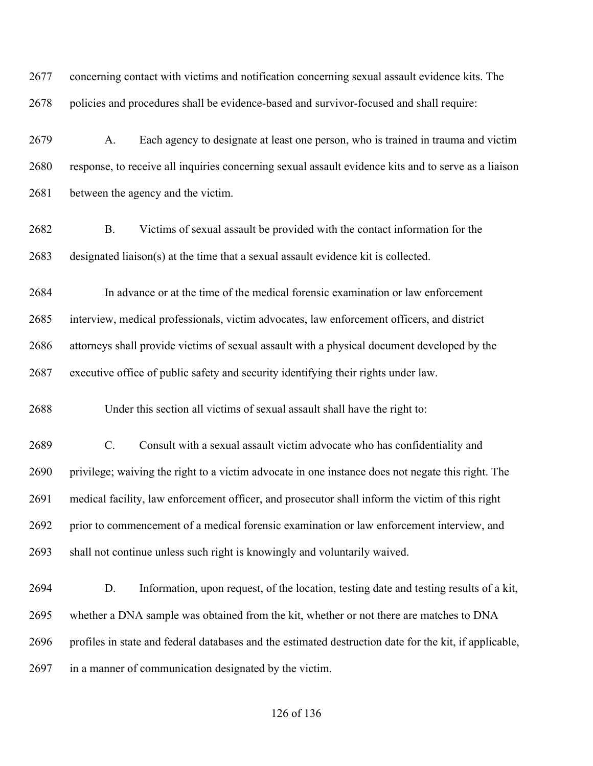concerning contact with victims and notification concerning sexual assault evidence kits. The policies and procedures shall be evidence-based and survivor-focused and shall require:

A. Each agency to designate at least one person, who is trained in trauma and victim response, to receive all inquiries concerning sexual assault evidence kits and to serve as a liaison between the agency and the victim.

B. Victims of sexual assault be provided with the contact information for the designated liaison(s) at the time that a sexual assault evidence kit is collected.

In advance or at the time of the medical forensic examination or law enforcement interview, medical professionals, victim advocates, law enforcement officers, and district attorneys shall provide victims of sexual assault with a physical document developed by the executive office of public safety and security identifying their rights under law.

Under this section all victims of sexual assault shall have the right to:

C. Consult with a sexual assault victim advocate who has confidentiality and privilege; waiving the right to a victim advocate in one instance does not negate this right. The medical facility, law enforcement officer, and prosecutor shall inform the victim of this right prior to commencement of a medical forensic examination or law enforcement interview, and shall not continue unless such right is knowingly and voluntarily waived.

D. Information, upon request, of the location, testing date and testing results of a kit, whether a DNA sample was obtained from the kit, whether or not there are matches to DNA profiles in state and federal databases and the estimated destruction date for the kit, if applicable, in a manner of communication designated by the victim.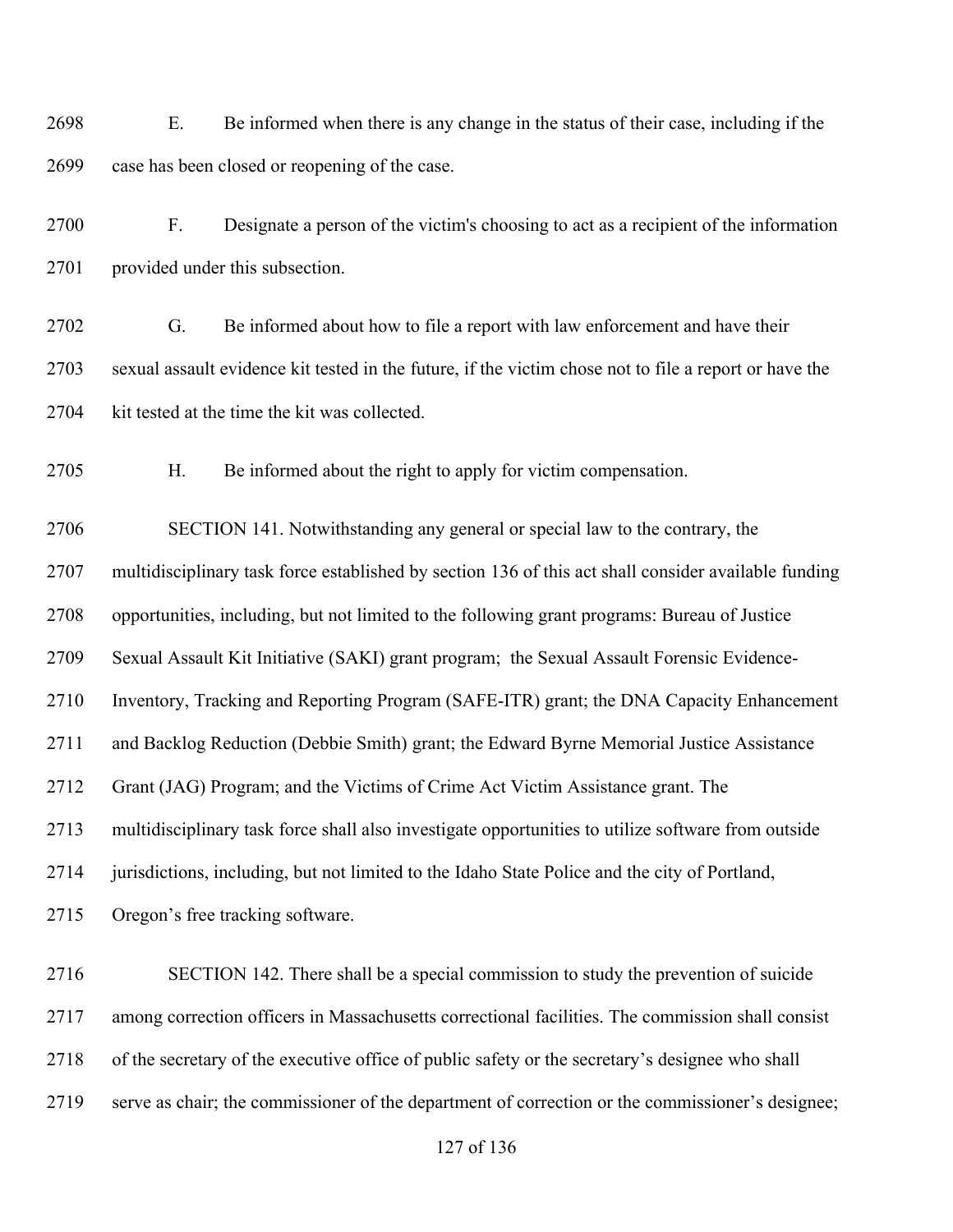E. Be informed when there is any change in the status of their case, including if the case has been closed or reopening of the case.

F. Designate a person of the victim's choosing to act as a recipient of the information provided under this subsection.

G. Be informed about how to file a report with law enforcement and have their sexual assault evidence kit tested in the future, if the victim chose not to file a report or have the kit tested at the time the kit was collected.

H. Be informed about the right to apply for victim compensation.

SECTION 141. Notwithstanding any general or special law to the contrary, the multidisciplinary task force established by section 136 of this act shall consider available funding opportunities, including, but not limited to the following grant programs: Bureau of Justice Sexual Assault Kit Initiative (SAKI) grant program; the Sexual Assault Forensic Evidence-Inventory, Tracking and Reporting Program (SAFE-ITR) grant; the DNA Capacity Enhancement and Backlog Reduction (Debbie Smith) grant; the Edward Byrne Memorial Justice Assistance Grant (JAG) Program; and the Victims of Crime Act Victim Assistance grant. The multidisciplinary task force shall also investigate opportunities to utilize software from outside jurisdictions, including, but not limited to the Idaho State Police and the city of Portland, Oregon's free tracking software.

SECTION 142. There shall be a special commission to study the prevention of suicide among correction officers in Massachusetts correctional facilities. The commission shall consist of the secretary of the executive office of public safety or the secretary's designee who shall serve as chair; the commissioner of the department of correction or the commissioner's designee;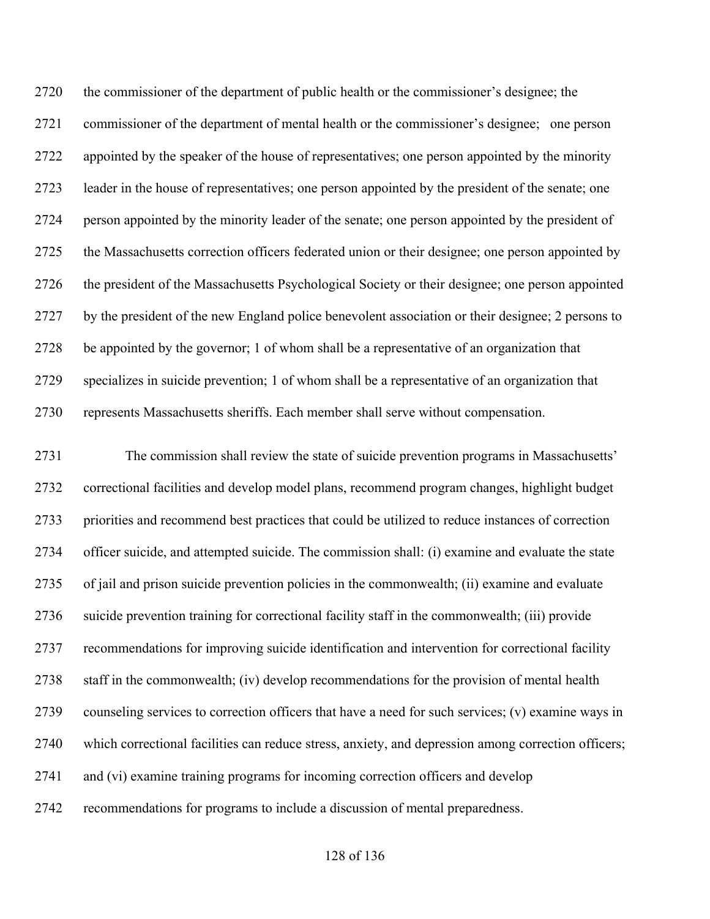the commissioner of the department of public health or the commissioner's designee; the commissioner of the department of mental health or the commissioner's designee;  one person appointed by the speaker of the house of representatives; one person appointed by the minority leader in the house of representatives; one person appointed by the president of the senate; one person appointed by the minority leader of the senate; one person appointed by the president of the Massachusetts correction officers federated union or their designee; one person appointed by the president of the Massachusetts Psychological Society or their designee; one person appointed by the president of the new England police benevolent association or their designee; 2 persons to be appointed by the governor; 1 of whom shall be a representative of an organization that specializes in suicide prevention; 1 of whom shall be a representative of an organization that represents Massachusetts sheriffs. Each member shall serve without compensation.

The commission shall review the state of suicide prevention programs in Massachusetts' correctional facilities and develop model plans, recommend program changes, highlight budget priorities and recommend best practices that could be utilized to reduce instances of correction officer suicide, and attempted suicide. The commission shall: (i) examine and evaluate the state of jail and prison suicide prevention policies in the commonwealth; (ii) examine and evaluate suicide prevention training for correctional facility staff in the commonwealth; (iii) provide recommendations for improving suicide identification and intervention for correctional facility staff in the commonwealth; (iv) develop recommendations for the provision of mental health counseling services to correction officers that have a need for such services; (v) examine ways in which correctional facilities can reduce stress, anxiety, and depression among correction officers; and (vi) examine training programs for incoming correction officers and develop recommendations for programs to include a discussion of mental preparedness.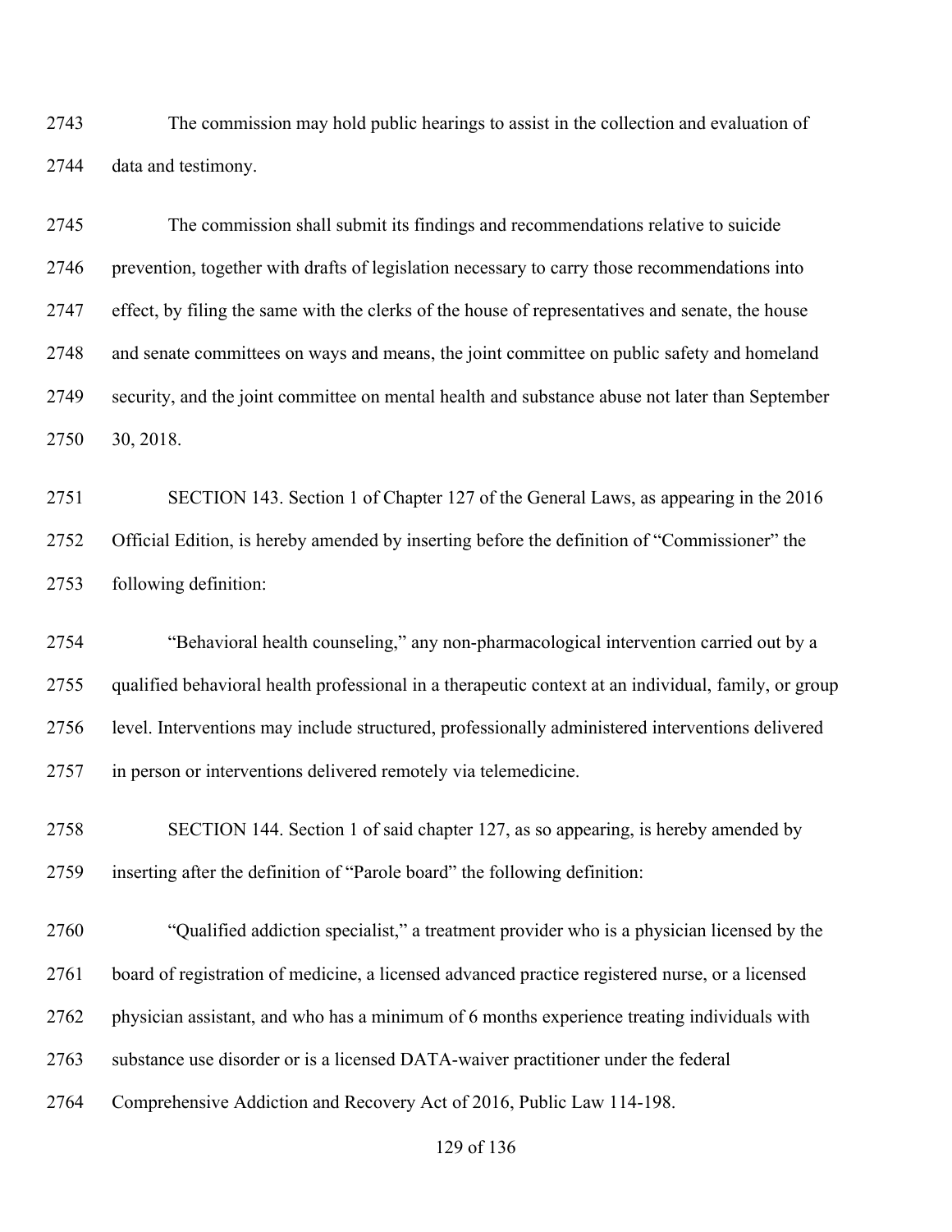The commission may hold public hearings to assist in the collection and evaluation of data and testimony.

The commission shall submit its findings and recommendations relative to suicide prevention, together with drafts of legislation necessary to carry those recommendations into effect, by filing the same with the clerks of the house of representatives and senate, the house and senate committees on ways and means, the joint committee on public safety and homeland security, and the joint committee on mental health and substance abuse not later than September 30, 2018.

SECTION 143. Section 1 of Chapter 127 of the General Laws, as appearing in the 2016 Official Edition, is hereby amended by inserting before the definition of "Commissioner" the following definition:

"Behavioral health counseling," any non-pharmacological intervention carried out by a qualified behavioral health professional in a therapeutic context at an individual, family, or group level. Interventions may include structured, professionally administered interventions delivered in person or interventions delivered remotely via telemedicine.

SECTION 144. Section 1 of said chapter 127, as so appearing, is hereby amended by inserting after the definition of "Parole board" the following definition:

"Qualified addiction specialist," a treatment provider who is a physician licensed by the board of registration of medicine, a licensed advanced practice registered nurse, or a licensed physician assistant, and who has a minimum of 6 months experience treating individuals with substance use disorder or is a licensed DATA-waiver practitioner under the federal Comprehensive Addiction and Recovery Act of 2016, Public Law 114-198.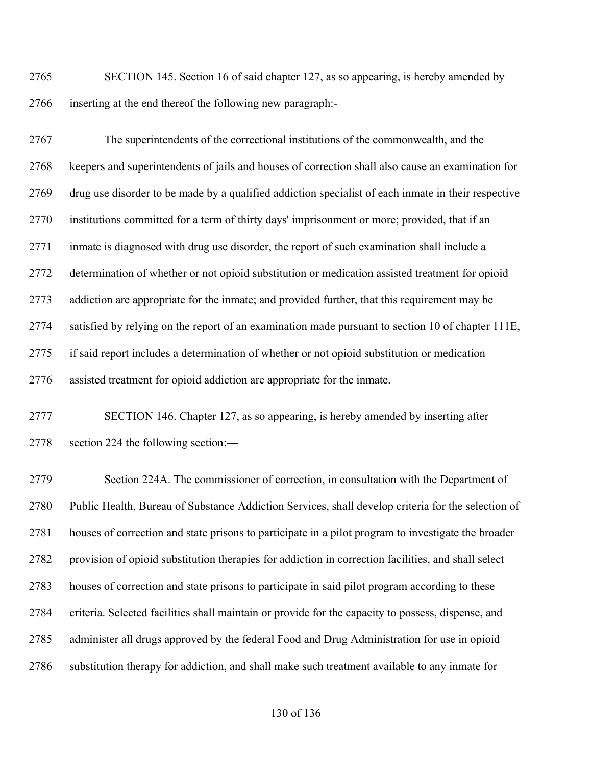SECTION 145. Section 16 of said chapter 127, as so appearing, is hereby amended by inserting at the end thereof the following new paragraph:-

The superintendents of the correctional institutions of the commonwealth, and the keepers and superintendents of jails and houses of correction shall also cause an examination for drug use disorder to be made by a qualified addiction specialist of each inmate in their respective institutions committed for a term of thirty days' imprisonment or more; provided, that if an inmate is diagnosed with drug use disorder, the report of such examination shall include a determination of whether or not opioid substitution or medication assisted treatment for opioid addiction are appropriate for the inmate; and provided further, that this requirement may be satisfied by relying on the report of an examination made pursuant to section 10 of chapter 111E, if said report includes a determination of whether or not opioid substitution or medication assisted treatment for opioid addiction are appropriate for the inmate.

SECTION 146. Chapter 127, as so appearing, is hereby amended by inserting after section 224 the following section:―

Section 224A. The commissioner of correction, in consultation with the Department of Public Health, Bureau of Substance Addiction Services, shall develop criteria for the selection of houses of correction and state prisons to participate in a pilot program to investigate the broader provision of opioid substitution therapies for addiction in correction facilities, and shall select houses of correction and state prisons to participate in said pilot program according to these criteria. Selected facilities shall maintain or provide for the capacity to possess, dispense, and administer all drugs approved by the federal Food and Drug Administration for use in opioid substitution therapy for addiction, and shall make such treatment available to any inmate for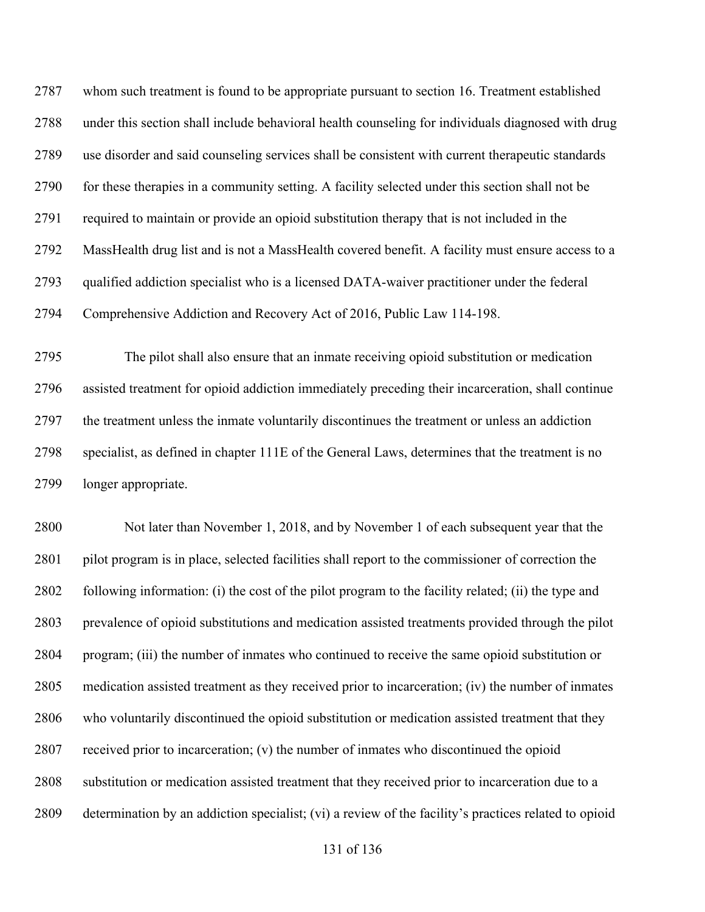whom such treatment is found to be appropriate pursuant to section 16. Treatment established under this section shall include behavioral health counseling for individuals diagnosed with drug use disorder and said counseling services shall be consistent with current therapeutic standards for these therapies in a community setting. A facility selected under this section shall not be required to maintain or provide an opioid substitution therapy that is not included in the MassHealth drug list and is not a MassHealth covered benefit. A facility must ensure access to a qualified addiction specialist who is a licensed DATA-waiver practitioner under the federal Comprehensive Addiction and Recovery Act of 2016, Public Law 114-198.

The pilot shall also ensure that an inmate receiving opioid substitution or medication assisted treatment for opioid addiction immediately preceding their incarceration, shall continue the treatment unless the inmate voluntarily discontinues the treatment or unless an addiction specialist, as defined in chapter 111E of the General Laws, determines that the treatment is no longer appropriate.

Not later than November 1, 2018, and by November 1 of each subsequent year that the pilot program is in place, selected facilities shall report to the commissioner of correction the following information: (i) the cost of the pilot program to the facility related; (ii) the type and prevalence of opioid substitutions and medication assisted treatments provided through the pilot program; (iii) the number of inmates who continued to receive the same opioid substitution or medication assisted treatment as they received prior to incarceration; (iv) the number of inmates who voluntarily discontinued the opioid substitution or medication assisted treatment that they received prior to incarceration; (v) the number of inmates who discontinued the opioid substitution or medication assisted treatment that they received prior to incarceration due to a determination by an addiction specialist; (vi) a review of the facility's practices related to opioid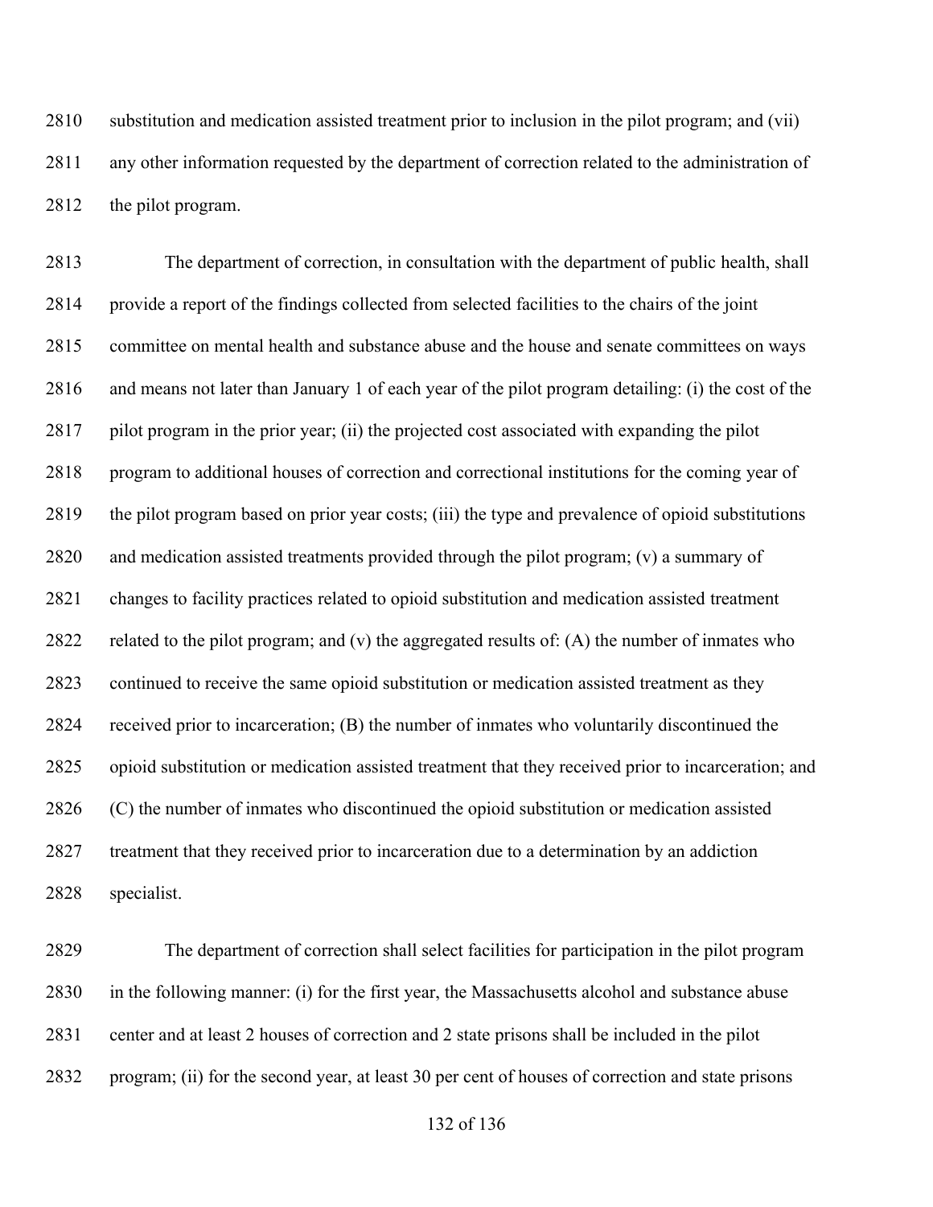substitution and medication assisted treatment prior to inclusion in the pilot program; and (vii) any other information requested by the department of correction related to the administration of the pilot program.

The department of correction, in consultation with the department of public health, shall provide a report of the findings collected from selected facilities to the chairs of the joint committee on mental health and substance abuse and the house and senate committees on ways and means not later than January 1 of each year of the pilot program detailing: (i) the cost of the pilot program in the prior year; (ii) the projected cost associated with expanding the pilot program to additional houses of correction and correctional institutions for the coming year of the pilot program based on prior year costs; (iii) the type and prevalence of opioid substitutions and medication assisted treatments provided through the pilot program; (v) a summary of changes to facility practices related to opioid substitution and medication assisted treatment related to the pilot program; and (v) the aggregated results of: (A) the number of inmates who continued to receive the same opioid substitution or medication assisted treatment as they received prior to incarceration; (B) the number of inmates who voluntarily discontinued the opioid substitution or medication assisted treatment that they received prior to incarceration; and (C) the number of inmates who discontinued the opioid substitution or medication assisted treatment that they received prior to incarceration due to a determination by an addiction specialist.

The department of correction shall select facilities for participation in the pilot program in the following manner: (i) for the first year, the Massachusetts alcohol and substance abuse center and at least 2 houses of correction and 2 state prisons shall be included in the pilot program; (ii) for the second year, at least 30 per cent of houses of correction and state prisons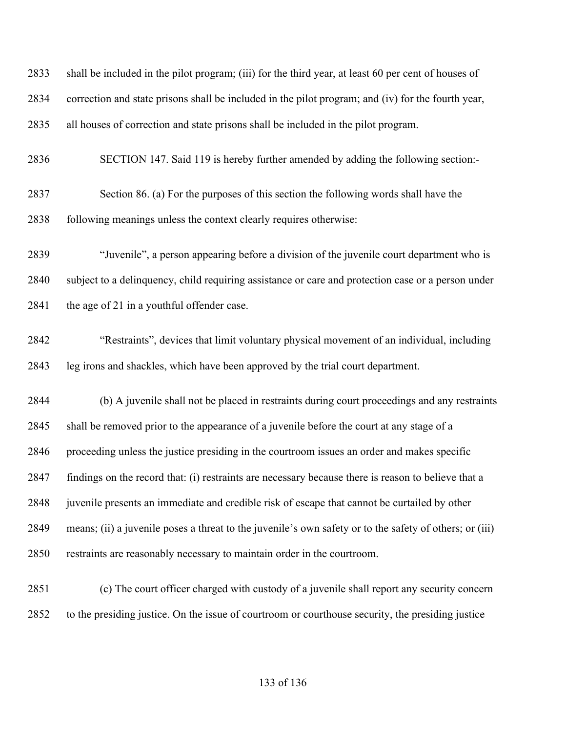shall be included in the pilot program; (iii) for the third year, at least 60 per cent of houses of correction and state prisons shall be included in the pilot program; and (iv) for the fourth year, all houses of correction and state prisons shall be included in the pilot program.

SECTION 147. Said 119 is hereby further amended by adding the following section:-

Section 86. (a) For the purposes of this section the following words shall have the following meanings unless the context clearly requires otherwise:

"Juvenile", a person appearing before a division of the juvenile court department who is subject to a delinquency, child requiring assistance or care and protection case or a person under the age of 21 in a youthful offender case.

"Restraints", devices that limit voluntary physical movement of an individual, including leg irons and shackles, which have been approved by the trial court department.

(b) A juvenile shall not be placed in restraints during court proceedings and any restraints shall be removed prior to the appearance of a juvenile before the court at any stage of a proceeding unless the justice presiding in the courtroom issues an order and makes specific findings on the record that: (i) restraints are necessary because there is reason to believe that a juvenile presents an immediate and credible risk of escape that cannot be curtailed by other means; (ii) a juvenile poses a threat to the juvenile's own safety or to the safety of others; or (iii) restraints are reasonably necessary to maintain order in the courtroom.

(c) The court officer charged with custody of a juvenile shall report any security concern to the presiding justice. On the issue of courtroom or courthouse security, the presiding justice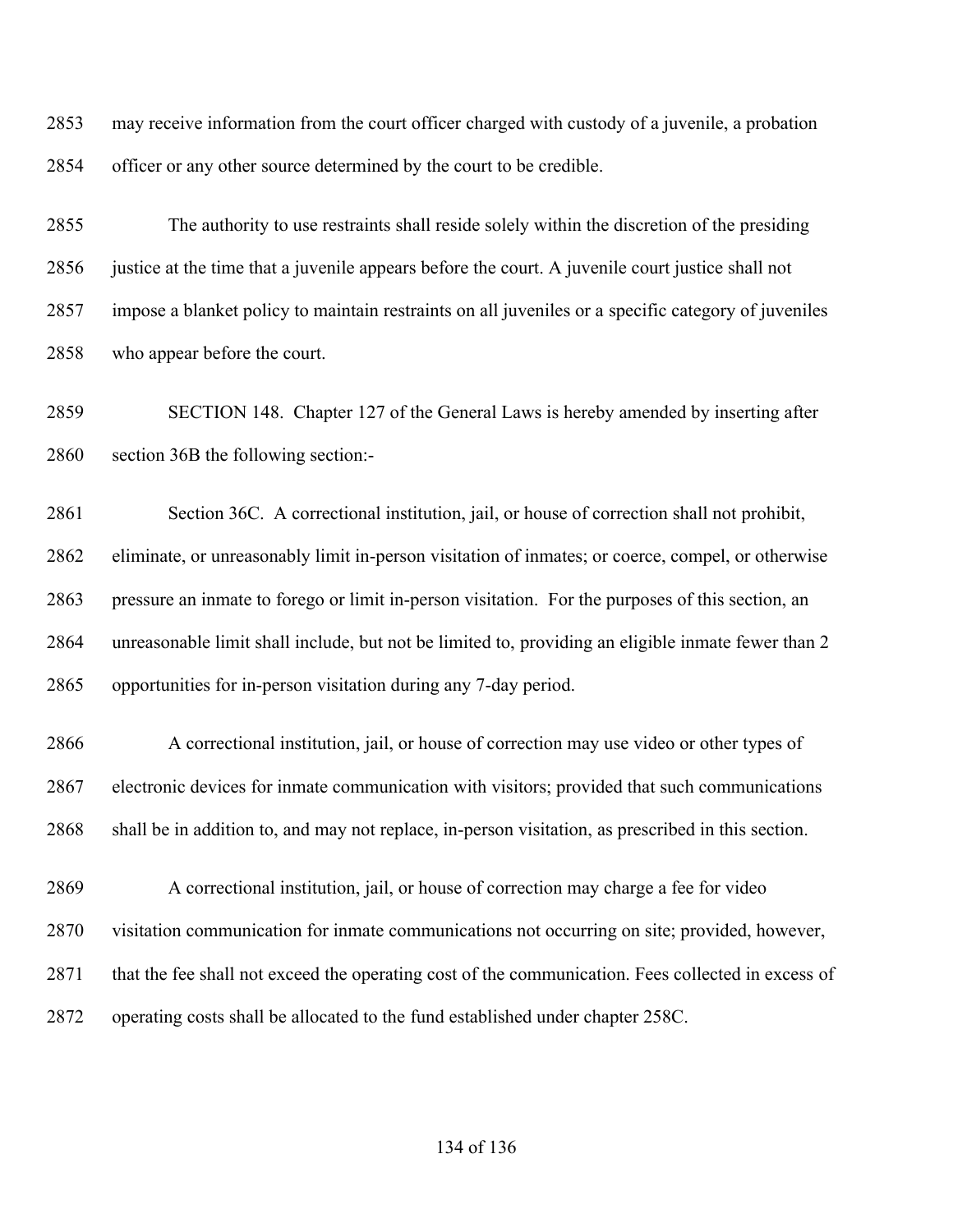may receive information from the court officer charged with custody of a juvenile, a probation officer or any other source determined by the court to be credible.

The authority to use restraints shall reside solely within the discretion of the presiding justice at the time that a juvenile appears before the court. A juvenile court justice shall not impose a blanket policy to maintain restraints on all juveniles or a specific category of juveniles who appear before the court.

SECTION 148. Chapter 127 of the General Laws is hereby amended by inserting after section 36B the following section:-

Section 36C. A correctional institution, jail, or house of correction shall not prohibit, eliminate, or unreasonably limit in-person visitation of inmates; or coerce, compel, or otherwise pressure an inmate to forego or limit in-person visitation. For the purposes of this section, an unreasonable limit shall include, but not be limited to, providing an eligible inmate fewer than 2 opportunities for in-person visitation during any 7-day period.

A correctional institution, jail, or house of correction may use video or other types of electronic devices for inmate communication with visitors; provided that such communications shall be in addition to, and may not replace, in-person visitation, as prescribed in this section.

A correctional institution, jail, or house of correction may charge a fee for video visitation communication for inmate communications not occurring on site; provided, however, that the fee shall not exceed the operating cost of the communication. Fees collected in excess of operating costs shall be allocated to the fund established under chapter 258C.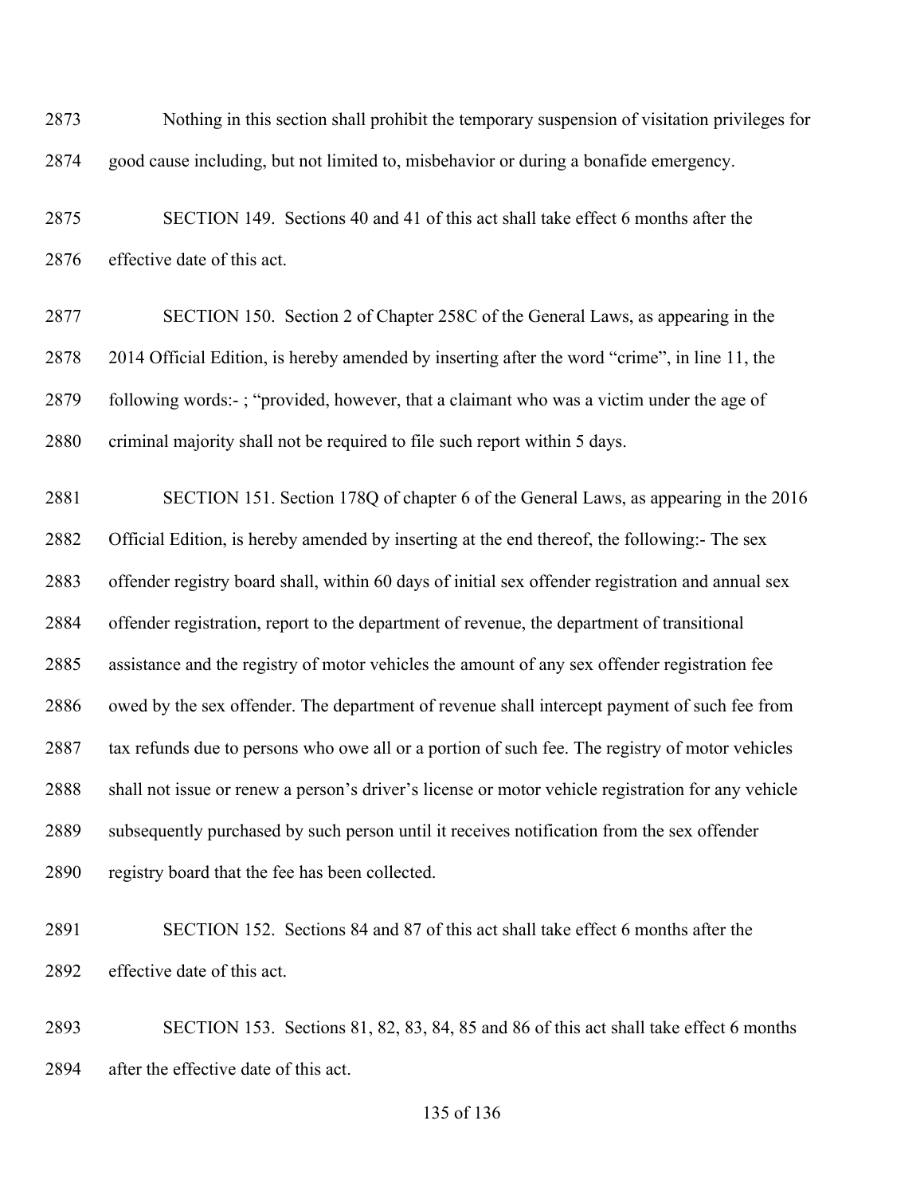Nothing in this section shall prohibit the temporary suspension of visitation privileges for good cause including, but not limited to, misbehavior or during a bonafide emergency.

SECTION 149. Sections 40 and 41 of this act shall take effect 6 months after the effective date of this act.

SECTION 150. Section 2 of Chapter 258C of the General Laws, as appearing in the 2014 Official Edition, is hereby amended by inserting after the word "crime", in line 11, the following words:- ; "provided, however, that a claimant who was a victim under the age of criminal majority shall not be required to file such report within 5 days.

SECTION 151. Section 178Q of chapter 6 of the General Laws, as appearing in the 2016 Official Edition, is hereby amended by inserting at the end thereof, the following:- The sex offender registry board shall, within 60 days of initial sex offender registration and annual sex offender registration, report to the department of revenue, the department of transitional assistance and the registry of motor vehicles the amount of any sex offender registration fee owed by the sex offender. The department of revenue shall intercept payment of such fee from tax refunds due to persons who owe all or a portion of such fee. The registry of motor vehicles shall not issue or renew a person's driver's license or motor vehicle registration for any vehicle subsequently purchased by such person until it receives notification from the sex offender registry board that the fee has been collected.

SECTION 152. Sections 84 and 87 of this act shall take effect 6 months after the effective date of this act.

SECTION 153. Sections 81, 82, 83, 84, 85 and 86 of this act shall take effect 6 months after the effective date of this act.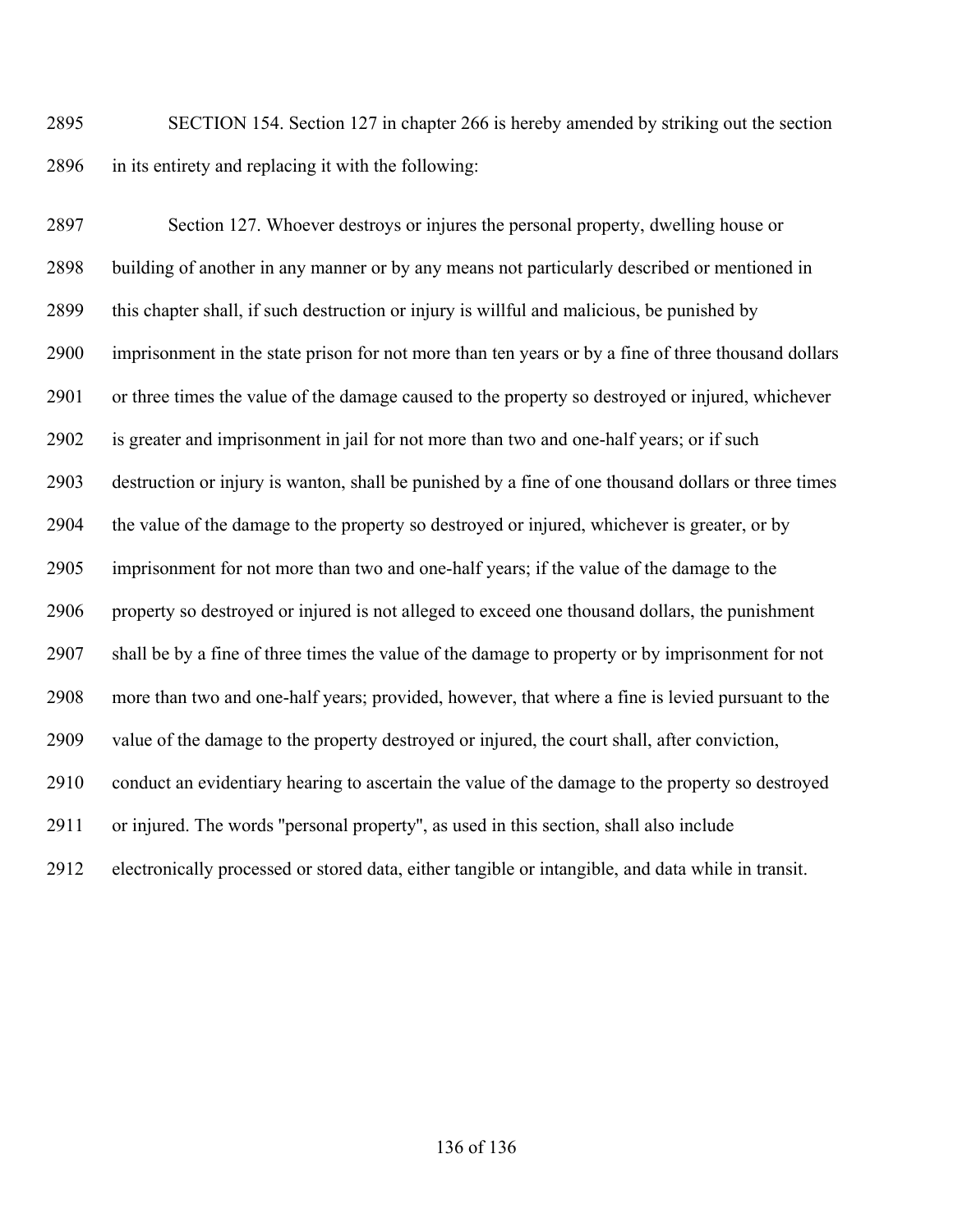SECTION 154. Section 127 in chapter 266 is hereby amended by striking out the section in its entirety and replacing it with the following:

Section 127. Whoever destroys or injures the personal property, dwelling house or building of another in any manner or by any means not particularly described or mentioned in this chapter shall, if such destruction or injury is willful and malicious, be punished by imprisonment in the state prison for not more than ten years or by a fine of three thousand dollars or three times the value of the damage caused to the property so destroyed or injured, whichever is greater and imprisonment in jail for not more than two and one-half years; or if such destruction or injury is wanton, shall be punished by a fine of one thousand dollars or three times the value of the damage to the property so destroyed or injured, whichever is greater, or by imprisonment for not more than two and one-half years; if the value of the damage to the property so destroyed or injured is not alleged to exceed one thousand dollars, the punishment shall be by a fine of three times the value of the damage to property or by imprisonment for not more than two and one-half years; provided, however, that where a fine is levied pursuant to the value of the damage to the property destroyed or injured, the court shall, after conviction, conduct an evidentiary hearing to ascertain the value of the damage to the property so destroyed or injured. The words "personal property", as used in this section, shall also include electronically processed or stored data, either tangible or intangible, and data while in transit.